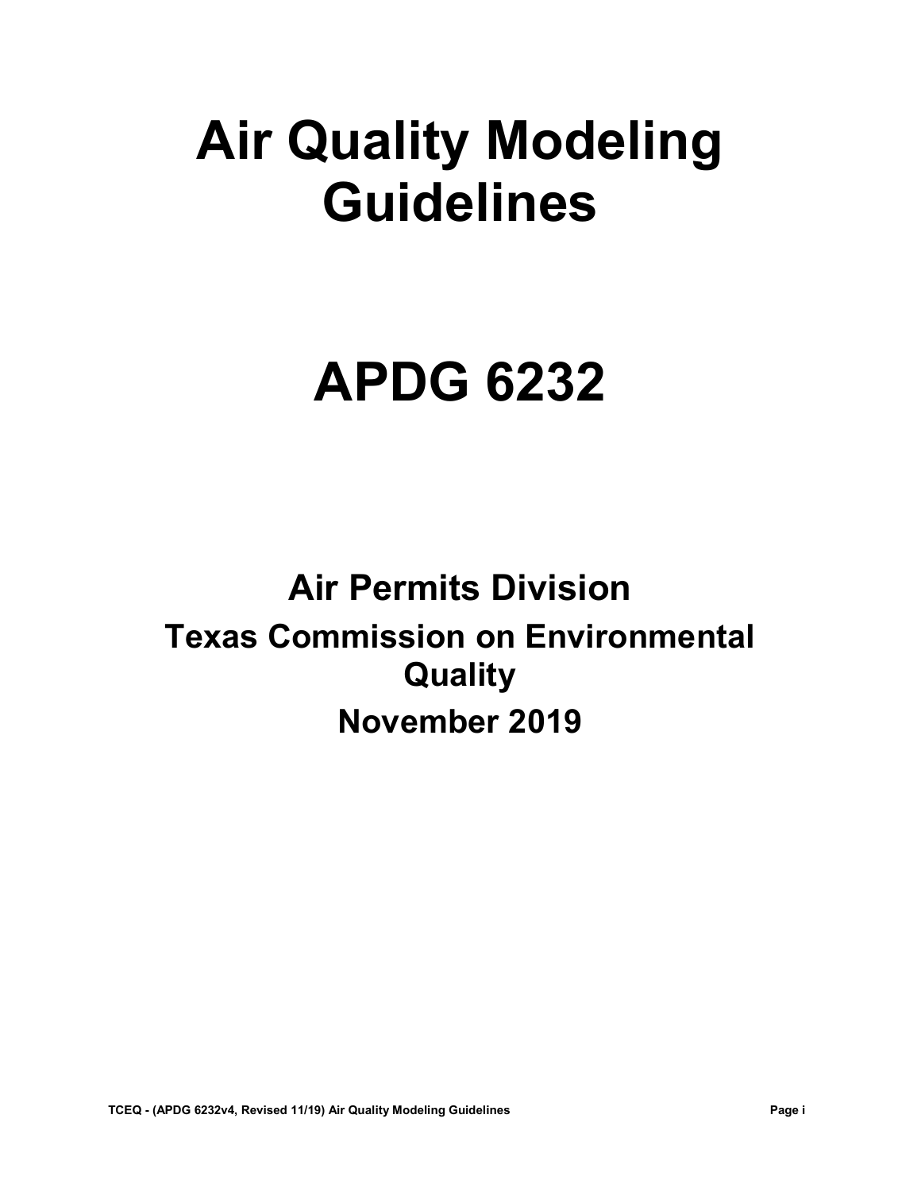# Air Quality Modeling Guidelines

# APDG 6232

## Air Permits Division

## Texas Commission on Environmental Quality

## November 2019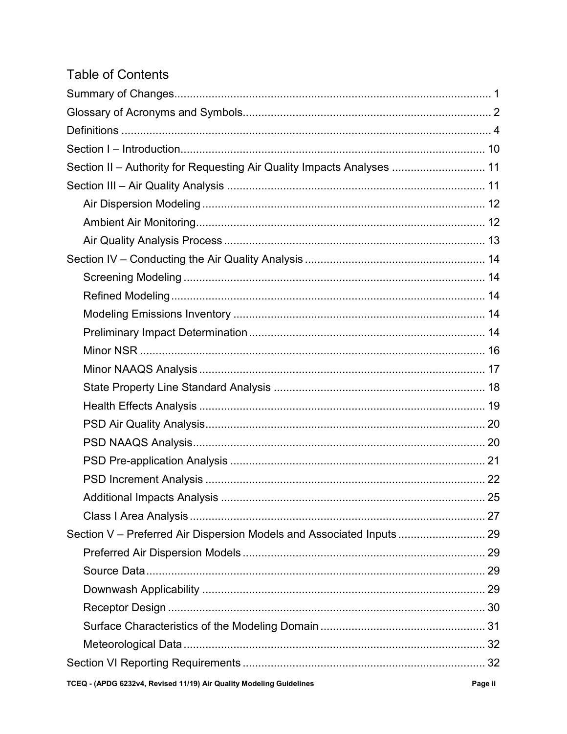# Table of Contents

Summary of Changes .................................................. 1

Glossary of Acronyms and Symbols .................................................. 2

Definitions .................................................. 4

Section I – Introduction .................................................. 10

Section II – Authority for Requesting Air Quality Impacts Analyses .................................................. 11

Section III – Air Quality Analysis .................................................. 11

- Air Dispersion Modeling .................................................. 12
- Ambient Air Monitoring .................................................. 12
- Air Quality Analysis Process .................................................. 13

Section IV – Conducting the Air Quality Analysis .................................................. 14

- Screening Modeling .................................................. 14
- Refined Modeling .................................................. 14
- Modeling Emissions Inventory .................................................. 14
- Preliminary Impact Determination .................................................. 14
- Minor NSR .................................................. 16
- Minor NAAQS Analysis .................................................. 17
- State Property Line Standard Analysis .................................................. 18
- Health Effects Analysis .................................................. 19
- PSD Air Quality Analysis .................................................. 20
- PSD NAAQS Analysis .................................................. 20
- PSD Pre-application Analysis .................................................. 21
- PSD Increment Analysis .................................................. 22
- Additional Impacts Analysis .................................................. 25
- Class I Area Analysis .................................................. 27

Section V – Preferred Air Dispersion Models and Associated Inputs .................................................. 29

- Preferred Air Dispersion Models .................................................. 29
- Source Data .................................................. 29
- Downwash Applicability .................................................. 29
- Receptor Design .................................................. 30
- Surface Characteristics of the Modeling Domain .................................................. 31
- Meteorological Data .................................................. 32

Section VI Reporting Requirements .................................................. 32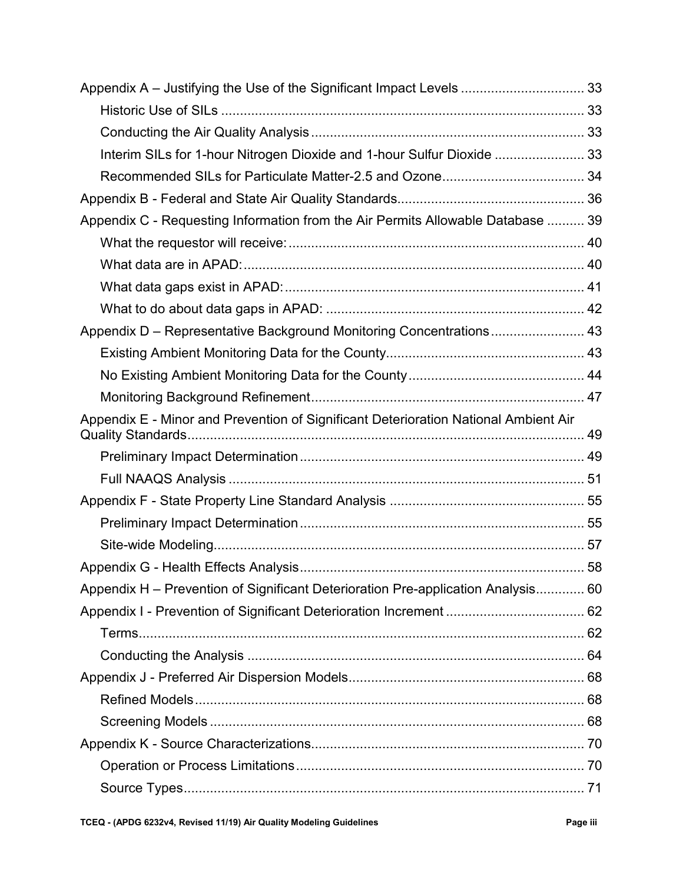Appendix A – Justifying the Use of the Significant Impact Levels ................................ 33
   Historic Use of SILs ................................................................................................ 33
   Conducting the Air Quality Analysis ........................................................................ 33
   Interim SILs for 1-hour Nitrogen Dioxide and 1-hour Sulfur Dioxide ........................ 33
   Recommended SILs for Particulate Matter-2.5 and Ozone...................................... 34
Appendix B - Federal and State Air Quality Standards................................................. 36
Appendix C - Requesting Information from the Air Permits Allowable Database .......... 39
   What the requestor will receive: .............................................................................. 40
   What data are in APAD: .......................................................................................... 40
   What data gaps exist in APAD: ............................................................................... 41
   What to do about data gaps in APAD: ..................................................................... 42
Appendix D – Representative Background Monitoring Concentrations......................... 43
   Existing Ambient Monitoring Data for the County.................................................... 43
   No Existing Ambient Monitoring Data for the County .............................................. 44
   Monitoring Background Refinement........................................................................ 47
Appendix E - Minor and Prevention of Significant Deterioration National Ambient Air Quality Standards......................................................................................................... 49
   Preliminary Impact Determination ........................................................................... 49
   Full NAAQS Analysis .............................................................................................. 51
Appendix F - State Property Line Standard Analysis ................................................... 55
   Preliminary Impact Determination ........................................................................... 55
   Site-wide Modeling.................................................................................................. 57
Appendix G - Health Effects Analysis........................................................................... 58
Appendix H – Prevention of Significant Deterioration Pre-application Analysis............. 60
Appendix I - Prevention of Significant Deterioration Increment ..................................... 62
   Terms...................................................................................................................... 62
   Conducting the Analysis ......................................................................................... 64
Appendix J - Preferred Air Dispersion Models.............................................................. 68
   Refined Models ....................................................................................................... 68
   Screening Models ................................................................................................... 68
Appendix K - Source Characterizations........................................................................ 70
   Operation or Process Limitations ............................................................................ 70
   Source Types........................................................................................................... 71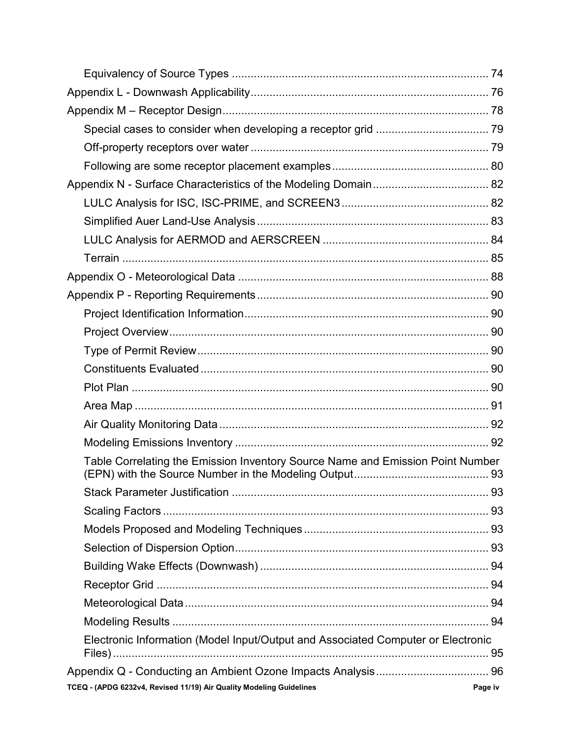- Equivalency of Source Types ... 74
- Appendix L - Downwash Applicability ... 76
- Appendix M – Receptor Design ... 78
  - Special cases to consider when developing a receptor grid ... 79
  - Off-property receptors over water ... 79
  - Following are some receptor placement examples ... 80
- Appendix N - Surface Characteristics of the Modeling Domain ... 82
  - LULC Analysis for ISC, ISC-PRIME, and SCREEN3 ... 82
  - Simplified Auer Land-Use Analysis ... 83
  - LULC Analysis for AERMOD and AERSCREEN ... 84
  - Terrain ... 85
- Appendix O - Meteorological Data ... 88
- Appendix P - Reporting Requirements ... 90
  - Project Identification Information ... 90
  - Project Overview ... 90
  - Type of Permit Review ... 90
  - Constituents Evaluated ... 90
  - Plot Plan ... 90
  - Area Map ... 91
  - Air Quality Monitoring Data ... 92
  - Modeling Emissions Inventory ... 92
  - Table Correlating the Emission Inventory Source Name and Emission Point Number (EPN) with the Source Number in the Modeling Output ... 93
  - Stack Parameter Justification ... 93
  - Scaling Factors ... 93
  - Models Proposed and Modeling Techniques ... 93
  - Selection of Dispersion Option ... 93
  - Building Wake Effects (Downwash) ... 94
  - Receptor Grid ... 94
  - Meteorological Data ... 94
  - Modeling Results ... 94
  - Electronic Information (Model Input/Output and Associated Computer or Electronic Files) ... 95
- Appendix Q - Conducting an Ambient Ozone Impacts Analysis ... 96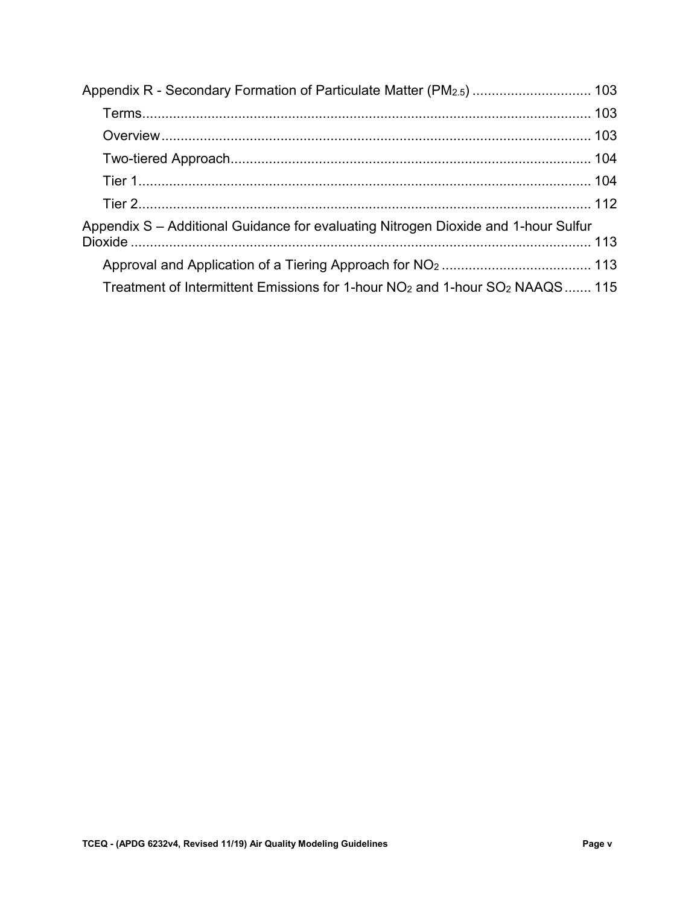Appendix R - Secondary Formation of Particulate Matter ($PM_{2.5}$) ............................... 103

- Terms........................................................................................................... 103
- Overview...................................................................................................... 103
- Two-tiered Approach.................................................................................. 104
- Tier 1........................................................................................................... 104
- Tier 2........................................................................................................... 112

Appendix S – Additional Guidance for evaluating Nitrogen Dioxide and 1-hour Sulfur Dioxide ........................................................................................................ 113

- Approval and Application of a Tiering Approach for $NO_2$ ....................................... 113
- Treatment of Intermittent Emissions for 1-hour $NO_2$ and 1-hour $SO_2$ NAAQS....... 115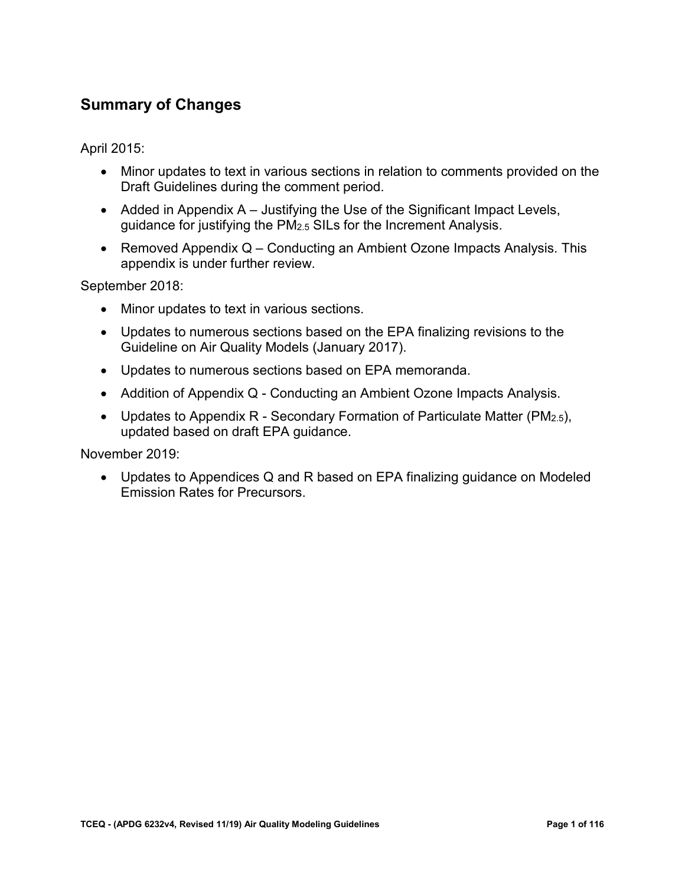## Summary of Changes

April 2015:

- Minor updates to text in various sections in relation to comments provided on the Draft Guidelines during the comment period.
- Added in Appendix A – Justifying the Use of the Significant Impact Levels, guidance for justifying the $PM_{2.5}$ SILs for the Increment Analysis.
- Removed Appendix Q – Conducting an Ambient Ozone Impacts Analysis. This appendix is under further review.

September 2018:

- Minor updates to text in various sections.
- Updates to numerous sections based on the EPA finalizing revisions to the Guideline on Air Quality Models (January 2017).
- Updates to numerous sections based on EPA memoranda.
- Addition of Appendix Q - Conducting an Ambient Ozone Impacts Analysis.
- Updates to Appendix R - Secondary Formation of Particulate Matter ($PM_{2.5}$), updated based on draft EPA guidance.

November 2019:

- Updates to Appendices Q and R based on EPA finalizing guidance on Modeled Emission Rates for Precursors.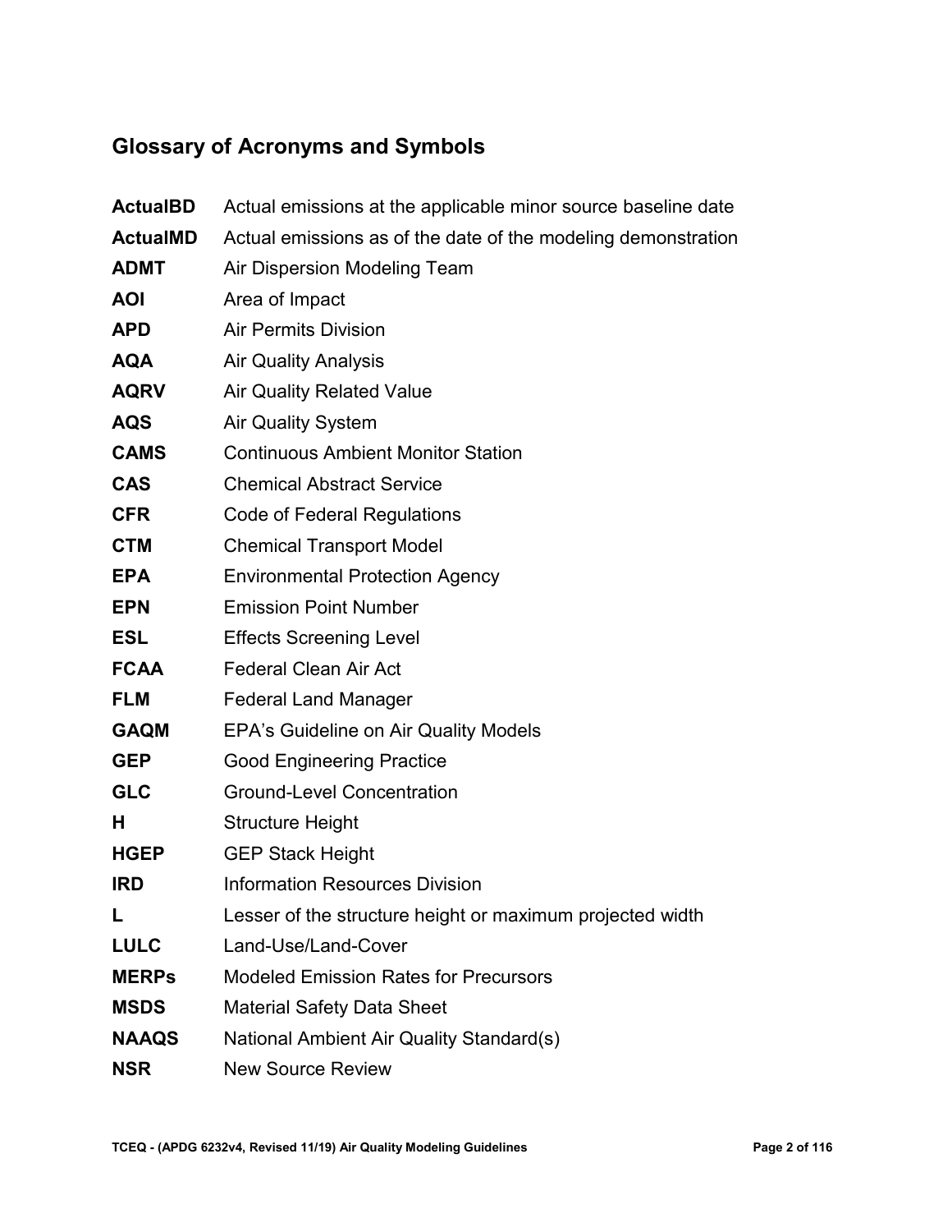## Glossary of Acronyms and Symbols

| | |
|---|---|
| **ActualBD** | Actual emissions at the applicable minor source baseline date |
| **ActualMD** | Actual emissions as of the date of the modeling demonstration |
| **ADMT** | Air Dispersion Modeling Team |
| **AOI** | Area of Impact |
| **APD** | Air Permits Division |
| **AQA** | Air Quality Analysis |
| **AQRV** | Air Quality Related Value |
| **AQS** | Air Quality System |
| **CAMS** | Continuous Ambient Monitor Station |
| **CAS** | Chemical Abstract Service |
| **CFR** | Code of Federal Regulations |
| **CTM** | Chemical Transport Model |
| **EPA** | Environmental Protection Agency |
| **EPN** | Emission Point Number |
| **ESL** | Effects Screening Level |
| **FCAA** | Federal Clean Air Act |
| **FLM** | Federal Land Manager |
| **GAQM** | EPA's Guideline on Air Quality Models |
| **GEP** | Good Engineering Practice |
| **GLC** | Ground-Level Concentration |
| **H** | Structure Height |
| **HGEP** | GEP Stack Height |
| **IRD** | Information Resources Division |
| **L** | Lesser of the structure height or maximum projected width |
| **LULC** | Land-Use/Land-Cover |
| **MERPs** | Modeled Emission Rates for Precursors |
| **MSDS** | Material Safety Data Sheet |
| **NAAQS** | National Ambient Air Quality Standard(s) |
| **NSR** | New Source Review |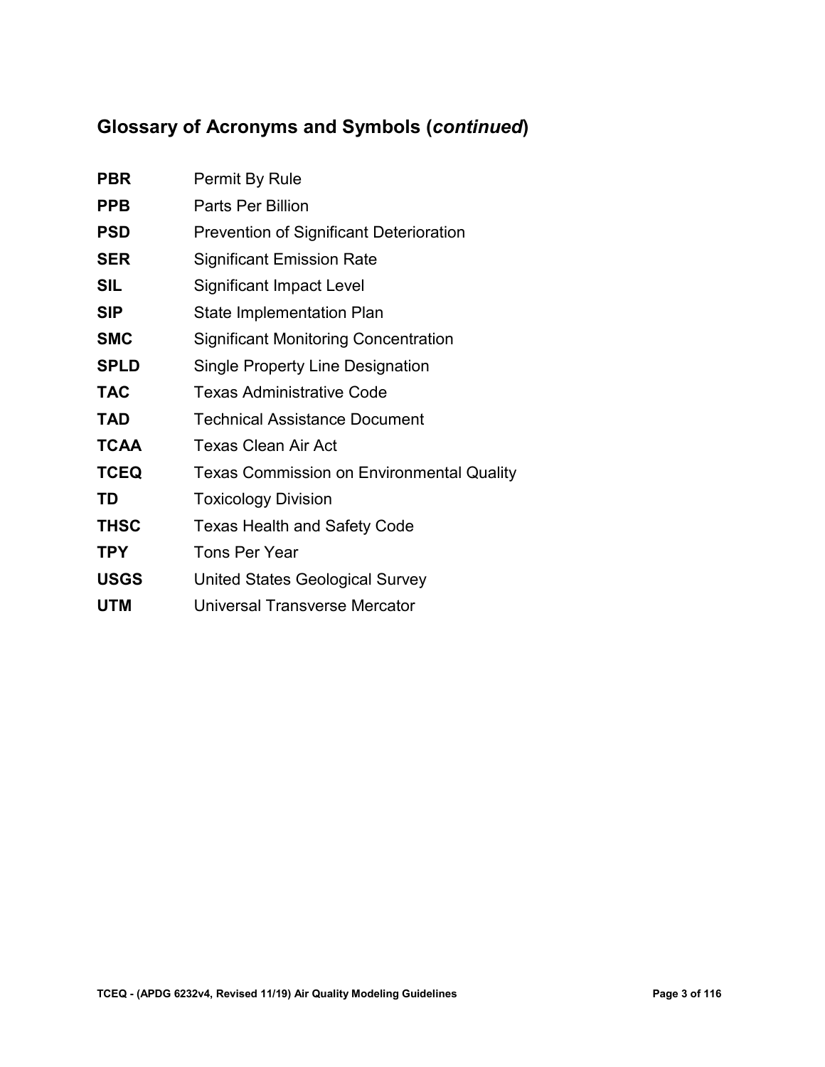## Glossary of Acronyms and Symbols (*continued*)

| | |
|---|---|
| **PBR** | Permit By Rule |
| **PPB** | Parts Per Billion |
| **PSD** | Prevention of Significant Deterioration |
| **SER** | Significant Emission Rate |
| **SIL** | Significant Impact Level |
| **SIP** | State Implementation Plan |
| **SMC** | Significant Monitoring Concentration |
| **SPLD** | Single Property Line Designation |
| **TAC** | Texas Administrative Code |
| **TAD** | Technical Assistance Document |
| **TCAA** | Texas Clean Air Act |
| **TCEQ** | Texas Commission on Environmental Quality |
| **TD** | Toxicology Division |
| **THSC** | Texas Health and Safety Code |
| **TPY** | Tons Per Year |
| **USGS** | United States Geological Survey |
| **UTM** | Universal Transverse Mercator |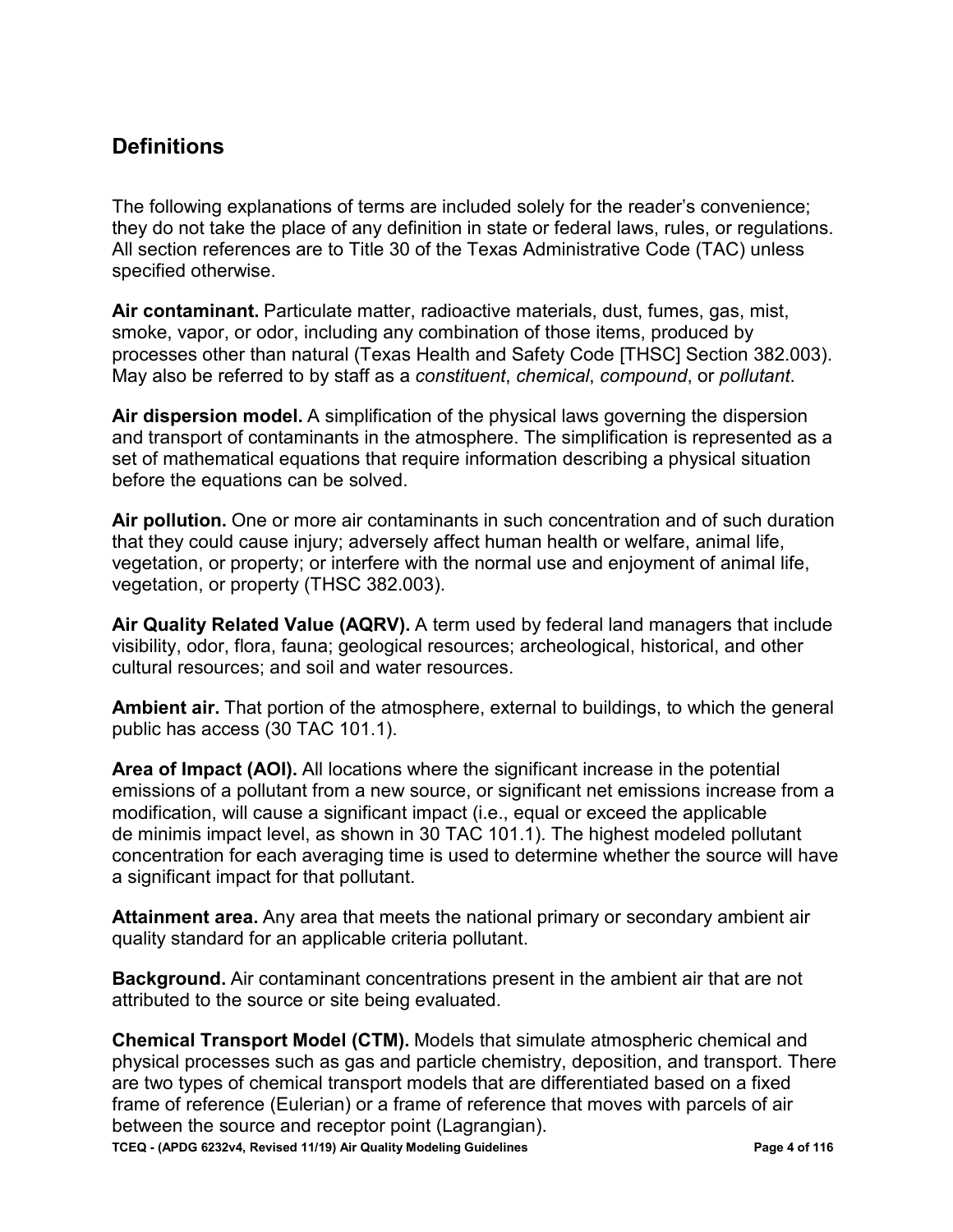## Definitions

The following explanations of terms are included solely for the reader's convenience; they do not take the place of any definition in state or federal laws, rules, or regulations. All section references are to Title 30 of the Texas Administrative Code (TAC) unless specified otherwise.

**Air contaminant.** Particulate matter, radioactive materials, dust, fumes, gas, mist, smoke, vapor, or odor, including any combination of those items, produced by processes other than natural (Texas Health and Safety Code [THSC] Section 382.003). May also be referred to by staff as a *constituent*, *chemical*, *compound*, or *pollutant*.

**Air dispersion model.** A simplification of the physical laws governing the dispersion and transport of contaminants in the atmosphere. The simplification is represented as a set of mathematical equations that require information describing a physical situation before the equations can be solved.

**Air pollution.** One or more air contaminants in such concentration and of such duration that they could cause injury; adversely affect human health or welfare, animal life, vegetation, or property; or interfere with the normal use and enjoyment of animal life, vegetation, or property (THSC 382.003).

**Air Quality Related Value (AQRV).** A term used by federal land managers that include visibility, odor, flora, fauna; geological resources; archeological, historical, and other cultural resources; and soil and water resources.

**Ambient air.** That portion of the atmosphere, external to buildings, to which the general public has access (30 TAC 101.1).

**Area of Impact (AOI).** All locations where the significant increase in the potential emissions of a pollutant from a new source, or significant net emissions increase from a modification, will cause a significant impact (i.e., equal or exceed the applicable de minimis impact level, as shown in 30 TAC 101.1). The highest modeled pollutant concentration for each averaging time is used to determine whether the source will have a significant impact for that pollutant.

**Attainment area.** Any area that meets the national primary or secondary ambient air quality standard for an applicable criteria pollutant.

**Background.** Air contaminant concentrations present in the ambient air that are not attributed to the source or site being evaluated.

**Chemical Transport Model (CTM).** Models that simulate atmospheric chemical and physical processes such as gas and particle chemistry, deposition, and transport. There are two types of chemical transport models that are differentiated based on a fixed frame of reference (Eulerian) or a frame of reference that moves with parcels of air between the source and receptor point (Lagrangian).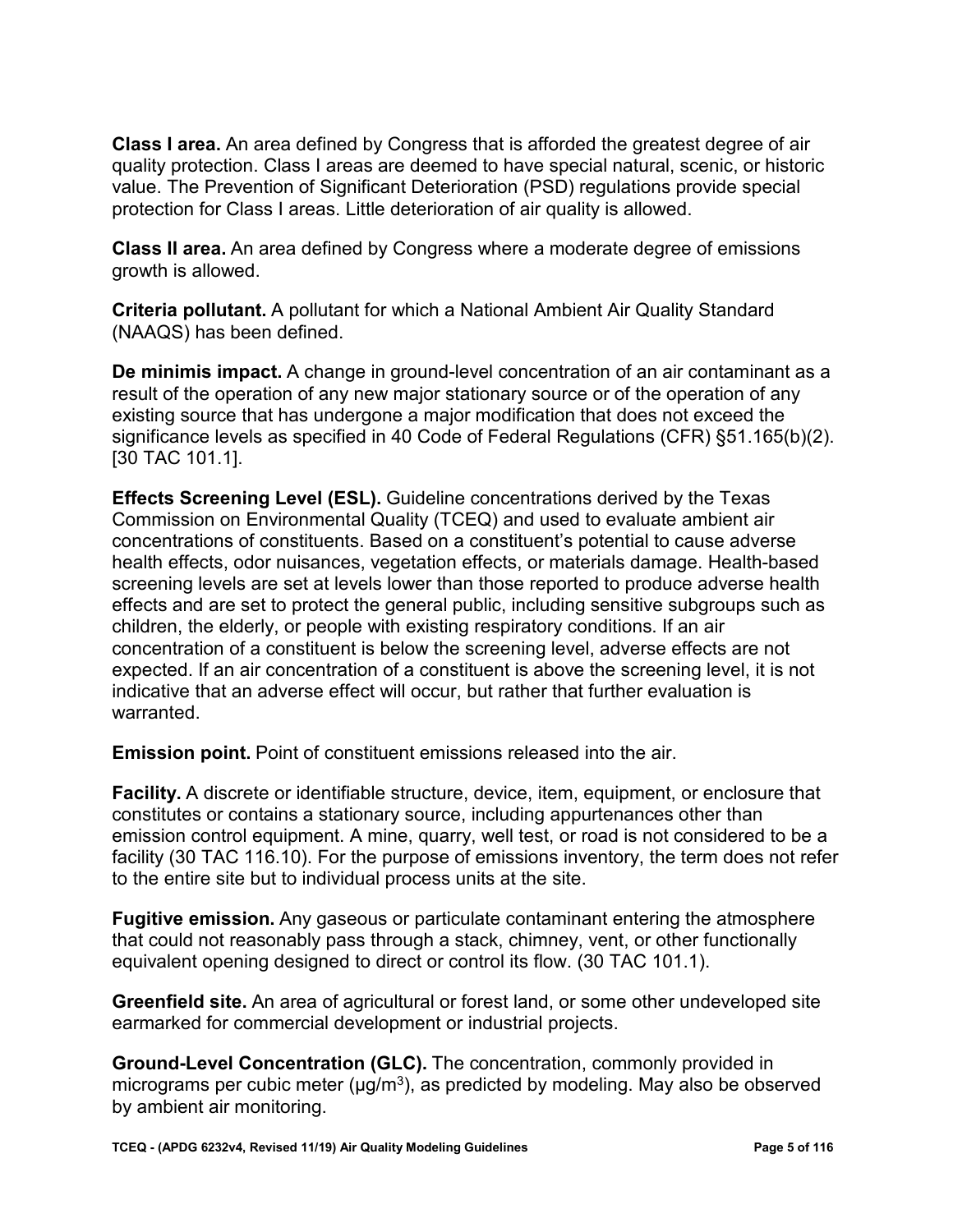**Class I area.** An area defined by Congress that is afforded the greatest degree of air quality protection. Class I areas are deemed to have special natural, scenic, or historic value. The Prevention of Significant Deterioration (PSD) regulations provide special protection for Class I areas. Little deterioration of air quality is allowed.

**Class II area.** An area defined by Congress where a moderate degree of emissions growth is allowed.

**Criteria pollutant.** A pollutant for which a National Ambient Air Quality Standard (NAAQS) has been defined.

**De minimis impact.** A change in ground-level concentration of an air contaminant as a result of the operation of any new major stationary source or of the operation of any existing source that has undergone a major modification that does not exceed the significance levels as specified in 40 Code of Federal Regulations (CFR) §51.165(b)(2). [30 TAC 101.1].

**Effects Screening Level (ESL).** Guideline concentrations derived by the Texas Commission on Environmental Quality (TCEQ) and used to evaluate ambient air concentrations of constituents. Based on a constituent's potential to cause adverse health effects, odor nuisances, vegetation effects, or materials damage. Health-based screening levels are set at levels lower than those reported to produce adverse health effects and are set to protect the general public, including sensitive subgroups such as children, the elderly, or people with existing respiratory conditions. If an air concentration of a constituent is below the screening level, adverse effects are not expected. If an air concentration of a constituent is above the screening level, it is not indicative that an adverse effect will occur, but rather that further evaluation is warranted.

**Emission point.** Point of constituent emissions released into the air.

**Facility.** A discrete or identifiable structure, device, item, equipment, or enclosure that constitutes or contains a stationary source, including appurtenances other than emission control equipment. A mine, quarry, well test, or road is not considered to be a facility (30 TAC 116.10). For the purpose of emissions inventory, the term does not refer to the entire site but to individual process units at the site.

**Fugitive emission.** Any gaseous or particulate contaminant entering the atmosphere that could not reasonably pass through a stack, chimney, vent, or other functionally equivalent opening designed to direct or control its flow. (30 TAC 101.1).

**Greenfield site.** An area of agricultural or forest land, or some other undeveloped site earmarked for commercial development or industrial projects.

**Ground-Level Concentration (GLC).** The concentration, commonly provided in micrograms per cubic meter ($\mu g/m^3$), as predicted by modeling. May also be observed by ambient air monitoring.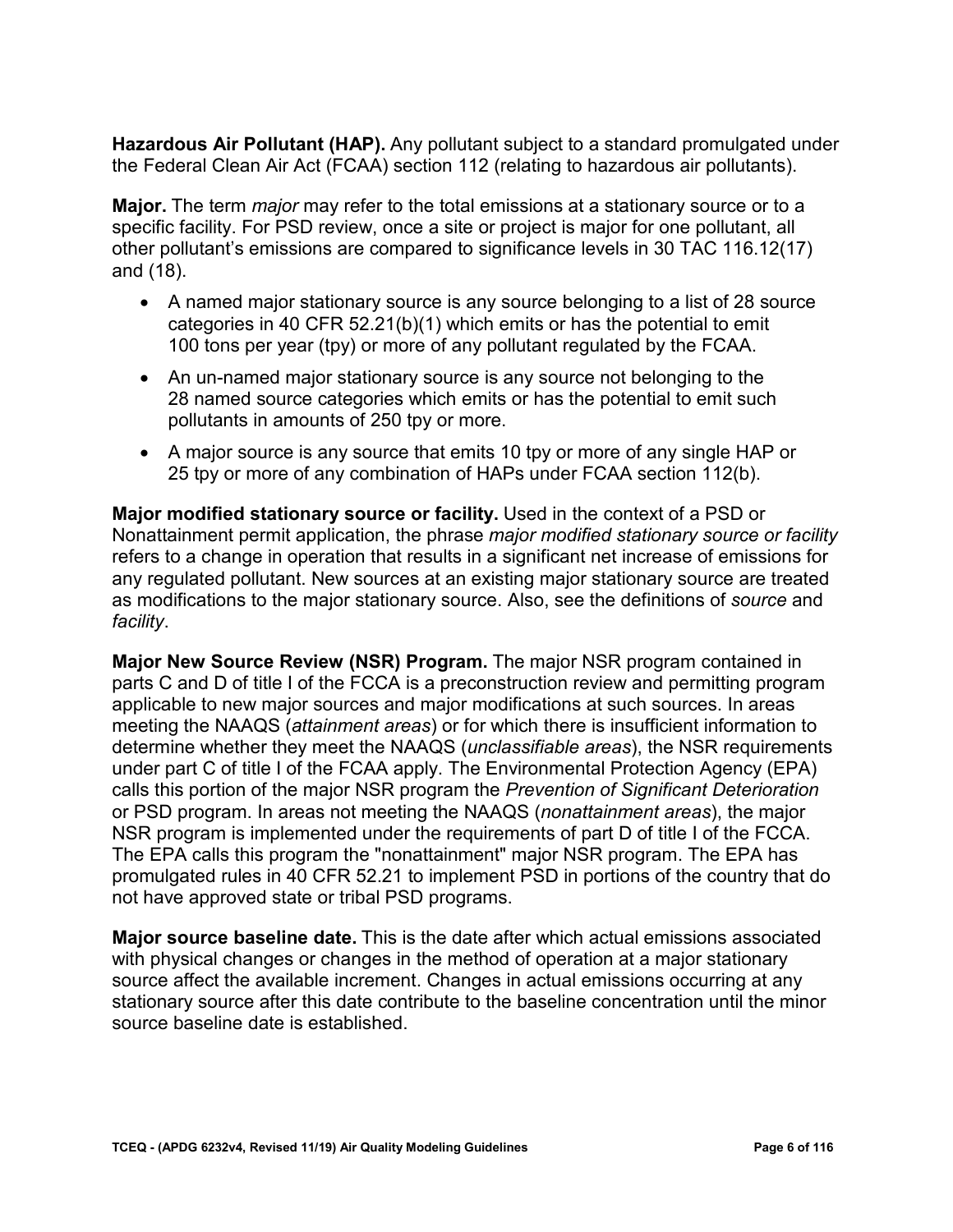**Hazardous Air Pollutant (HAP).** Any pollutant subject to a standard promulgated under the Federal Clean Air Act (FCAA) section 112 (relating to hazardous air pollutants).

**Major.** The term *major* may refer to the total emissions at a stationary source or to a specific facility. For PSD review, once a site or project is major for one pollutant, all other pollutant's emissions are compared to significance levels in 30 TAC 116.12(17) and (18).

- A named major stationary source is any source belonging to a list of 28 source categories in 40 CFR 52.21(b)(1) which emits or has the potential to emit 100 tons per year (tpy) or more of any pollutant regulated by the FCAA.
- An un-named major stationary source is any source not belonging to the 28 named source categories which emits or has the potential to emit such pollutants in amounts of 250 tpy or more.
- A major source is any source that emits 10 tpy or more of any single HAP or 25 tpy or more of any combination of HAPs under FCAA section 112(b).

**Major modified stationary source or facility.** Used in the context of a PSD or Nonattainment permit application, the phrase *major modified stationary source or facility* refers to a change in operation that results in a significant net increase of emissions for any regulated pollutant. New sources at an existing major stationary source are treated as modifications to the major stationary source. Also, see the definitions of *source* and *facility*.

**Major New Source Review (NSR) Program.** The major NSR program contained in parts C and D of title I of the FCCA is a preconstruction review and permitting program applicable to new major sources and major modifications at such sources. In areas meeting the NAAQS (*attainment areas*) or for which there is insufficient information to determine whether they meet the NAAQS (*unclassifiable areas*), the NSR requirements under part C of title I of the FCAA apply. The Environmental Protection Agency (EPA) calls this portion of the major NSR program the *Prevention of Significant Deterioration* or PSD program. In areas not meeting the NAAQS (*nonattainment areas*), the major NSR program is implemented under the requirements of part D of title I of the FCCA. The EPA calls this program the "nonattainment" major NSR program. The EPA has promulgated rules in 40 CFR 52.21 to implement PSD in portions of the country that do not have approved state or tribal PSD programs.

**Major source baseline date.** This is the date after which actual emissions associated with physical changes or changes in the method of operation at a major stationary source affect the available increment. Changes in actual emissions occurring at any stationary source after this date contribute to the baseline concentration until the minor source baseline date is established.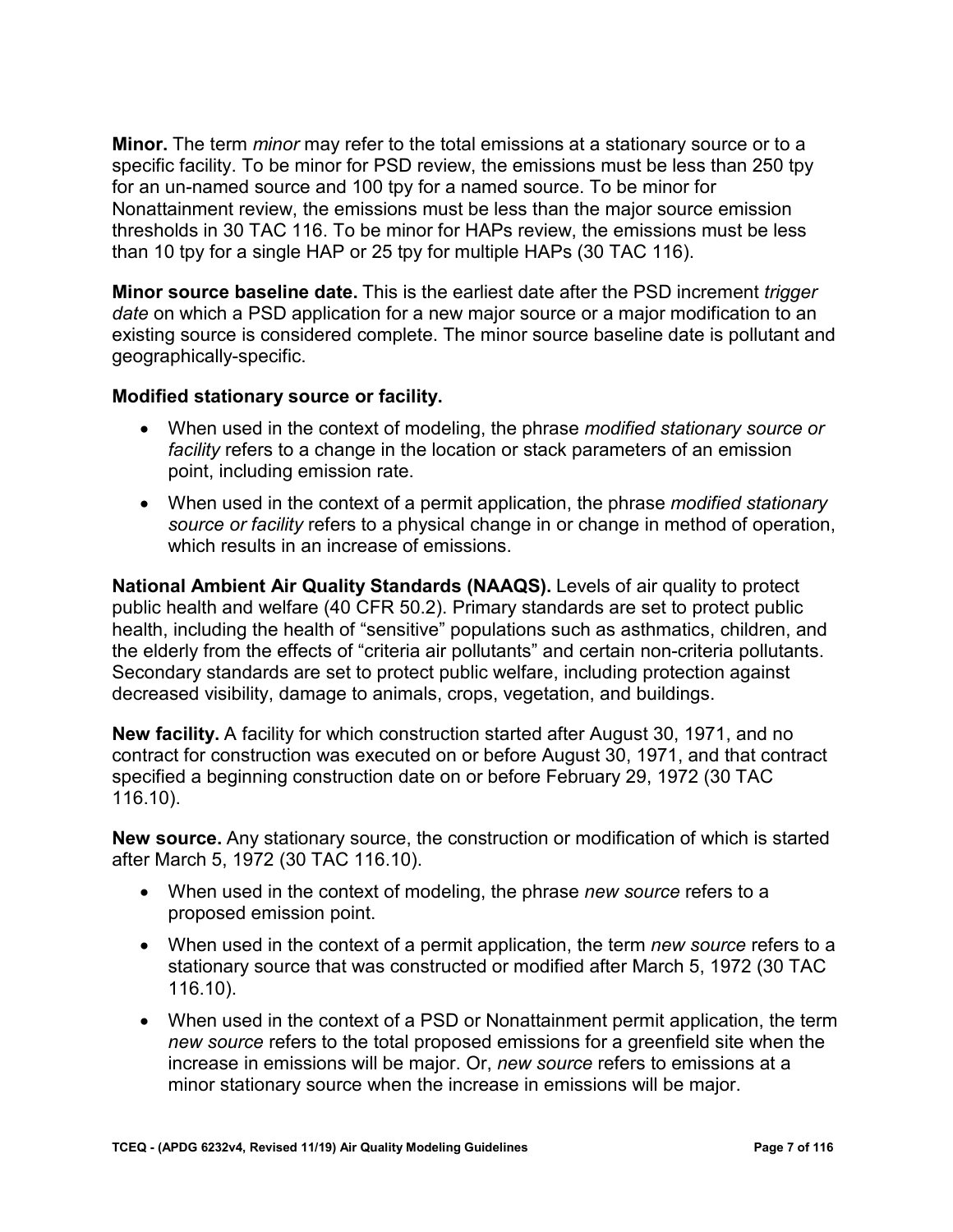**Minor.** The term *minor* may refer to the total emissions at a stationary source or to a specific facility. To be minor for PSD review, the emissions must be less than 250 tpy for an un-named source and 100 tpy for a named source. To be minor for Nonattainment review, the emissions must be less than the major source emission thresholds in 30 TAC 116. To be minor for HAPs review, the emissions must be less than 10 tpy for a single HAP or 25 tpy for multiple HAPs (30 TAC 116).

**Minor source baseline date.** This is the earliest date after the PSD increment *trigger date* on which a PSD application for a new major source or a major modification to an existing source is considered complete. The minor source baseline date is pollutant and geographically-specific.

**Modified stationary source or facility.**

- When used in the context of modeling, the phrase *modified stationary source or facility* refers to a change in the location or stack parameters of an emission point, including emission rate.
- When used in the context of a permit application, the phrase *modified stationary source or facility* refers to a physical change in or change in method of operation, which results in an increase of emissions.

**National Ambient Air Quality Standards (NAAQS).** Levels of air quality to protect public health and welfare (40 CFR 50.2). Primary standards are set to protect public health, including the health of "sensitive" populations such as asthmatics, children, and the elderly from the effects of "criteria air pollutants" and certain non-criteria pollutants. Secondary standards are set to protect public welfare, including protection against decreased visibility, damage to animals, crops, vegetation, and buildings.

**New facility.** A facility for which construction started after August 30, 1971, and no contract for construction was executed on or before August 30, 1971, and that contract specified a beginning construction date on or before February 29, 1972 (30 TAC 116.10).

**New source.** Any stationary source, the construction or modification of which is started after March 5, 1972 (30 TAC 116.10).

- When used in the context of modeling, the phrase *new source* refers to a proposed emission point.
- When used in the context of a permit application, the term *new source* refers to a stationary source that was constructed or modified after March 5, 1972 (30 TAC 116.10).
- When used in the context of a PSD or Nonattainment permit application, the term *new source* refers to the total proposed emissions for a greenfield site when the increase in emissions will be major. Or, *new source* refers to emissions at a minor stationary source when the increase in emissions will be major.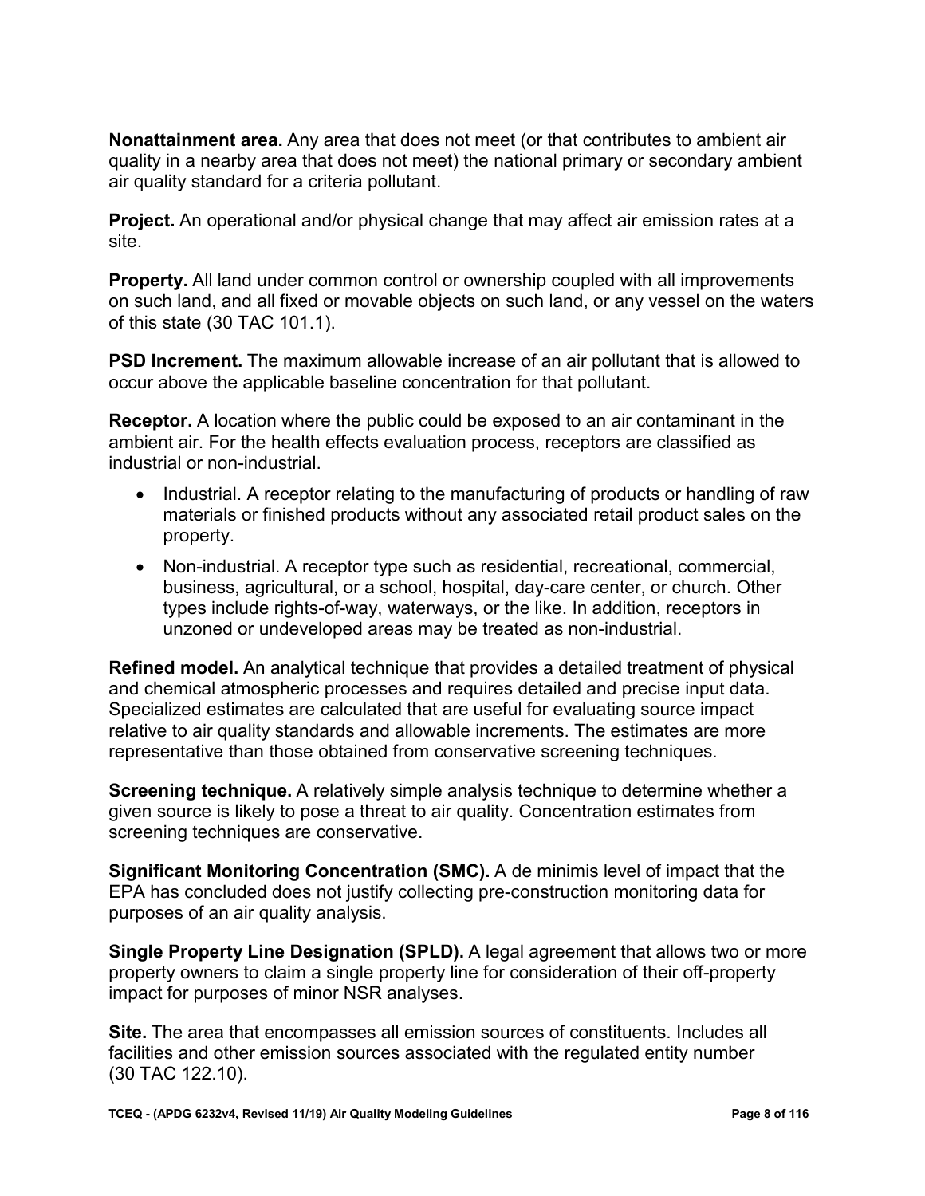**Nonattainment area.** Any area that does not meet (or that contributes to ambient air quality in a nearby area that does not meet) the national primary or secondary ambient air quality standard for a criteria pollutant.

**Project.** An operational and/or physical change that may affect air emission rates at a site.

**Property.** All land under common control or ownership coupled with all improvements on such land, and all fixed or movable objects on such land, or any vessel on the waters of this state (30 TAC 101.1).

**PSD Increment.** The maximum allowable increase of an air pollutant that is allowed to occur above the applicable baseline concentration for that pollutant.

**Receptor.** A location where the public could be exposed to an air contaminant in the ambient air. For the health effects evaluation process, receptors are classified as industrial or non-industrial.

- Industrial. A receptor relating to the manufacturing of products or handling of raw materials or finished products without any associated retail product sales on the property.
- Non-industrial. A receptor type such as residential, recreational, commercial, business, agricultural, or a school, hospital, day-care center, or church. Other types include rights-of-way, waterways, or the like. In addition, receptors in unzoned or undeveloped areas may be treated as non-industrial.

**Refined model.** An analytical technique that provides a detailed treatment of physical and chemical atmospheric processes and requires detailed and precise input data. Specialized estimates are calculated that are useful for evaluating source impact relative to air quality standards and allowable increments. The estimates are more representative than those obtained from conservative screening techniques.

**Screening technique.** A relatively simple analysis technique to determine whether a given source is likely to pose a threat to air quality. Concentration estimates from screening techniques are conservative.

**Significant Monitoring Concentration (SMC).** A de minimis level of impact that the EPA has concluded does not justify collecting pre-construction monitoring data for purposes of an air quality analysis.

**Single Property Line Designation (SPLD).** A legal agreement that allows two or more property owners to claim a single property line for consideration of their off-property impact for purposes of minor NSR analyses.

**Site.** The area that encompasses all emission sources of constituents. Includes all facilities and other emission sources associated with the regulated entity number (30 TAC 122.10).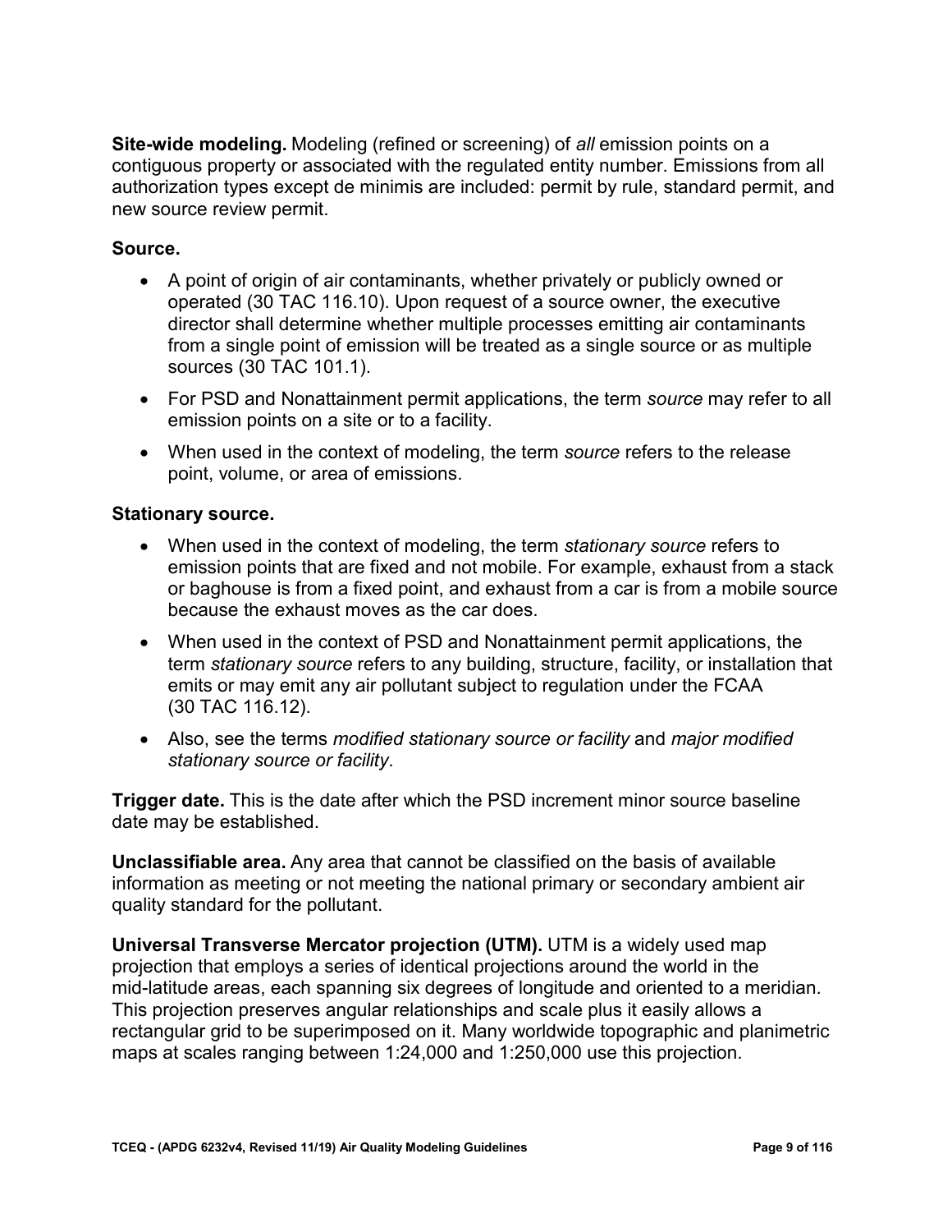**Site-wide modeling.** Modeling (refined or screening) of *all* emission points on a contiguous property or associated with the regulated entity number. Emissions from all authorization types except de minimis are included: permit by rule, standard permit, and new source review permit.

**Source.**

- A point of origin of air contaminants, whether privately or publicly owned or operated (30 TAC 116.10). Upon request of a source owner, the executive director shall determine whether multiple processes emitting air contaminants from a single point of emission will be treated as a single source or as multiple sources (30 TAC 101.1).
- For PSD and Nonattainment permit applications, the term *source* may refer to all emission points on a site or to a facility.
- When used in the context of modeling, the term *source* refers to the release point, volume, or area of emissions.

**Stationary source.**

- When used in the context of modeling, the term *stationary source* refers to emission points that are fixed and not mobile. For example, exhaust from a stack or baghouse is from a fixed point, and exhaust from a car is from a mobile source because the exhaust moves as the car does.
- When used in the context of PSD and Nonattainment permit applications, the term *stationary source* refers to any building, structure, facility, or installation that emits or may emit any air pollutant subject to regulation under the FCAA (30 TAC 116.12).
- Also, see the terms *modified stationary source or facility* and *major modified stationary source or facility*.

**Trigger date.** This is the date after which the PSD increment minor source baseline date may be established.

**Unclassifiable area.** Any area that cannot be classified on the basis of available information as meeting or not meeting the national primary or secondary ambient air quality standard for the pollutant.

**Universal Transverse Mercator projection (UTM).** UTM is a widely used map projection that employs a series of identical projections around the world in the mid-latitude areas, each spanning six degrees of longitude and oriented to a meridian. This projection preserves angular relationships and scale plus it easily allows a rectangular grid to be superimposed on it. Many worldwide topographic and planimetric maps at scales ranging between 1:24,000 and 1:250,000 use this projection.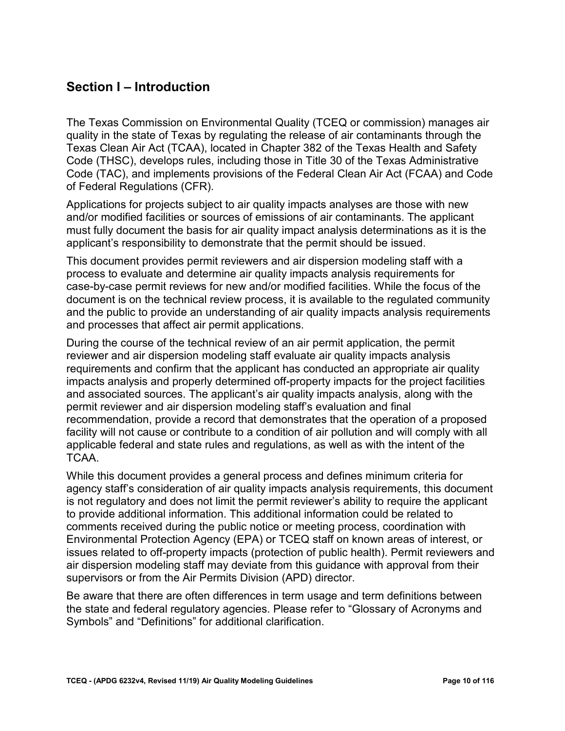## Section I – Introduction

The Texas Commission on Environmental Quality (TCEQ or commission) manages air quality in the state of Texas by regulating the release of air contaminants through the Texas Clean Air Act (TCAA), located in Chapter 382 of the Texas Health and Safety Code (THSC), develops rules, including those in Title 30 of the Texas Administrative Code (TAC), and implements provisions of the Federal Clean Air Act (FCAA) and Code of Federal Regulations (CFR).

Applications for projects subject to air quality impacts analyses are those with new and/or modified facilities or sources of emissions of air contaminants. The applicant must fully document the basis for air quality impact analysis determinations as it is the applicant's responsibility to demonstrate that the permit should be issued.

This document provides permit reviewers and air dispersion modeling staff with a process to evaluate and determine air quality impacts analysis requirements for case-by-case permit reviews for new and/or modified facilities. While the focus of the document is on the technical review process, it is available to the regulated community and the public to provide an understanding of air quality impacts analysis requirements and processes that affect air permit applications.

During the course of the technical review of an air permit application, the permit reviewer and air dispersion modeling staff evaluate air quality impacts analysis requirements and confirm that the applicant has conducted an appropriate air quality impacts analysis and properly determined off-property impacts for the project facilities and associated sources. The applicant's air quality impacts analysis, along with the permit reviewer and air dispersion modeling staff's evaluation and final recommendation, provide a record that demonstrates that the operation of a proposed facility will not cause or contribute to a condition of air pollution and will comply with all applicable federal and state rules and regulations, as well as with the intent of the TCAA.

While this document provides a general process and defines minimum criteria for agency staff's consideration of air quality impacts analysis requirements, this document is not regulatory and does not limit the permit reviewer's ability to require the applicant to provide additional information. This additional information could be related to comments received during the public notice or meeting process, coordination with Environmental Protection Agency (EPA) or TCEQ staff on known areas of interest, or issues related to off-property impacts (protection of public health). Permit reviewers and air dispersion modeling staff may deviate from this guidance with approval from their supervisors or from the Air Permits Division (APD) director.

Be aware that there are often differences in term usage and term definitions between the state and federal regulatory agencies. Please refer to "Glossary of Acronyms and Symbols" and "Definitions" for additional clarification.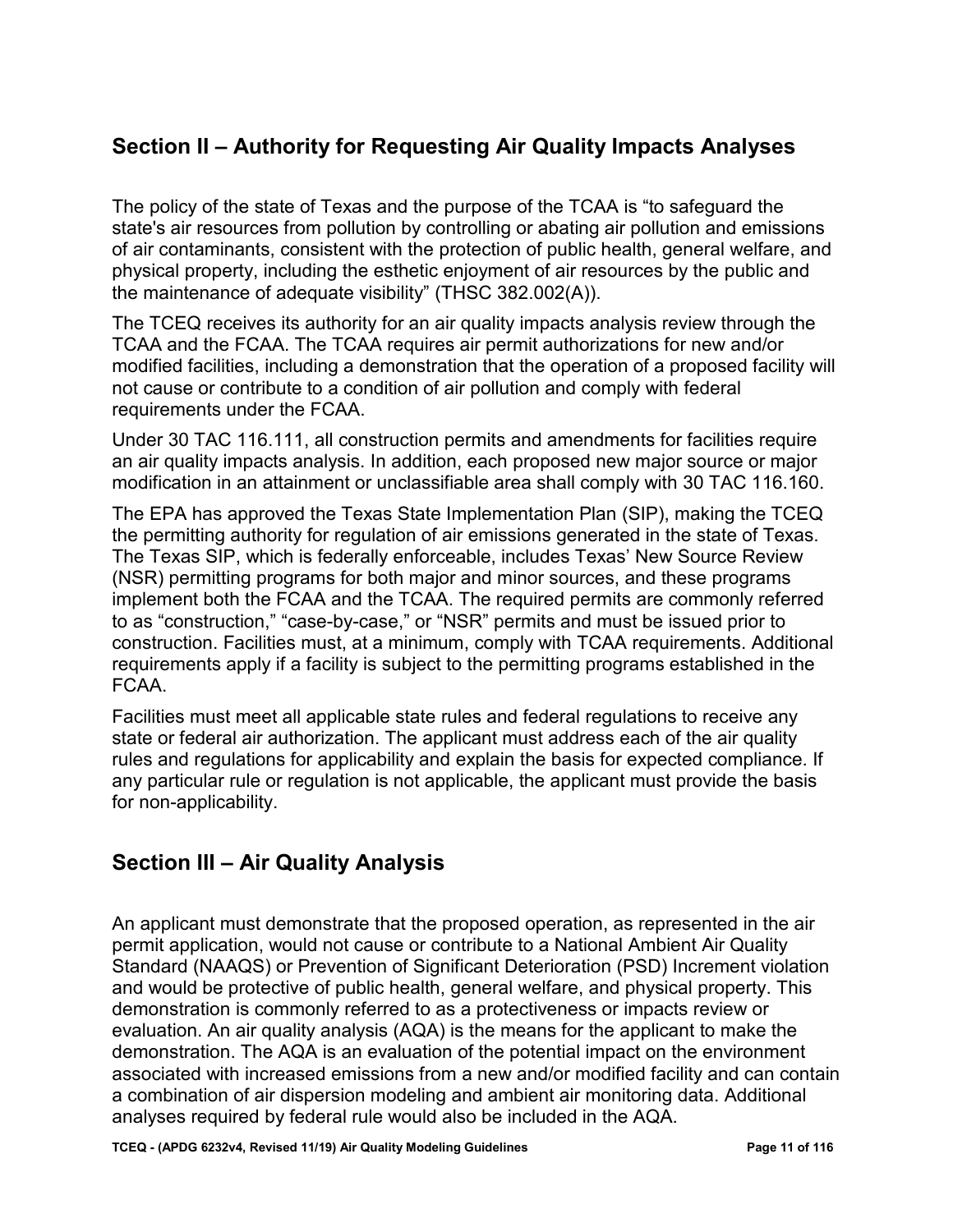## Section II – Authority for Requesting Air Quality Impacts Analyses

The policy of the state of Texas and the purpose of the TCAA is "to safeguard the state's air resources from pollution by controlling or abating air pollution and emissions of air contaminants, consistent with the protection of public health, general welfare, and physical property, including the esthetic enjoyment of air resources by the public and the maintenance of adequate visibility" (THSC 382.002(A)).

The TCEQ receives its authority for an air quality impacts analysis review through the TCAA and the FCAA. The TCAA requires air permit authorizations for new and/or modified facilities, including a demonstration that the operation of a proposed facility will not cause or contribute to a condition of air pollution and comply with federal requirements under the FCAA.

Under 30 TAC 116.111, all construction permits and amendments for facilities require an air quality impacts analysis. In addition, each proposed new major source or major modification in an attainment or unclassifiable area shall comply with 30 TAC 116.160.

The EPA has approved the Texas State Implementation Plan (SIP), making the TCEQ the permitting authority for regulation of air emissions generated in the state of Texas. The Texas SIP, which is federally enforceable, includes Texas' New Source Review (NSR) permitting programs for both major and minor sources, and these programs implement both the FCAA and the TCAA. The required permits are commonly referred to as "construction," "case-by-case," or "NSR" permits and must be issued prior to construction. Facilities must, at a minimum, comply with TCAA requirements. Additional requirements apply if a facility is subject to the permitting programs established in the FCAA.

Facilities must meet all applicable state rules and federal regulations to receive any state or federal air authorization. The applicant must address each of the air quality rules and regulations for applicability and explain the basis for expected compliance. If any particular rule or regulation is not applicable, the applicant must provide the basis for non-applicability.

## Section III – Air Quality Analysis

An applicant must demonstrate that the proposed operation, as represented in the air permit application, would not cause or contribute to a National Ambient Air Quality Standard (NAAQS) or Prevention of Significant Deterioration (PSD) Increment violation and would be protective of public health, general welfare, and physical property. This demonstration is commonly referred to as a protectiveness or impacts review or evaluation. An air quality analysis (AQA) is the means for the applicant to make the demonstration. The AQA is an evaluation of the potential impact on the environment associated with increased emissions from a new and/or modified facility and can contain a combination of air dispersion modeling and ambient air monitoring data. Additional analyses required by federal rule would also be included in the AQA.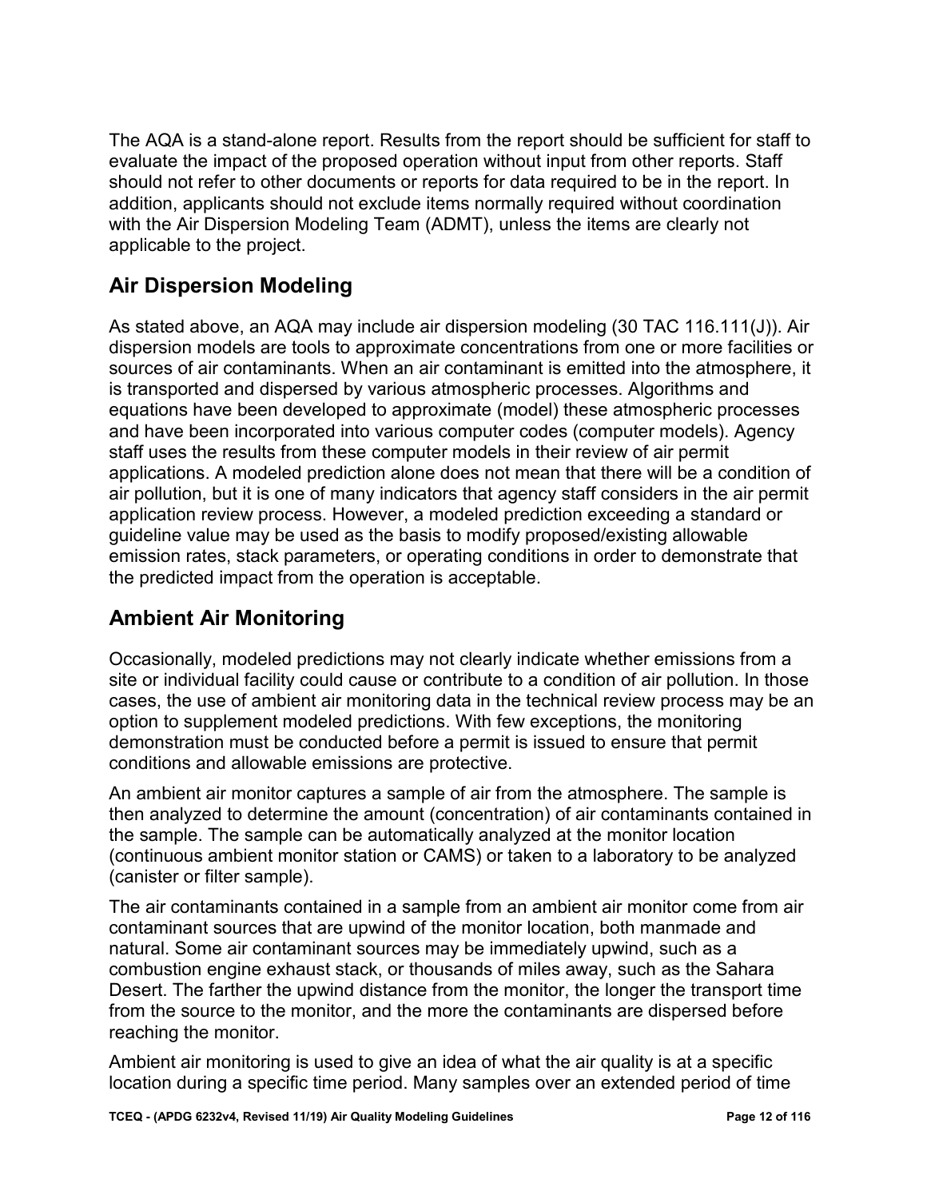The AQA is a stand-alone report. Results from the report should be sufficient for staff to evaluate the impact of the proposed operation without input from other reports. Staff should not refer to other documents or reports for data required to be in the report. In addition, applicants should not exclude items normally required without coordination with the Air Dispersion Modeling Team (ADMT), unless the items are clearly not applicable to the project.

## Air Dispersion Modeling

As stated above, an AQA may include air dispersion modeling (30 TAC 116.111(J)). Air dispersion models are tools to approximate concentrations from one or more facilities or sources of air contaminants. When an air contaminant is emitted into the atmosphere, it is transported and dispersed by various atmospheric processes. Algorithms and equations have been developed to approximate (model) these atmospheric processes and have been incorporated into various computer codes (computer models). Agency staff uses the results from these computer models in their review of air permit applications. A modeled prediction alone does not mean that there will be a condition of air pollution, but it is one of many indicators that agency staff considers in the air permit application review process. However, a modeled prediction exceeding a standard or guideline value may be used as the basis to modify proposed/existing allowable emission rates, stack parameters, or operating conditions in order to demonstrate that the predicted impact from the operation is acceptable.

## Ambient Air Monitoring

Occasionally, modeled predictions may not clearly indicate whether emissions from a site or individual facility could cause or contribute to a condition of air pollution. In those cases, the use of ambient air monitoring data in the technical review process may be an option to supplement modeled predictions. With few exceptions, the monitoring demonstration must be conducted before a permit is issued to ensure that permit conditions and allowable emissions are protective.

An ambient air monitor captures a sample of air from the atmosphere. The sample is then analyzed to determine the amount (concentration) of air contaminants contained in the sample. The sample can be automatically analyzed at the monitor location (continuous ambient monitor station or CAMS) or taken to a laboratory to be analyzed (canister or filter sample).

The air contaminants contained in a sample from an ambient air monitor come from air contaminant sources that are upwind of the monitor location, both manmade and natural. Some air contaminant sources may be immediately upwind, such as a combustion engine exhaust stack, or thousands of miles away, such as the Sahara Desert. The farther the upwind distance from the monitor, the longer the transport time from the source to the monitor, and the more the contaminants are dispersed before reaching the monitor.

Ambient air monitoring is used to give an idea of what the air quality is at a specific location during a specific time period. Many samples over an extended period of time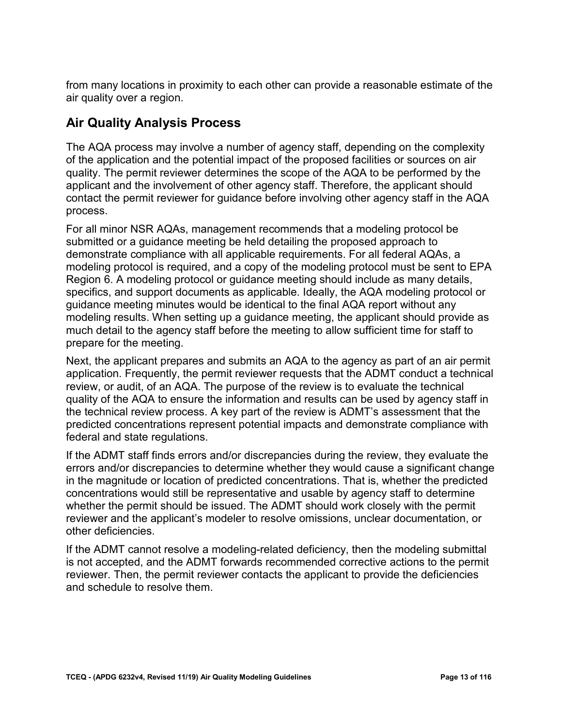from many locations in proximity to each other can provide a reasonable estimate of the air quality over a region.

## Air Quality Analysis Process

The AQA process may involve a number of agency staff, depending on the complexity of the application and the potential impact of the proposed facilities or sources on air quality. The permit reviewer determines the scope of the AQA to be performed by the applicant and the involvement of other agency staff. Therefore, the applicant should contact the permit reviewer for guidance before involving other agency staff in the AQA process.

For all minor NSR AQAs, management recommends that a modeling protocol be submitted or a guidance meeting be held detailing the proposed approach to demonstrate compliance with all applicable requirements. For all federal AQAs, a modeling protocol is required, and a copy of the modeling protocol must be sent to EPA Region 6. A modeling protocol or guidance meeting should include as many details, specifics, and support documents as applicable. Ideally, the AQA modeling protocol or guidance meeting minutes would be identical to the final AQA report without any modeling results. When setting up a guidance meeting, the applicant should provide as much detail to the agency staff before the meeting to allow sufficient time for staff to prepare for the meeting.

Next, the applicant prepares and submits an AQA to the agency as part of an air permit application. Frequently, the permit reviewer requests that the ADMT conduct a technical review, or audit, of an AQA. The purpose of the review is to evaluate the technical quality of the AQA to ensure the information and results can be used by agency staff in the technical review process. A key part of the review is ADMT's assessment that the predicted concentrations represent potential impacts and demonstrate compliance with federal and state regulations.

If the ADMT staff finds errors and/or discrepancies during the review, they evaluate the errors and/or discrepancies to determine whether they would cause a significant change in the magnitude or location of predicted concentrations. That is, whether the predicted concentrations would still be representative and usable by agency staff to determine whether the permit should be issued. The ADMT should work closely with the permit reviewer and the applicant's modeler to resolve omissions, unclear documentation, or other deficiencies.

If the ADMT cannot resolve a modeling-related deficiency, then the modeling submittal is not accepted, and the ADMT forwards recommended corrective actions to the permit reviewer. Then, the permit reviewer contacts the applicant to provide the deficiencies and schedule to resolve them.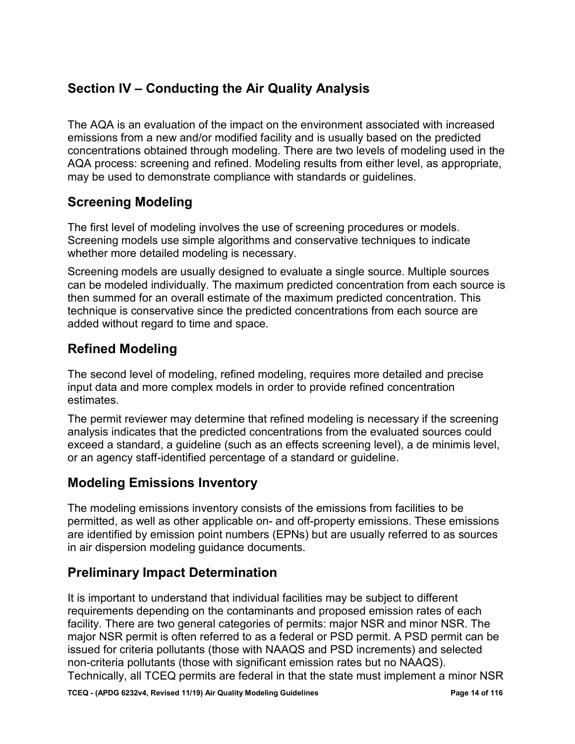## Section IV – Conducting the Air Quality Analysis

The AQA is an evaluation of the impact on the environment associated with increased emissions from a new and/or modified facility and is usually based on the predicted concentrations obtained through modeling. There are two levels of modeling used in the AQA process: screening and refined. Modeling results from either level, as appropriate, may be used to demonstrate compliance with standards or guidelines.

### Screening Modeling

The first level of modeling involves the use of screening procedures or models. Screening models use simple algorithms and conservative techniques to indicate whether more detailed modeling is necessary.

Screening models are usually designed to evaluate a single source. Multiple sources can be modeled individually. The maximum predicted concentration from each source is then summed for an overall estimate of the maximum predicted concentration. This technique is conservative since the predicted concentrations from each source are added without regard to time and space.

### Refined Modeling

The second level of modeling, refined modeling, requires more detailed and precise input data and more complex models in order to provide refined concentration estimates.

The permit reviewer may determine that refined modeling is necessary if the screening analysis indicates that the predicted concentrations from the evaluated sources could exceed a standard, a guideline (such as an effects screening level), a de minimis level, or an agency staff-identified percentage of a standard or guideline.

### Modeling Emissions Inventory

The modeling emissions inventory consists of the emissions from facilities to be permitted, as well as other applicable on- and off-property emissions. These emissions are identified by emission point numbers (EPNs) but are usually referred to as sources in air dispersion modeling guidance documents.

### Preliminary Impact Determination

It is important to understand that individual facilities may be subject to different requirements depending on the contaminants and proposed emission rates of each facility. There are two general categories of permits: major NSR and minor NSR. The major NSR permit is often referred to as a federal or PSD permit. A PSD permit can be issued for criteria pollutants (those with NAAQS and PSD increments) and selected non-criteria pollutants (those with significant emission rates but no NAAQS). Technically, all TCEQ permits are federal in that the state must implement a minor NSR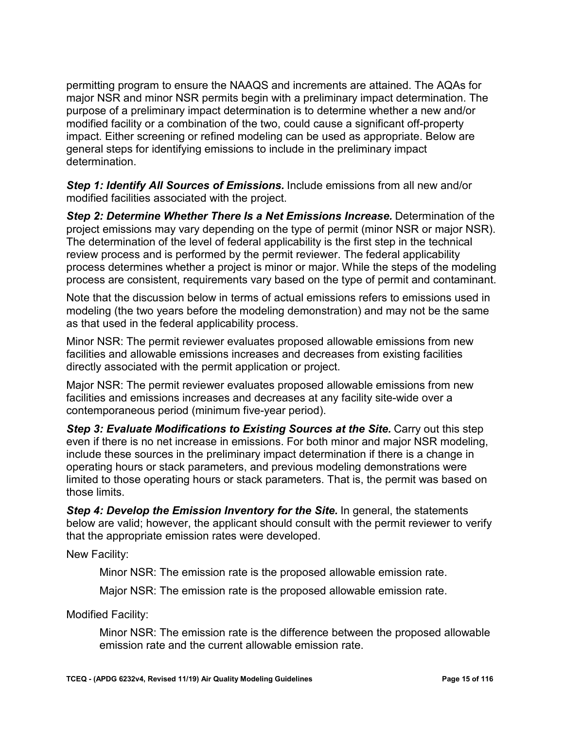permitting program to ensure the NAAQS and increments are attained. The AQAs for major NSR and minor NSR permits begin with a preliminary impact determination. The purpose of a preliminary impact determination is to determine whether a new and/or modified facility or a combination of the two, could cause a significant off-property impact. Either screening or refined modeling can be used as appropriate. Below are general steps for identifying emissions to include in the preliminary impact determination.

***Step 1: Identify All Sources of Emissions.*** Include emissions from all new and/or modified facilities associated with the project.

***Step 2: Determine Whether There Is a Net Emissions Increase.*** Determination of the project emissions may vary depending on the type of permit (minor NSR or major NSR). The determination of the level of federal applicability is the first step in the technical review process and is performed by the permit reviewer. The federal applicability process determines whether a project is minor or major. While the steps of the modeling process are consistent, requirements vary based on the type of permit and contaminant.

Note that the discussion below in terms of actual emissions refers to emissions used in modeling (the two years before the modeling demonstration) and may not be the same as that used in the federal applicability process.

Minor NSR: The permit reviewer evaluates proposed allowable emissions from new facilities and allowable emissions increases and decreases from existing facilities directly associated with the permit application or project.

Major NSR: The permit reviewer evaluates proposed allowable emissions from new facilities and emissions increases and decreases at any facility site-wide over a contemporaneous period (minimum five-year period).

***Step 3: Evaluate Modifications to Existing Sources at the Site.*** Carry out this step even if there is no net increase in emissions. For both minor and major NSR modeling, include these sources in the preliminary impact determination if there is a change in operating hours or stack parameters, and previous modeling demonstrations were limited to those operating hours or stack parameters. That is, the permit was based on those limits.

***Step 4: Develop the Emission Inventory for the Site.*** In general, the statements below are valid; however, the applicant should consult with the permit reviewer to verify that the appropriate emission rates were developed.

New Facility:

> Minor NSR: The emission rate is the proposed allowable emission rate.
>
> Major NSR: The emission rate is the proposed allowable emission rate.

Modified Facility:

> Minor NSR: The emission rate is the difference between the proposed allowable emission rate and the current allowable emission rate.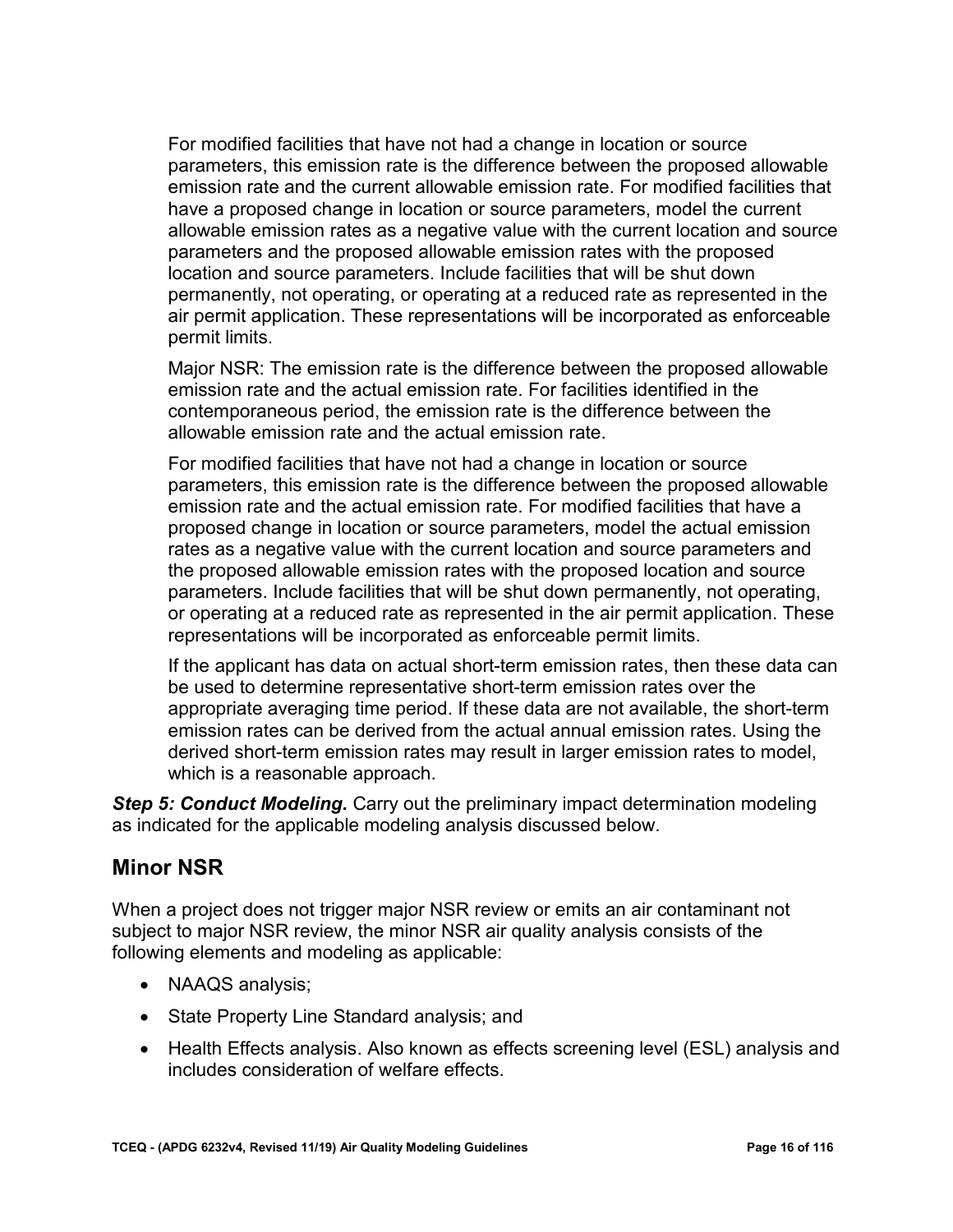For modified facilities that have not had a change in location or source parameters, this emission rate is the difference between the proposed allowable emission rate and the current allowable emission rate. For modified facilities that have a proposed change in location or source parameters, model the current allowable emission rates as a negative value with the current location and source parameters and the proposed allowable emission rates with the proposed location and source parameters. Include facilities that will be shut down permanently, not operating, or operating at a reduced rate as represented in the air permit application. These representations will be incorporated as enforceable permit limits.

Major NSR: The emission rate is the difference between the proposed allowable emission rate and the actual emission rate. For facilities identified in the contemporaneous period, the emission rate is the difference between the allowable emission rate and the actual emission rate.

For modified facilities that have not had a change in location or source parameters, this emission rate is the difference between the proposed allowable emission rate and the actual emission rate. For modified facilities that have a proposed change in location or source parameters, model the actual emission rates as a negative value with the current location and source parameters and the proposed allowable emission rates with the proposed location and source parameters. Include facilities that will be shut down permanently, not operating, or operating at a reduced rate as represented in the air permit application. These representations will be incorporated as enforceable permit limits.

If the applicant has data on actual short-term emission rates, then these data can be used to determine representative short-term emission rates over the appropriate averaging time period. If these data are not available, the short-term emission rates can be derived from the actual annual emission rates. Using the derived short-term emission rates may result in larger emission rates to model, which is a reasonable approach.

***Step 5: Conduct Modeling.*** Carry out the preliminary impact determination modeling as indicated for the applicable modeling analysis discussed below.

## Minor NSR

When a project does not trigger major NSR review or emits an air contaminant not subject to major NSR review, the minor NSR air quality analysis consists of the following elements and modeling as applicable:

- NAAQS analysis;
- State Property Line Standard analysis; and
- Health Effects analysis. Also known as effects screening level (ESL) analysis and includes consideration of welfare effects.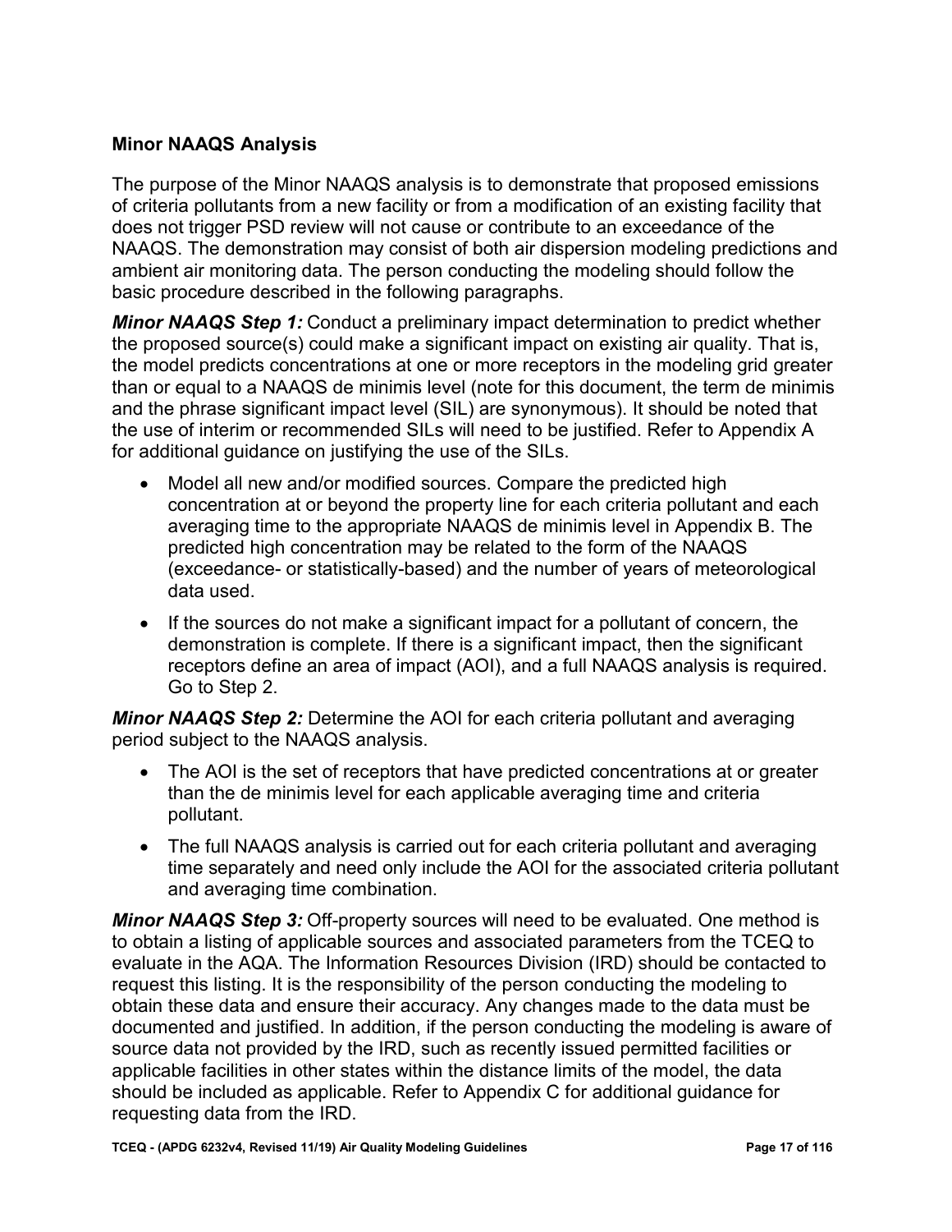### Minor NAAQS Analysis

The purpose of the Minor NAAQS analysis is to demonstrate that proposed emissions of criteria pollutants from a new facility or from a modification of an existing facility that does not trigger PSD review will not cause or contribute to an exceedance of the NAAQS. The demonstration may consist of both air dispersion modeling predictions and ambient air monitoring data. The person conducting the modeling should follow the basic procedure described in the following paragraphs.

***Minor NAAQS Step 1:*** Conduct a preliminary impact determination to predict whether the proposed source(s) could make a significant impact on existing air quality. That is, the model predicts concentrations at one or more receptors in the modeling grid greater than or equal to a NAAQS de minimis level (note for this document, the term de minimis and the phrase significant impact level (SIL) are synonymous). It should be noted that the use of interim or recommended SILs will need to be justified. Refer to Appendix A for additional guidance on justifying the use of the SILs.

- Model all new and/or modified sources. Compare the predicted high concentration at or beyond the property line for each criteria pollutant and each averaging time to the appropriate NAAQS de minimis level in Appendix B. The predicted high concentration may be related to the form of the NAAQS (exceedance- or statistically-based) and the number of years of meteorological data used.
- If the sources do not make a significant impact for a pollutant of concern, the demonstration is complete. If there is a significant impact, then the significant receptors define an area of impact (AOI), and a full NAAQS analysis is required. Go to Step 2.

***Minor NAAQS Step 2:*** Determine the AOI for each criteria pollutant and averaging period subject to the NAAQS analysis.

- The AOI is the set of receptors that have predicted concentrations at or greater than the de minimis level for each applicable averaging time and criteria pollutant.
- The full NAAQS analysis is carried out for each criteria pollutant and averaging time separately and need only include the AOI for the associated criteria pollutant and averaging time combination.

***Minor NAAQS Step 3:*** Off-property sources will need to be evaluated. One method is to obtain a listing of applicable sources and associated parameters from the TCEQ to evaluate in the AQA. The Information Resources Division (IRD) should be contacted to request this listing. It is the responsibility of the person conducting the modeling to obtain these data and ensure their accuracy. Any changes made to the data must be documented and justified. In addition, if the person conducting the modeling is aware of source data not provided by the IRD, such as recently issued permitted facilities or applicable facilities in other states within the distance limits of the model, the data should be included as applicable. Refer to Appendix C for additional guidance for requesting data from the IRD.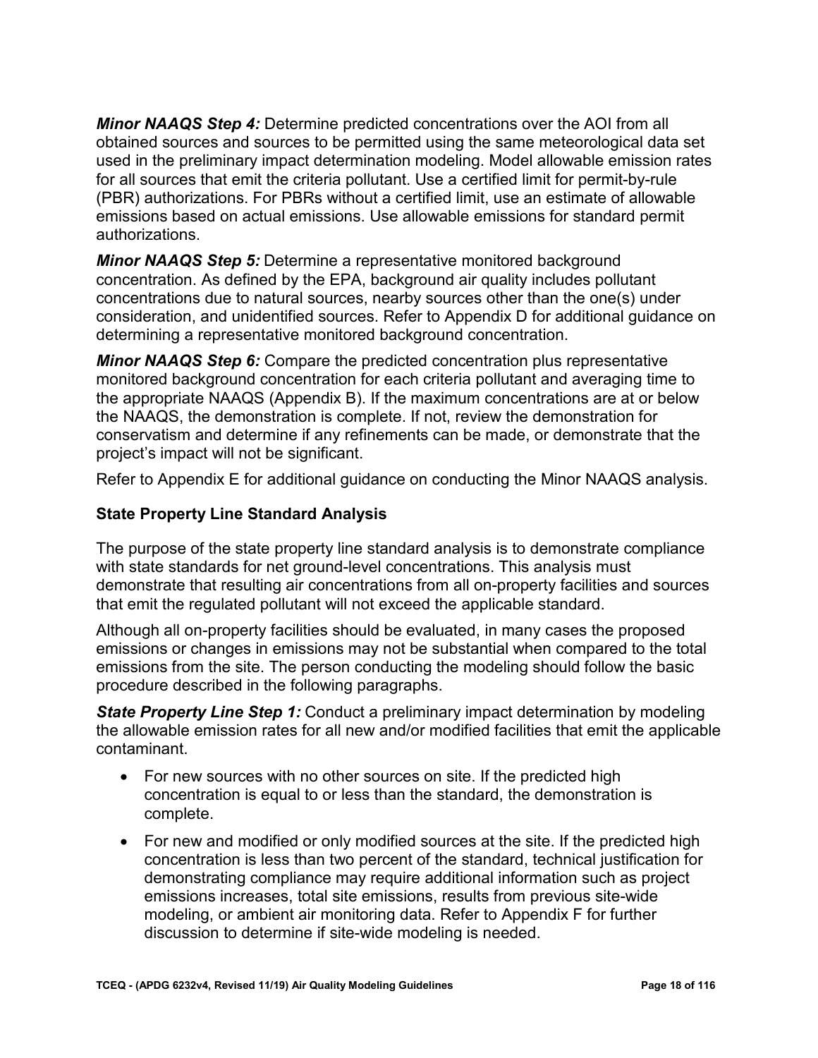***Minor NAAQS Step 4:*** Determine predicted concentrations over the AOI from all obtained sources and sources to be permitted using the same meteorological data set used in the preliminary impact determination modeling. Model allowable emission rates for all sources that emit the criteria pollutant. Use a certified limit for permit-by-rule (PBR) authorizations. For PBRs without a certified limit, use an estimate of allowable emissions based on actual emissions. Use allowable emissions for standard permit authorizations.

***Minor NAAQS Step 5:*** Determine a representative monitored background concentration. As defined by the EPA, background air quality includes pollutant concentrations due to natural sources, nearby sources other than the one(s) under consideration, and unidentified sources. Refer to Appendix D for additional guidance on determining a representative monitored background concentration.

***Minor NAAQS Step 6:*** Compare the predicted concentration plus representative monitored background concentration for each criteria pollutant and averaging time to the appropriate NAAQS (Appendix B). If the maximum concentrations are at or below the NAAQS, the demonstration is complete. If not, review the demonstration for conservatism and determine if any refinements can be made, or demonstrate that the project's impact will not be significant.

Refer to Appendix E for additional guidance on conducting the Minor NAAQS analysis.

### State Property Line Standard Analysis

The purpose of the state property line standard analysis is to demonstrate compliance with state standards for net ground-level concentrations. This analysis must demonstrate that resulting air concentrations from all on-property facilities and sources that emit the regulated pollutant will not exceed the applicable standard.

Although all on-property facilities should be evaluated, in many cases the proposed emissions or changes in emissions may not be substantial when compared to the total emissions from the site. The person conducting the modeling should follow the basic procedure described in the following paragraphs.

***State Property Line Step 1:*** Conduct a preliminary impact determination by modeling the allowable emission rates for all new and/or modified facilities that emit the applicable contaminant.

- For new sources with no other sources on site. If the predicted high concentration is equal to or less than the standard, the demonstration is complete.
- For new and modified or only modified sources at the site. If the predicted high concentration is less than two percent of the standard, technical justification for demonstrating compliance may require additional information such as project emissions increases, total site emissions, results from previous site-wide modeling, or ambient air monitoring data. Refer to Appendix F for further discussion to determine if site-wide modeling is needed.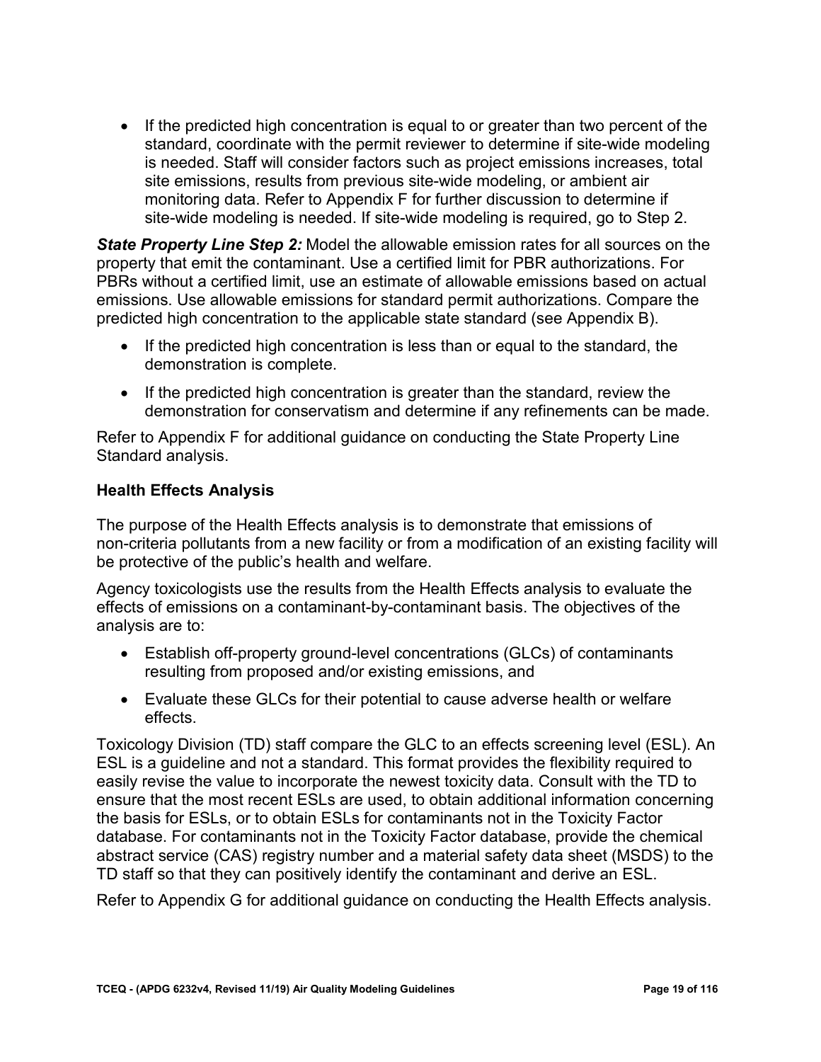- If the predicted high concentration is equal to or greater than two percent of the standard, coordinate with the permit reviewer to determine if site-wide modeling is needed. Staff will consider factors such as project emissions increases, total site emissions, results from previous site-wide modeling, or ambient air monitoring data. Refer to Appendix F for further discussion to determine if site-wide modeling is needed. If site-wide modeling is required, go to Step 2.

***State Property Line Step 2:*** Model the allowable emission rates for all sources on the property that emit the contaminant. Use a certified limit for PBR authorizations. For PBRs without a certified limit, use an estimate of allowable emissions based on actual emissions. Use allowable emissions for standard permit authorizations. Compare the predicted high concentration to the applicable state standard (see Appendix B).

- If the predicted high concentration is less than or equal to the standard, the demonstration is complete.
- If the predicted high concentration is greater than the standard, review the demonstration for conservatism and determine if any refinements can be made.

Refer to Appendix F for additional guidance on conducting the State Property Line Standard analysis.

### Health Effects Analysis

The purpose of the Health Effects analysis is to demonstrate that emissions of non-criteria pollutants from a new facility or from a modification of an existing facility will be protective of the public's health and welfare.

Agency toxicologists use the results from the Health Effects analysis to evaluate the effects of emissions on a contaminant-by-contaminant basis. The objectives of the analysis are to:

- Establish off-property ground-level concentrations (GLCs) of contaminants resulting from proposed and/or existing emissions, and
- Evaluate these GLCs for their potential to cause adverse health or welfare effects.

Toxicology Division (TD) staff compare the GLC to an effects screening level (ESL). An ESL is a guideline and not a standard. This format provides the flexibility required to easily revise the value to incorporate the newest toxicity data. Consult with the TD to ensure that the most recent ESLs are used, to obtain additional information concerning the basis for ESLs, or to obtain ESLs for contaminants not in the Toxicity Factor database. For contaminants not in the Toxicity Factor database, provide the chemical abstract service (CAS) registry number and a material safety data sheet (MSDS) to the TD staff so that they can positively identify the contaminant and derive an ESL.

Refer to Appendix G for additional guidance on conducting the Health Effects analysis.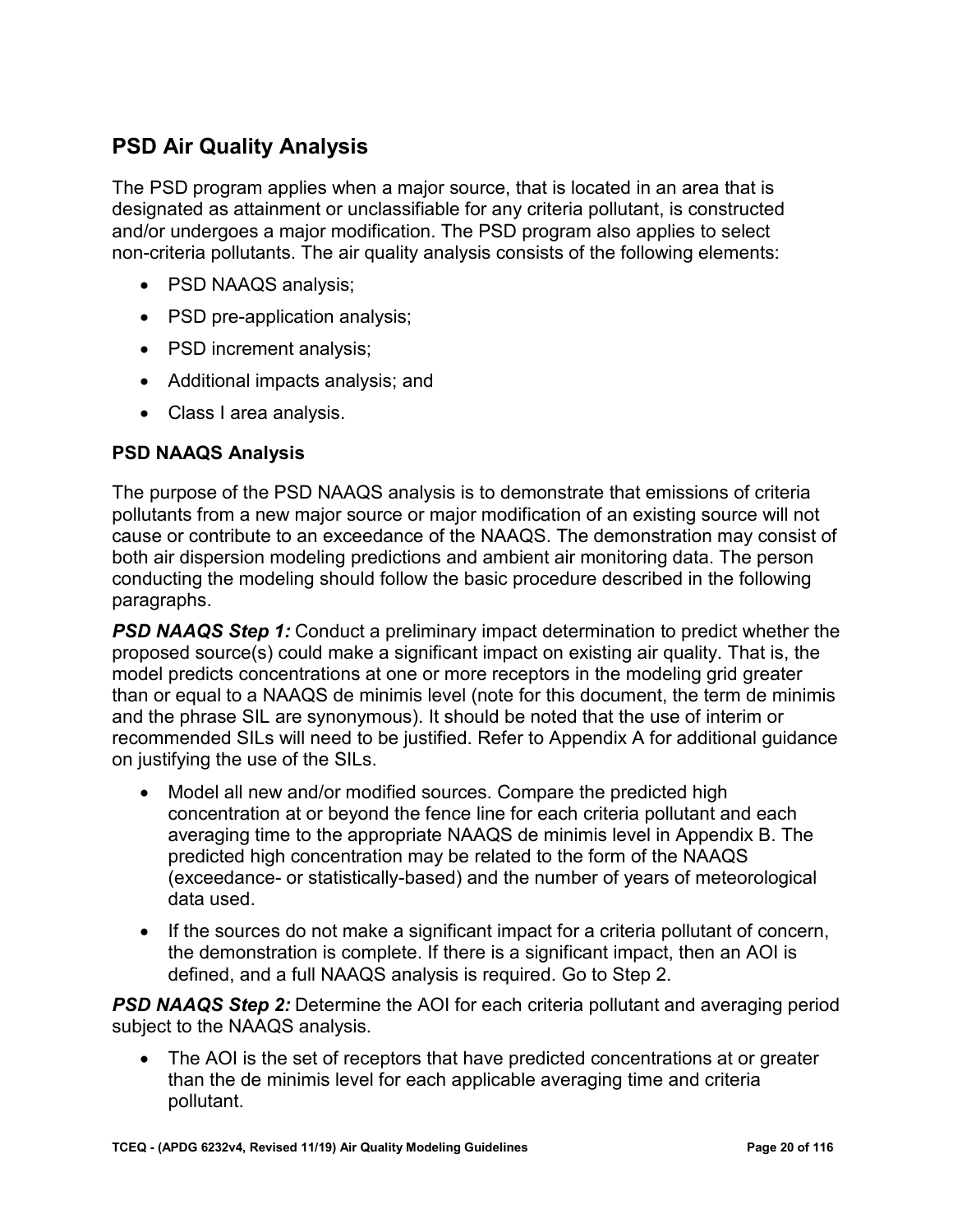## PSD Air Quality Analysis

The PSD program applies when a major source, that is located in an area that is designated as attainment or unclassifiable for any criteria pollutant, is constructed and/or undergoes a major modification. The PSD program also applies to select non-criteria pollutants. The air quality analysis consists of the following elements:

- PSD NAAQS analysis;
- PSD pre-application analysis;
- PSD increment analysis;
- Additional impacts analysis; and
- Class I area analysis.

### PSD NAAQS Analysis

The purpose of the PSD NAAQS analysis is to demonstrate that emissions of criteria pollutants from a new major source or major modification of an existing source will not cause or contribute to an exceedance of the NAAQS. The demonstration may consist of both air dispersion modeling predictions and ambient air monitoring data. The person conducting the modeling should follow the basic procedure described in the following paragraphs.

***PSD NAAQS Step 1:*** Conduct a preliminary impact determination to predict whether the proposed source(s) could make a significant impact on existing air quality. That is, the model predicts concentrations at one or more receptors in the modeling grid greater than or equal to a NAAQS de minimis level (note for this document, the term de minimis and the phrase SIL are synonymous). It should be noted that the use of interim or recommended SILs will need to be justified. Refer to Appendix A for additional guidance on justifying the use of the SILs.

- Model all new and/or modified sources. Compare the predicted high concentration at or beyond the fence line for each criteria pollutant and each averaging time to the appropriate NAAQS de minimis level in Appendix B. The predicted high concentration may be related to the form of the NAAQS (exceedance- or statistically-based) and the number of years of meteorological data used.
- If the sources do not make a significant impact for a criteria pollutant of concern, the demonstration is complete. If there is a significant impact, then an AOI is defined, and a full NAAQS analysis is required. Go to Step 2.

***PSD NAAQS Step 2:*** Determine the AOI for each criteria pollutant and averaging period subject to the NAAQS analysis.

- The AOI is the set of receptors that have predicted concentrations at or greater than the de minimis level for each applicable averaging time and criteria pollutant.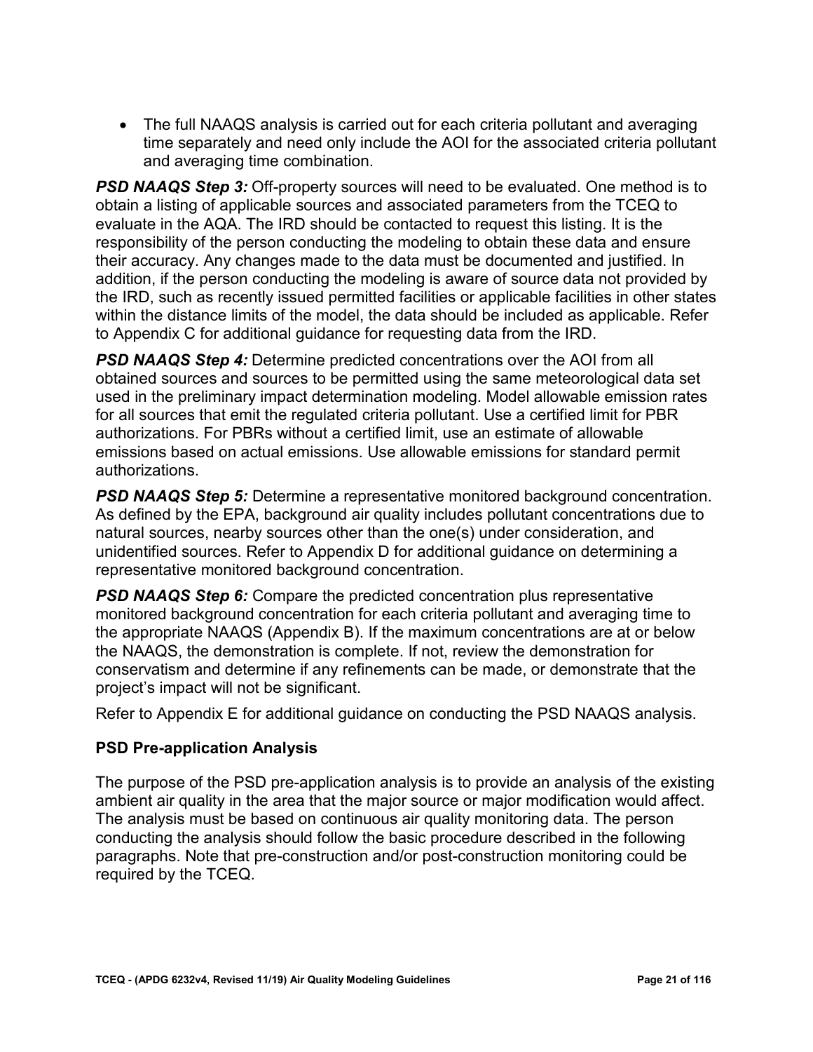- The full NAAQS analysis is carried out for each criteria pollutant and averaging time separately and need only include the AOI for the associated criteria pollutant and averaging time combination.

***PSD NAAQS Step 3:*** Off-property sources will need to be evaluated. One method is to obtain a listing of applicable sources and associated parameters from the TCEQ to evaluate in the AQA. The IRD should be contacted to request this listing. It is the responsibility of the person conducting the modeling to obtain these data and ensure their accuracy. Any changes made to the data must be documented and justified. In addition, if the person conducting the modeling is aware of source data not provided by the IRD, such as recently issued permitted facilities or applicable facilities in other states within the distance limits of the model, the data should be included as applicable. Refer to Appendix C for additional guidance for requesting data from the IRD.

***PSD NAAQS Step 4:*** Determine predicted concentrations over the AOI from all obtained sources and sources to be permitted using the same meteorological data set used in the preliminary impact determination modeling. Model allowable emission rates for all sources that emit the regulated criteria pollutant. Use a certified limit for PBR authorizations. For PBRs without a certified limit, use an estimate of allowable emissions based on actual emissions. Use allowable emissions for standard permit authorizations.

***PSD NAAQS Step 5:*** Determine a representative monitored background concentration. As defined by the EPA, background air quality includes pollutant concentrations due to natural sources, nearby sources other than the one(s) under consideration, and unidentified sources. Refer to Appendix D for additional guidance on determining a representative monitored background concentration.

***PSD NAAQS Step 6:*** Compare the predicted concentration plus representative monitored background concentration for each criteria pollutant and averaging time to the appropriate NAAQS (Appendix B). If the maximum concentrations are at or below the NAAQS, the demonstration is complete. If not, review the demonstration for conservatism and determine if any refinements can be made, or demonstrate that the project's impact will not be significant.

Refer to Appendix E for additional guidance on conducting the PSD NAAQS analysis.

### PSD Pre-application Analysis

The purpose of the PSD pre-application analysis is to provide an analysis of the existing ambient air quality in the area that the major source or major modification would affect. The analysis must be based on continuous air quality monitoring data. The person conducting the analysis should follow the basic procedure described in the following paragraphs. Note that pre-construction and/or post-construction monitoring could be required by the TCEQ.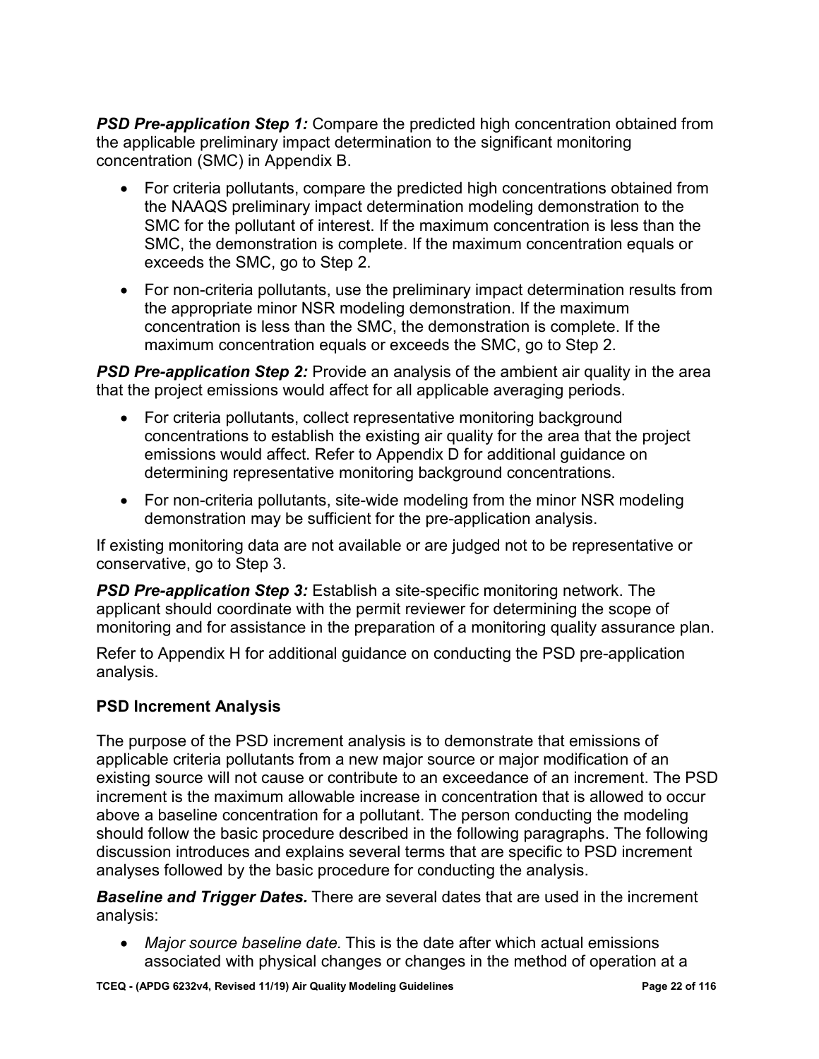***PSD Pre-application Step 1:*** Compare the predicted high concentration obtained from the applicable preliminary impact determination to the significant monitoring concentration (SMC) in Appendix B.

- For criteria pollutants, compare the predicted high concentrations obtained from the NAAQS preliminary impact determination modeling demonstration to the SMC for the pollutant of interest. If the maximum concentration is less than the SMC, the demonstration is complete. If the maximum concentration equals or exceeds the SMC, go to Step 2.
- For non-criteria pollutants, use the preliminary impact determination results from the appropriate minor NSR modeling demonstration. If the maximum concentration is less than the SMC, the demonstration is complete. If the maximum concentration equals or exceeds the SMC, go to Step 2.

***PSD Pre-application Step 2:*** Provide an analysis of the ambient air quality in the area that the project emissions would affect for all applicable averaging periods.

- For criteria pollutants, collect representative monitoring background concentrations to establish the existing air quality for the area that the project emissions would affect. Refer to Appendix D for additional guidance on determining representative monitoring background concentrations.
- For non-criteria pollutants, site-wide modeling from the minor NSR modeling demonstration may be sufficient for the pre-application analysis.

If existing monitoring data are not available or are judged not to be representative or conservative, go to Step 3.

***PSD Pre-application Step 3:*** Establish a site-specific monitoring network. The applicant should coordinate with the permit reviewer for determining the scope of monitoring and for assistance in the preparation of a monitoring quality assurance plan.

Refer to Appendix H for additional guidance on conducting the PSD pre-application analysis.

### PSD Increment Analysis

The purpose of the PSD increment analysis is to demonstrate that emissions of applicable criteria pollutants from a new major source or major modification of an existing source will not cause or contribute to an exceedance of an increment. The PSD increment is the maximum allowable increase in concentration that is allowed to occur above a baseline concentration for a pollutant. The person conducting the modeling should follow the basic procedure described in the following paragraphs. The following discussion introduces and explains several terms that are specific to PSD increment analyses followed by the basic procedure for conducting the analysis.

***Baseline and Trigger Dates.*** There are several dates that are used in the increment analysis:

- *Major source baseline date.* This is the date after which actual emissions associated with physical changes or changes in the method of operation at a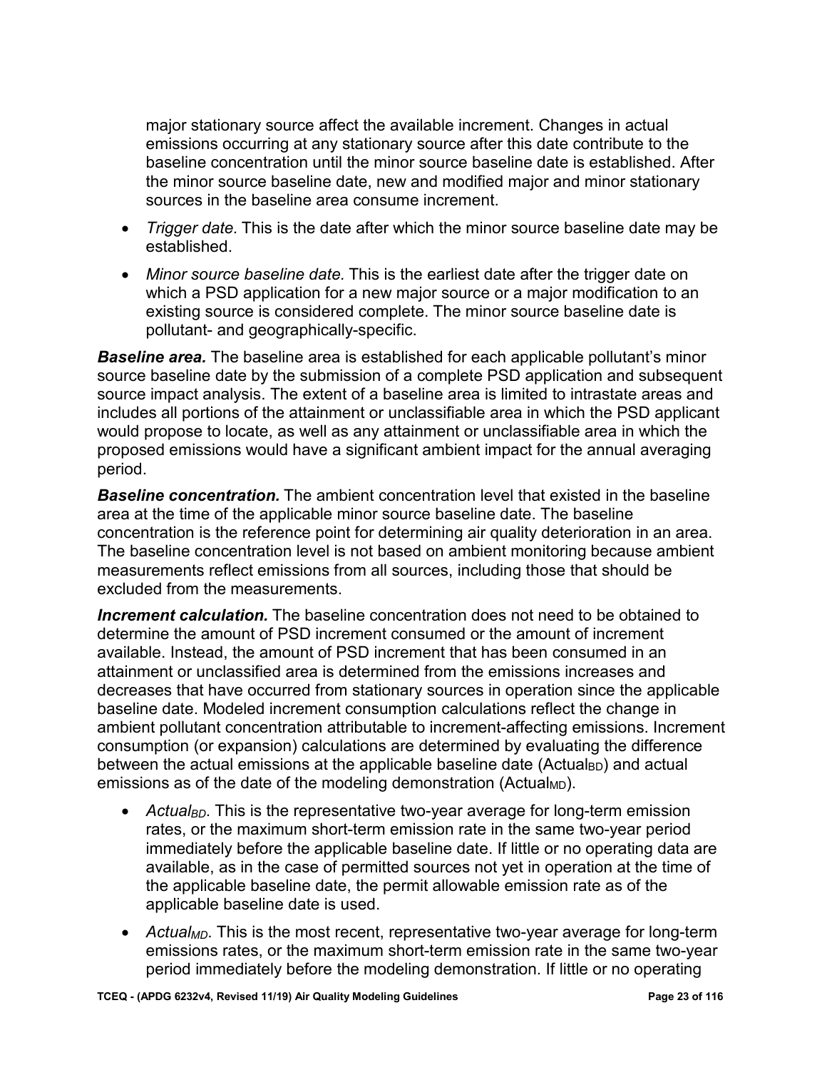major stationary source affect the available increment. Changes in actual emissions occurring at any stationary source after this date contribute to the baseline concentration until the minor source baseline date is established. After the minor source baseline date, new and modified major and minor stationary sources in the baseline area consume increment.

- *Trigger date*. This is the date after which the minor source baseline date may be established.
- *Minor source baseline date.* This is the earliest date after the trigger date on which a PSD application for a new major source or a major modification to an existing source is considered complete. The minor source baseline date is pollutant- and geographically-specific.

***Baseline area.*** The baseline area is established for each applicable pollutant's minor source baseline date by the submission of a complete PSD application and subsequent source impact analysis. The extent of a baseline area is limited to intrastate areas and includes all portions of the attainment or unclassifiable area in which the PSD applicant would propose to locate, as well as any attainment or unclassifiable area in which the proposed emissions would have a significant ambient impact for the annual averaging period.

***Baseline concentration.*** The ambient concentration level that existed in the baseline area at the time of the applicable minor source baseline date. The baseline concentration is the reference point for determining air quality deterioration in an area. The baseline concentration level is not based on ambient monitoring because ambient measurements reflect emissions from all sources, including those that should be excluded from the measurements.

***Increment calculation.*** The baseline concentration does not need to be obtained to determine the amount of PSD increment consumed or the amount of increment available. Instead, the amount of PSD increment that has been consumed in an attainment or unclassified area is determined from the emissions increases and decreases that have occurred from stationary sources in operation since the applicable baseline date. Modeled increment consumption calculations reflect the change in ambient pollutant concentration attributable to increment-affecting emissions. Increment consumption (or expansion) calculations are determined by evaluating the difference between the actual emissions at the applicable baseline date ($Actual_{BD}$) and actual emissions as of the date of the modeling demonstration ($Actual_{MD}$).

- $Actual_{BD}$. This is the representative two-year average for long-term emission rates, or the maximum short-term emission rate in the same two-year period immediately before the applicable baseline date. If little or no operating data are available, as in the case of permitted sources not yet in operation at the time of the applicable baseline date, the permit allowable emission rate as of the applicable baseline date is used.
- $Actual_{MD}$. This is the most recent, representative two-year average for long-term emissions rates, or the maximum short-term emission rate in the same two-year period immediately before the modeling demonstration. If little or no operating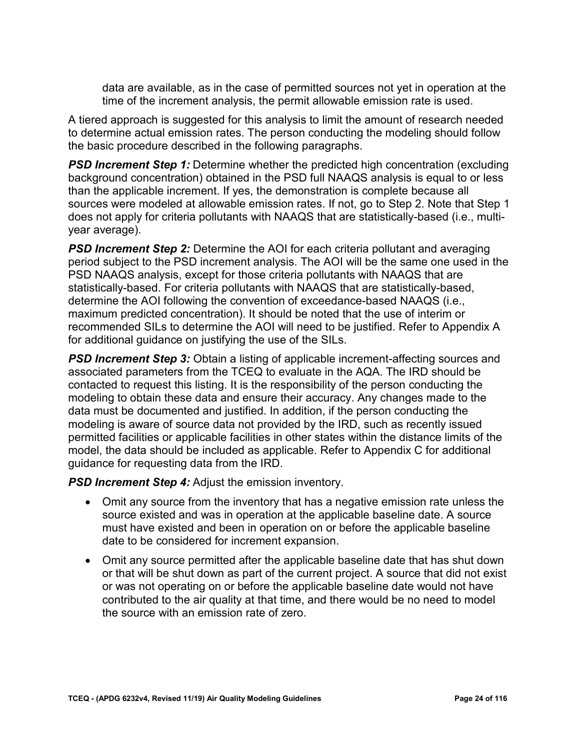data are available, as in the case of permitted sources not yet in operation at the time of the increment analysis, the permit allowable emission rate is used.

A tiered approach is suggested for this analysis to limit the amount of research needed to determine actual emission rates. The person conducting the modeling should follow the basic procedure described in the following paragraphs.

***PSD Increment Step 1:*** Determine whether the predicted high concentration (excluding background concentration) obtained in the PSD full NAAQS analysis is equal to or less than the applicable increment. If yes, the demonstration is complete because all sources were modeled at allowable emission rates. If not, go to Step 2. Note that Step 1 does not apply for criteria pollutants with NAAQS that are statistically-based (i.e., multi-year average).

***PSD Increment Step 2:*** Determine the AOI for each criteria pollutant and averaging period subject to the PSD increment analysis. The AOI will be the same one used in the PSD NAAQS analysis, except for those criteria pollutants with NAAQS that are statistically-based. For criteria pollutants with NAAQS that are statistically-based, determine the AOI following the convention of exceedance-based NAAQS (i.e., maximum predicted concentration). It should be noted that the use of interim or recommended SILs to determine the AOI will need to be justified. Refer to Appendix A for additional guidance on justifying the use of the SILs.

***PSD Increment Step 3:*** Obtain a listing of applicable increment-affecting sources and associated parameters from the TCEQ to evaluate in the AQA. The IRD should be contacted to request this listing. It is the responsibility of the person conducting the modeling to obtain these data and ensure their accuracy. Any changes made to the data must be documented and justified. In addition, if the person conducting the modeling is aware of source data not provided by the IRD, such as recently issued permitted facilities or applicable facilities in other states within the distance limits of the model, the data should be included as applicable. Refer to Appendix C for additional guidance for requesting data from the IRD.

***PSD Increment Step 4:*** Adjust the emission inventory.

- Omit any source from the inventory that has a negative emission rate unless the source existed and was in operation at the applicable baseline date. A source must have existed and been in operation on or before the applicable baseline date to be considered for increment expansion.
- Omit any source permitted after the applicable baseline date that has shut down or that will be shut down as part of the current project. A source that did not exist or was not operating on or before the applicable baseline date would not have contributed to the air quality at that time, and there would be no need to model the source with an emission rate of zero.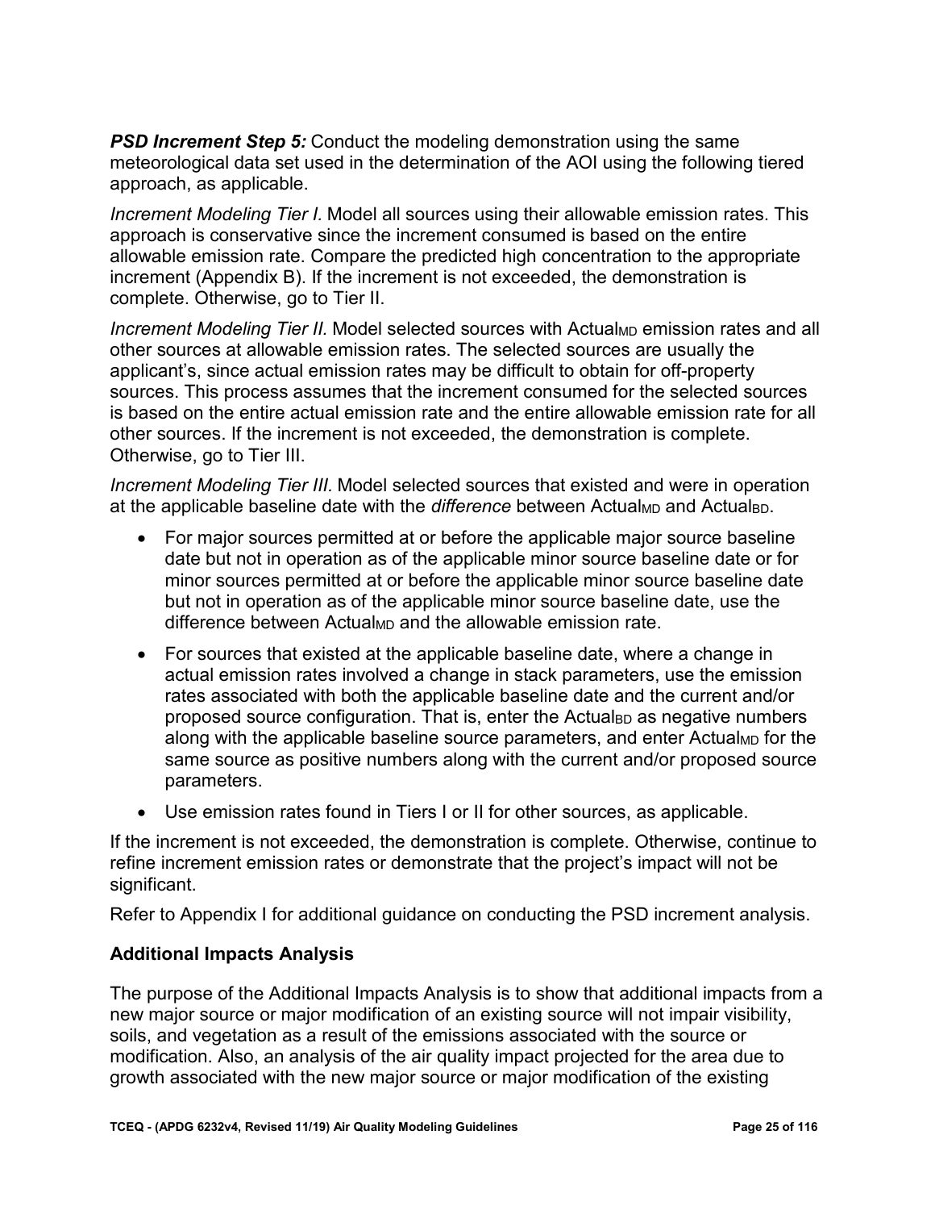***PSD Increment Step 5:*** Conduct the modeling demonstration using the same meteorological data set used in the determination of the AOI using the following tiered approach, as applicable.

*Increment Modeling Tier I.* Model all sources using their allowable emission rates. This approach is conservative since the increment consumed is based on the entire allowable emission rate. Compare the predicted high concentration to the appropriate increment (Appendix B). If the increment is not exceeded, the demonstration is complete. Otherwise, go to Tier II.

*Increment Modeling Tier II.* Model selected sources with $Actual_{MD}$ emission rates and all other sources at allowable emission rates. The selected sources are usually the applicant's, since actual emission rates may be difficult to obtain for off-property sources. This process assumes that the increment consumed for the selected sources is based on the entire actual emission rate and the entire allowable emission rate for all other sources. If the increment is not exceeded, the demonstration is complete. Otherwise, go to Tier III.

*Increment Modeling Tier III.* Model selected sources that existed and were in operation at the applicable baseline date with the *difference* between $Actual_{MD}$ and $Actual_{BD}$.

- For major sources permitted at or before the applicable major source baseline date but not in operation as of the applicable minor source baseline date or for minor sources permitted at or before the applicable minor source baseline date but not in operation as of the applicable minor source baseline date, use the difference between $Actual_{MD}$ and the allowable emission rate.
- For sources that existed at the applicable baseline date, where a change in actual emission rates involved a change in stack parameters, use the emission rates associated with both the applicable baseline date and the current and/or proposed source configuration. That is, enter the $Actual_{BD}$ as negative numbers along with the applicable baseline source parameters, and enter $Actual_{MD}$ for the same source as positive numbers along with the current and/or proposed source parameters.
- Use emission rates found in Tiers I or II for other sources, as applicable.

If the increment is not exceeded, the demonstration is complete. Otherwise, continue to refine increment emission rates or demonstrate that the project's impact will not be significant.

Refer to Appendix I for additional guidance on conducting the PSD increment analysis.

### Additional Impacts Analysis

The purpose of the Additional Impacts Analysis is to show that additional impacts from a new major source or major modification of an existing source will not impair visibility, soils, and vegetation as a result of the emissions associated with the source or modification. Also, an analysis of the air quality impact projected for the area due to growth associated with the new major source or major modification of the existing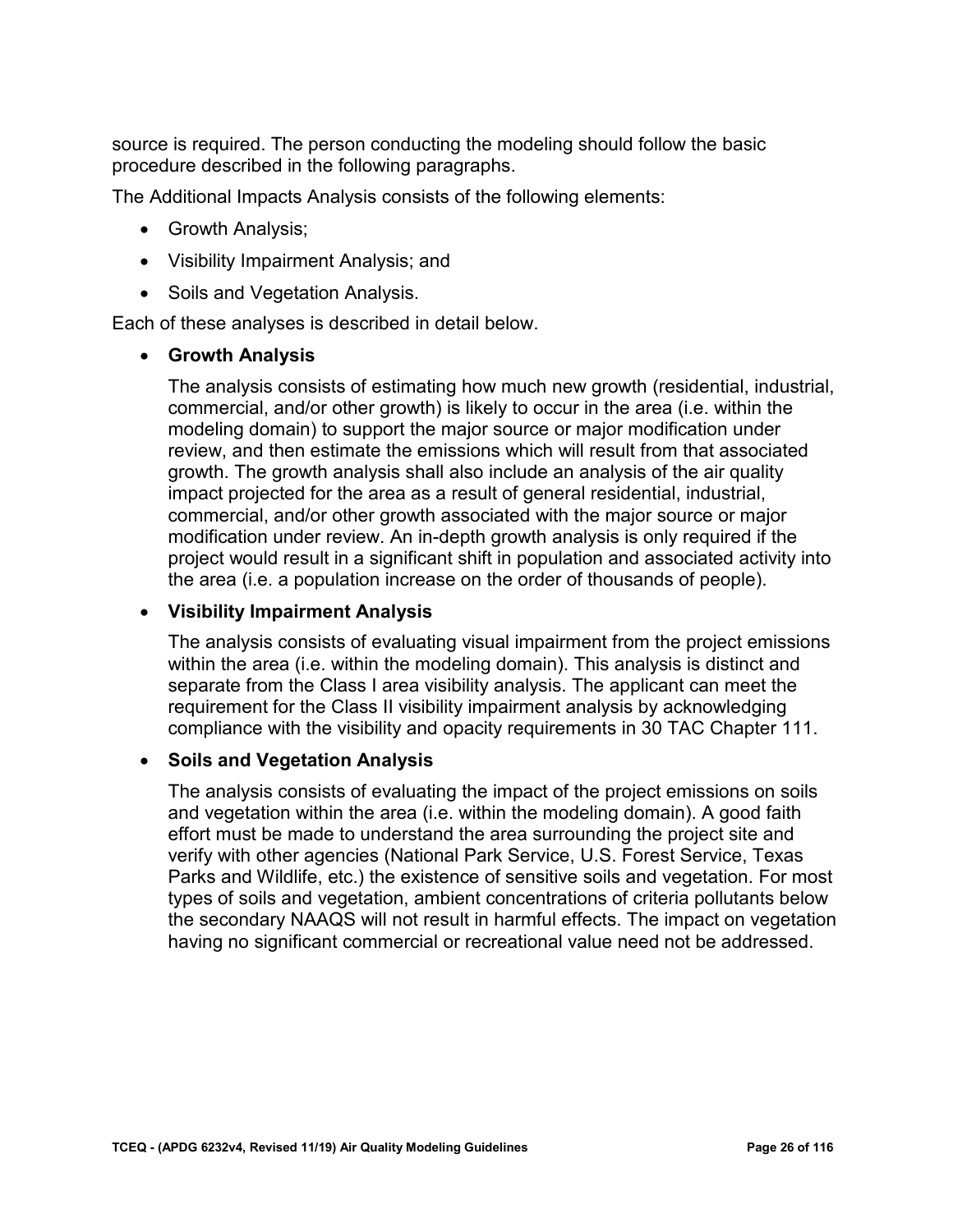source is required. The person conducting the modeling should follow the basic procedure described in the following paragraphs.

The Additional Impacts Analysis consists of the following elements:

- Growth Analysis;
- Visibility Impairment Analysis; and
- Soils and Vegetation Analysis.

Each of these analyses is described in detail below.

- **Growth Analysis**

  The analysis consists of estimating how much new growth (residential, industrial, commercial, and/or other growth) is likely to occur in the area (i.e. within the modeling domain) to support the major source or major modification under review, and then estimate the emissions which will result from that associated growth. The growth analysis shall also include an analysis of the air quality impact projected for the area as a result of general residential, industrial, commercial, and/or other growth associated with the major source or major modification under review. An in-depth growth analysis is only required if the project would result in a significant shift in population and associated activity into the area (i.e. a population increase on the order of thousands of people).

- **Visibility Impairment Analysis**

  The analysis consists of evaluating visual impairment from the project emissions within the area (i.e. within the modeling domain). This analysis is distinct and separate from the Class I area visibility analysis. The applicant can meet the requirement for the Class II visibility impairment analysis by acknowledging compliance with the visibility and opacity requirements in 30 TAC Chapter 111.

- **Soils and Vegetation Analysis**

  The analysis consists of evaluating the impact of the project emissions on soils and vegetation within the area (i.e. within the modeling domain). A good faith effort must be made to understand the area surrounding the project site and verify with other agencies (National Park Service, U.S. Forest Service, Texas Parks and Wildlife, etc.) the existence of sensitive soils and vegetation. For most types of soils and vegetation, ambient concentrations of criteria pollutants below the secondary NAAQS will not result in harmful effects. The impact on vegetation having no significant commercial or recreational value need not be addressed.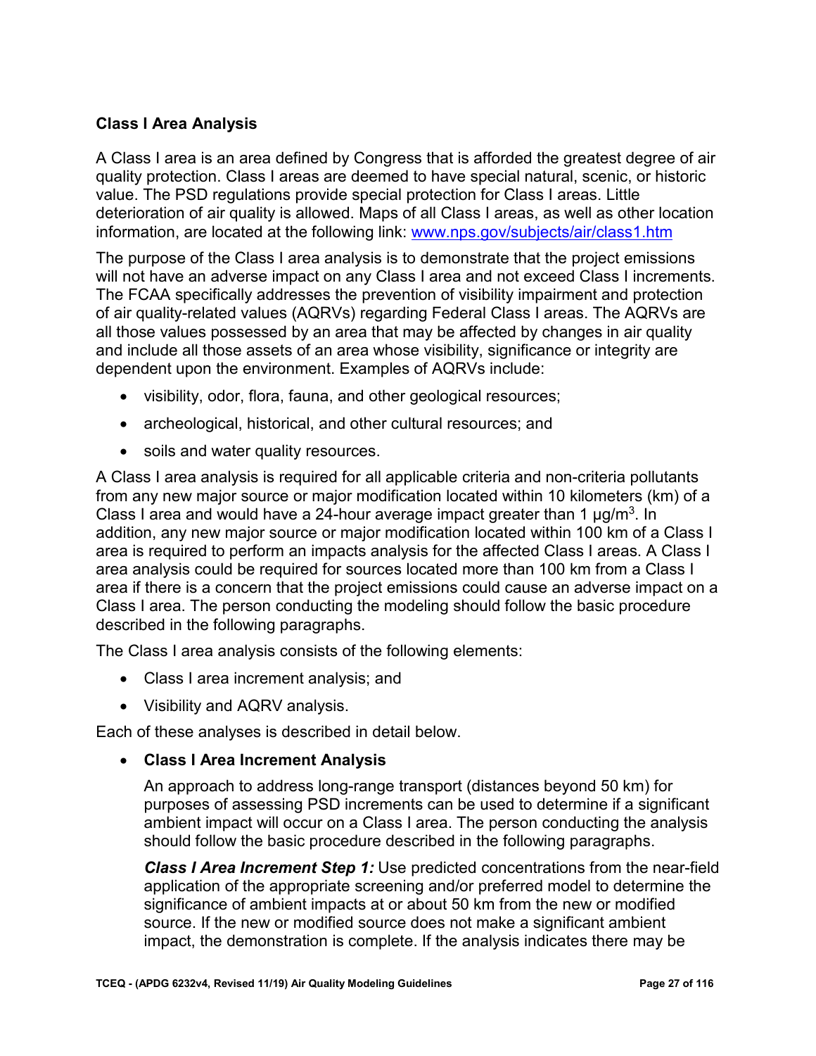### Class I Area Analysis

A Class I area is an area defined by Congress that is afforded the greatest degree of air quality protection. Class I areas are deemed to have special natural, scenic, or historic value. The PSD regulations provide special protection for Class I areas. Little deterioration of air quality is allowed. Maps of all Class I areas, as well as other location information, are located at the following link: [www.nps.gov/subjects/air/class1.htm](http://www.nps.gov/subjects/air/class1.htm)

The purpose of the Class I area analysis is to demonstrate that the project emissions will not have an adverse impact on any Class I area and not exceed Class I increments. The FCAA specifically addresses the prevention of visibility impairment and protection of air quality-related values (AQRVs) regarding Federal Class I areas. The AQRVs are all those values possessed by an area that may be affected by changes in air quality and include all those assets of an area whose visibility, significance or integrity are dependent upon the environment. Examples of AQRVs include:

- visibility, odor, flora, fauna, and other geological resources;
- archeological, historical, and other cultural resources; and
- soils and water quality resources.

A Class I area analysis is required for all applicable criteria and non-criteria pollutants from any new major source or major modification located within 10 kilometers (km) of a Class I area and would have a 24-hour average impact greater than 1 µg/m$^3$. In addition, any new major source or major modification located within 100 km of a Class I area is required to perform an impacts analysis for the affected Class I areas. A Class I area analysis could be required for sources located more than 100 km from a Class I area if there is a concern that the project emissions could cause an adverse impact on a Class I area. The person conducting the modeling should follow the basic procedure described in the following paragraphs.

The Class I area analysis consists of the following elements:

- Class I area increment analysis; and
- Visibility and AQRV analysis.

Each of these analyses is described in detail below.

- **Class I Area Increment Analysis**

  An approach to address long-range transport (distances beyond 50 km) for purposes of assessing PSD increments can be used to determine if a significant ambient impact will occur on a Class I area. The person conducting the analysis should follow the basic procedure described in the following paragraphs.

  ***Class I Area Increment Step 1:*** Use predicted concentrations from the near-field application of the appropriate screening and/or preferred model to determine the significance of ambient impacts at or about 50 km from the new or modified source. If the new or modified source does not make a significant ambient impact, the demonstration is complete. If the analysis indicates there may be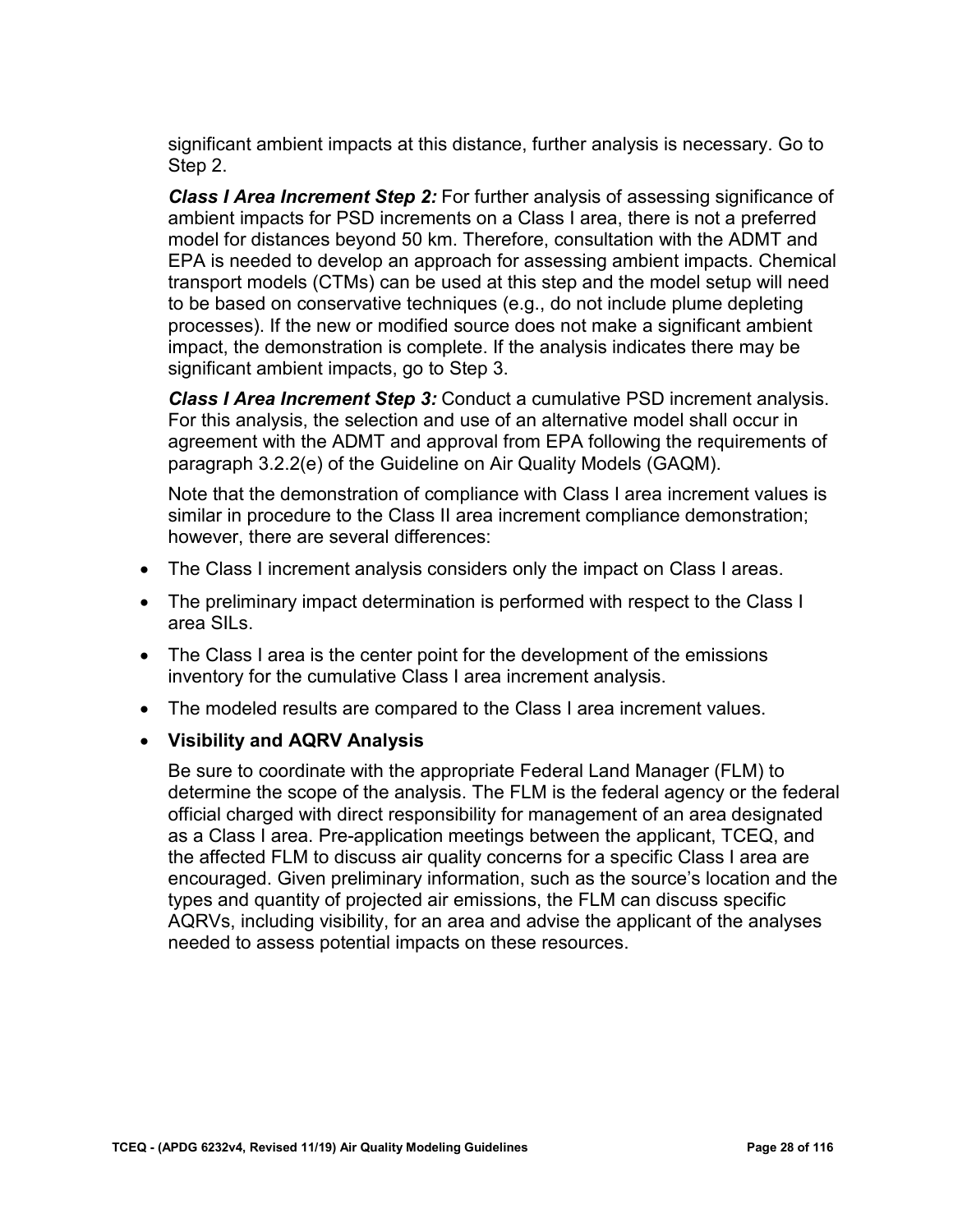significant ambient impacts at this distance, further analysis is necessary. Go to Step 2.

***Class I Area Increment Step 2:*** For further analysis of assessing significance of ambient impacts for PSD increments on a Class I area, there is not a preferred model for distances beyond 50 km. Therefore, consultation with the ADMT and EPA is needed to develop an approach for assessing ambient impacts. Chemical transport models (CTMs) can be used at this step and the model setup will need to be based on conservative techniques (e.g., do not include plume depleting processes). If the new or modified source does not make a significant ambient impact, the demonstration is complete. If the analysis indicates there may be significant ambient impacts, go to Step 3.

***Class I Area Increment Step 3:*** Conduct a cumulative PSD increment analysis. For this analysis, the selection and use of an alternative model shall occur in agreement with the ADMT and approval from EPA following the requirements of paragraph 3.2.2(e) of the Guideline on Air Quality Models (GAQM).

Note that the demonstration of compliance with Class I area increment values is similar in procedure to the Class II area increment compliance demonstration; however, there are several differences:

- The Class I increment analysis considers only the impact on Class I areas.
- The preliminary impact determination is performed with respect to the Class I area SILs.
- The Class I area is the center point for the development of the emissions inventory for the cumulative Class I area increment analysis.
- The modeled results are compared to the Class I area increment values.
- **Visibility and AQRV Analysis**

  Be sure to coordinate with the appropriate Federal Land Manager (FLM) to determine the scope of the analysis. The FLM is the federal agency or the federal official charged with direct responsibility for management of an area designated as a Class I area. Pre-application meetings between the applicant, TCEQ, and the affected FLM to discuss air quality concerns for a specific Class I area are encouraged. Given preliminary information, such as the source's location and the types and quantity of projected air emissions, the FLM can discuss specific AQRVs, including visibility, for an area and advise the applicant of the analyses needed to assess potential impacts on these resources.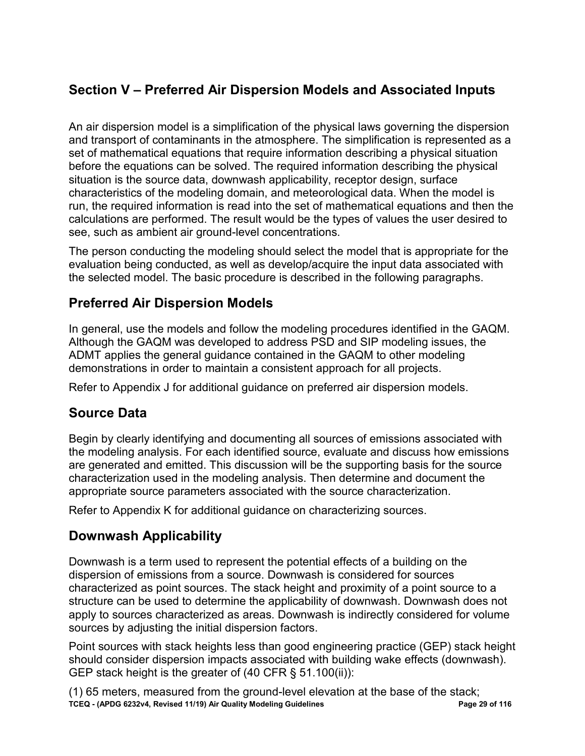## Section V – Preferred Air Dispersion Models and Associated Inputs

An air dispersion model is a simplification of the physical laws governing the dispersion and transport of contaminants in the atmosphere. The simplification is represented as a set of mathematical equations that require information describing a physical situation before the equations can be solved. The required information describing the physical situation is the source data, downwash applicability, receptor design, surface characteristics of the modeling domain, and meteorological data. When the model is run, the required information is read into the set of mathematical equations and then the calculations are performed. The result would be the types of values the user desired to see, such as ambient air ground-level concentrations.

The person conducting the modeling should select the model that is appropriate for the evaluation being conducted, as well as develop/acquire the input data associated with the selected model. The basic procedure is described in the following paragraphs.

### Preferred Air Dispersion Models

In general, use the models and follow the modeling procedures identified in the GAQM. Although the GAQM was developed to address PSD and SIP modeling issues, the ADMT applies the general guidance contained in the GAQM to other modeling demonstrations in order to maintain a consistent approach for all projects.

Refer to Appendix J for additional guidance on preferred air dispersion models.

### Source Data

Begin by clearly identifying and documenting all sources of emissions associated with the modeling analysis. For each identified source, evaluate and discuss how emissions are generated and emitted. This discussion will be the supporting basis for the source characterization used in the modeling analysis. Then determine and document the appropriate source parameters associated with the source characterization.

Refer to Appendix K for additional guidance on characterizing sources.

### Downwash Applicability

Downwash is a term used to represent the potential effects of a building on the dispersion of emissions from a source. Downwash is considered for sources characterized as point sources. The stack height and proximity of a point source to a structure can be used to determine the applicability of downwash. Downwash does not apply to sources characterized as areas. Downwash is indirectly considered for volume sources by adjusting the initial dispersion factors.

Point sources with stack heights less than good engineering practice (GEP) stack height should consider dispersion impacts associated with building wake effects (downwash). GEP stack height is the greater of (40 CFR § 51.100(ii)):

(1) 65 meters, measured from the ground-level elevation at the base of the stack;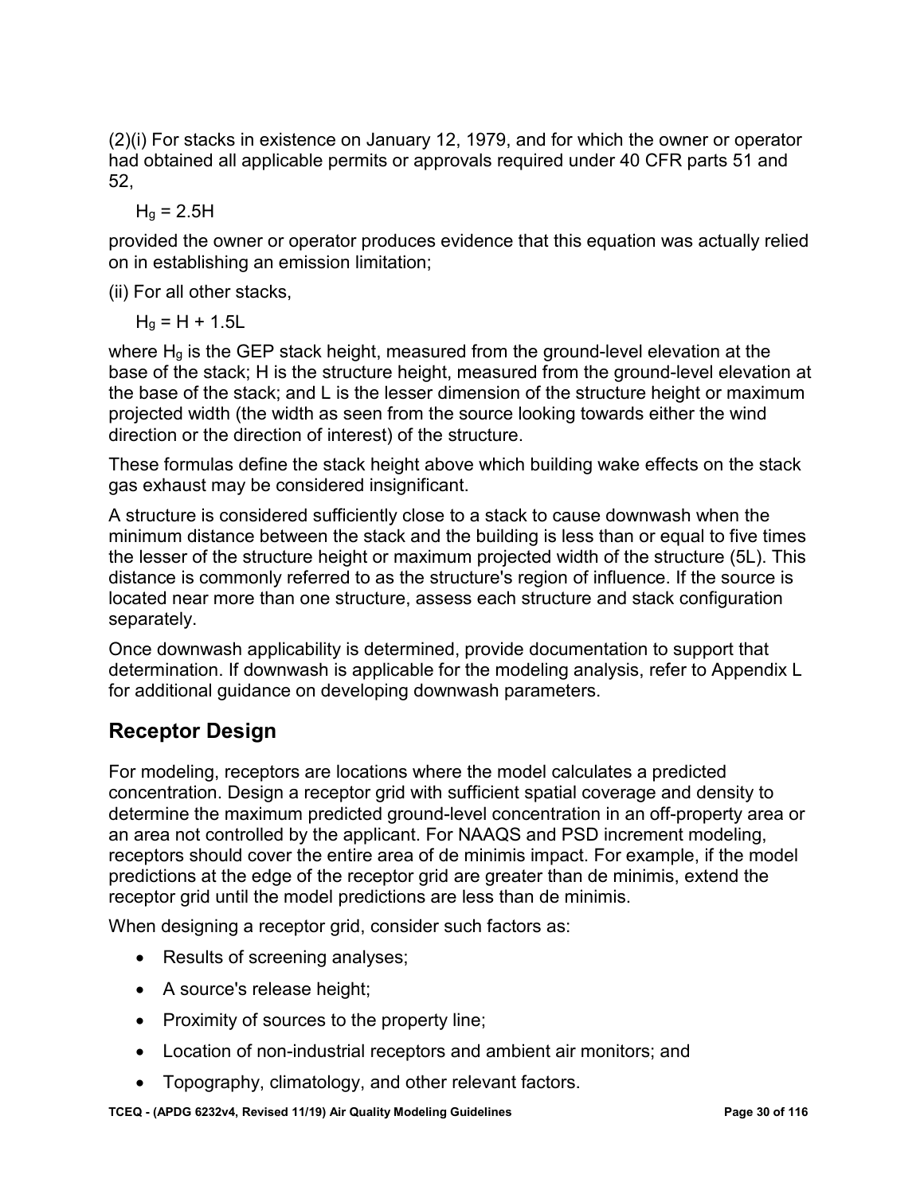(2)(i) For stacks in existence on January 12, 1979, and for which the owner or operator had obtained all applicable permits or approvals required under 40 CFR parts 51 and 52,

$$H_g = 2.5H$$

provided the owner or operator produces evidence that this equation was actually relied on in establishing an emission limitation;

(ii) For all other stacks,

$$H_g = H + 1.5L$$

where $H_g$ is the GEP stack height, measured from the ground-level elevation at the base of the stack; H is the structure height, measured from the ground-level elevation at the base of the stack; and L is the lesser dimension of the structure height or maximum projected width (the width as seen from the source looking towards either the wind direction or the direction of interest) of the structure.

These formulas define the stack height above which building wake effects on the stack gas exhaust may be considered insignificant.

A structure is considered sufficiently close to a stack to cause downwash when the minimum distance between the stack and the building is less than or equal to five times the lesser of the structure height or maximum projected width of the structure (5L). This distance is commonly referred to as the structure's region of influence. If the source is located near more than one structure, assess each structure and stack configuration separately.

Once downwash applicability is determined, provide documentation to support that determination. If downwash is applicable for the modeling analysis, refer to Appendix L for additional guidance on developing downwash parameters.

## Receptor Design

For modeling, receptors are locations where the model calculates a predicted concentration. Design a receptor grid with sufficient spatial coverage and density to determine the maximum predicted ground-level concentration in an off-property area or an area not controlled by the applicant. For NAAQS and PSD increment modeling, receptors should cover the entire area of de minimis impact. For example, if the model predictions at the edge of the receptor grid are greater than de minimis, extend the receptor grid until the model predictions are less than de minimis.

When designing a receptor grid, consider such factors as:

- Results of screening analyses;
- A source's release height;
- Proximity of sources to the property line;
- Location of non-industrial receptors and ambient air monitors; and
- Topography, climatology, and other relevant factors.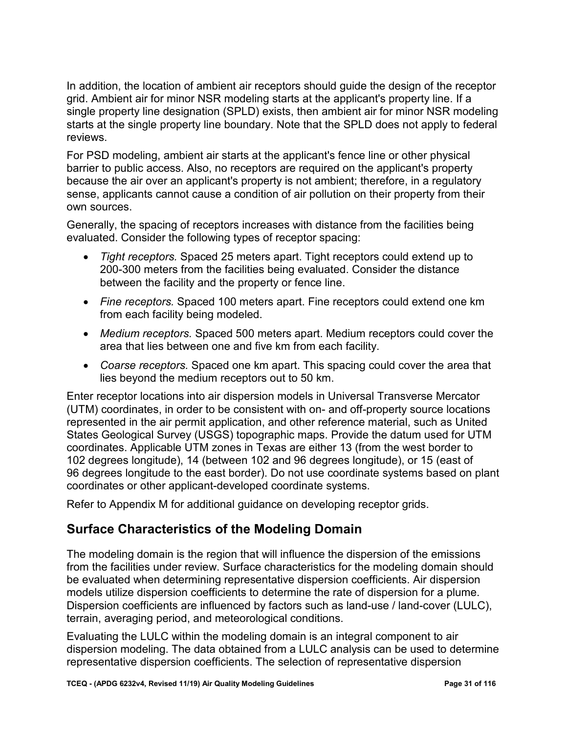In addition, the location of ambient air receptors should guide the design of the receptor grid. Ambient air for minor NSR modeling starts at the applicant's property line. If a single property line designation (SPLD) exists, then ambient air for minor NSR modeling starts at the single property line boundary. Note that the SPLD does not apply to federal reviews.

For PSD modeling, ambient air starts at the applicant's fence line or other physical barrier to public access. Also, no receptors are required on the applicant's property because the air over an applicant's property is not ambient; therefore, in a regulatory sense, applicants cannot cause a condition of air pollution on their property from their own sources.

Generally, the spacing of receptors increases with distance from the facilities being evaluated. Consider the following types of receptor spacing:

- *Tight receptors.* Spaced 25 meters apart. Tight receptors could extend up to 200-300 meters from the facilities being evaluated. Consider the distance between the facility and the property or fence line.
- *Fine receptors.* Spaced 100 meters apart. Fine receptors could extend one km from each facility being modeled.
- *Medium receptors.* Spaced 500 meters apart. Medium receptors could cover the area that lies between one and five km from each facility.
- *Coarse receptors.* Spaced one km apart. This spacing could cover the area that lies beyond the medium receptors out to 50 km.

Enter receptor locations into air dispersion models in Universal Transverse Mercator (UTM) coordinates, in order to be consistent with on- and off-property source locations represented in the air permit application, and other reference material, such as United States Geological Survey (USGS) topographic maps. Provide the datum used for UTM coordinates. Applicable UTM zones in Texas are either 13 (from the west border to 102 degrees longitude), 14 (between 102 and 96 degrees longitude), or 15 (east of 96 degrees longitude to the east border). Do not use coordinate systems based on plant coordinates or other applicant-developed coordinate systems.

Refer to Appendix M for additional guidance on developing receptor grids.

## Surface Characteristics of the Modeling Domain

The modeling domain is the region that will influence the dispersion of the emissions from the facilities under review. Surface characteristics for the modeling domain should be evaluated when determining representative dispersion coefficients. Air dispersion models utilize dispersion coefficients to determine the rate of dispersion for a plume. Dispersion coefficients are influenced by factors such as land-use / land-cover (LULC), terrain, averaging period, and meteorological conditions.

Evaluating the LULC within the modeling domain is an integral component to air dispersion modeling. The data obtained from a LULC analysis can be used to determine representative dispersion coefficients. The selection of representative dispersion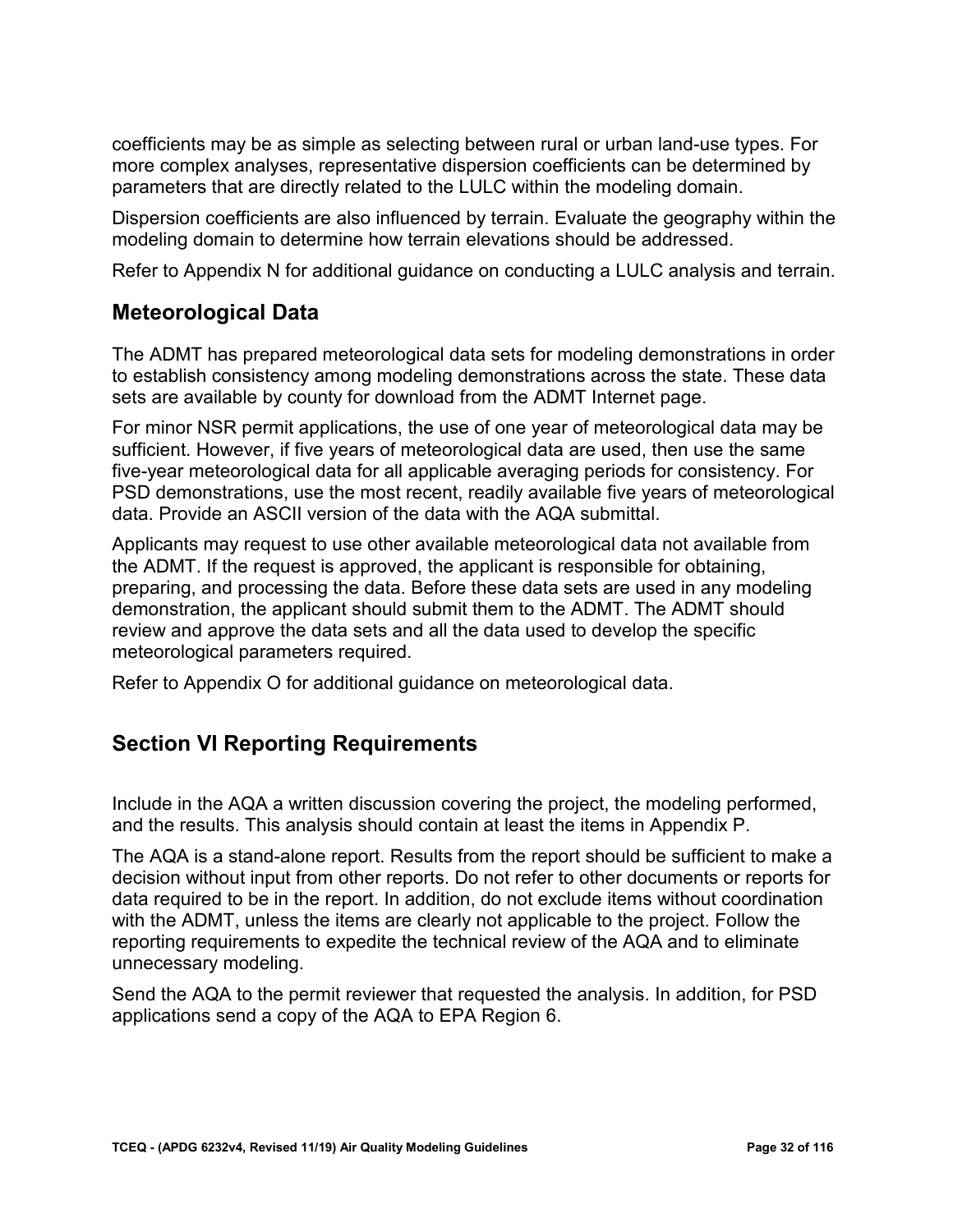coefficients may be as simple as selecting between rural or urban land-use types. For more complex analyses, representative dispersion coefficients can be determined by parameters that are directly related to the LULC within the modeling domain.

Dispersion coefficients are also influenced by terrain. Evaluate the geography within the modeling domain to determine how terrain elevations should be addressed.

Refer to Appendix N for additional guidance on conducting a LULC analysis and terrain.

## Meteorological Data

The ADMT has prepared meteorological data sets for modeling demonstrations in order to establish consistency among modeling demonstrations across the state. These data sets are available by county for download from the ADMT Internet page.

For minor NSR permit applications, the use of one year of meteorological data may be sufficient. However, if five years of meteorological data are used, then use the same five-year meteorological data for all applicable averaging periods for consistency. For PSD demonstrations, use the most recent, readily available five years of meteorological data. Provide an ASCII version of the data with the AQA submittal.

Applicants may request to use other available meteorological data not available from the ADMT. If the request is approved, the applicant is responsible for obtaining, preparing, and processing the data. Before these data sets are used in any modeling demonstration, the applicant should submit them to the ADMT. The ADMT should review and approve the data sets and all the data used to develop the specific meteorological parameters required.

Refer to Appendix O for additional guidance on meteorological data.

## Section VI Reporting Requirements

Include in the AQA a written discussion covering the project, the modeling performed, and the results. This analysis should contain at least the items in Appendix P.

The AQA is a stand-alone report. Results from the report should be sufficient to make a decision without input from other reports. Do not refer to other documents or reports for data required to be in the report. In addition, do not exclude items without coordination with the ADMT, unless the items are clearly not applicable to the project. Follow the reporting requirements to expedite the technical review of the AQA and to eliminate unnecessary modeling.

Send the AQA to the permit reviewer that requested the analysis. In addition, for PSD applications send a copy of the AQA to EPA Region 6.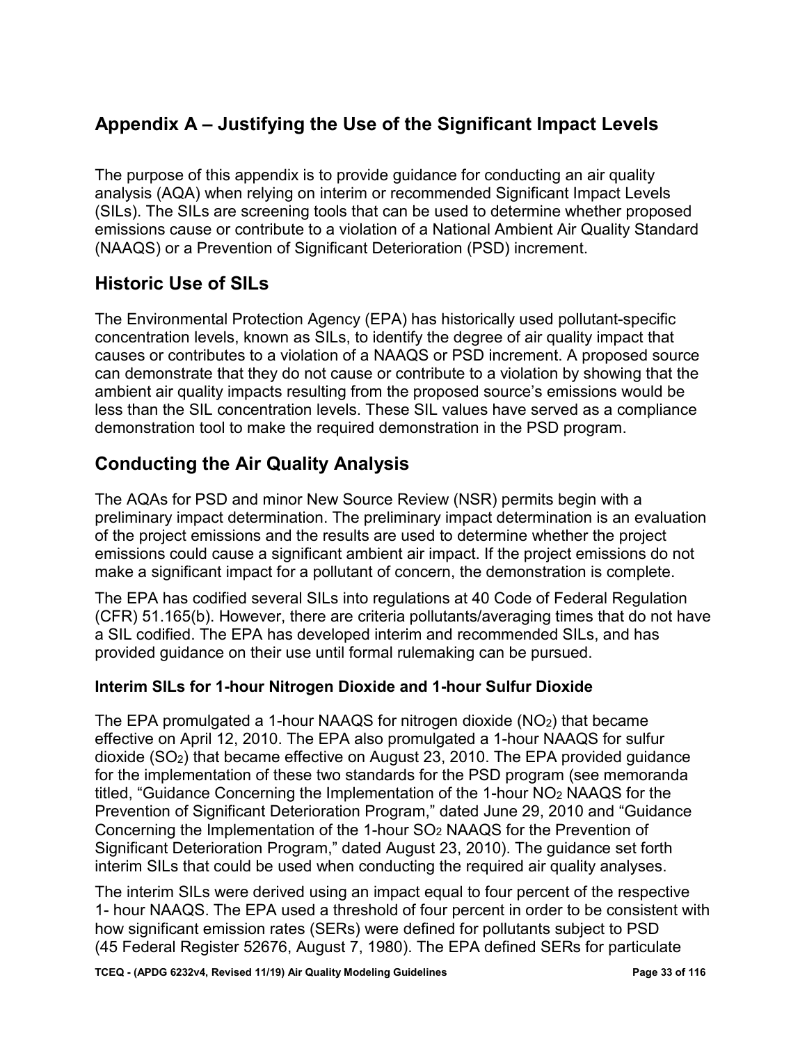## Appendix A – Justifying the Use of the Significant Impact Levels

The purpose of this appendix is to provide guidance for conducting an air quality analysis (AQA) when relying on interim or recommended Significant Impact Levels (SILs). The SILs are screening tools that can be used to determine whether proposed emissions cause or contribute to a violation of a National Ambient Air Quality Standard (NAAQS) or a Prevention of Significant Deterioration (PSD) increment.

## Historic Use of SILs

The Environmental Protection Agency (EPA) has historically used pollutant-specific concentration levels, known as SILs, to identify the degree of air quality impact that causes or contributes to a violation of a NAAQS or PSD increment. A proposed source can demonstrate that they do not cause or contribute to a violation by showing that the ambient air quality impacts resulting from the proposed source's emissions would be less than the SIL concentration levels. These SIL values have served as a compliance demonstration tool to make the required demonstration in the PSD program.

## Conducting the Air Quality Analysis

The AQAs for PSD and minor New Source Review (NSR) permits begin with a preliminary impact determination. The preliminary impact determination is an evaluation of the project emissions and the results are used to determine whether the project emissions could cause a significant ambient air impact. If the project emissions do not make a significant impact for a pollutant of concern, the demonstration is complete.

The EPA has codified several SILs into regulations at 40 Code of Federal Regulation (CFR) 51.165(b). However, there are criteria pollutants/averaging times that do not have a SIL codified. The EPA has developed interim and recommended SILs, and has provided guidance on their use until formal rulemaking can be pursued.

#### Interim SILs for 1-hour Nitrogen Dioxide and 1-hour Sulfur Dioxide

The EPA promulgated a 1-hour NAAQS for nitrogen dioxide ($NO_2$) that became effective on April 12, 2010. The EPA also promulgated a 1-hour NAAQS for sulfur dioxide ($SO_2$) that became effective on August 23, 2010. The EPA provided guidance for the implementation of these two standards for the PSD program (see memoranda titled, "Guidance Concerning the Implementation of the 1-hour $NO_2$ NAAQS for the Prevention of Significant Deterioration Program," dated June 29, 2010 and "Guidance Concerning the Implementation of the 1-hour $SO_2$ NAAQS for the Prevention of Significant Deterioration Program," dated August 23, 2010). The guidance set forth interim SILs that could be used when conducting the required air quality analyses.

The interim SILs were derived using an impact equal to four percent of the respective 1- hour NAAQS. The EPA used a threshold of four percent in order to be consistent with how significant emission rates (SERs) were defined for pollutants subject to PSD (45 Federal Register 52676, August 7, 1980). The EPA defined SERs for particulate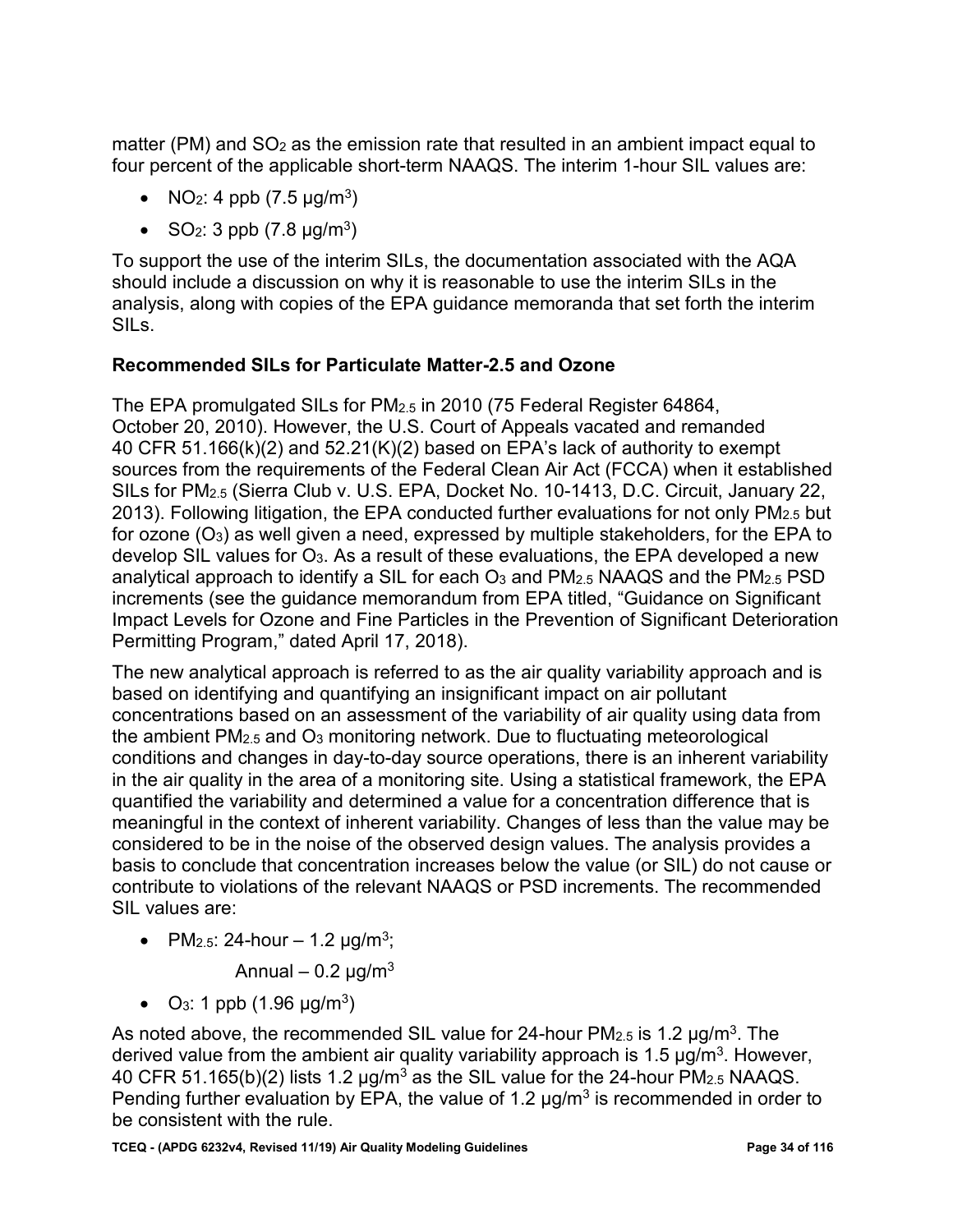matter (PM) and $SO_2$ as the emission rate that resulted in an ambient impact equal to four percent of the applicable short-term NAAQS. The interim 1-hour SIL values are:

- $NO_2$: 4 ppb (7.5 µg/m$^3$)
- $SO_2$: 3 ppb (7.8 µg/m$^3$)

To support the use of the interim SILs, the documentation associated with the AQA should include a discussion on why it is reasonable to use the interim SILs in the analysis, along with copies of the EPA guidance memoranda that set forth the interim SILs.

### Recommended SILs for Particulate Matter-2.5 and Ozone

The EPA promulgated SILs for $PM_{2.5}$ in 2010 (75 Federal Register 64864, October 20, 2010). However, the U.S. Court of Appeals vacated and remanded 40 CFR 51.166(k)(2) and 52.21(K)(2) based on EPA's lack of authority to exempt sources from the requirements of the Federal Clean Air Act (FCCA) when it established SILs for $PM_{2.5}$ (Sierra Club v. U.S. EPA, Docket No. 10-1413, D.C. Circuit, January 22, 2013). Following litigation, the EPA conducted further evaluations for not only $PM_{2.5}$ but for ozone ($O_3$) as well given a need, expressed by multiple stakeholders, for the EPA to develop SIL values for $O_3$. As a result of these evaluations, the EPA developed a new analytical approach to identify a SIL for each $O_3$ and $PM_{2.5}$ NAAQS and the $PM_{2.5}$ PSD increments (see the guidance memorandum from EPA titled, "Guidance on Significant Impact Levels for Ozone and Fine Particles in the Prevention of Significant Deterioration Permitting Program," dated April 17, 2018).

The new analytical approach is referred to as the air quality variability approach and is based on identifying and quantifying an insignificant impact on air pollutant concentrations based on an assessment of the variability of air quality using data from the ambient $PM_{2.5}$ and $O_3$ monitoring network. Due to fluctuating meteorological conditions and changes in day-to-day source operations, there is an inherent variability in the air quality in the area of a monitoring site. Using a statistical framework, the EPA quantified the variability and determined a value for a concentration difference that is meaningful in the context of inherent variability. Changes of less than the value may be considered to be in the noise of the observed design values. The analysis provides a basis to conclude that concentration increases below the value (or SIL) do not cause or contribute to violations of the relevant NAAQS or PSD increments. The recommended SIL values are:

- $PM_{2.5}$: 24-hour – 1.2 µg/m$^3$;

  Annual – 0.2 µg/m$^3$
- $O_3$: 1 ppb (1.96 µg/m$^3$)

As noted above, the recommended SIL value for 24-hour $PM_{2.5}$ is 1.2 µg/m$^3$. The derived value from the ambient air quality variability approach is 1.5 µg/m$^3$. However, 40 CFR 51.165(b)(2) lists 1.2 µg/m$^3$ as the SIL value for the 24-hour $PM_{2.5}$ NAAQS. Pending further evaluation by EPA, the value of 1.2 µg/m$^3$ is recommended in order to be consistent with the rule.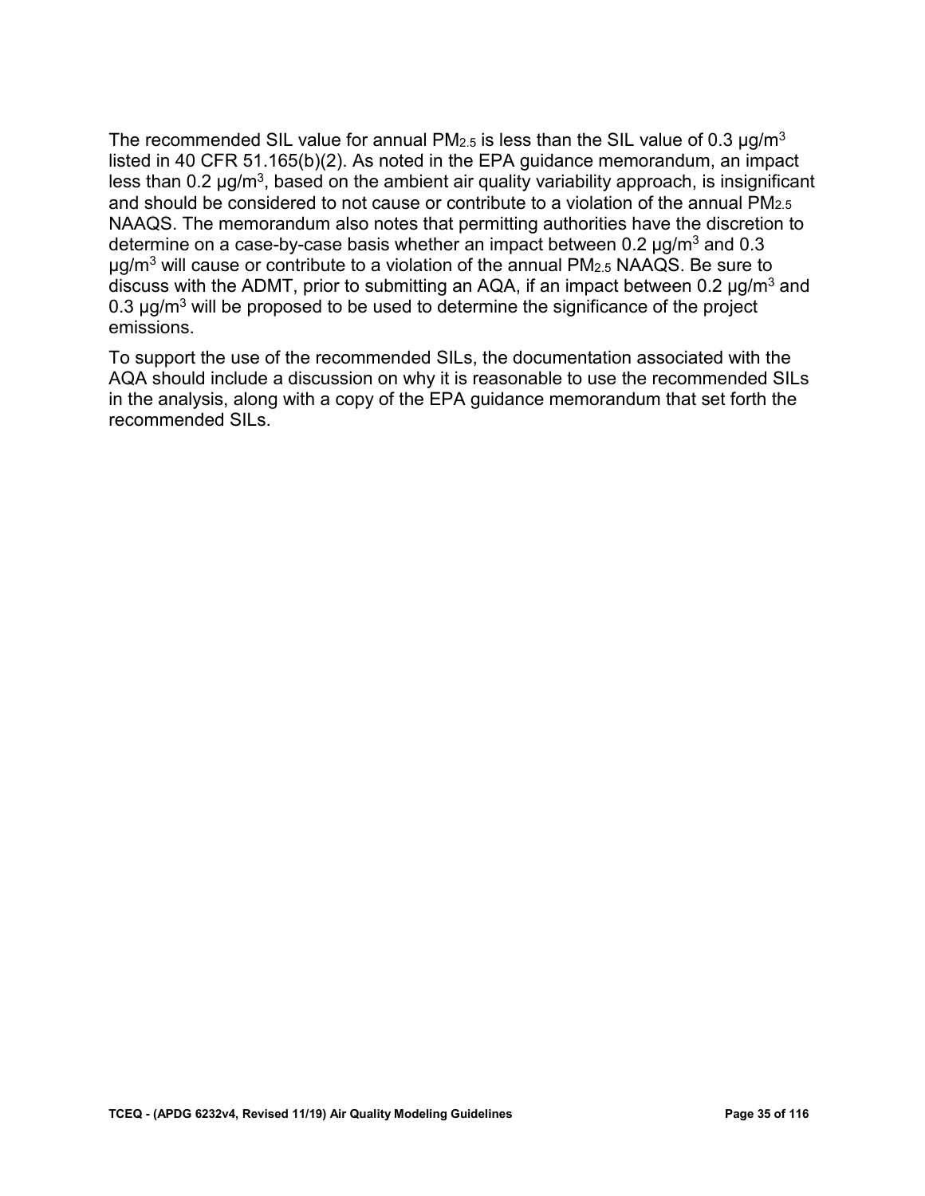The recommended SIL value for annual $PM_{2.5}$ is less than the SIL value of 0.3 $\mu g/m^3$ listed in 40 CFR 51.165(b)(2). As noted in the EPA guidance memorandum, an impact less than 0.2 $\mu g/m^3$, based on the ambient air quality variability approach, is insignificant and should be considered to not cause or contribute to a violation of the annual $PM_{2.5}$ NAAQS. The memorandum also notes that permitting authorities have the discretion to determine on a case-by-case basis whether an impact between 0.2 $\mu g/m^3$ and 0.3 $\mu g/m^3$ will cause or contribute to a violation of the annual $PM_{2.5}$ NAAQS. Be sure to discuss with the ADMT, prior to submitting an AQA, if an impact between 0.2 $\mu g/m^3$ and 0.3 $\mu g/m^3$ will be proposed to be used to determine the significance of the project emissions.

To support the use of the recommended SILs, the documentation associated with the AQA should include a discussion on why it is reasonable to use the recommended SILs in the analysis, along with a copy of the EPA guidance memorandum that set forth the recommended SILs.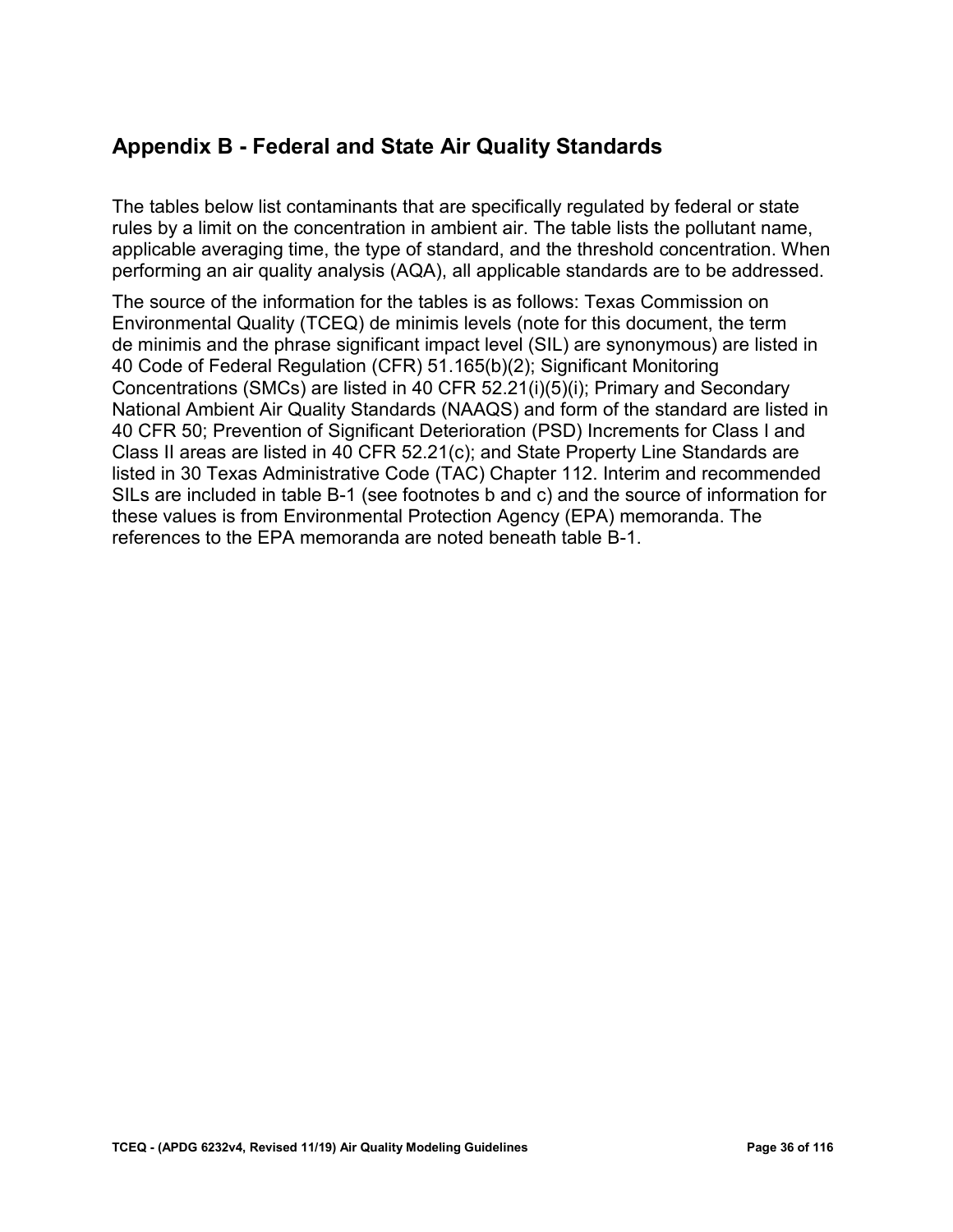## Appendix B - Federal and State Air Quality Standards

The tables below list contaminants that are specifically regulated by federal or state rules by a limit on the concentration in ambient air. The table lists the pollutant name, applicable averaging time, the type of standard, and the threshold concentration. When performing an air quality analysis (AQA), all applicable standards are to be addressed.

The source of the information for the tables is as follows: Texas Commission on Environmental Quality (TCEQ) de minimis levels (note for this document, the term de minimis and the phrase significant impact level (SIL) are synonymous) are listed in 40 Code of Federal Regulation (CFR) 51.165(b)(2); Significant Monitoring Concentrations (SMCs) are listed in 40 CFR 52.21(i)(5)(i); Primary and Secondary National Ambient Air Quality Standards (NAAQS) and form of the standard are listed in 40 CFR 50; Prevention of Significant Deterioration (PSD) Increments for Class I and Class II areas are listed in 40 CFR 52.21(c); and State Property Line Standards are listed in 30 Texas Administrative Code (TAC) Chapter 112. Interim and recommended SILs are included in table B-1 (see footnotes b and c) and the source of information for these values is from Environmental Protection Agency (EPA) memoranda. The references to the EPA memoranda are noted beneath table B-1.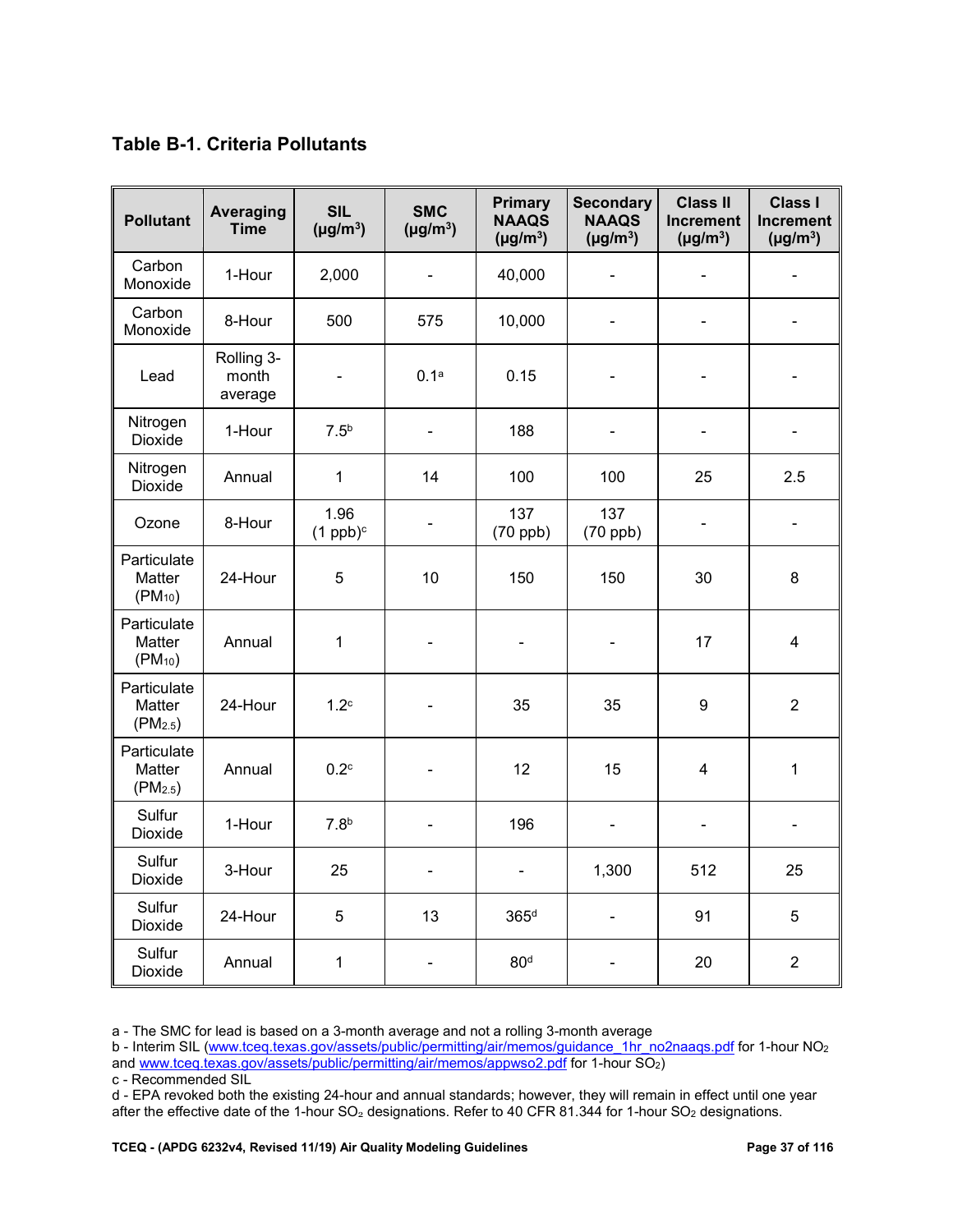### Table B-1. Criteria Pollutants

| Pollutant | Averaging Time | SIL (μg/m³) | SMC (μg/m³) | Primary NAAQS (μg/m³) | Secondary NAAQS (μg/m³) | Class II Increment (μg/m³) | Class I Increment (μg/m³) |
|---|---|---|---|---|---|---|---|
| Carbon Monoxide | 1-Hour | 2,000 | - | 40,000 | - | - | - |
| Carbon Monoxide | 8-Hour | 500 | 575 | 10,000 | - | - | - |
| Lead | Rolling 3-month average | - | 0.1[a] | 0.15 | - | - | - |
| Nitrogen Dioxide | 1-Hour | 7.5[b] | - | 188 | - | - | - |
| Nitrogen Dioxide | Annual | 1 | 14 | 100 | 100 | 25 | 2.5 |
| Ozone | 8-Hour | 1.96 (1 ppb)[c] | - | 137 (70 ppb) | 137 (70 ppb) | - | - |
| Particulate Matter ($PM_{10}$) | 24-Hour | 5 | 10 | 150 | 150 | 30 | 8 |
| Particulate Matter ($PM_{10}$) | Annual | 1 | - | - | - | 17 | 4 |
| Particulate Matter ($PM_{2.5}$) | 24-Hour | 1.2[c] | - | 35 | 35 | 9 | 2 |
| Particulate Matter ($PM_{2.5}$) | Annual | 0.2[c] | - | 12 | 15 | 4 | 1 |
| Sulfur Dioxide | 1-Hour | 7.8[b] | - | 196 | - | - | - |
| Sulfur Dioxide | 3-Hour | 25 | - | - | 1,300 | 512 | 25 |
| Sulfur Dioxide | 24-Hour | 5 | 13 | 365[d] | - | 91 | 5 |
| Sulfur Dioxide | Annual | 1 | - | 80[d] | - | 20 | 2 |

a - The SMC for lead is based on a 3-month average and not a rolling 3-month average

b - Interim SIL (www.tceq.texas.gov/assets/public/permitting/air/memos/guidance_1hr_no2naaqs.pdf for 1-hour $NO_2$ and www.tceq.texas.gov/assets/public/permitting/air/memos/appwso2.pdf for 1-hour $SO_2$)

c - Recommended SIL

d - EPA revoked both the existing 24-hour and annual standards; however, they will remain in effect until one year after the effective date of the 1-hour $SO_2$ designations. Refer to 40 CFR 81.344 for 1-hour $SO_2$ designations.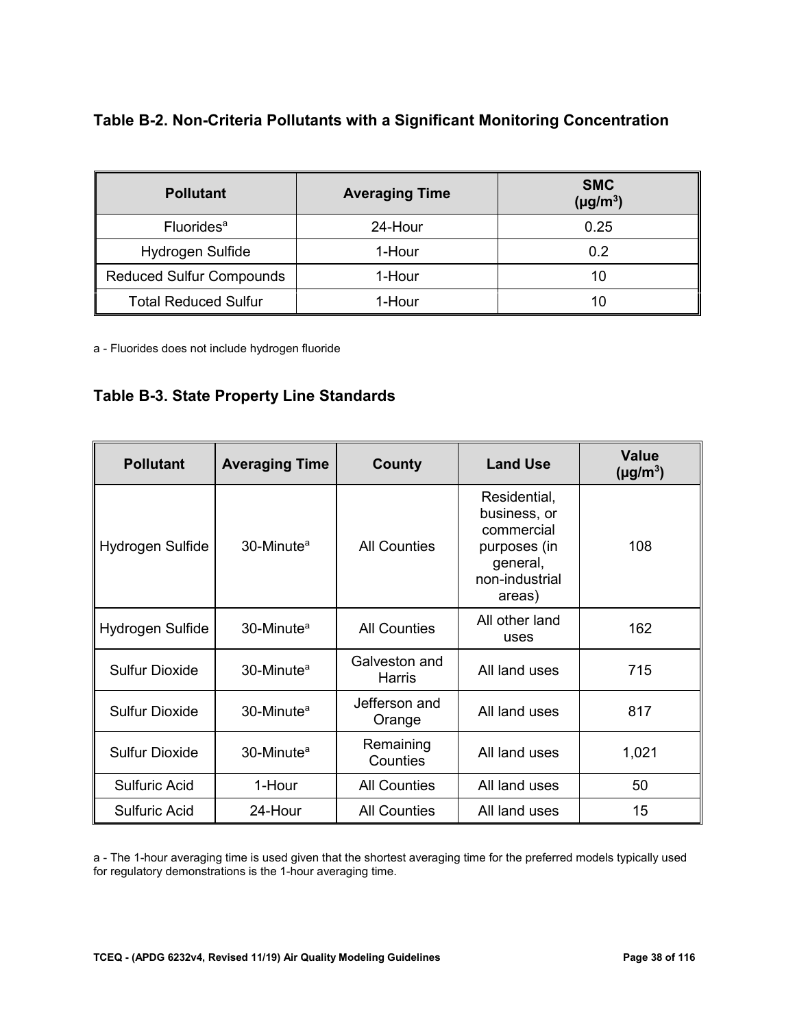### Table B-2. Non-Criteria Pollutants with a Significant Monitoring Concentration

| Pollutant | Averaging Time | SMC ($\mu g/m^3$) |
|---|---|---|
| Fluorides[a] | 24-Hour | 0.25 |
| Hydrogen Sulfide | 1-Hour | 0.2 |
| Reduced Sulfur Compounds | 1-Hour | 10 |
| Total Reduced Sulfur | 1-Hour | 10 |

a - Fluorides does not include hydrogen fluoride

### Table B-3. State Property Line Standards

| Pollutant | Averaging Time | County | Land Use | Value ($\mu g/m^3$) |
|---|---|---|---|---|
| Hydrogen Sulfide | 30-Minute[a] | All Counties | Residential, business, or commercial purposes (in general, non-industrial areas) | 108 |
| Hydrogen Sulfide | 30-Minute[a] | All Counties | All other land uses | 162 |
| Sulfur Dioxide | 30-Minute[a] | Galveston and Harris | All land uses | 715 |
| Sulfur Dioxide | 30-Minute[a] | Jefferson and Orange | All land uses | 817 |
| Sulfur Dioxide | 30-Minute[a] | Remaining Counties | All land uses | 1,021 |
| Sulfuric Acid | 1-Hour | All Counties | All land uses | 50 |
| Sulfuric Acid | 24-Hour | All Counties | All land uses | 15 |

a - The 1-hour averaging time is used given that the shortest averaging time for the preferred models typically used for regulatory demonstrations is the 1-hour averaging time.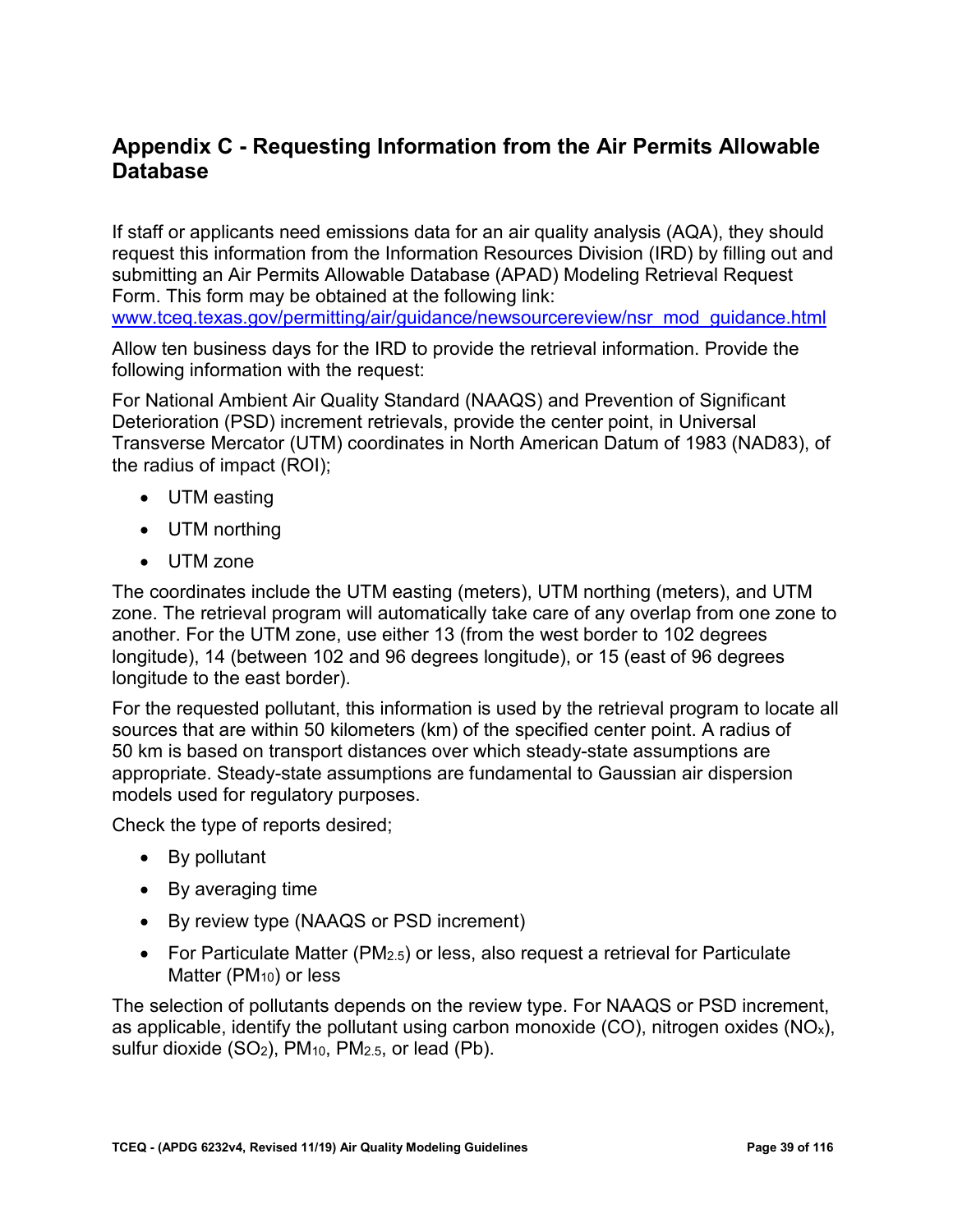## Appendix C - Requesting Information from the Air Permits Allowable Database

If staff or applicants need emissions data for an air quality analysis (AQA), they should request this information from the Information Resources Division (IRD) by filling out and submitting an Air Permits Allowable Database (APAD) Modeling Retrieval Request Form. This form may be obtained at the following link: www.tceq.texas.gov/permitting/air/guidance/newsourcereview/nsr_mod_guidance.html

Allow ten business days for the IRD to provide the retrieval information. Provide the following information with the request:

For National Ambient Air Quality Standard (NAAQS) and Prevention of Significant Deterioration (PSD) increment retrievals, provide the center point, in Universal Transverse Mercator (UTM) coordinates in North American Datum of 1983 (NAD83), of the radius of impact (ROI);

- UTM easting
- UTM northing
- UTM zone

The coordinates include the UTM easting (meters), UTM northing (meters), and UTM zone. The retrieval program will automatically take care of any overlap from one zone to another. For the UTM zone, use either 13 (from the west border to 102 degrees longitude), 14 (between 102 and 96 degrees longitude), or 15 (east of 96 degrees longitude to the east border).

For the requested pollutant, this information is used by the retrieval program to locate all sources that are within 50 kilometers (km) of the specified center point. A radius of 50 km is based on transport distances over which steady-state assumptions are appropriate. Steady-state assumptions are fundamental to Gaussian air dispersion models used for regulatory purposes.

Check the type of reports desired;

- By pollutant
- By averaging time
- By review type (NAAQS or PSD increment)
- For Particulate Matter ($PM_{2.5}$) or less, also request a retrieval for Particulate Matter ($PM_{10}$) or less

The selection of pollutants depends on the review type. For NAAQS or PSD increment, as applicable, identify the pollutant using carbon monoxide (CO), nitrogen oxides ($NO_x$), sulfur dioxide ($SO_2$), $PM_{10}$, $PM_{2.5}$, or lead (Pb).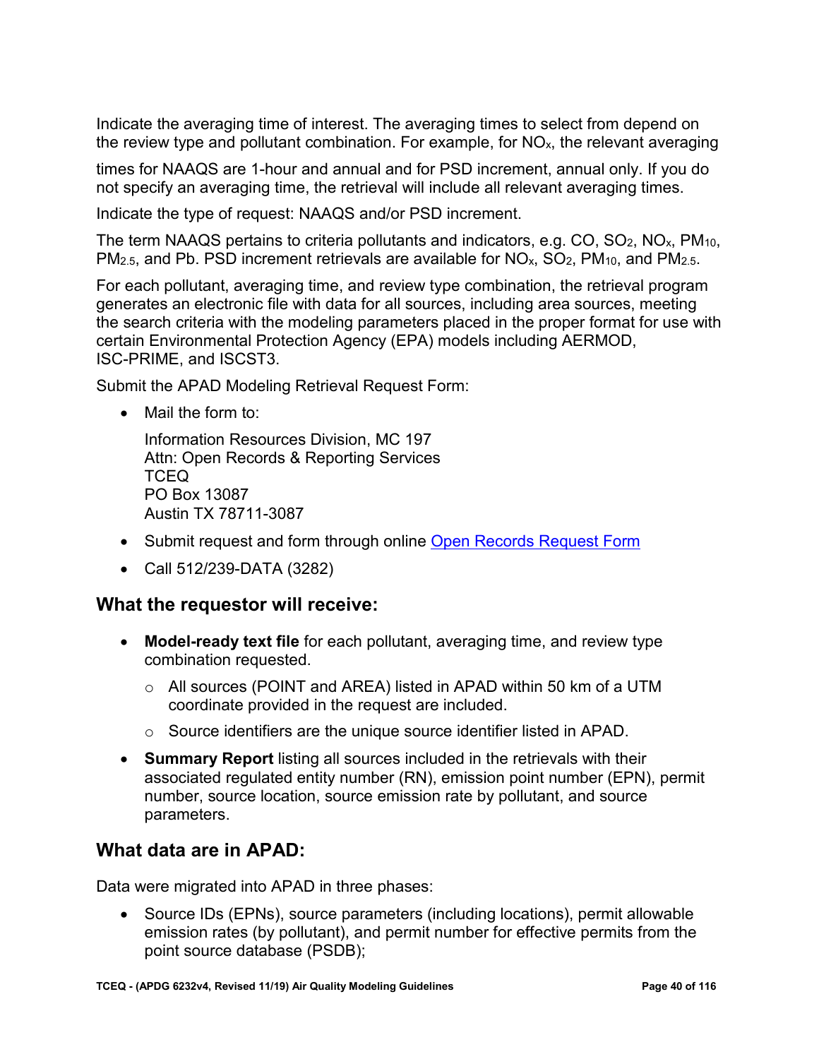Indicate the averaging time of interest. The averaging times to select from depend on the review type and pollutant combination. For example, for $NO_x$, the relevant averaging times for NAAQS are 1-hour and annual and for PSD increment, annual only. If you do not specify an averaging time, the retrieval will include all relevant averaging times.

Indicate the type of request: NAAQS and/or PSD increment.

The term NAAQS pertains to criteria pollutants and indicators, e.g. CO, $SO_2$, $NO_x$, $PM_{10}$, $PM_{2.5}$, and Pb. PSD increment retrievals are available for $NO_x$, $SO_2$, $PM_{10}$, and $PM_{2.5}$.

For each pollutant, averaging time, and review type combination, the retrieval program generates an electronic file with data for all sources, including area sources, meeting the search criteria with the modeling parameters placed in the proper format for use with certain Environmental Protection Agency (EPA) models including AERMOD, ISC-PRIME, and ISCST3.

Submit the APAD Modeling Retrieval Request Form:

- Mail the form to:

  Information Resources Division, MC 197
  Attn: Open Records & Reporting Services
  TCEQ
  PO Box 13087
  Austin TX 78711-3087

- Submit request and form through online Open Records Request Form
- Call 512/239-DATA (3282)

## What the requestor will receive:

- **Model-ready text file** for each pollutant, averaging time, and review type combination requested.
  - All sources (POINT and AREA) listed in APAD within 50 km of a UTM coordinate provided in the request are included.
  - Source identifiers are the unique source identifier listed in APAD.
- **Summary Report** listing all sources included in the retrievals with their associated regulated entity number (RN), emission point number (EPN), permit number, source location, source emission rate by pollutant, and source parameters.

## What data are in APAD:

Data were migrated into APAD in three phases:

- Source IDs (EPNs), source parameters (including locations), permit allowable emission rates (by pollutant), and permit number for effective permits from the point source database (PSDB);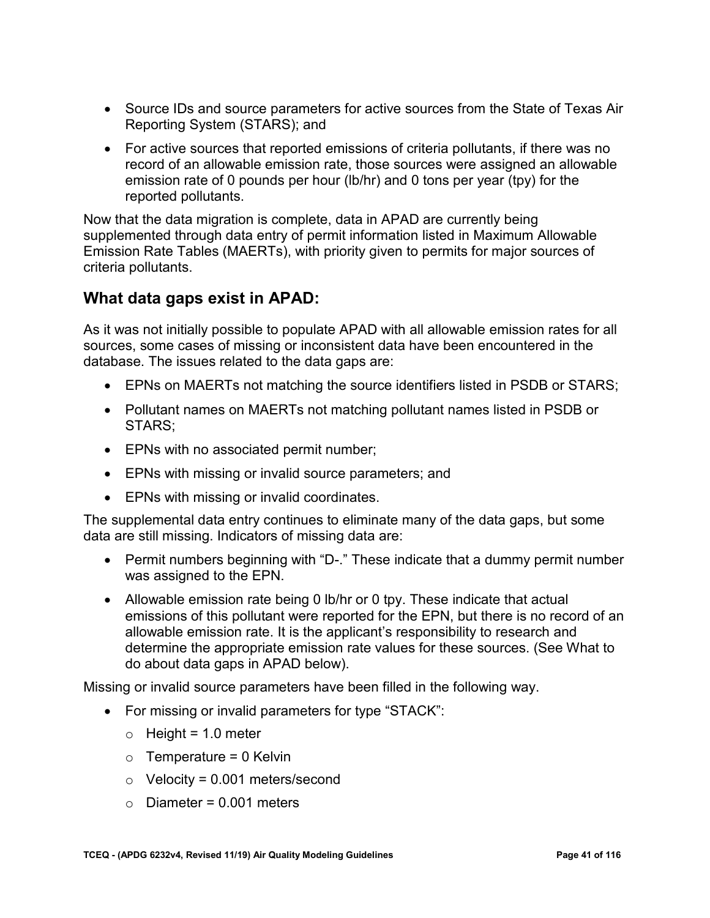- Source IDs and source parameters for active sources from the State of Texas Air Reporting System (STARS); and
- For active sources that reported emissions of criteria pollutants, if there was no record of an allowable emission rate, those sources were assigned an allowable emission rate of 0 pounds per hour (lb/hr) and 0 tons per year (tpy) for the reported pollutants.

Now that the data migration is complete, data in APAD are currently being supplemented through data entry of permit information listed in Maximum Allowable Emission Rate Tables (MAERTs), with priority given to permits for major sources of criteria pollutants.

## What data gaps exist in APAD:

As it was not initially possible to populate APAD with all allowable emission rates for all sources, some cases of missing or inconsistent data have been encountered in the database. The issues related to the data gaps are:

- EPNs on MAERTs not matching the source identifiers listed in PSDB or STARS;
- Pollutant names on MAERTs not matching pollutant names listed in PSDB or STARS;
- EPNs with no associated permit number;
- EPNs with missing or invalid source parameters; and
- EPNs with missing or invalid coordinates.

The supplemental data entry continues to eliminate many of the data gaps, but some data are still missing. Indicators of missing data are:

- Permit numbers beginning with “D-.” These indicate that a dummy permit number was assigned to the EPN.
- Allowable emission rate being 0 lb/hr or 0 tpy. These indicate that actual emissions of this pollutant were reported for the EPN, but there is no record of an allowable emission rate. It is the applicant’s responsibility to research and determine the appropriate emission rate values for these sources. (See What to do about data gaps in APAD below).

Missing or invalid source parameters have been filled in the following way.

- For missing or invalid parameters for type “STACK”:
  - Height = 1.0 meter
  - Temperature = 0 Kelvin
  - Velocity = 0.001 meters/second
  - Diameter = 0.001 meters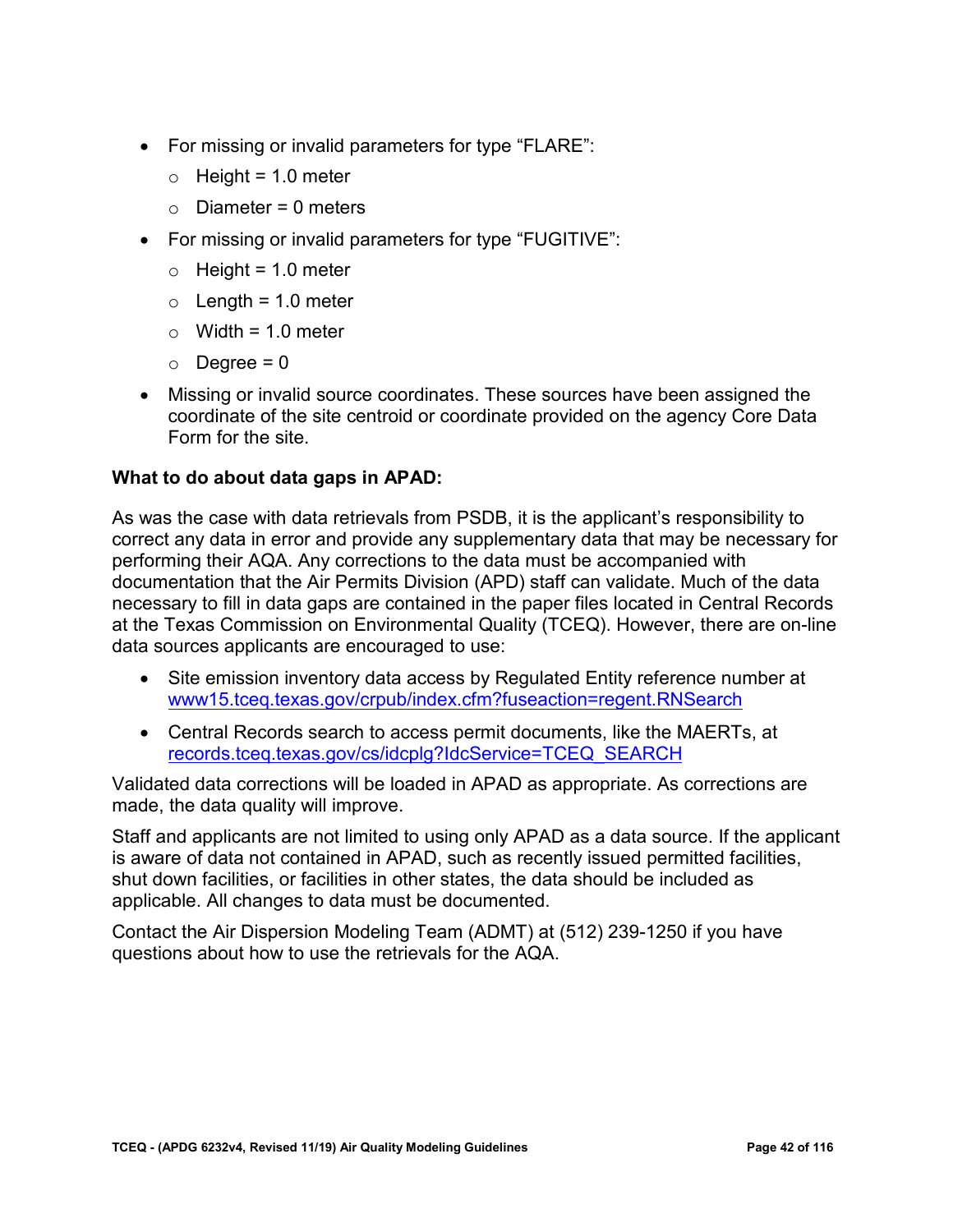- For missing or invalid parameters for type “FLARE”:
  - Height = 1.0 meter
  - Diameter = 0 meters
- For missing or invalid parameters for type “FUGITIVE”:
  - Height = 1.0 meter
  - Length = 1.0 meter
  - Width = 1.0 meter
  - Degree = 0
- Missing or invalid source coordinates. These sources have been assigned the coordinate of the site centroid or coordinate provided on the agency Core Data Form for the site.

**What to do about data gaps in APAD:**

As was the case with data retrievals from PSDB, it is the applicant’s responsibility to correct any data in error and provide any supplementary data that may be necessary for performing their AQA. Any corrections to the data must be accompanied with documentation that the Air Permits Division (APD) staff can validate. Much of the data necessary to fill in data gaps are contained in the paper files located in Central Records at the Texas Commission on Environmental Quality (TCEQ). However, there are on-line data sources applicants are encouraged to use:

- Site emission inventory data access by Regulated Entity reference number at www15.tceq.texas.gov/crpub/index.cfm?fuseaction=regent.RNSearch
- Central Records search to access permit documents, like the MAERTs, at records.tceq.texas.gov/cs/idcplg?IdcService=TCEQ_SEARCH

Validated data corrections will be loaded in APAD as appropriate. As corrections are made, the data quality will improve.

Staff and applicants are not limited to using only APAD as a data source. If the applicant is aware of data not contained in APAD, such as recently issued permitted facilities, shut down facilities, or facilities in other states, the data should be included as applicable. All changes to data must be documented.

Contact the Air Dispersion Modeling Team (ADMT) at (512) 239-1250 if you have questions about how to use the retrievals for the AQA.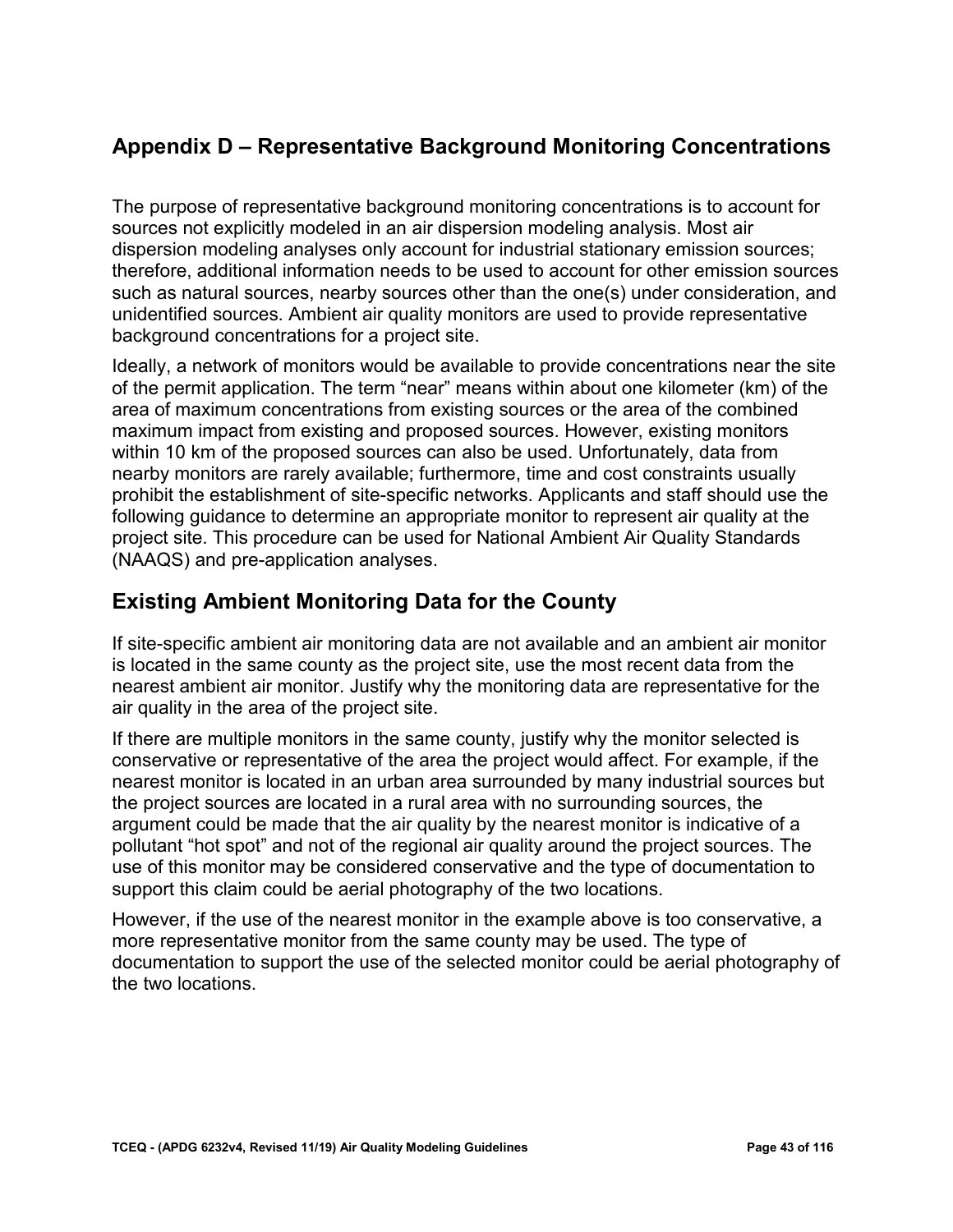## Appendix D – Representative Background Monitoring Concentrations

The purpose of representative background monitoring concentrations is to account for sources not explicitly modeled in an air dispersion modeling analysis. Most air dispersion modeling analyses only account for industrial stationary emission sources; therefore, additional information needs to be used to account for other emission sources such as natural sources, nearby sources other than the one(s) under consideration, and unidentified sources. Ambient air quality monitors are used to provide representative background concentrations for a project site.

Ideally, a network of monitors would be available to provide concentrations near the site of the permit application. The term “near” means within about one kilometer (km) of the area of maximum concentrations from existing sources or the area of the combined maximum impact from existing and proposed sources. However, existing monitors within 10 km of the proposed sources can also be used. Unfortunately, data from nearby monitors are rarely available; furthermore, time and cost constraints usually prohibit the establishment of site-specific networks. Applicants and staff should use the following guidance to determine an appropriate monitor to represent air quality at the project site. This procedure can be used for National Ambient Air Quality Standards (NAAQS) and pre-application analyses.

## Existing Ambient Monitoring Data for the County

If site-specific ambient air monitoring data are not available and an ambient air monitor is located in the same county as the project site, use the most recent data from the nearest ambient air monitor. Justify why the monitoring data are representative for the air quality in the area of the project site.

If there are multiple monitors in the same county, justify why the monitor selected is conservative or representative of the area the project would affect. For example, if the nearest monitor is located in an urban area surrounded by many industrial sources but the project sources are located in a rural area with no surrounding sources, the argument could be made that the air quality by the nearest monitor is indicative of a pollutant “hot spot” and not of the regional air quality around the project sources. The use of this monitor may be considered conservative and the type of documentation to support this claim could be aerial photography of the two locations.

However, if the use of the nearest monitor in the example above is too conservative, a more representative monitor from the same county may be used. The type of documentation to support the use of the selected monitor could be aerial photography of the two locations.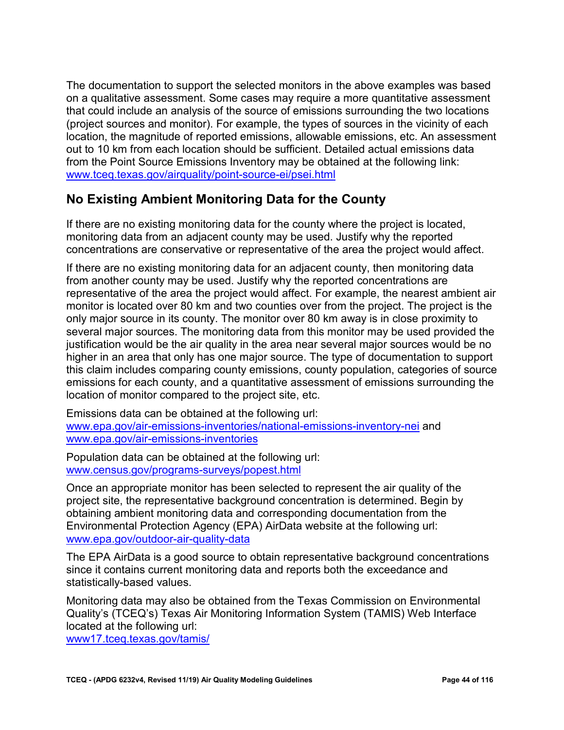The documentation to support the selected monitors in the above examples was based on a qualitative assessment. Some cases may require a more quantitative assessment that could include an analysis of the source of emissions surrounding the two locations (project sources and monitor). For example, the types of sources in the vicinity of each location, the magnitude of reported emissions, allowable emissions, etc. An assessment out to 10 km from each location should be sufficient. Detailed actual emissions data from the Point Source Emissions Inventory may be obtained at the following link: www.tceq.texas.gov/airquality/point-source-ei/psei.html

## No Existing Ambient Monitoring Data for the County

If there are no existing monitoring data for the county where the project is located, monitoring data from an adjacent county may be used. Justify why the reported concentrations are conservative or representative of the area the project would affect.

If there are no existing monitoring data for an adjacent county, then monitoring data from another county may be used. Justify why the reported concentrations are representative of the area the project would affect. For example, the nearest ambient air monitor is located over 80 km and two counties over from the project. The project is the only major source in its county. The monitor over 80 km away is in close proximity to several major sources. The monitoring data from this monitor may be used provided the justification would be the air quality in the area near several major sources would be no higher in an area that only has one major source. The type of documentation to support this claim includes comparing county emissions, county population, categories of source emissions for each county, and a quantitative assessment of emissions surrounding the location of monitor compared to the project site, etc.

Emissions data can be obtained at the following url:
www.epa.gov/air-emissions-inventories/national-emissions-inventory-nei and www.epa.gov/air-emissions-inventories

Population data can be obtained at the following url:
www.census.gov/programs-surveys/popest.html

Once an appropriate monitor has been selected to represent the air quality of the project site, the representative background concentration is determined. Begin by obtaining ambient monitoring data and corresponding documentation from the Environmental Protection Agency (EPA) AirData website at the following url:
www.epa.gov/outdoor-air-quality-data

The EPA AirData is a good source to obtain representative background concentrations since it contains current monitoring data and reports both the exceedance and statistically-based values.

Monitoring data may also be obtained from the Texas Commission on Environmental Quality's (TCEQ's) Texas Air Monitoring Information System (TAMIS) Web Interface located at the following url:
www17.tceq.texas.gov/tamis/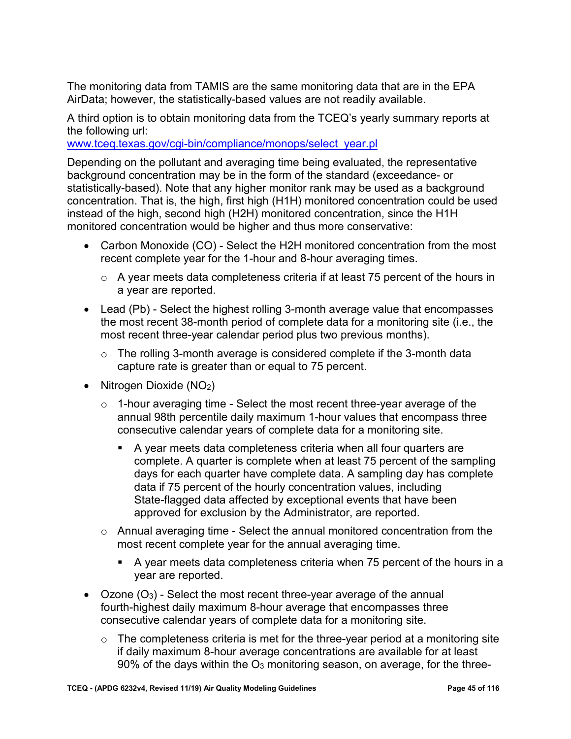The monitoring data from TAMIS are the same monitoring data that are in the EPA AirData; however, the statistically-based values are not readily available.

A third option is to obtain monitoring data from the TCEQ's yearly summary reports at the following url:
www.tceq.texas.gov/cgi-bin/compliance/monops/select_year.pl

Depending on the pollutant and averaging time being evaluated, the representative background concentration may be in the form of the standard (exceedance- or statistically-based). Note that any higher monitor rank may be used as a background concentration. That is, the high, first high (H1H) monitored concentration could be used instead of the high, second high (H2H) monitored concentration, since the H1H monitored concentration would be higher and thus more conservative:

- Carbon Monoxide (CO) - Select the H2H monitored concentration from the most recent complete year for the 1-hour and 8-hour averaging times.
  - A year meets data completeness criteria if at least 75 percent of the hours in a year are reported.
- Lead (Pb) - Select the highest rolling 3-month average value that encompasses the most recent 38-month period of complete data for a monitoring site (i.e., the most recent three-year calendar period plus two previous months).
  - The rolling 3-month average is considered complete if the 3-month data capture rate is greater than or equal to 75 percent.
- Nitrogen Dioxide ($NO_2$)
  - 1-hour averaging time - Select the most recent three-year average of the annual 98th percentile daily maximum 1-hour values that encompass three consecutive calendar years of complete data for a monitoring site.
    - A year meets data completeness criteria when all four quarters are complete. A quarter is complete when at least 75 percent of the sampling days for each quarter have complete data. A sampling day has complete data if 75 percent of the hourly concentration values, including State-flagged data affected by exceptional events that have been approved for exclusion by the Administrator, are reported.
  - Annual averaging time - Select the annual monitored concentration from the most recent complete year for the annual averaging time.
    - A year meets data completeness criteria when 75 percent of the hours in a year are reported.
- Ozone ($O_3$) - Select the most recent three-year average of the annual fourth-highest daily maximum 8-hour average that encompasses three consecutive calendar years of complete data for a monitoring site.
  - The completeness criteria is met for the three-year period at a monitoring site if daily maximum 8-hour average concentrations are available for at least 90% of the days within the $O_3$ monitoring season, on average, for the three-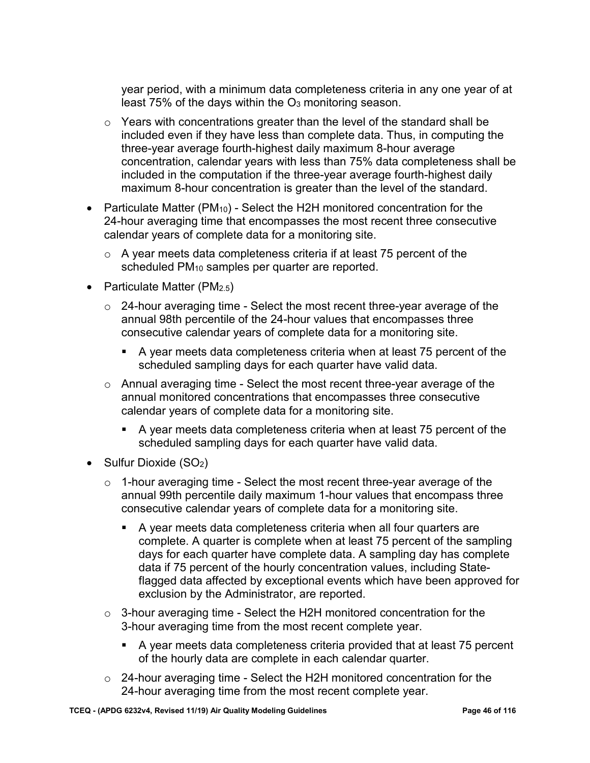year period, with a minimum data completeness criteria in any one year of at least 75% of the days within the $O_3$ monitoring season.

  - Years with concentrations greater than the level of the standard shall be included even if they have less than complete data. Thus, in computing the three-year average fourth-highest daily maximum 8-hour average concentration, calendar years with less than 75% data completeness shall be included in the computation if the three-year average fourth-highest daily maximum 8-hour concentration is greater than the level of the standard.

- Particulate Matter ($PM_{10}$) - Select the H2H monitored concentration for the 24-hour averaging time that encompasses the most recent three consecutive calendar years of complete data for a monitoring site.
  - A year meets data completeness criteria if at least 75 percent of the scheduled $PM_{10}$ samples per quarter are reported.
- Particulate Matter ($PM_{2.5}$)
  - 24-hour averaging time - Select the most recent three-year average of the annual 98th percentile of the 24-hour values that encompasses three consecutive calendar years of complete data for a monitoring site.
    - A year meets data completeness criteria when at least 75 percent of the scheduled sampling days for each quarter have valid data.
  - Annual averaging time - Select the most recent three-year average of the annual monitored concentrations that encompasses three consecutive calendar years of complete data for a monitoring site.
    - A year meets data completeness criteria when at least 75 percent of the scheduled sampling days for each quarter have valid data.
- Sulfur Dioxide ($SO_2$)
  - 1-hour averaging time - Select the most recent three-year average of the annual 99th percentile daily maximum 1-hour values that encompass three consecutive calendar years of complete data for a monitoring site.
    - A year meets data completeness criteria when all four quarters are complete. A quarter is complete when at least 75 percent of the sampling days for each quarter have complete data. A sampling day has complete data if 75 percent of the hourly concentration values, including State-flagged data affected by exceptional events which have been approved for exclusion by the Administrator, are reported.
  - 3-hour averaging time - Select the H2H monitored concentration for the 3-hour averaging time from the most recent complete year.
    - A year meets data completeness criteria provided that at least 75 percent of the hourly data are complete in each calendar quarter.
  - 24-hour averaging time - Select the H2H monitored concentration for the 24-hour averaging time from the most recent complete year.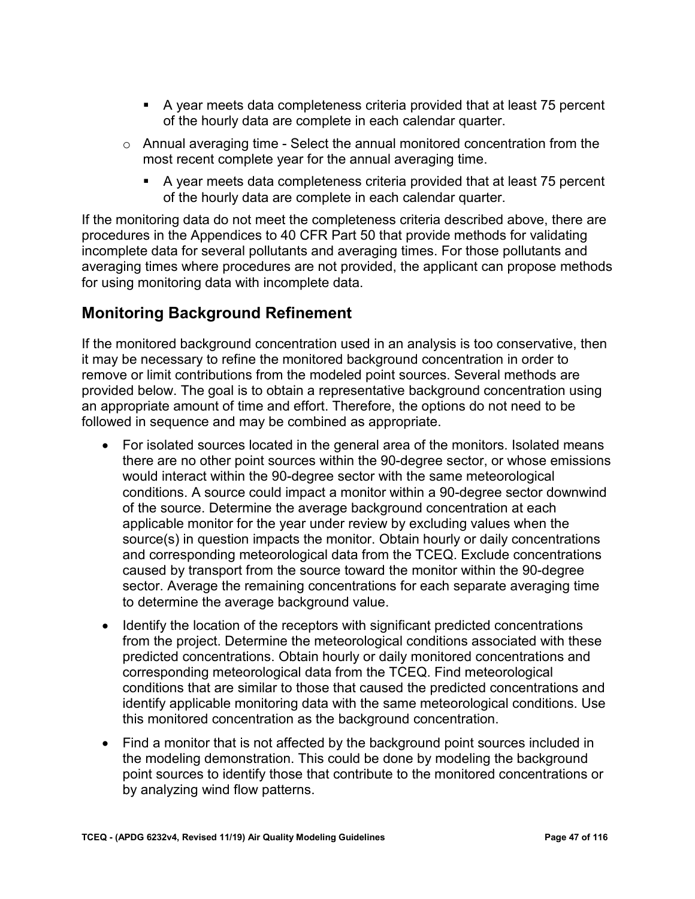- A year meets data completeness criteria provided that at least 75 percent of the hourly data are complete in each calendar quarter.
  - Annual averaging time - Select the annual monitored concentration from the most recent complete year for the annual averaging time.
    - A year meets data completeness criteria provided that at least 75 percent of the hourly data are complete in each calendar quarter.

If the monitoring data do not meet the completeness criteria described above, there are procedures in the Appendices to 40 CFR Part 50 that provide methods for validating incomplete data for several pollutants and averaging times. For those pollutants and averaging times where procedures are not provided, the applicant can propose methods for using monitoring data with incomplete data.

## Monitoring Background Refinement

If the monitored background concentration used in an analysis is too conservative, then it may be necessary to refine the monitored background concentration in order to remove or limit contributions from the modeled point sources. Several methods are provided below. The goal is to obtain a representative background concentration using an appropriate amount of time and effort. Therefore, the options do not need to be followed in sequence and may be combined as appropriate.

- For isolated sources located in the general area of the monitors. Isolated means there are no other point sources within the 90-degree sector, or whose emissions would interact within the 90-degree sector with the same meteorological conditions. A source could impact a monitor within a 90-degree sector downwind of the source. Determine the average background concentration at each applicable monitor for the year under review by excluding values when the source(s) in question impacts the monitor. Obtain hourly or daily concentrations and corresponding meteorological data from the TCEQ. Exclude concentrations caused by transport from the source toward the monitor within the 90-degree sector. Average the remaining concentrations for each separate averaging time to determine the average background value.
- Identify the location of the receptors with significant predicted concentrations from the project. Determine the meteorological conditions associated with these predicted concentrations. Obtain hourly or daily monitored concentrations and corresponding meteorological data from the TCEQ. Find meteorological conditions that are similar to those that caused the predicted concentrations and identify applicable monitoring data with the same meteorological conditions. Use this monitored concentration as the background concentration.
- Find a monitor that is not affected by the background point sources included in the modeling demonstration. This could be done by modeling the background point sources to identify those that contribute to the monitored concentrations or by analyzing wind flow patterns.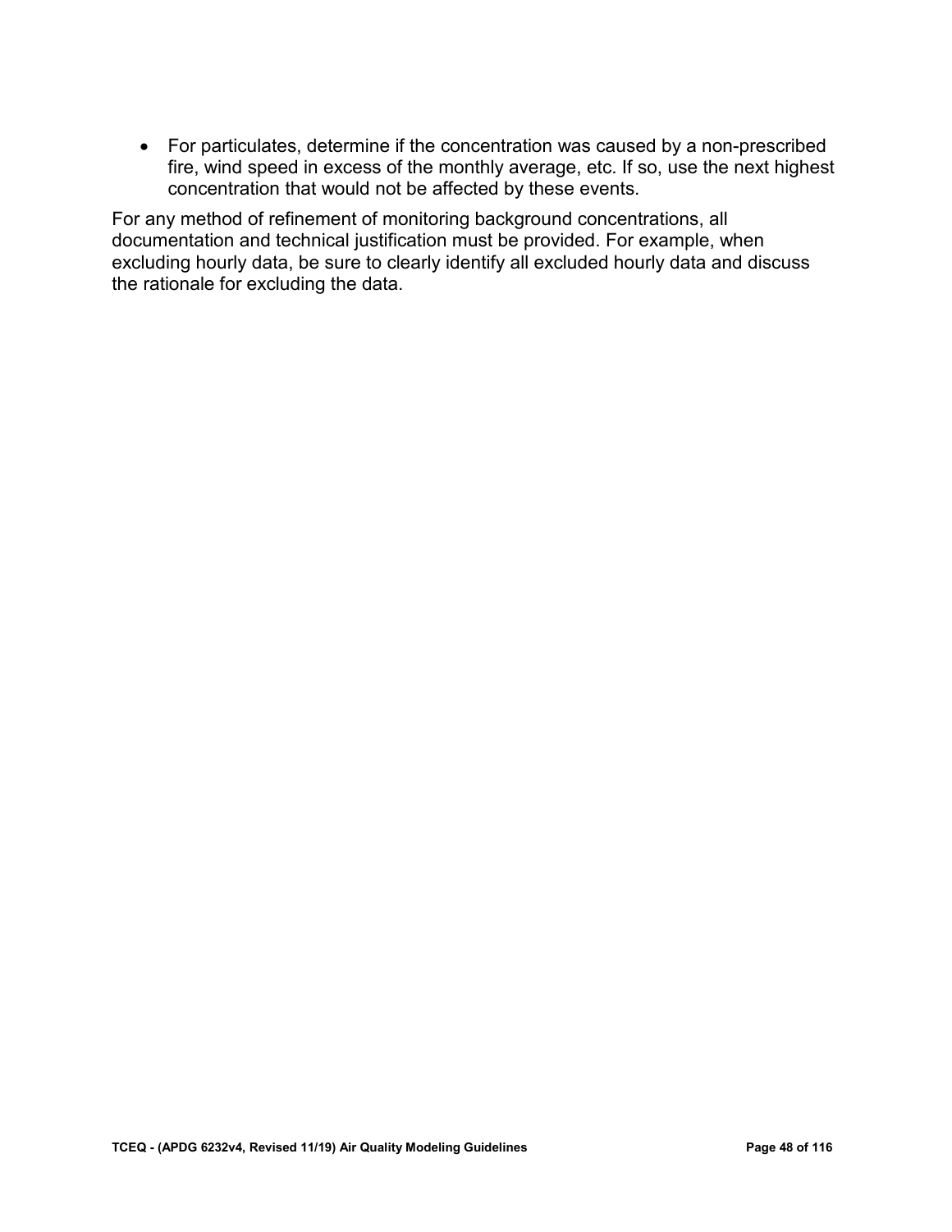- For particulates, determine if the concentration was caused by a non-prescribed fire, wind speed in excess of the monthly average, etc. If so, use the next highest concentration that would not be affected by these events.

For any method of refinement of monitoring background concentrations, all documentation and technical justification must be provided. For example, when excluding hourly data, be sure to clearly identify all excluded hourly data and discuss the rationale for excluding the data.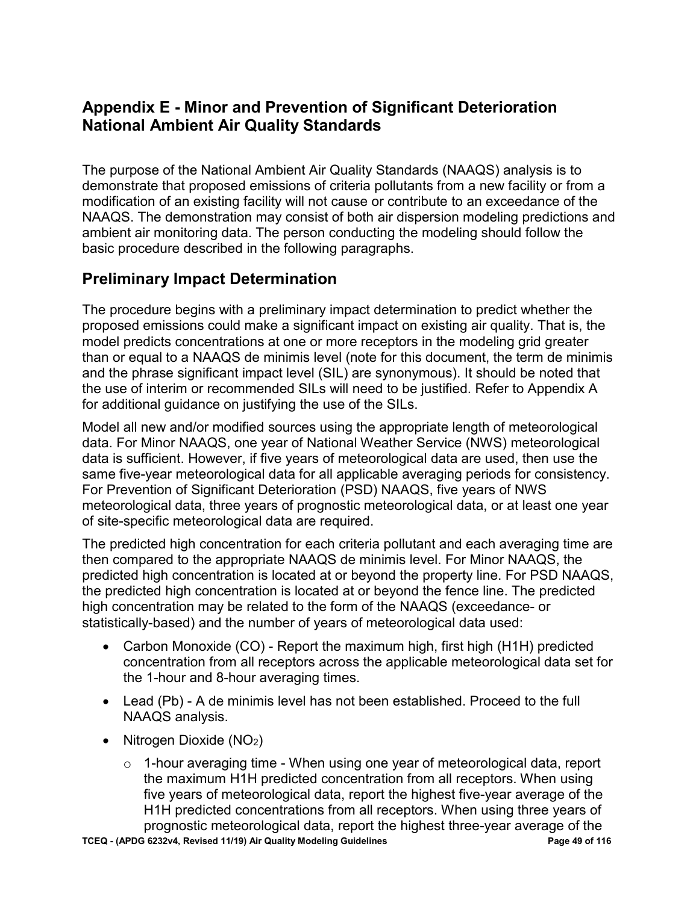# Appendix E - Minor and Prevention of Significant Deterioration National Ambient Air Quality Standards

The purpose of the National Ambient Air Quality Standards (NAAQS) analysis is to demonstrate that proposed emissions of criteria pollutants from a new facility or from a modification of an existing facility will not cause or contribute to an exceedance of the NAAQS. The demonstration may consist of both air dispersion modeling predictions and ambient air monitoring data. The person conducting the modeling should follow the basic procedure described in the following paragraphs.

## Preliminary Impact Determination

The procedure begins with a preliminary impact determination to predict whether the proposed emissions could make a significant impact on existing air quality. That is, the model predicts concentrations at one or more receptors in the modeling grid greater than or equal to a NAAQS de minimis level (note for this document, the term de minimis and the phrase significant impact level (SIL) are synonymous). It should be noted that the use of interim or recommended SILs will need to be justified. Refer to Appendix A for additional guidance on justifying the use of the SILs.

Model all new and/or modified sources using the appropriate length of meteorological data. For Minor NAAQS, one year of National Weather Service (NWS) meteorological data is sufficient. However, if five years of meteorological data are used, then use the same five-year meteorological data for all applicable averaging periods for consistency. For Prevention of Significant Deterioration (PSD) NAAQS, five years of NWS meteorological data, three years of prognostic meteorological data, or at least one year of site-specific meteorological data are required.

The predicted high concentration for each criteria pollutant and each averaging time are then compared to the appropriate NAAQS de minimis level. For Minor NAAQS, the predicted high concentration is located at or beyond the property line. For PSD NAAQS, the predicted high concentration is located at or beyond the fence line. The predicted high concentration may be related to the form of the NAAQS (exceedance- or statistically-based) and the number of years of meteorological data used:

- Carbon Monoxide (CO) - Report the maximum high, first high (H1H) predicted concentration from all receptors across the applicable meteorological data set for the 1-hour and 8-hour averaging times.
- Lead (Pb) - A de minimis level has not been established. Proceed to the full NAAQS analysis.
- Nitrogen Dioxide ($NO_2$)
  - 1-hour averaging time - When using one year of meteorological data, report the maximum H1H predicted concentration from all receptors. When using five years of meteorological data, report the highest five-year average of the H1H predicted concentrations from all receptors. When using three years of prognostic meteorological data, report the highest three-year average of the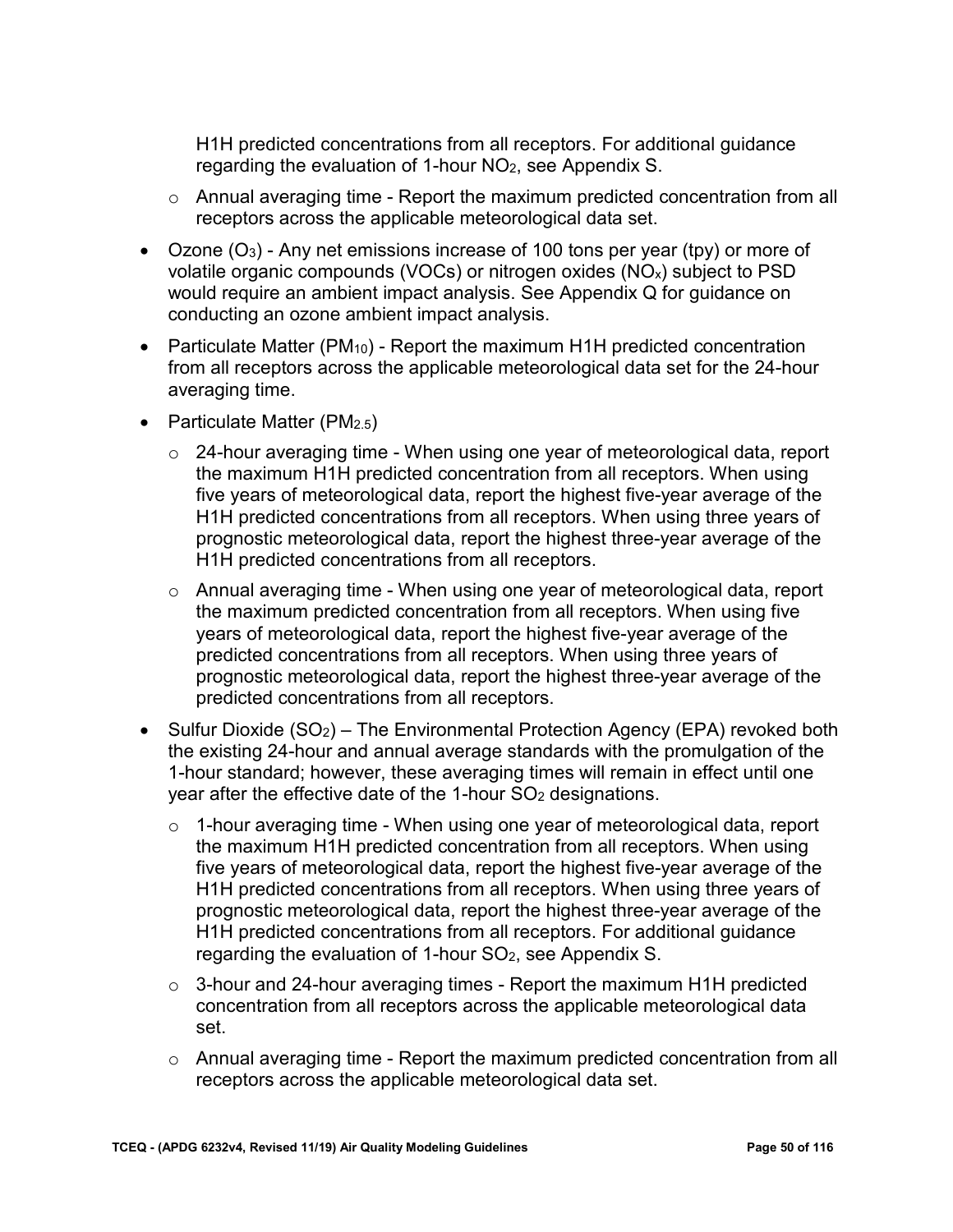H1H predicted concentrations from all receptors. For additional guidance regarding the evaluation of 1-hour $NO_2$, see Appendix S.

  - Annual averaging time - Report the maximum predicted concentration from all receptors across the applicable meteorological data set.

- Ozone ($O_3$) - Any net emissions increase of 100 tons per year (tpy) or more of volatile organic compounds (VOCs) or nitrogen oxides ($NO_x$) subject to PSD would require an ambient impact analysis. See Appendix Q for guidance on conducting an ozone ambient impact analysis.
- Particulate Matter ($PM_{10}$) - Report the maximum H1H predicted concentration from all receptors across the applicable meteorological data set for the 24-hour averaging time.
- Particulate Matter ($PM_{2.5}$)
  - 24-hour averaging time - When using one year of meteorological data, report the maximum H1H predicted concentration from all receptors. When using five years of meteorological data, report the highest five-year average of the H1H predicted concentrations from all receptors. When using three years of prognostic meteorological data, report the highest three-year average of the H1H predicted concentrations from all receptors.
  - Annual averaging time - When using one year of meteorological data, report the maximum predicted concentration from all receptors. When using five years of meteorological data, report the highest five-year average of the predicted concentrations from all receptors. When using three years of prognostic meteorological data, report the highest three-year average of the predicted concentrations from all receptors.
- Sulfur Dioxide ($SO_2$) – The Environmental Protection Agency (EPA) revoked both the existing 24-hour and annual average standards with the promulgation of the 1-hour standard; however, these averaging times will remain in effect until one year after the effective date of the 1-hour $SO_2$ designations.
  - 1-hour averaging time - When using one year of meteorological data, report the maximum H1H predicted concentration from all receptors. When using five years of meteorological data, report the highest five-year average of the H1H predicted concentrations from all receptors. When using three years of prognostic meteorological data, report the highest three-year average of the H1H predicted concentrations from all receptors. For additional guidance regarding the evaluation of 1-hour $SO_2$, see Appendix S.
  - 3-hour and 24-hour averaging times - Report the maximum H1H predicted concentration from all receptors across the applicable meteorological data set.
  - Annual averaging time - Report the maximum predicted concentration from all receptors across the applicable meteorological data set.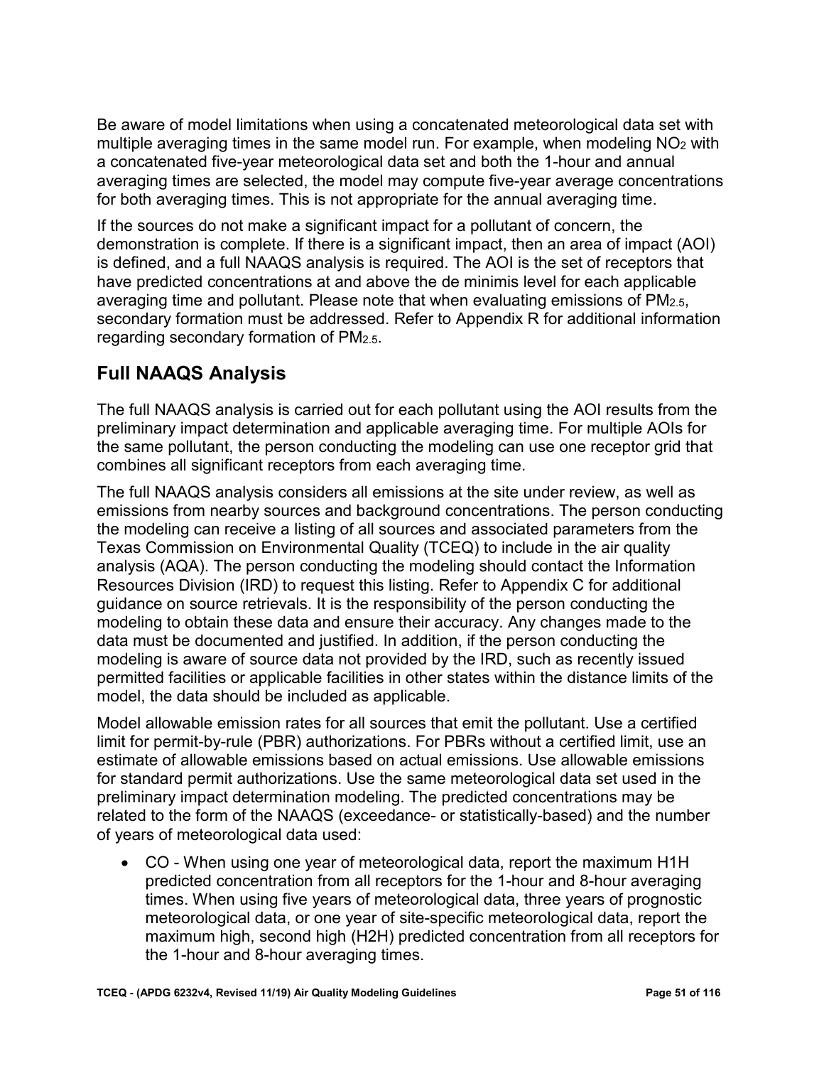Be aware of model limitations when using a concatenated meteorological data set with multiple averaging times in the same model run. For example, when modeling $NO_2$ with a concatenated five-year meteorological data set and both the 1-hour and annual averaging times are selected, the model may compute five-year average concentrations for both averaging times. This is not appropriate for the annual averaging time.

If the sources do not make a significant impact for a pollutant of concern, the demonstration is complete. If there is a significant impact, then an area of impact (AOI) is defined, and a full NAAQS analysis is required. The AOI is the set of receptors that have predicted concentrations at and above the de minimis level for each applicable averaging time and pollutant. Please note that when evaluating emissions of $PM_{2.5}$, secondary formation must be addressed. Refer to Appendix R for additional information regarding secondary formation of $PM_{2.5}$.

## Full NAAQS Analysis

The full NAAQS analysis is carried out for each pollutant using the AOI results from the preliminary impact determination and applicable averaging time. For multiple AOIs for the same pollutant, the person conducting the modeling can use one receptor grid that combines all significant receptors from each averaging time.

The full NAAQS analysis considers all emissions at the site under review, as well as emissions from nearby sources and background concentrations. The person conducting the modeling can receive a listing of all sources and associated parameters from the Texas Commission on Environmental Quality (TCEQ) to include in the air quality analysis (AQA). The person conducting the modeling should contact the Information Resources Division (IRD) to request this listing. Refer to Appendix C for additional guidance on source retrievals. It is the responsibility of the person conducting the modeling to obtain these data and ensure their accuracy. Any changes made to the data must be documented and justified. In addition, if the person conducting the modeling is aware of source data not provided by the IRD, such as recently issued permitted facilities or applicable facilities in other states within the distance limits of the model, the data should be included as applicable.

Model allowable emission rates for all sources that emit the pollutant. Use a certified limit for permit-by-rule (PBR) authorizations. For PBRs without a certified limit, use an estimate of allowable emissions based on actual emissions. Use allowable emissions for standard permit authorizations. Use the same meteorological data set used in the preliminary impact determination modeling. The predicted concentrations may be related to the form of the NAAQS (exceedance- or statistically-based) and the number of years of meteorological data used:

- CO - When using one year of meteorological data, report the maximum H1H predicted concentration from all receptors for the 1-hour and 8-hour averaging times. When using five years of meteorological data, three years of prognostic meteorological data, or one year of site-specific meteorological data, report the maximum high, second high (H2H) predicted concentration from all receptors for the 1-hour and 8-hour averaging times.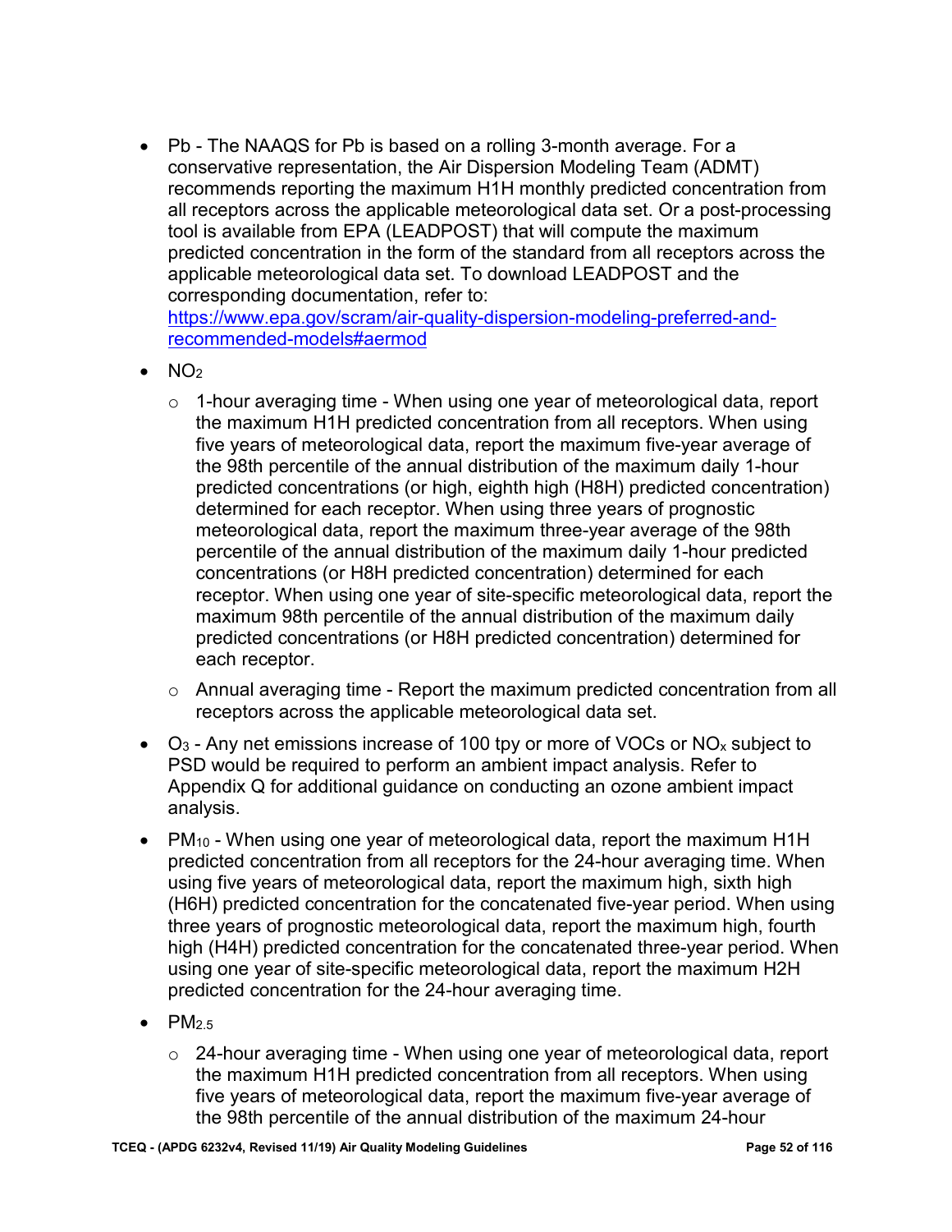- Pb - The NAAQS for Pb is based on a rolling 3-month average. For a conservative representation, the Air Dispersion Modeling Team (ADMT) recommends reporting the maximum H1H monthly predicted concentration from all receptors across the applicable meteorological data set. Or a post-processing tool is available from EPA (LEADPOST) that will compute the maximum predicted concentration in the form of the standard from all receptors across the applicable meteorological data set. To download LEADPOST and the corresponding documentation, refer to: [https://www.epa.gov/scram/air-quality-dispersion-modeling-preferred-and-recommended-models#aermod](https://www.epa.gov/scram/air-quality-dispersion-modeling-preferred-and-recommended-models#aermod)
- $NO_2$
  - 1-hour averaging time - When using one year of meteorological data, report the maximum H1H predicted concentration from all receptors. When using five years of meteorological data, report the maximum five-year average of the 98th percentile of the annual distribution of the maximum daily 1-hour predicted concentrations (or high, eighth high (H8H) predicted concentration) determined for each receptor. When using three years of prognostic meteorological data, report the maximum three-year average of the 98th percentile of the annual distribution of the maximum daily 1-hour predicted concentrations (or H8H predicted concentration) determined for each receptor. When using one year of site-specific meteorological data, report the maximum 98th percentile of the annual distribution of the maximum daily predicted concentrations (or H8H predicted concentration) determined for each receptor.
  - Annual averaging time - Report the maximum predicted concentration from all receptors across the applicable meteorological data set.
- $O_3$ - Any net emissions increase of 100 tpy or more of VOCs or $NO_x$ subject to PSD would be required to perform an ambient impact analysis. Refer to Appendix Q for additional guidance on conducting an ozone ambient impact analysis.
- $PM_{10}$ - When using one year of meteorological data, report the maximum H1H predicted concentration from all receptors for the 24-hour averaging time. When using five years of meteorological data, report the maximum high, sixth high (H6H) predicted concentration for the concatenated five-year period. When using three years of prognostic meteorological data, report the maximum high, fourth high (H4H) predicted concentration for the concatenated three-year period. When using one year of site-specific meteorological data, report the maximum H2H predicted concentration for the 24-hour averaging time.
- $PM_{2.5}$
  - 24-hour averaging time - When using one year of meteorological data, report the maximum H1H predicted concentration from all receptors. When using five years of meteorological data, report the maximum five-year average of the 98th percentile of the annual distribution of the maximum 24-hour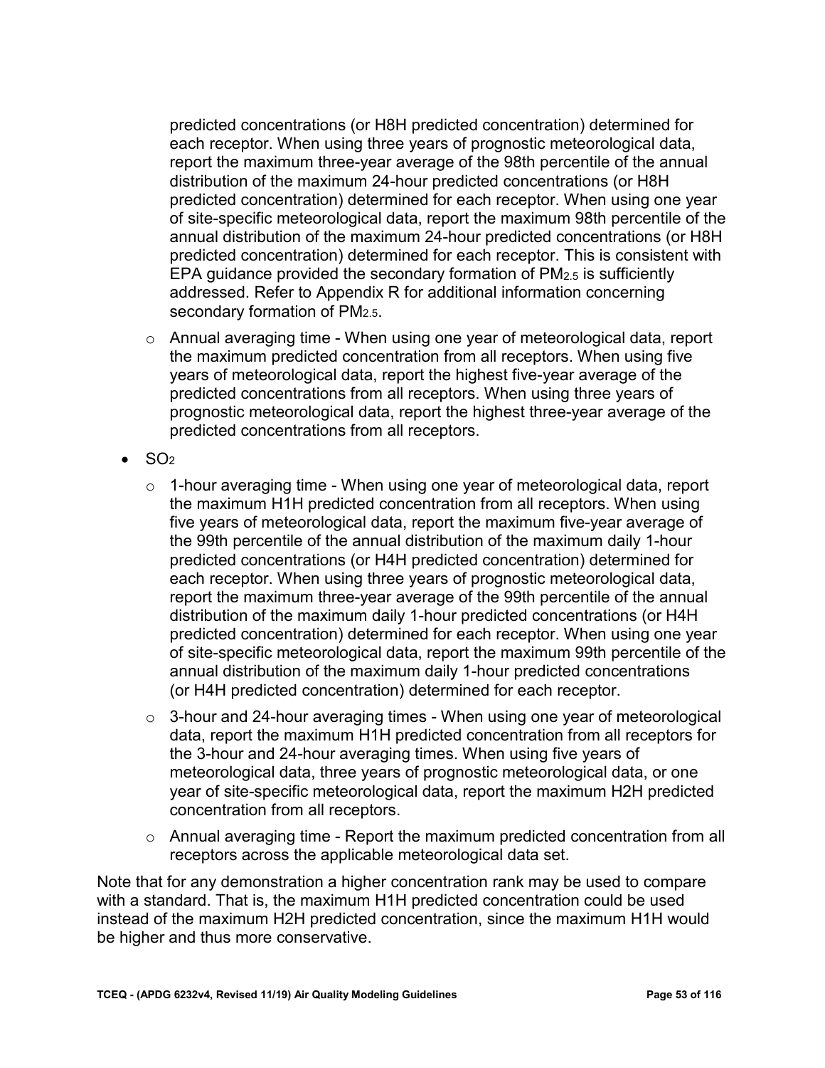predicted concentrations (or H8H predicted concentration) determined for each receptor. When using three years of prognostic meteorological data, report the maximum three-year average of the 98th percentile of the annual distribution of the maximum 24-hour predicted concentrations (or H8H predicted concentration) determined for each receptor. When using one year of site-specific meteorological data, report the maximum 98th percentile of the annual distribution of the maximum 24-hour predicted concentrations (or H8H predicted concentration) determined for each receptor. This is consistent with EPA guidance provided the secondary formation of $PM_{2.5}$ is sufficiently addressed. Refer to Appendix R for additional information concerning secondary formation of $PM_{2.5}$.

  - Annual averaging time - When using one year of meteorological data, report the maximum predicted concentration from all receptors. When using five years of meteorological data, report the highest five-year average of the predicted concentrations from all receptors. When using three years of prognostic meteorological data, report the highest three-year average of the predicted concentrations from all receptors.

- $SO_2$
  - 1-hour averaging time - When using one year of meteorological data, report the maximum H1H predicted concentration from all receptors. When using five years of meteorological data, report the maximum five-year average of the 99th percentile of the annual distribution of the maximum daily 1-hour predicted concentrations (or H4H predicted concentration) determined for each receptor. When using three years of prognostic meteorological data, report the maximum three-year average of the 99th percentile of the annual distribution of the maximum daily 1-hour predicted concentrations (or H4H predicted concentration) determined for each receptor. When using one year of site-specific meteorological data, report the maximum 99th percentile of the annual distribution of the maximum daily 1-hour predicted concentrations (or H4H predicted concentration) determined for each receptor.
  - 3-hour and 24-hour averaging times - When using one year of meteorological data, report the maximum H1H predicted concentration from all receptors for the 3-hour and 24-hour averaging times. When using five years of meteorological data, three years of prognostic meteorological data, or one year of site-specific meteorological data, report the maximum H2H predicted concentration from all receptors.
  - Annual averaging time - Report the maximum predicted concentration from all receptors across the applicable meteorological data set.

Note that for any demonstration a higher concentration rank may be used to compare with a standard. That is, the maximum H1H predicted concentration could be used instead of the maximum H2H predicted concentration, since the maximum H1H would be higher and thus more conservative.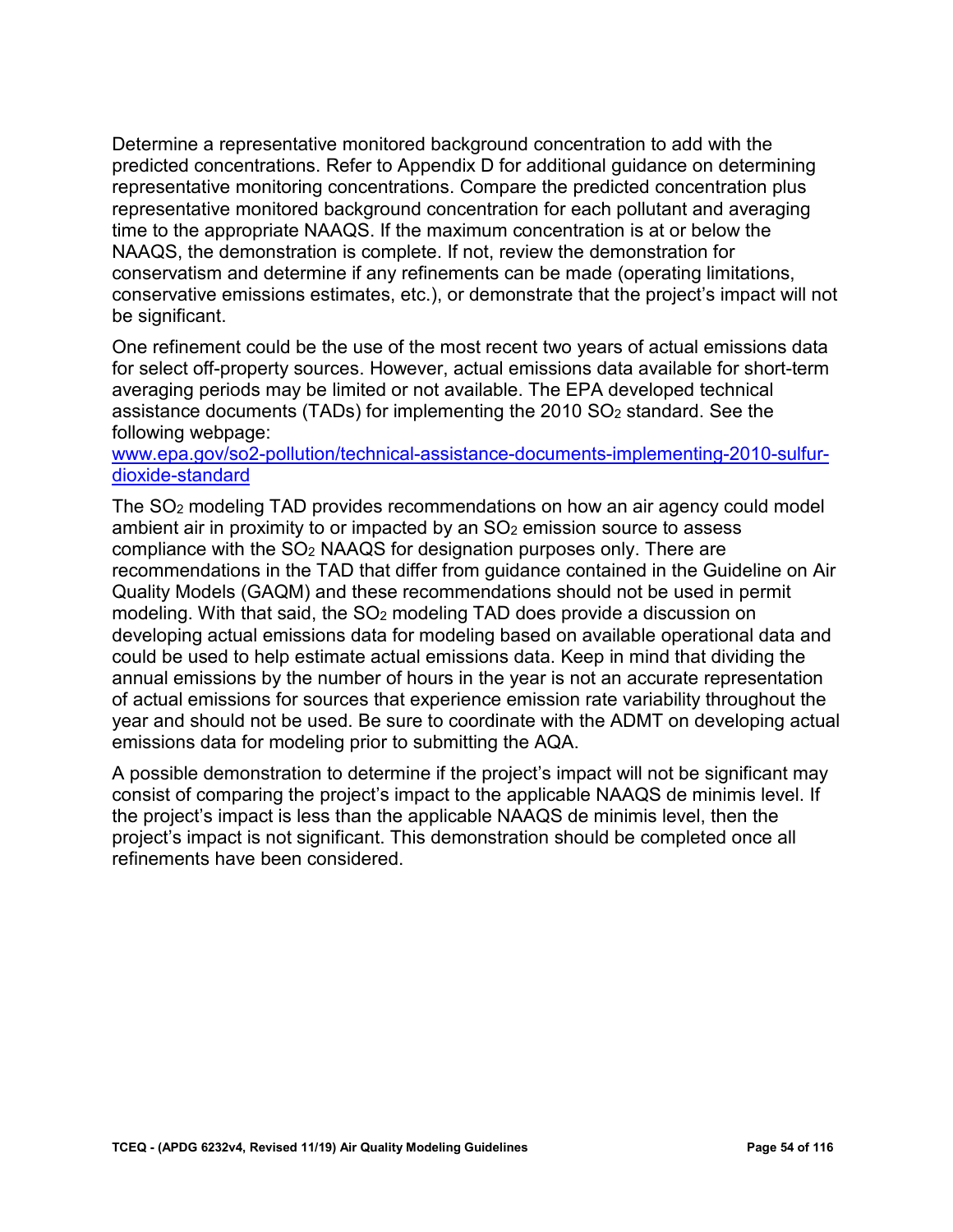Determine a representative monitored background concentration to add with the predicted concentrations. Refer to Appendix D for additional guidance on determining representative monitoring concentrations. Compare the predicted concentration plus representative monitored background concentration for each pollutant and averaging time to the appropriate NAAQS. If the maximum concentration is at or below the NAAQS, the demonstration is complete. If not, review the demonstration for conservatism and determine if any refinements can be made (operating limitations, conservative emissions estimates, etc.), or demonstrate that the project's impact will not be significant.

One refinement could be the use of the most recent two years of actual emissions data for select off-property sources. However, actual emissions data available for short-term averaging periods may be limited or not available. The EPA developed technical assistance documents (TADs) for implementing the 2010 $SO_2$ standard. See the following webpage:
[www.epa.gov/so2-pollution/technical-assistance-documents-implementing-2010-sulfur-dioxide-standard](www.epa.gov/so2-pollution/technical-assistance-documents-implementing-2010-sulfur-dioxide-standard)

The $SO_2$ modeling TAD provides recommendations on how an air agency could model ambient air in proximity to or impacted by an $SO_2$ emission source to assess compliance with the $SO_2$ NAAQS for designation purposes only. There are recommendations in the TAD that differ from guidance contained in the Guideline on Air Quality Models (GAQM) and these recommendations should not be used in permit modeling. With that said, the $SO_2$ modeling TAD does provide a discussion on developing actual emissions data for modeling based on available operational data and could be used to help estimate actual emissions data. Keep in mind that dividing the annual emissions by the number of hours in the year is not an accurate representation of actual emissions for sources that experience emission rate variability throughout the year and should not be used. Be sure to coordinate with the ADMT on developing actual emissions data for modeling prior to submitting the AQA.

A possible demonstration to determine if the project's impact will not be significant may consist of comparing the project's impact to the applicable NAAQS de minimis level. If the project's impact is less than the applicable NAAQS de minimis level, then the project's impact is not significant. This demonstration should be completed once all refinements have been considered.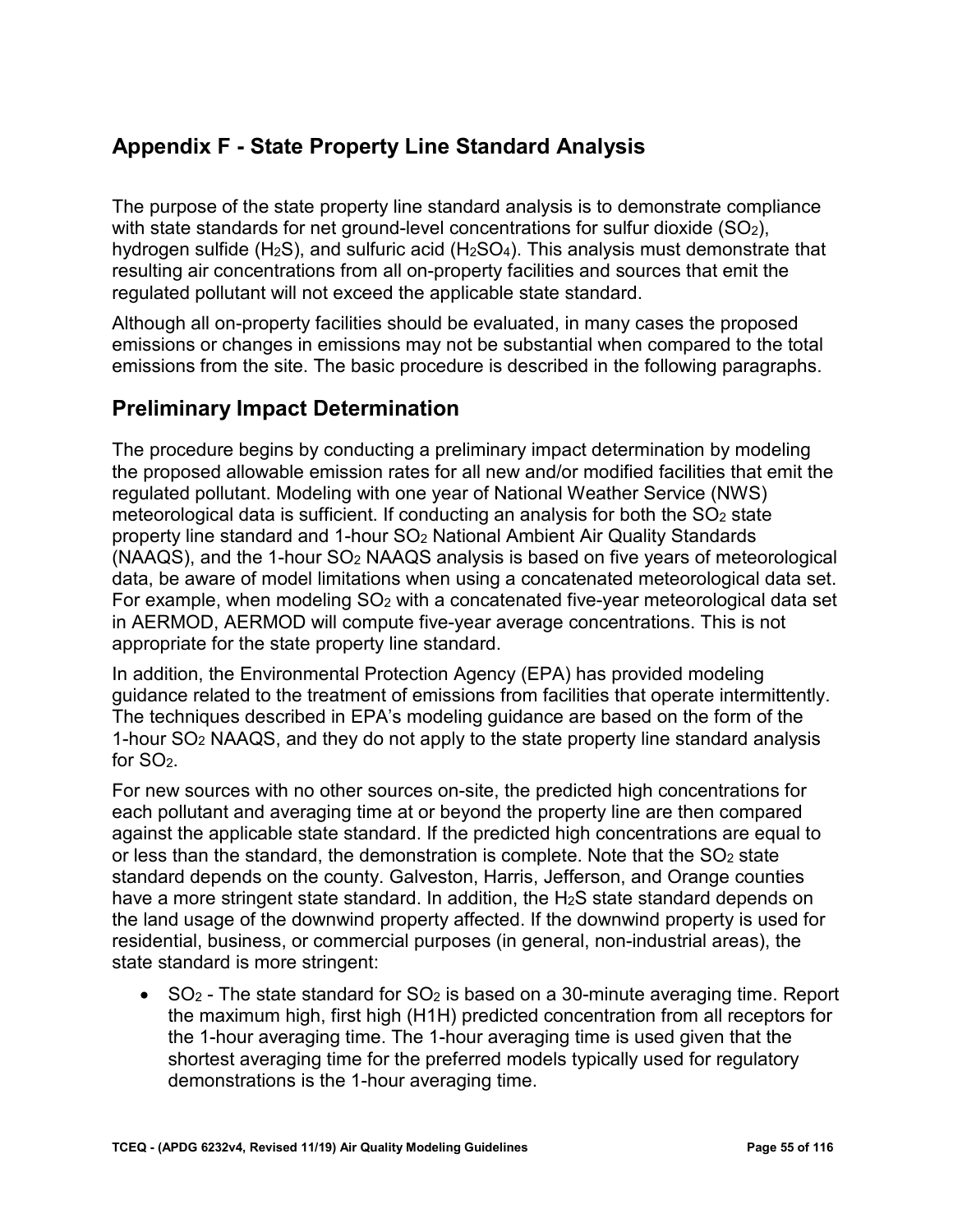## Appendix F - State Property Line Standard Analysis

The purpose of the state property line standard analysis is to demonstrate compliance with state standards for net ground-level concentrations for sulfur dioxide ($SO_2$), hydrogen sulfide ($H_2S$), and sulfuric acid ($H_2SO_4$). This analysis must demonstrate that resulting air concentrations from all on-property facilities and sources that emit the regulated pollutant will not exceed the applicable state standard.

Although all on-property facilities should be evaluated, in many cases the proposed emissions or changes in emissions may not be substantial when compared to the total emissions from the site. The basic procedure is described in the following paragraphs.

## Preliminary Impact Determination

The procedure begins by conducting a preliminary impact determination by modeling the proposed allowable emission rates for all new and/or modified facilities that emit the regulated pollutant. Modeling with one year of National Weather Service (NWS) meteorological data is sufficient. If conducting an analysis for both the $SO_2$ state property line standard and 1-hour $SO_2$ National Ambient Air Quality Standards (NAAQS), and the 1-hour $SO_2$ NAAQS analysis is based on five years of meteorological data, be aware of model limitations when using a concatenated meteorological data set. For example, when modeling $SO_2$ with a concatenated five-year meteorological data set in AERMOD, AERMOD will compute five-year average concentrations. This is not appropriate for the state property line standard.

In addition, the Environmental Protection Agency (EPA) has provided modeling guidance related to the treatment of emissions from facilities that operate intermittently. The techniques described in EPA's modeling guidance are based on the form of the 1-hour $SO_2$ NAAQS, and they do not apply to the state property line standard analysis for $SO_2$.

For new sources with no other sources on-site, the predicted high concentrations for each pollutant and averaging time at or beyond the property line are then compared against the applicable state standard. If the predicted high concentrations are equal to or less than the standard, the demonstration is complete. Note that the $SO_2$ state standard depends on the county. Galveston, Harris, Jefferson, and Orange counties have a more stringent state standard. In addition, the $H_2S$ state standard depends on the land usage of the downwind property affected. If the downwind property is used for residential, business, or commercial purposes (in general, non-industrial areas), the state standard is more stringent:

- $SO_2$ - The state standard for $SO_2$ is based on a 30-minute averaging time. Report the maximum high, first high (H1H) predicted concentration from all receptors for the 1-hour averaging time. The 1-hour averaging time is used given that the shortest averaging time for the preferred models typically used for regulatory demonstrations is the 1-hour averaging time.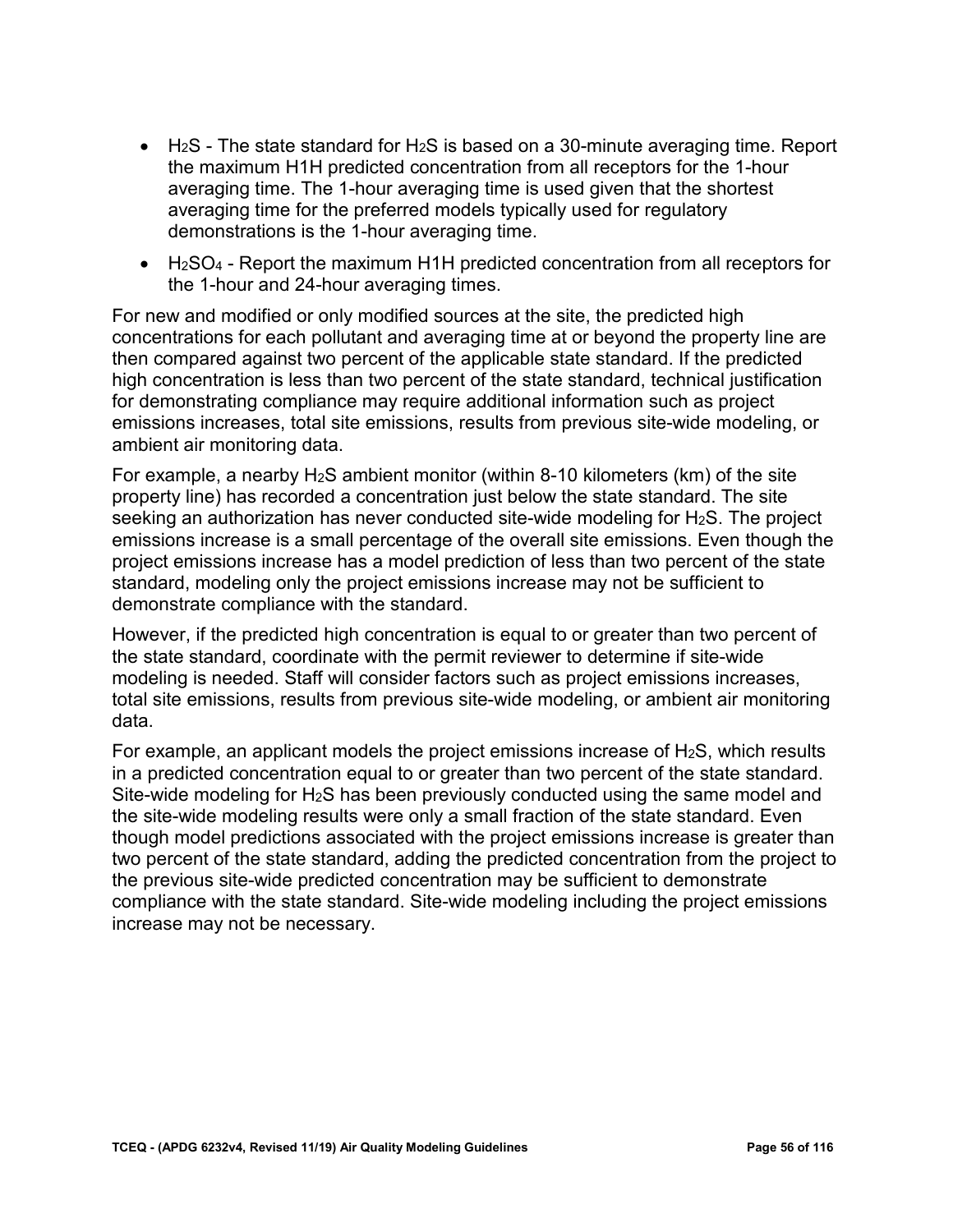- $H_2S$ - The state standard for $H_2S$ is based on a 30-minute averaging time. Report the maximum H1H predicted concentration from all receptors for the 1-hour averaging time. The 1-hour averaging time is used given that the shortest averaging time for the preferred models typically used for regulatory demonstrations is the 1-hour averaging time.
- $H_2SO_4$ - Report the maximum H1H predicted concentration from all receptors for the 1-hour and 24-hour averaging times.

For new and modified or only modified sources at the site, the predicted high concentrations for each pollutant and averaging time at or beyond the property line are then compared against two percent of the applicable state standard. If the predicted high concentration is less than two percent of the state standard, technical justification for demonstrating compliance may require additional information such as project emissions increases, total site emissions, results from previous site-wide modeling, or ambient air monitoring data.

For example, a nearby $H_2S$ ambient monitor (within 8-10 kilometers (km) of the site property line) has recorded a concentration just below the state standard. The site seeking an authorization has never conducted site-wide modeling for $H_2S$. The project emissions increase is a small percentage of the overall site emissions. Even though the project emissions increase has a model prediction of less than two percent of the state standard, modeling only the project emissions increase may not be sufficient to demonstrate compliance with the standard.

However, if the predicted high concentration is equal to or greater than two percent of the state standard, coordinate with the permit reviewer to determine if site-wide modeling is needed. Staff will consider factors such as project emissions increases, total site emissions, results from previous site-wide modeling, or ambient air monitoring data.

For example, an applicant models the project emissions increase of $H_2S$, which results in a predicted concentration equal to or greater than two percent of the state standard. Site-wide modeling for $H_2S$ has been previously conducted using the same model and the site-wide modeling results were only a small fraction of the state standard. Even though model predictions associated with the project emissions increase is greater than two percent of the state standard, adding the predicted concentration from the project to the previous site-wide predicted concentration may be sufficient to demonstrate compliance with the state standard. Site-wide modeling including the project emissions increase may not be necessary.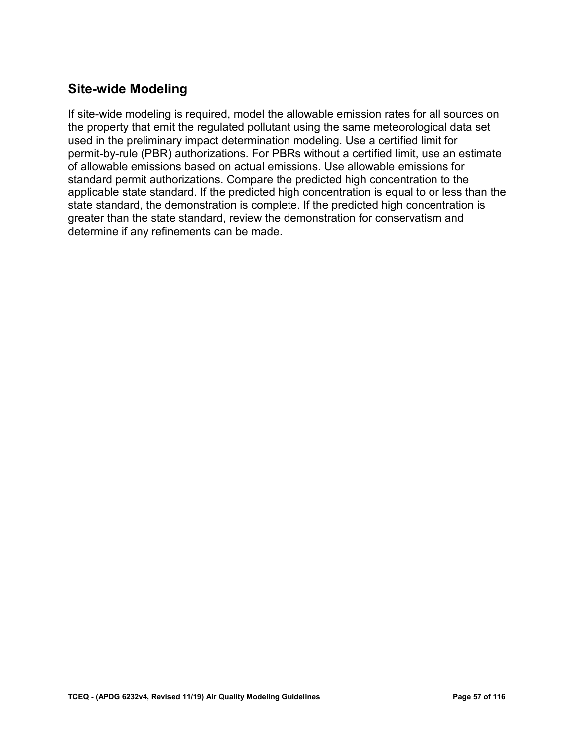## Site-wide Modeling

If site-wide modeling is required, model the allowable emission rates for all sources on the property that emit the regulated pollutant using the same meteorological data set used in the preliminary impact determination modeling. Use a certified limit for permit-by-rule (PBR) authorizations. For PBRs without a certified limit, use an estimate of allowable emissions based on actual emissions. Use allowable emissions for standard permit authorizations. Compare the predicted high concentration to the applicable state standard. If the predicted high concentration is equal to or less than the state standard, the demonstration is complete. If the predicted high concentration is greater than the state standard, review the demonstration for conservatism and determine if any refinements can be made.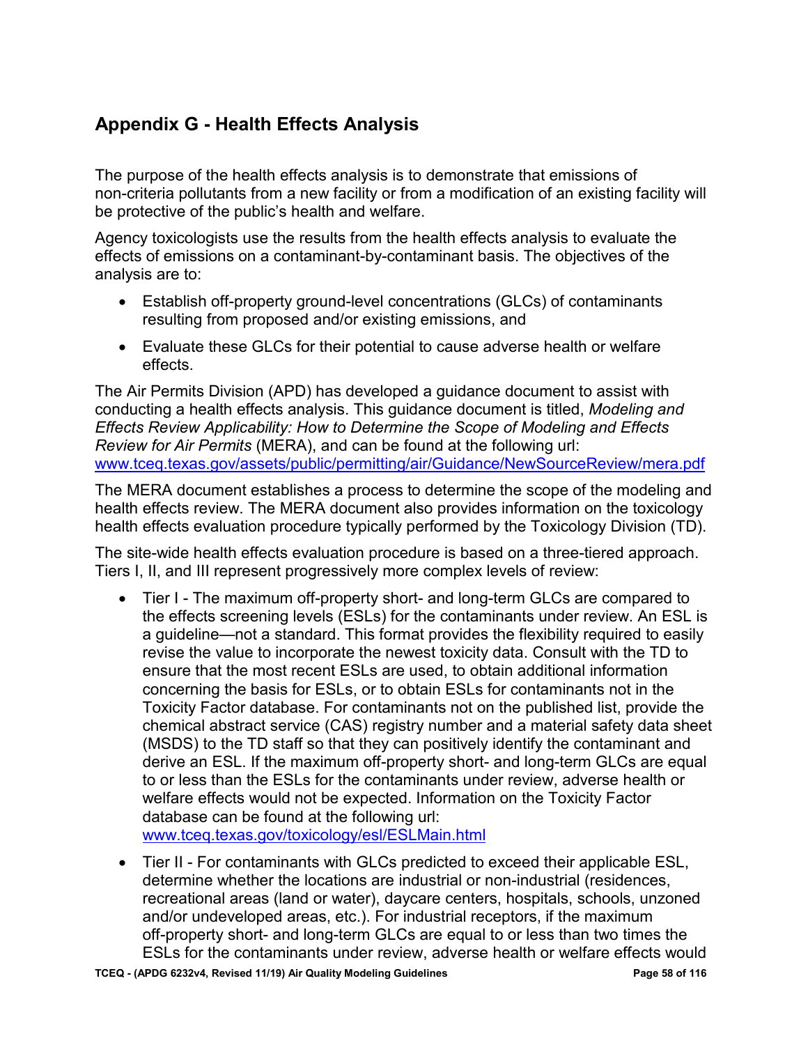## Appendix G - Health Effects Analysis

The purpose of the health effects analysis is to demonstrate that emissions of non-criteria pollutants from a new facility or from a modification of an existing facility will be protective of the public's health and welfare.

Agency toxicologists use the results from the health effects analysis to evaluate the effects of emissions on a contaminant-by-contaminant basis. The objectives of the analysis are to:

- Establish off-property ground-level concentrations (GLCs) of contaminants resulting from proposed and/or existing emissions, and
- Evaluate these GLCs for their potential to cause adverse health or welfare effects.

The Air Permits Division (APD) has developed a guidance document to assist with conducting a health effects analysis. This guidance document is titled, *Modeling and Effects Review Applicability: How to Determine the Scope of Modeling and Effects Review for Air Permits* (MERA), and can be found at the following url: [www.tceq.texas.gov/assets/public/permitting/air/Guidance/NewSourceReview/mera.pdf](www.tceq.texas.gov/assets/public/permitting/air/Guidance/NewSourceReview/mera.pdf)

The MERA document establishes a process to determine the scope of the modeling and health effects review. The MERA document also provides information on the toxicology health effects evaluation procedure typically performed by the Toxicology Division (TD).

The site-wide health effects evaluation procedure is based on a three-tiered approach. Tiers I, II, and III represent progressively more complex levels of review:

- Tier I - The maximum off-property short- and long-term GLCs are compared to the effects screening levels (ESLs) for the contaminants under review. An ESL is a guideline—not a standard. This format provides the flexibility required to easily revise the value to incorporate the newest toxicity data. Consult with the TD to ensure that the most recent ESLs are used, to obtain additional information concerning the basis for ESLs, or to obtain ESLs for contaminants not in the Toxicity Factor database. For contaminants not on the published list, provide the chemical abstract service (CAS) registry number and a material safety data sheet (MSDS) to the TD staff so that they can positively identify the contaminant and derive an ESL. If the maximum off-property short- and long-term GLCs are equal to or less than the ESLs for the contaminants under review, adverse health or welfare effects would not be expected. Information on the Toxicity Factor database can be found at the following url: [www.tceq.texas.gov/toxicology/esl/ESLMain.html](www.tceq.texas.gov/toxicology/esl/ESLMain.html)
- Tier II - For contaminants with GLCs predicted to exceed their applicable ESL, determine whether the locations are industrial or non-industrial (residences, recreational areas (land or water), daycare centers, hospitals, schools, unzoned and/or undeveloped areas, etc.). For industrial receptors, if the maximum off-property short- and long-term GLCs are equal to or less than two times the ESLs for the contaminants under review, adverse health or welfare effects would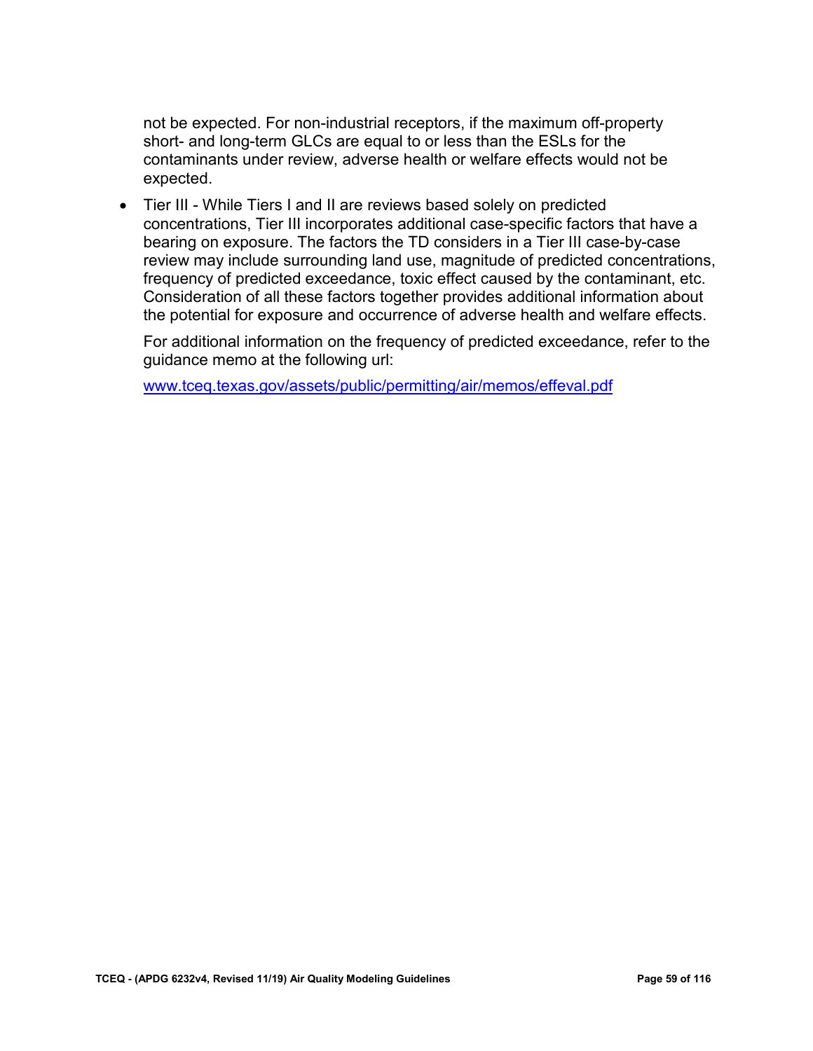not be expected. For non-industrial receptors, if the maximum off-property short- and long-term GLCs are equal to or less than the ESLs for the contaminants under review, adverse health or welfare effects would not be expected.

- Tier III - While Tiers I and II are reviews based solely on predicted concentrations, Tier III incorporates additional case-specific factors that have a bearing on exposure. The factors the TD considers in a Tier III case-by-case review may include surrounding land use, magnitude of predicted concentrations, frequency of predicted exceedance, toxic effect caused by the contaminant, etc. Consideration of all these factors together provides additional information about the potential for exposure and occurrence of adverse health and welfare effects.

  For additional information on the frequency of predicted exceedance, refer to the guidance memo at the following url:

  [www.tceq.texas.gov/assets/public/permitting/air/memos/effeval.pdf](www.tceq.texas.gov/assets/public/permitting/air/memos/effeval.pdf)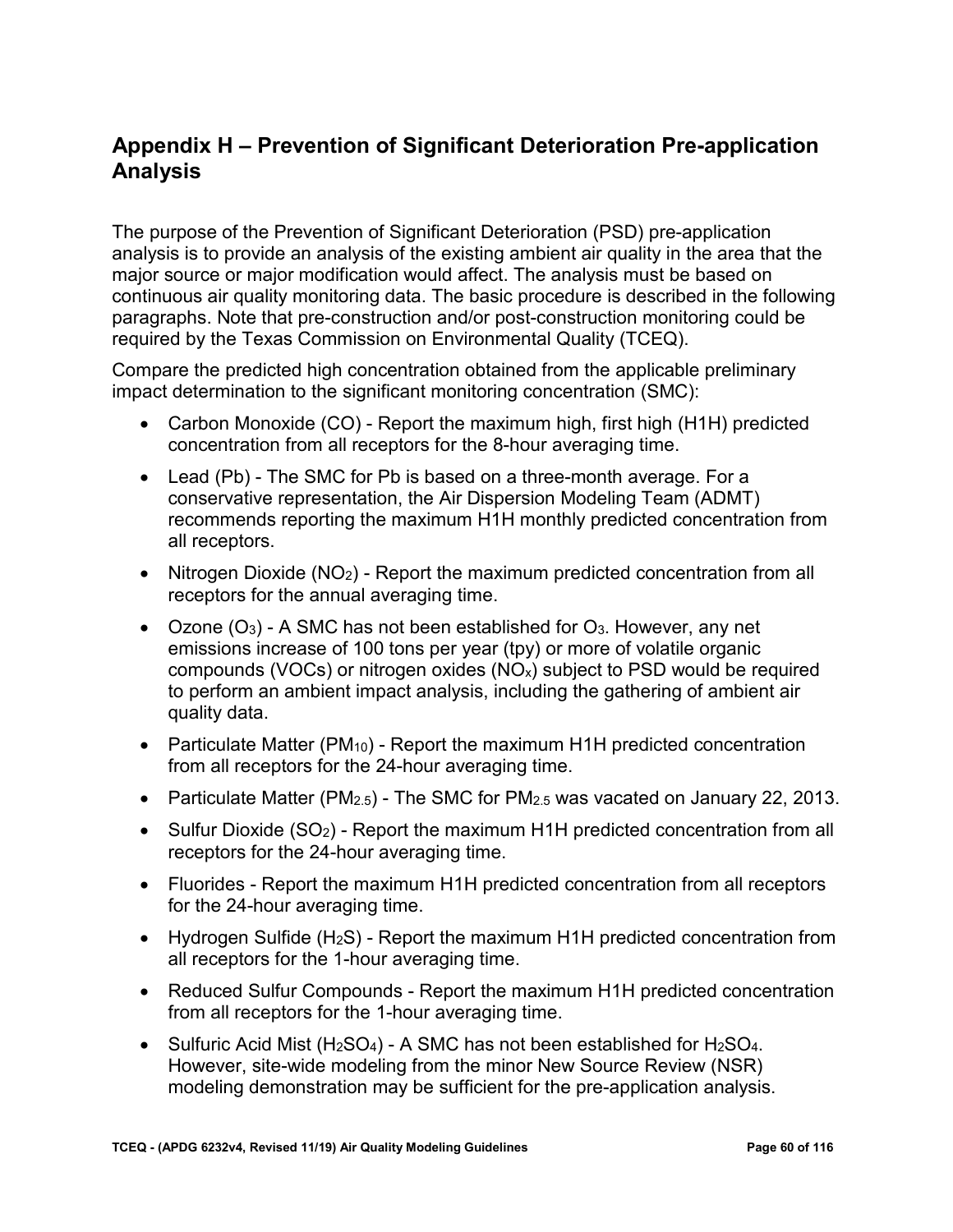## Appendix H – Prevention of Significant Deterioration Pre-application Analysis

The purpose of the Prevention of Significant Deterioration (PSD) pre-application analysis is to provide an analysis of the existing ambient air quality in the area that the major source or major modification would affect. The analysis must be based on continuous air quality monitoring data. The basic procedure is described in the following paragraphs. Note that pre-construction and/or post-construction monitoring could be required by the Texas Commission on Environmental Quality (TCEQ).

Compare the predicted high concentration obtained from the applicable preliminary impact determination to the significant monitoring concentration (SMC):

- Carbon Monoxide (CO) - Report the maximum high, first high (H1H) predicted concentration from all receptors for the 8-hour averaging time.
- Lead (Pb) - The SMC for Pb is based on a three-month average. For a conservative representation, the Air Dispersion Modeling Team (ADMT) recommends reporting the maximum H1H monthly predicted concentration from all receptors.
- Nitrogen Dioxide ($NO_2$) - Report the maximum predicted concentration from all receptors for the annual averaging time.
- Ozone ($O_3$) - A SMC has not been established for $O_3$. However, any net emissions increase of 100 tons per year (tpy) or more of volatile organic compounds (VOCs) or nitrogen oxides ($NO_x$) subject to PSD would be required to perform an ambient impact analysis, including the gathering of ambient air quality data.
- Particulate Matter ($PM_{10}$) - Report the maximum H1H predicted concentration from all receptors for the 24-hour averaging time.
- Particulate Matter ($PM_{2.5}$) - The SMC for $PM_{2.5}$ was vacated on January 22, 2013.
- Sulfur Dioxide ($SO_2$) - Report the maximum H1H predicted concentration from all receptors for the 24-hour averaging time.
- Fluorides - Report the maximum H1H predicted concentration from all receptors for the 24-hour averaging time.
- Hydrogen Sulfide ($H_2S$) - Report the maximum H1H predicted concentration from all receptors for the 1-hour averaging time.
- Reduced Sulfur Compounds - Report the maximum H1H predicted concentration from all receptors for the 1-hour averaging time.
- Sulfuric Acid Mist ($H_2SO_4$) - A SMC has not been established for $H_2SO_4$. However, site-wide modeling from the minor New Source Review (NSR) modeling demonstration may be sufficient for the pre-application analysis.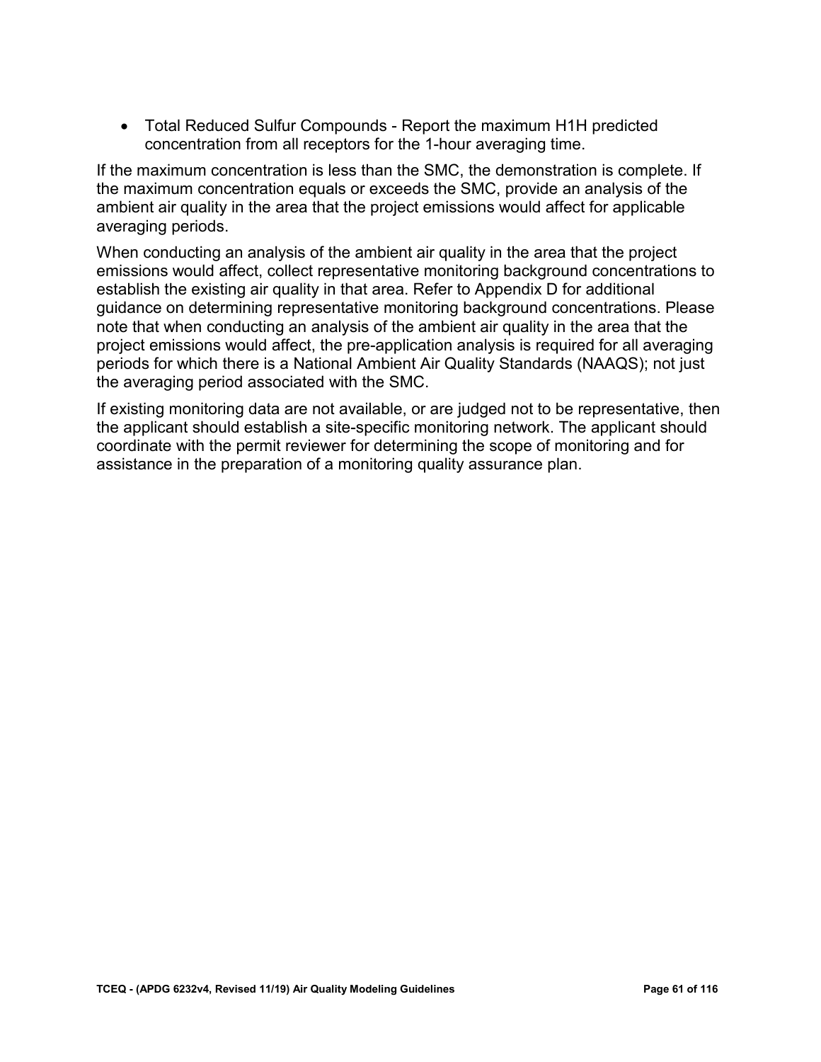- Total Reduced Sulfur Compounds - Report the maximum H1H predicted concentration from all receptors for the 1-hour averaging time.

If the maximum concentration is less than the SMC, the demonstration is complete. If the maximum concentration equals or exceeds the SMC, provide an analysis of the ambient air quality in the area that the project emissions would affect for applicable averaging periods.

When conducting an analysis of the ambient air quality in the area that the project emissions would affect, collect representative monitoring background concentrations to establish the existing air quality in that area. Refer to Appendix D for additional guidance on determining representative monitoring background concentrations. Please note that when conducting an analysis of the ambient air quality in the area that the project emissions would affect, the pre-application analysis is required for all averaging periods for which there is a National Ambient Air Quality Standards (NAAQS); not just the averaging period associated with the SMC.

If existing monitoring data are not available, or are judged not to be representative, then the applicant should establish a site-specific monitoring network. The applicant should coordinate with the permit reviewer for determining the scope of monitoring and for assistance in the preparation of a monitoring quality assurance plan.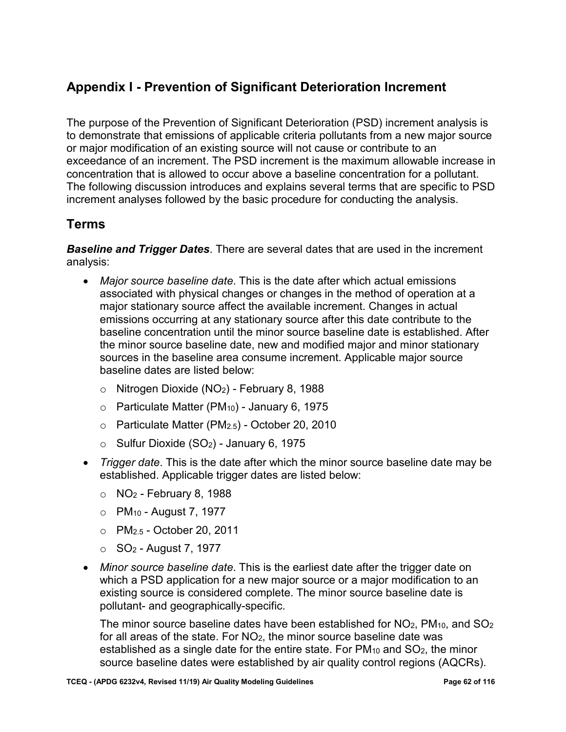# Appendix I - Prevention of Significant Deterioration Increment

The purpose of the Prevention of Significant Deterioration (PSD) increment analysis is to demonstrate that emissions of applicable criteria pollutants from a new major source or major modification of an existing source will not cause or contribute to an exceedance of an increment. The PSD increment is the maximum allowable increase in concentration that is allowed to occur above a baseline concentration for a pollutant. The following discussion introduces and explains several terms that are specific to PSD increment analyses followed by the basic procedure for conducting the analysis.

## Terms

***Baseline and Trigger Dates***. There are several dates that are used in the increment analysis:

- *Major source baseline date*. This is the date after which actual emissions associated with physical changes or changes in the method of operation at a major stationary source affect the available increment. Changes in actual emissions occurring at any stationary source after this date contribute to the baseline concentration until the minor source baseline date is established. After the minor source baseline date, new and modified major and minor stationary sources in the baseline area consume increment. Applicable major source baseline dates are listed below:
  - Nitrogen Dioxide ($NO_2$) - February 8, 1988
  - Particulate Matter ($PM_{10}$) - January 6, 1975
  - Particulate Matter ($PM_{2.5}$) - October 20, 2010
  - Sulfur Dioxide ($SO_2$) - January 6, 1975
- *Trigger date*. This is the date after which the minor source baseline date may be established. Applicable trigger dates are listed below:
  - $NO_2$ - February 8, 1988
  - $PM_{10}$ - August 7, 1977
  - $PM_{2.5}$ - October 20, 2011
  - $SO_2$ - August 7, 1977
- *Minor source baseline date*. This is the earliest date after the trigger date on which a PSD application for a new major source or a major modification to an existing source is considered complete. The minor source baseline date is pollutant- and geographically-specific.

  The minor source baseline dates have been established for $NO_2$, $PM_{10}$, and $SO_2$ for all areas of the state. For $NO_2$, the minor source baseline date was established as a single date for the entire state. For $PM_{10}$ and $SO_2$, the minor source baseline dates were established by air quality control regions (AQCRs).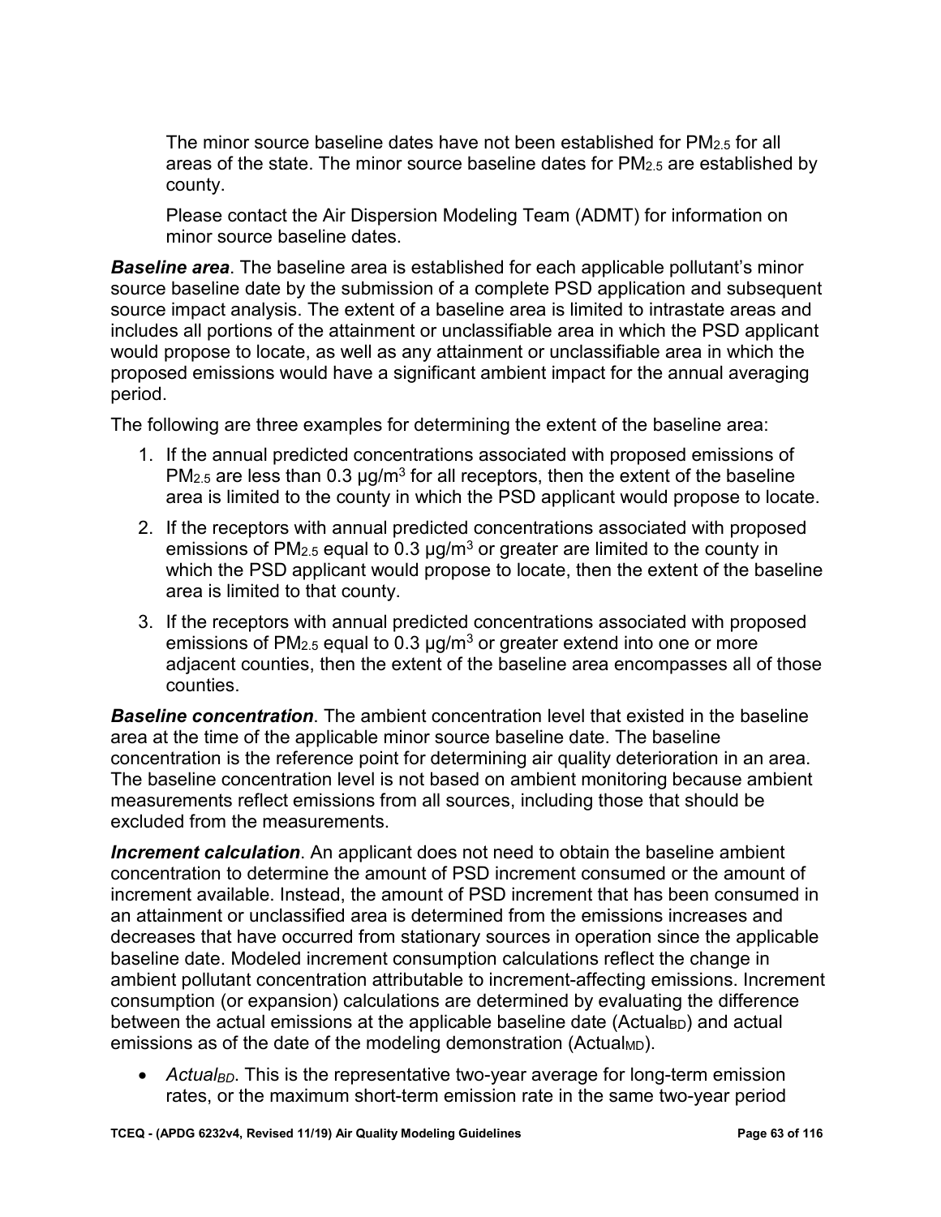The minor source baseline dates have not been established for $PM_{2.5}$ for all areas of the state. The minor source baseline dates for $PM_{2.5}$ are established by county.

Please contact the Air Dispersion Modeling Team (ADMT) for information on minor source baseline dates.

***Baseline area***. The baseline area is established for each applicable pollutant's minor source baseline date by the submission of a complete PSD application and subsequent source impact analysis. The extent of a baseline area is limited to intrastate areas and includes all portions of the attainment or unclassifiable area in which the PSD applicant would propose to locate, as well as any attainment or unclassifiable area in which the proposed emissions would have a significant ambient impact for the annual averaging period.

The following are three examples for determining the extent of the baseline area:

1. If the annual predicted concentrations associated with proposed emissions of $PM_{2.5}$ are less than 0.3 $\mu g/m^3$ for all receptors, then the extent of the baseline area is limited to the county in which the PSD applicant would propose to locate.
2. If the receptors with annual predicted concentrations associated with proposed emissions of $PM_{2.5}$ equal to 0.3 $\mu g/m^3$ or greater are limited to the county in which the PSD applicant would propose to locate, then the extent of the baseline area is limited to that county.
3. If the receptors with annual predicted concentrations associated with proposed emissions of $PM_{2.5}$ equal to 0.3 $\mu g/m^3$ or greater extend into one or more adjacent counties, then the extent of the baseline area encompasses all of those counties.

***Baseline concentration***. The ambient concentration level that existed in the baseline area at the time of the applicable minor source baseline date. The baseline concentration is the reference point for determining air quality deterioration in an area. The baseline concentration level is not based on ambient monitoring because ambient measurements reflect emissions from all sources, including those that should be excluded from the measurements.

***Increment calculation***. An applicant does not need to obtain the baseline ambient concentration to determine the amount of PSD increment consumed or the amount of increment available. Instead, the amount of PSD increment that has been consumed in an attainment or unclassified area is determined from the emissions increases and decreases that have occurred from stationary sources in operation since the applicable baseline date. Modeled increment consumption calculations reflect the change in ambient pollutant concentration attributable to increment-affecting emissions. Increment consumption (or expansion) calculations are determined by evaluating the difference between the actual emissions at the applicable baseline date ($Actual_{BD}$) and actual emissions as of the date of the modeling demonstration ($Actual_{MD}$).

- *$Actual_{BD}$*. This is the representative two-year average for long-term emission rates, or the maximum short-term emission rate in the same two-year period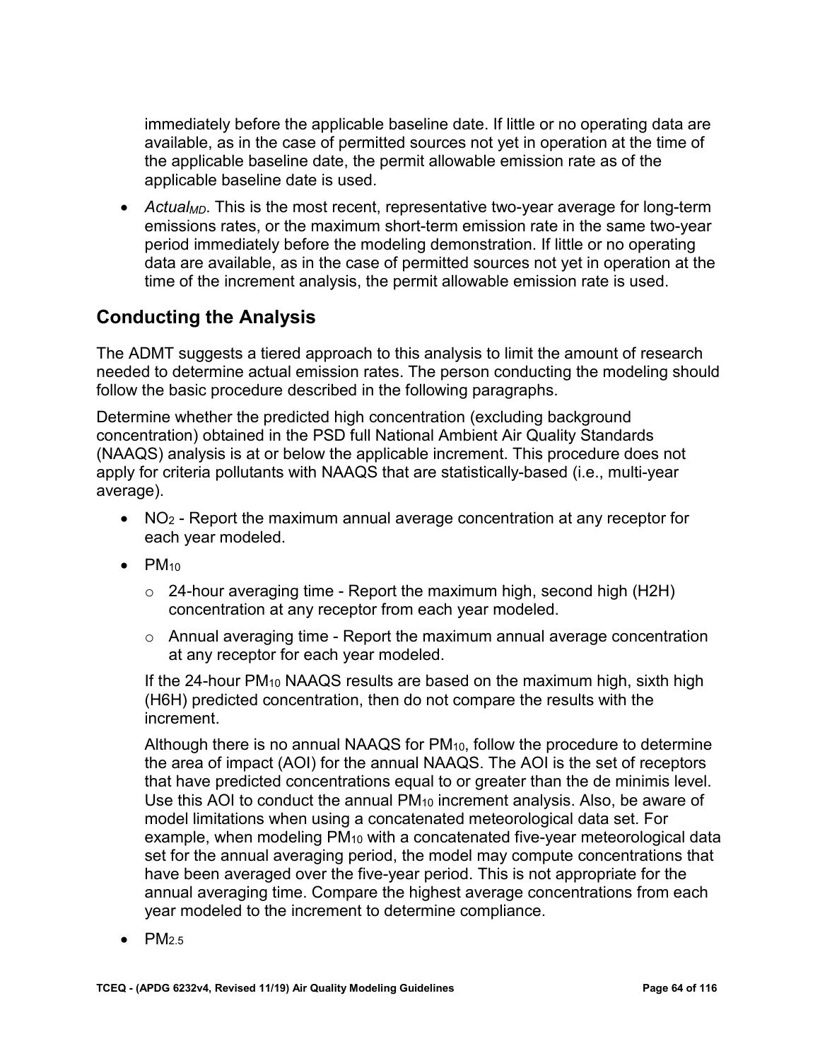immediately before the applicable baseline date. If little or no operating data are available, as in the case of permitted sources not yet in operation at the time of the applicable baseline date, the permit allowable emission rate as of the applicable baseline date is used.

- *$Actual_{MD}$*. This is the most recent, representative two-year average for long-term emissions rates, or the maximum short-term emission rate in the same two-year period immediately before the modeling demonstration. If little or no operating data are available, as in the case of permitted sources not yet in operation at the time of the increment analysis, the permit allowable emission rate is used.

## Conducting the Analysis

The ADMT suggests a tiered approach to this analysis to limit the amount of research needed to determine actual emission rates. The person conducting the modeling should follow the basic procedure described in the following paragraphs.

Determine whether the predicted high concentration (excluding background concentration) obtained in the PSD full National Ambient Air Quality Standards (NAAQS) analysis is at or below the applicable increment. This procedure does not apply for criteria pollutants with NAAQS that are statistically-based (i.e., multi-year average).

- $NO_2$ - Report the maximum annual average concentration at any receptor for each year modeled.
- $PM_{10}$
  - 24-hour averaging time - Report the maximum high, second high (H2H) concentration at any receptor from each year modeled.
  - Annual averaging time - Report the maximum annual average concentration at any receptor for each year modeled.

  If the 24-hour $PM_{10}$ NAAQS results are based on the maximum high, sixth high (H6H) predicted concentration, then do not compare the results with the increment.

  Although there is no annual NAAQS for $PM_{10}$, follow the procedure to determine the area of impact (AOI) for the annual NAAQS. The AOI is the set of receptors that have predicted concentrations equal to or greater than the de minimis level. Use this AOI to conduct the annual $PM_{10}$ increment analysis. Also, be aware of model limitations when using a concatenated meteorological data set. For example, when modeling $PM_{10}$ with a concatenated five-year meteorological data set for the annual averaging period, the model may compute concentrations that have been averaged over the five-year period. This is not appropriate for the annual averaging time. Compare the highest average concentrations from each year modeled to the increment to determine compliance.

- $PM_{2.5}$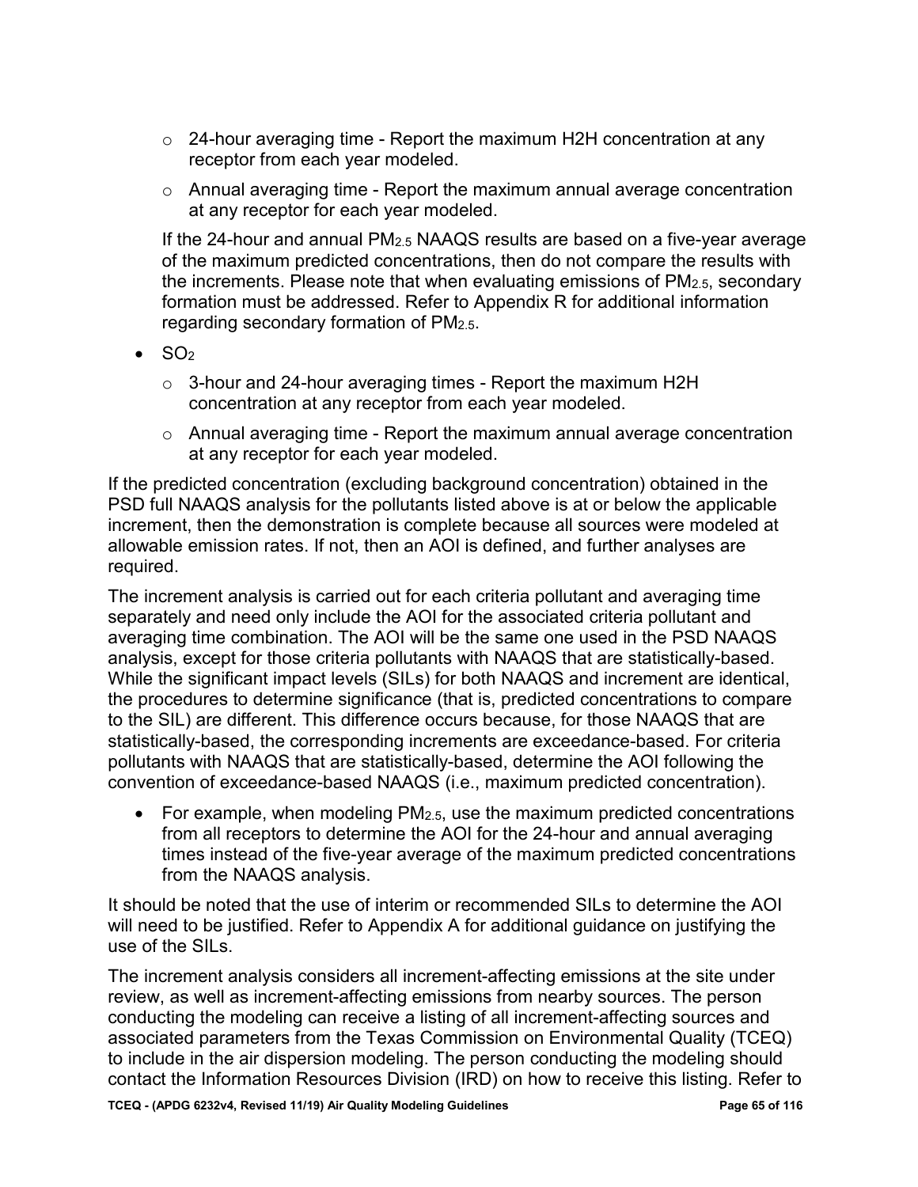- 24-hour averaging time - Report the maximum H2H concentration at any receptor from each year modeled.
  - Annual averaging time - Report the maximum annual average concentration at any receptor for each year modeled.

  If the 24-hour and annual $PM_{2.5}$ NAAQS results are based on a five-year average of the maximum predicted concentrations, then do not compare the results with the increments. Please note that when evaluating emissions of $PM_{2.5}$, secondary formation must be addressed. Refer to Appendix R for additional information regarding secondary formation of $PM_{2.5}$.

- $SO_2$
  - 3-hour and 24-hour averaging times - Report the maximum H2H concentration at any receptor from each year modeled.
  - Annual averaging time - Report the maximum annual average concentration at any receptor for each year modeled.

If the predicted concentration (excluding background concentration) obtained in the PSD full NAAQS analysis for the pollutants listed above is at or below the applicable increment, then the demonstration is complete because all sources were modeled at allowable emission rates. If not, then an AOI is defined, and further analyses are required.

The increment analysis is carried out for each criteria pollutant and averaging time separately and need only include the AOI for the associated criteria pollutant and averaging time combination. The AOI will be the same one used in the PSD NAAQS analysis, except for those criteria pollutants with NAAQS that are statistically-based. While the significant impact levels (SILs) for both NAAQS and increment are identical, the procedures to determine significance (that is, predicted concentrations to compare to the SIL) are different. This difference occurs because, for those NAAQS that are statistically-based, the corresponding increments are exceedance-based. For criteria pollutants with NAAQS that are statistically-based, determine the AOI following the convention of exceedance-based NAAQS (i.e., maximum predicted concentration).

- For example, when modeling $PM_{2.5}$, use the maximum predicted concentrations from all receptors to determine the AOI for the 24-hour and annual averaging times instead of the five-year average of the maximum predicted concentrations from the NAAQS analysis.

It should be noted that the use of interim or recommended SILs to determine the AOI will need to be justified. Refer to Appendix A for additional guidance on justifying the use of the SILs.

The increment analysis considers all increment-affecting emissions at the site under review, as well as increment-affecting emissions from nearby sources. The person conducting the modeling can receive a listing of all increment-affecting sources and associated parameters from the Texas Commission on Environmental Quality (TCEQ) to include in the air dispersion modeling. The person conducting the modeling should contact the Information Resources Division (IRD) on how to receive this listing. Refer to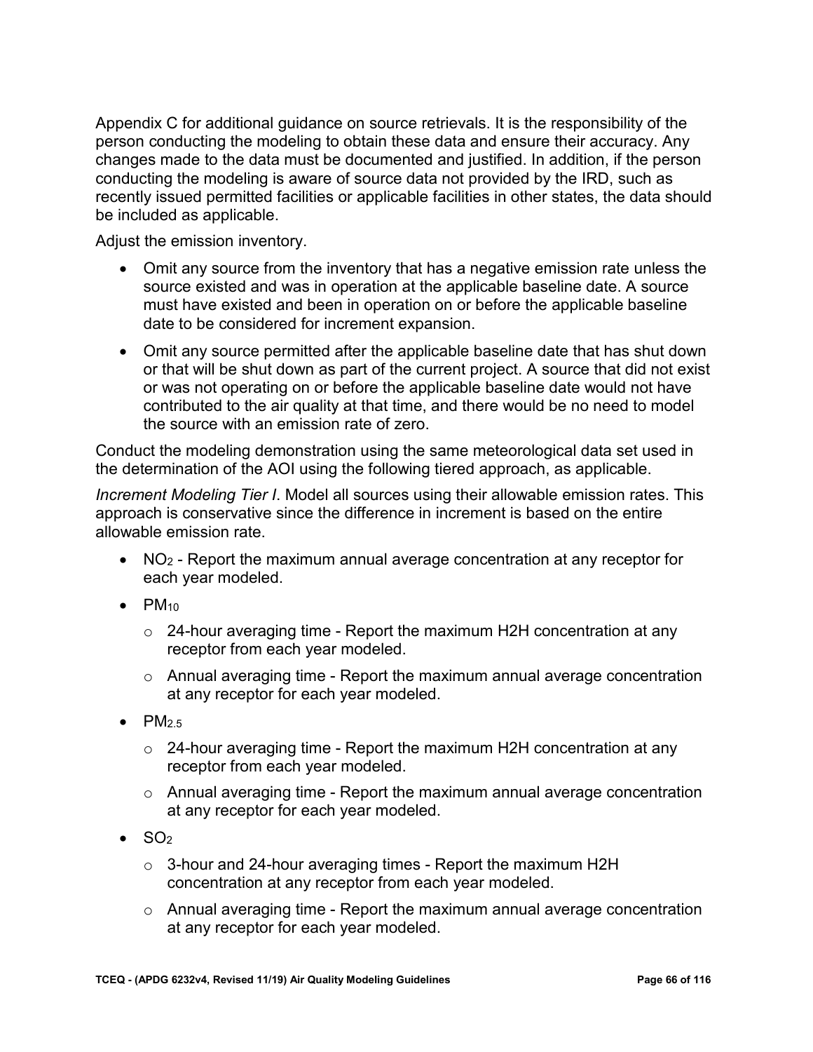Appendix C for additional guidance on source retrievals. It is the responsibility of the person conducting the modeling to obtain these data and ensure their accuracy. Any changes made to the data must be documented and justified. In addition, if the person conducting the modeling is aware of source data not provided by the IRD, such as recently issued permitted facilities or applicable facilities in other states, the data should be included as applicable.

Adjust the emission inventory.

- Omit any source from the inventory that has a negative emission rate unless the source existed and was in operation at the applicable baseline date. A source must have existed and been in operation on or before the applicable baseline date to be considered for increment expansion.
- Omit any source permitted after the applicable baseline date that has shut down or that will be shut down as part of the current project. A source that did not exist or was not operating on or before the applicable baseline date would not have contributed to the air quality at that time, and there would be no need to model the source with an emission rate of zero.

Conduct the modeling demonstration using the same meteorological data set used in the determination of the AOI using the following tiered approach, as applicable.

*Increment Modeling Tier I*. Model all sources using their allowable emission rates. This approach is conservative since the difference in increment is based on the entire allowable emission rate.

- $NO_2$ - Report the maximum annual average concentration at any receptor for each year modeled.
- $PM_{10}$
  - 24-hour averaging time - Report the maximum H2H concentration at any receptor from each year modeled.
  - Annual averaging time - Report the maximum annual average concentration at any receptor for each year modeled.
- $PM_{2.5}$
  - 24-hour averaging time - Report the maximum H2H concentration at any receptor from each year modeled.
  - Annual averaging time - Report the maximum annual average concentration at any receptor for each year modeled.
- $SO_2$
  - 3-hour and 24-hour averaging times - Report the maximum H2H concentration at any receptor from each year modeled.
  - Annual averaging time - Report the maximum annual average concentration at any receptor for each year modeled.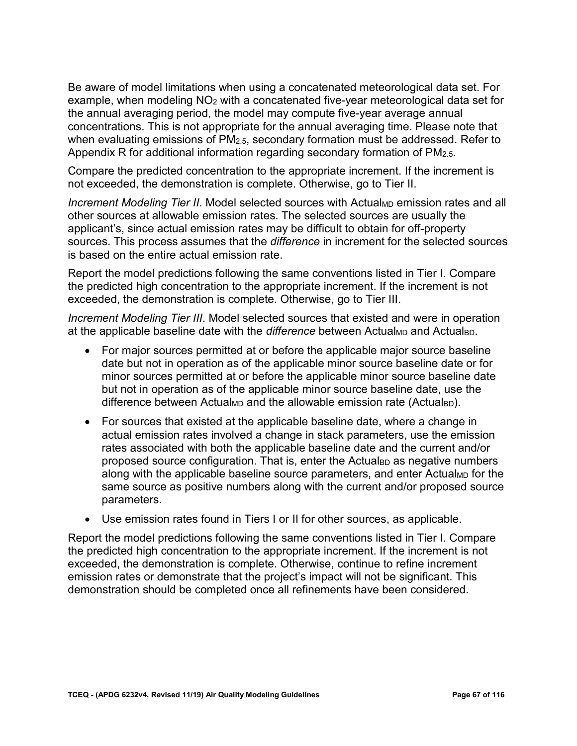Be aware of model limitations when using a concatenated meteorological data set. For example, when modeling $NO_2$ with a concatenated five-year meteorological data set for the annual averaging period, the model may compute five-year average annual concentrations. This is not appropriate for the annual averaging time. Please note that when evaluating emissions of $PM_{2.5}$, secondary formation must be addressed. Refer to Appendix R for additional information regarding secondary formation of $PM_{2.5}$.

Compare the predicted concentration to the appropriate increment. If the increment is not exceeded, the demonstration is complete. Otherwise, go to Tier II.

*Increment Modeling Tier II*. Model selected sources with $Actual_{MD}$ emission rates and all other sources at allowable emission rates. The selected sources are usually the applicant's, since actual emission rates may be difficult to obtain for off-property sources. This process assumes that the *difference* in increment for the selected sources is based on the entire actual emission rate.

Report the model predictions following the same conventions listed in Tier I. Compare the predicted high concentration to the appropriate increment. If the increment is not exceeded, the demonstration is complete. Otherwise, go to Tier III.

*Increment Modeling Tier III*. Model selected sources that existed and were in operation at the applicable baseline date with the *difference* between $Actual_{MD}$ and $Actual_{BD}$.

- For major sources permitted at or before the applicable major source baseline date but not in operation as of the applicable minor source baseline date or for minor sources permitted at or before the applicable minor source baseline date but not in operation as of the applicable minor source baseline date, use the difference between $Actual_{MD}$ and the allowable emission rate ($Actual_{BD}$).
- For sources that existed at the applicable baseline date, where a change in actual emission rates involved a change in stack parameters, use the emission rates associated with both the applicable baseline date and the current and/or proposed source configuration. That is, enter the $Actual_{BD}$ as negative numbers along with the applicable baseline source parameters, and enter $Actual_{MD}$ for the same source as positive numbers along with the current and/or proposed source parameters.
- Use emission rates found in Tiers I or II for other sources, as applicable.

Report the model predictions following the same conventions listed in Tier I. Compare the predicted high concentration to the appropriate increment. If the increment is not exceeded, the demonstration is complete. Otherwise, continue to refine increment emission rates or demonstrate that the project's impact will not be significant. This demonstration should be completed once all refinements have been considered.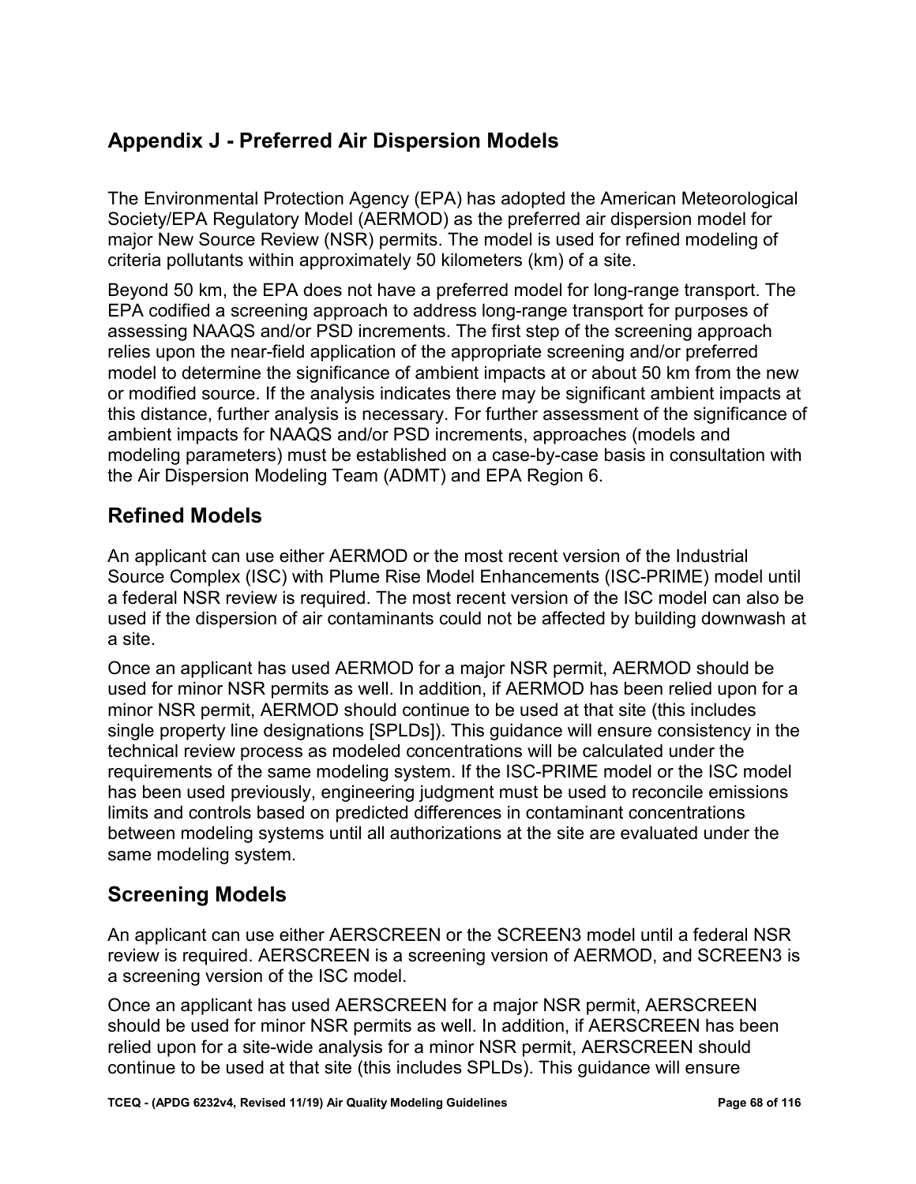## Appendix J - Preferred Air Dispersion Models

The Environmental Protection Agency (EPA) has adopted the American Meteorological Society/EPA Regulatory Model (AERMOD) as the preferred air dispersion model for major New Source Review (NSR) permits. The model is used for refined modeling of criteria pollutants within approximately 50 kilometers (km) of a site.

Beyond 50 km, the EPA does not have a preferred model for long-range transport. The EPA codified a screening approach to address long-range transport for purposes of assessing NAAQS and/or PSD increments. The first step of the screening approach relies upon the near-field application of the appropriate screening and/or preferred model to determine the significance of ambient impacts at or about 50 km from the new or modified source. If the analysis indicates there may be significant ambient impacts at this distance, further analysis is necessary. For further assessment of the significance of ambient impacts for NAAQS and/or PSD increments, approaches (models and modeling parameters) must be established on a case-by-case basis in consultation with the Air Dispersion Modeling Team (ADMT) and EPA Region 6.

### Refined Models

An applicant can use either AERMOD or the most recent version of the Industrial Source Complex (ISC) with Plume Rise Model Enhancements (ISC-PRIME) model until a federal NSR review is required. The most recent version of the ISC model can also be used if the dispersion of air contaminants could not be affected by building downwash at a site.

Once an applicant has used AERMOD for a major NSR permit, AERMOD should be used for minor NSR permits as well. In addition, if AERMOD has been relied upon for a minor NSR permit, AERMOD should continue to be used at that site (this includes single property line designations [SPLDs]). This guidance will ensure consistency in the technical review process as modeled concentrations will be calculated under the requirements of the same modeling system. If the ISC-PRIME model or the ISC model has been used previously, engineering judgment must be used to reconcile emissions limits and controls based on predicted differences in contaminant concentrations between modeling systems until all authorizations at the site are evaluated under the same modeling system.

### Screening Models

An applicant can use either AERSCREEN or the SCREEN3 model until a federal NSR review is required. AERSCREEN is a screening version of AERMOD, and SCREEN3 is a screening version of the ISC model.

Once an applicant has used AERSCREEN for a major NSR permit, AERSCREEN should be used for minor NSR permits as well. In addition, if AERSCREEN has been relied upon for a site-wide analysis for a minor NSR permit, AERSCREEN should continue to be used at that site (this includes SPLDs). This guidance will ensure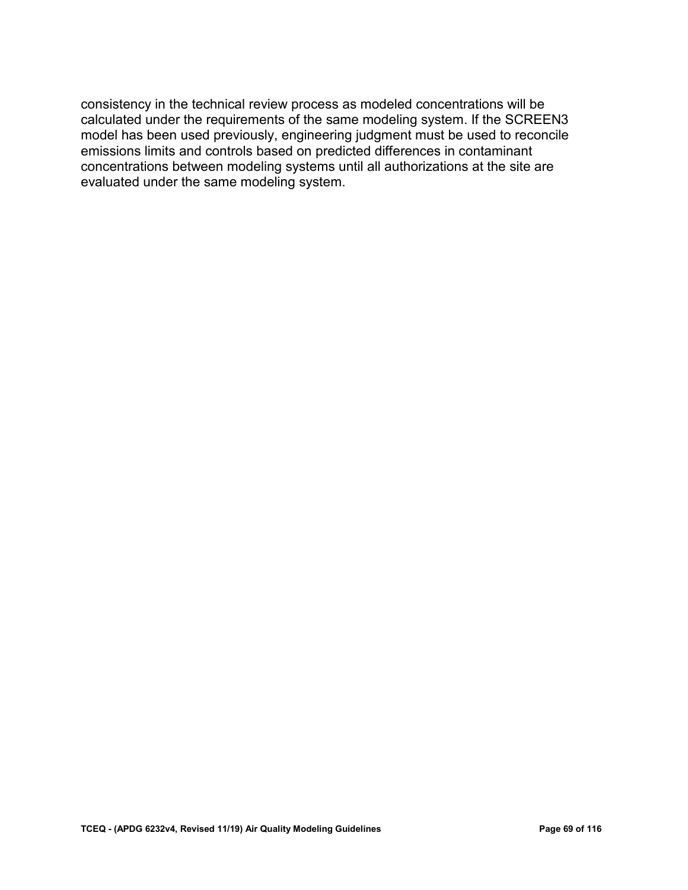consistency in the technical review process as modeled concentrations will be calculated under the requirements of the same modeling system. If the SCREEN3 model has been used previously, engineering judgment must be used to reconcile emissions limits and controls based on predicted differences in contaminant concentrations between modeling systems until all authorizations at the site are evaluated under the same modeling system.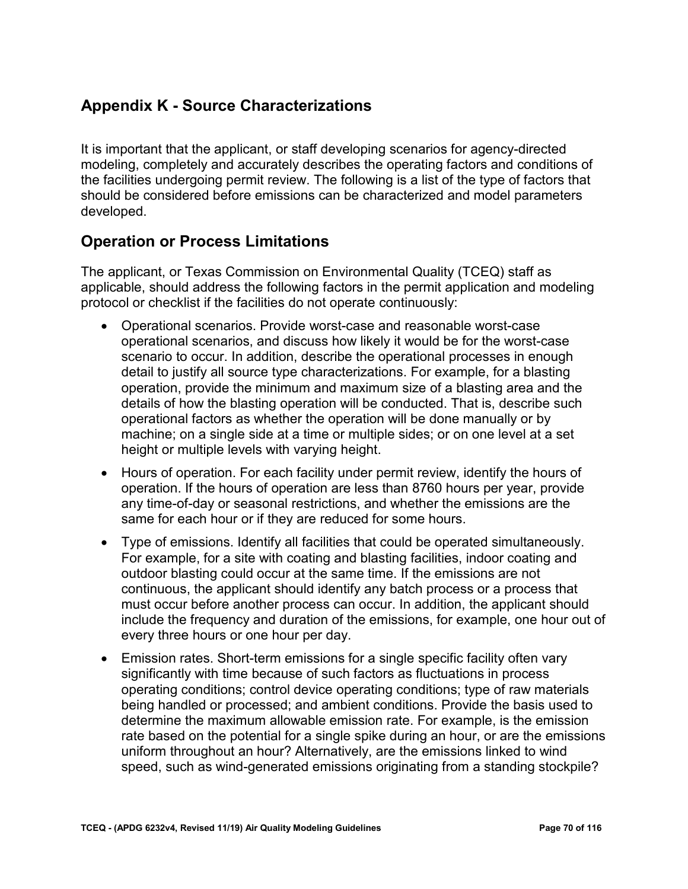## Appendix K - Source Characterizations

It is important that the applicant, or staff developing scenarios for agency-directed modeling, completely and accurately describes the operating factors and conditions of the facilities undergoing permit review. The following is a list of the type of factors that should be considered before emissions can be characterized and model parameters developed.

## Operation or Process Limitations

The applicant, or Texas Commission on Environmental Quality (TCEQ) staff as applicable, should address the following factors in the permit application and modeling protocol or checklist if the facilities do not operate continuously:

- Operational scenarios. Provide worst-case and reasonable worst-case operational scenarios, and discuss how likely it would be for the worst-case scenario to occur. In addition, describe the operational processes in enough detail to justify all source type characterizations. For example, for a blasting operation, provide the minimum and maximum size of a blasting area and the details of how the blasting operation will be conducted. That is, describe such operational factors as whether the operation will be done manually or by machine; on a single side at a time or multiple sides; or on one level at a set height or multiple levels with varying height.
- Hours of operation. For each facility under permit review, identify the hours of operation. If the hours of operation are less than 8760 hours per year, provide any time-of-day or seasonal restrictions, and whether the emissions are the same for each hour or if they are reduced for some hours.
- Type of emissions. Identify all facilities that could be operated simultaneously. For example, for a site with coating and blasting facilities, indoor coating and outdoor blasting could occur at the same time. If the emissions are not continuous, the applicant should identify any batch process or a process that must occur before another process can occur. In addition, the applicant should include the frequency and duration of the emissions, for example, one hour out of every three hours or one hour per day.
- Emission rates. Short-term emissions for a single specific facility often vary significantly with time because of such factors as fluctuations in process operating conditions; control device operating conditions; type of raw materials being handled or processed; and ambient conditions. Provide the basis used to determine the maximum allowable emission rate. For example, is the emission rate based on the potential for a single spike during an hour, or are the emissions uniform throughout an hour? Alternatively, are the emissions linked to wind speed, such as wind-generated emissions originating from a standing stockpile?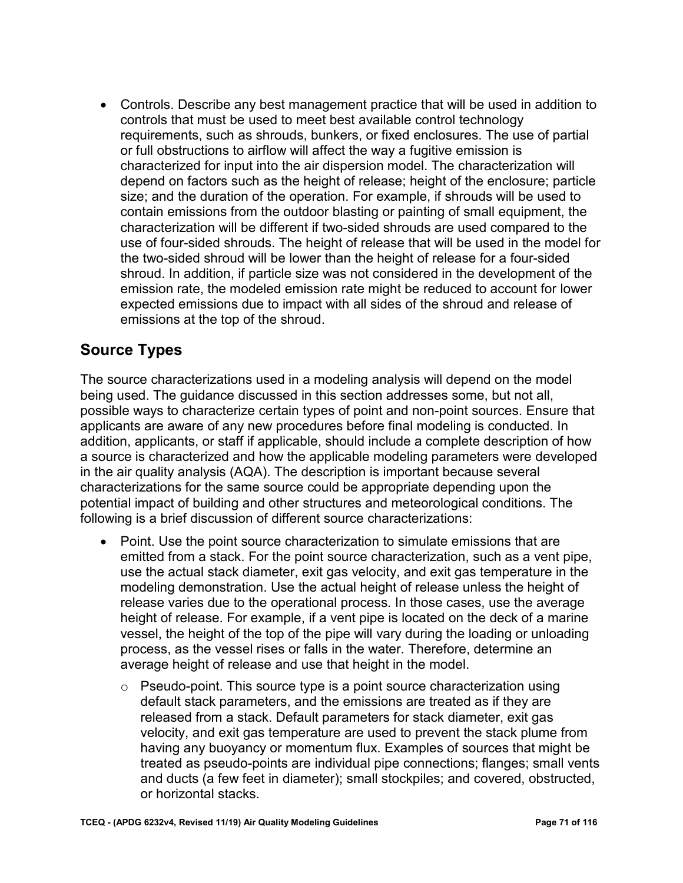- Controls. Describe any best management practice that will be used in addition to controls that must be used to meet best available control technology requirements, such as shrouds, bunkers, or fixed enclosures. The use of partial or full obstructions to airflow will affect the way a fugitive emission is characterized for input into the air dispersion model. The characterization will depend on factors such as the height of release; height of the enclosure; particle size; and the duration of the operation. For example, if shrouds will be used to contain emissions from the outdoor blasting or painting of small equipment, the characterization will be different if two-sided shrouds are used compared to the use of four-sided shrouds. The height of release that will be used in the model for the two-sided shroud will be lower than the height of release for a four-sided shroud. In addition, if particle size was not considered in the development of the emission rate, the modeled emission rate might be reduced to account for lower expected emissions due to impact with all sides of the shroud and release of emissions at the top of the shroud.

## Source Types

The source characterizations used in a modeling analysis will depend on the model being used. The guidance discussed in this section addresses some, but not all, possible ways to characterize certain types of point and non-point sources. Ensure that applicants are aware of any new procedures before final modeling is conducted. In addition, applicants, or staff if applicable, should include a complete description of how a source is characterized and how the applicable modeling parameters were developed in the air quality analysis (AQA). The description is important because several characterizations for the same source could be appropriate depending upon the potential impact of building and other structures and meteorological conditions. The following is a brief discussion of different source characterizations:

- Point. Use the point source characterization to simulate emissions that are emitted from a stack. For the point source characterization, such as a vent pipe, use the actual stack diameter, exit gas velocity, and exit gas temperature in the modeling demonstration. Use the actual height of release unless the height of release varies due to the operational process. In those cases, use the average height of release. For example, if a vent pipe is located on the deck of a marine vessel, the height of the top of the pipe will vary during the loading or unloading process, as the vessel rises or falls in the water. Therefore, determine an average height of release and use that height in the model.
  - Pseudo-point. This source type is a point source characterization using default stack parameters, and the emissions are treated as if they are released from a stack. Default parameters for stack diameter, exit gas velocity, and exit gas temperature are used to prevent the stack plume from having any buoyancy or momentum flux. Examples of sources that might be treated as pseudo-points are individual pipe connections; flanges; small vents and ducts (a few feet in diameter); small stockpiles; and covered, obstructed, or horizontal stacks.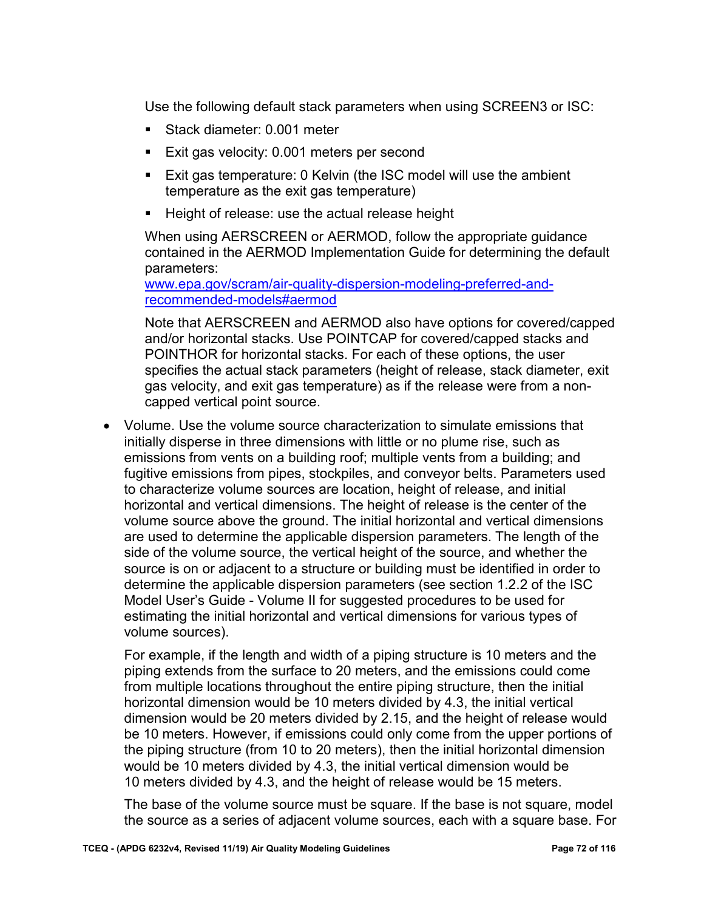Use the following default stack parameters when using SCREEN3 or ISC:

- Stack diameter: 0.001 meter
- Exit gas velocity: 0.001 meters per second
- Exit gas temperature: 0 Kelvin (the ISC model will use the ambient temperature as the exit gas temperature)
- Height of release: use the actual release height

When using AERSCREEN or AERMOD, follow the appropriate guidance contained in the AERMOD Implementation Guide for determining the default parameters:
[www.epa.gov/scram/air-quality-dispersion-modeling-preferred-and-recommended-models#aermod](www.epa.gov/scram/air-quality-dispersion-modeling-preferred-and-recommended-models#aermod)

Note that AERSCREEN and AERMOD also have options for covered/capped and/or horizontal stacks. Use POINTCAP for covered/capped stacks and POINTHOR for horizontal stacks. For each of these options, the user specifies the actual stack parameters (height of release, stack diameter, exit gas velocity, and exit gas temperature) as if the release were from a non-capped vertical point source.

- Volume. Use the volume source characterization to simulate emissions that initially disperse in three dimensions with little or no plume rise, such as emissions from vents on a building roof; multiple vents from a building; and fugitive emissions from pipes, stockpiles, and conveyor belts. Parameters used to characterize volume sources are location, height of release, and initial horizontal and vertical dimensions. The height of release is the center of the volume source above the ground. The initial horizontal and vertical dimensions are used to determine the applicable dispersion parameters. The length of the side of the volume source, the vertical height of the source, and whether the source is on or adjacent to a structure or building must be identified in order to determine the applicable dispersion parameters (see section 1.2.2 of the ISC Model User's Guide - Volume II for suggested procedures to be used for estimating the initial horizontal and vertical dimensions for various types of volume sources).

  For example, if the length and width of a piping structure is 10 meters and the piping extends from the surface to 20 meters, and the emissions could come from multiple locations throughout the entire piping structure, then the initial horizontal dimension would be 10 meters divided by 4.3, the initial vertical dimension would be 20 meters divided by 2.15, and the height of release would be 10 meters. However, if emissions could only come from the upper portions of the piping structure (from 10 to 20 meters), then the initial horizontal dimension would be 10 meters divided by 4.3, the initial vertical dimension would be 10 meters divided by 4.3, and the height of release would be 15 meters.

  The base of the volume source must be square. If the base is not square, model the source as a series of adjacent volume sources, each with a square base. For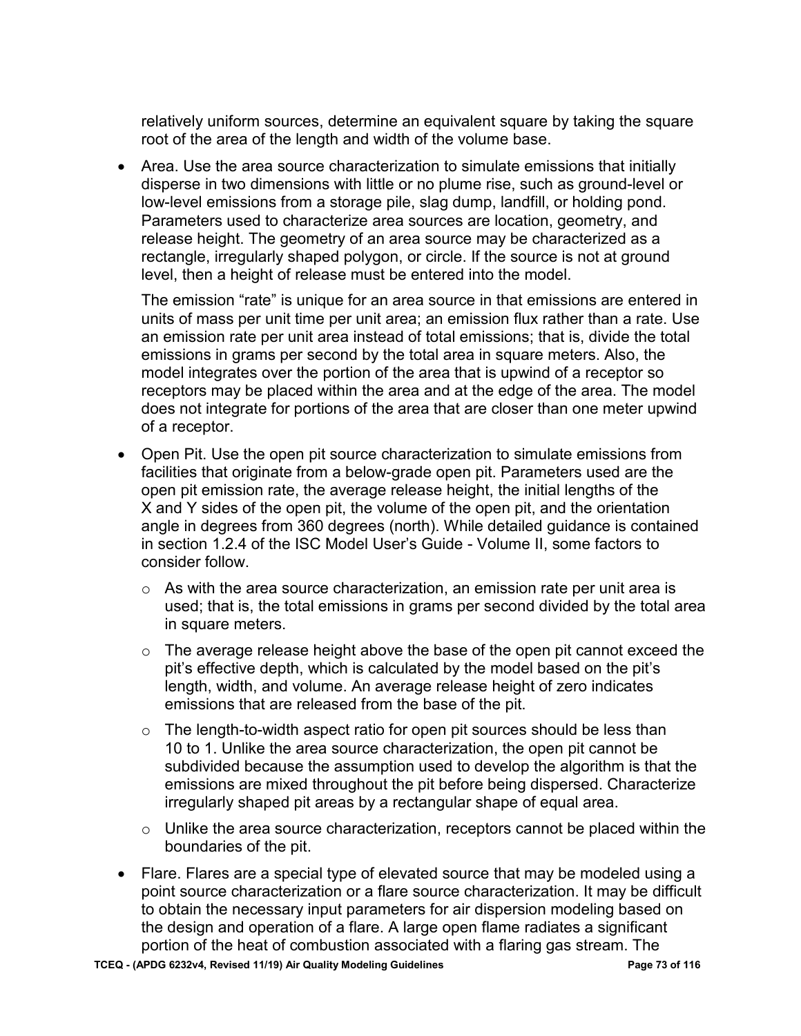relatively uniform sources, determine an equivalent square by taking the square root of the area of the length and width of the volume base.

- Area. Use the area source characterization to simulate emissions that initially disperse in two dimensions with little or no plume rise, such as ground-level or low-level emissions from a storage pile, slag dump, landfill, or holding pond. Parameters used to characterize area sources are location, geometry, and release height. The geometry of an area source may be characterized as a rectangle, irregularly shaped polygon, or circle. If the source is not at ground level, then a height of release must be entered into the model.

  The emission “rate” is unique for an area source in that emissions are entered in units of mass per unit time per unit area; an emission flux rather than a rate. Use an emission rate per unit area instead of total emissions; that is, divide the total emissions in grams per second by the total area in square meters. Also, the model integrates over the portion of the area that is upwind of a receptor so receptors may be placed within the area and at the edge of the area. The model does not integrate for portions of the area that are closer than one meter upwind of a receptor.

- Open Pit. Use the open pit source characterization to simulate emissions from facilities that originate from a below-grade open pit. Parameters used are the open pit emission rate, the average release height, the initial lengths of the X and Y sides of the open pit, the volume of the open pit, and the orientation angle in degrees from 360 degrees (north). While detailed guidance is contained in section 1.2.4 of the ISC Model User’s Guide - Volume II, some factors to consider follow.
  - As with the area source characterization, an emission rate per unit area is used; that is, the total emissions in grams per second divided by the total area in square meters.
  - The average release height above the base of the open pit cannot exceed the pit’s effective depth, which is calculated by the model based on the pit’s length, width, and volume. An average release height of zero indicates emissions that are released from the base of the pit.
  - The length-to-width aspect ratio for open pit sources should be less than 10 to 1. Unlike the area source characterization, the open pit cannot be subdivided because the assumption used to develop the algorithm is that the emissions are mixed throughout the pit before being dispersed. Characterize irregularly shaped pit areas by a rectangular shape of equal area.
  - Unlike the area source characterization, receptors cannot be placed within the boundaries of the pit.

- Flare. Flares are a special type of elevated source that may be modeled using a point source characterization or a flare source characterization. It may be difficult to obtain the necessary input parameters for air dispersion modeling based on the design and operation of a flare. A large open flame radiates a significant portion of the heat of combustion associated with a flaring gas stream. The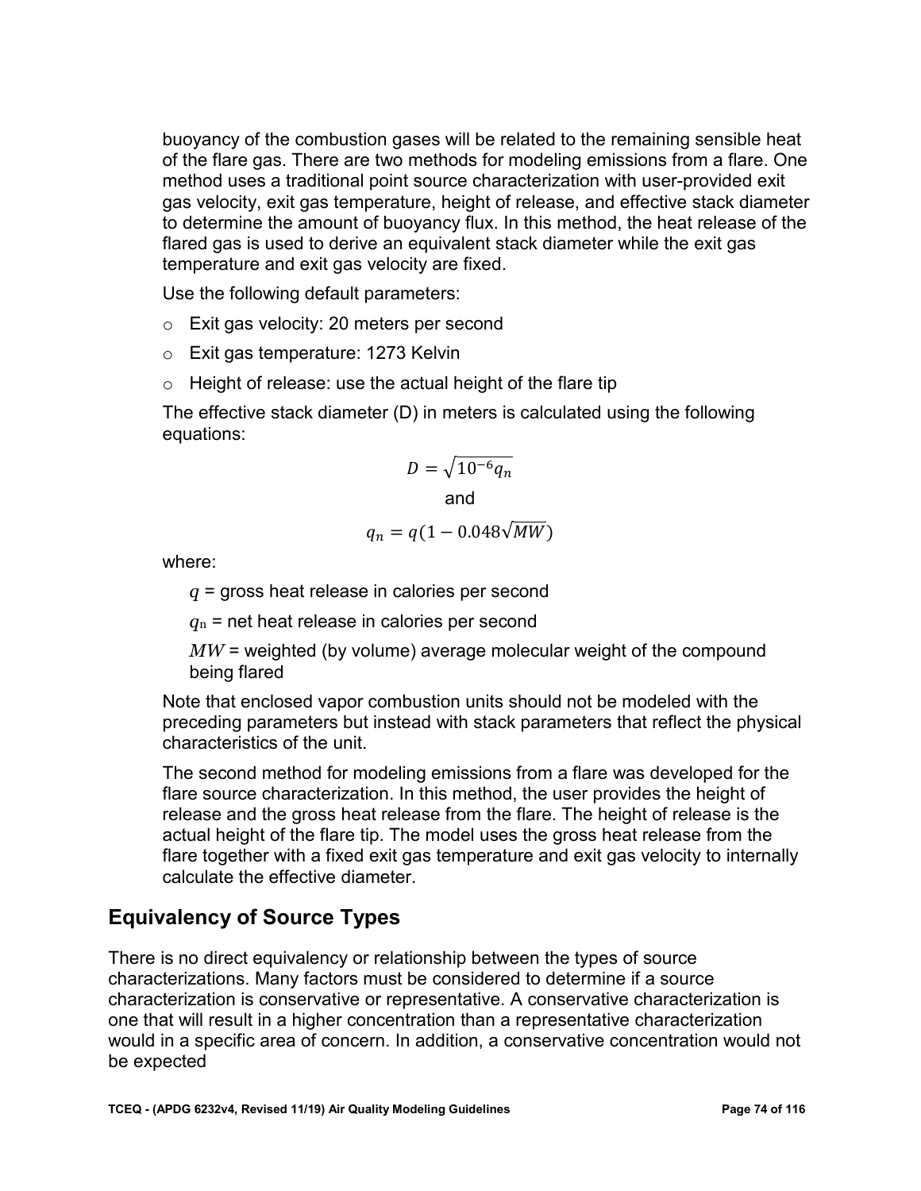buoyancy of the combustion gases will be related to the remaining sensible heat of the flare gas. There are two methods for modeling emissions from a flare. One method uses a traditional point source characterization with user-provided exit gas velocity, exit gas temperature, height of release, and effective stack diameter to determine the amount of buoyancy flux. In this method, the heat release of the flared gas is used to derive an equivalent stack diameter while the exit gas temperature and exit gas velocity are fixed.

Use the following default parameters:

- Exit gas velocity: 20 meters per second
- Exit gas temperature: 1273 Kelvin
- Height of release: use the actual height of the flare tip

The effective stack diameter (D) in meters is calculated using the following equations:

$$D = \sqrt{10^{-6} q_n}$$

and

$$q_n = q(1 - 0.048\sqrt{MW})$$

where:

$q$ = gross heat release in calories per second

$q_n$ = net heat release in calories per second

$MW$ = weighted (by volume) average molecular weight of the compound being flared

Note that enclosed vapor combustion units should not be modeled with the preceding parameters but instead with stack parameters that reflect the physical characteristics of the unit.

The second method for modeling emissions from a flare was developed for the flare source characterization. In this method, the user provides the height of release and the gross heat release from the flare. The height of release is the actual height of the flare tip. The model uses the gross heat release from the flare together with a fixed exit gas temperature and exit gas velocity to internally calculate the effective diameter.

## Equivalency of Source Types

There is no direct equivalency or relationship between the types of source characterizations. Many factors must be considered to determine if a source characterization is conservative or representative. A conservative characterization is one that will result in a higher concentration than a representative characterization would in a specific area of concern. In addition, a conservative concentration would not be expected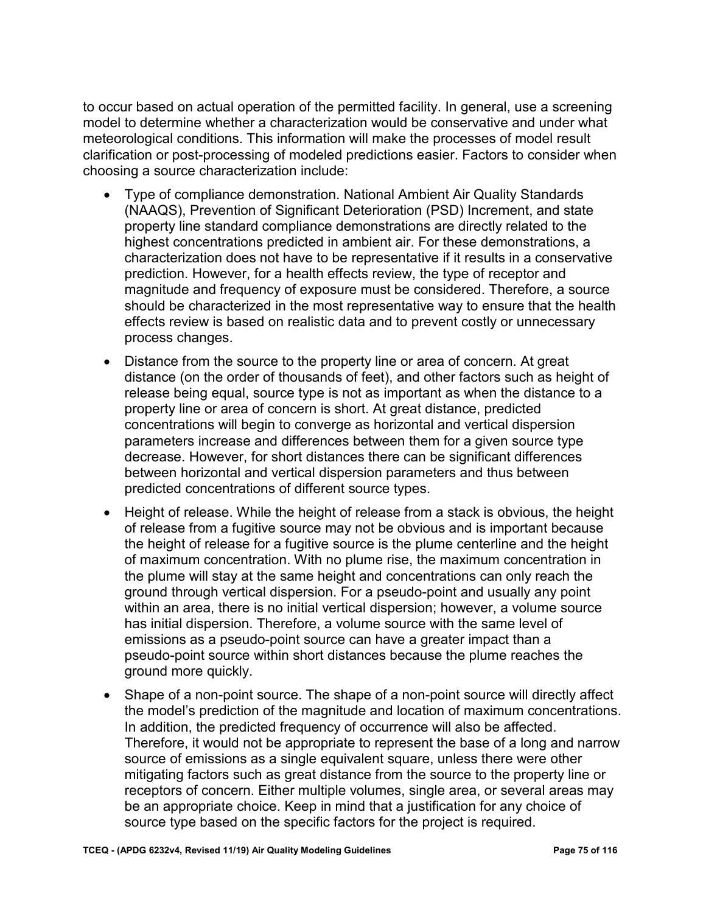to occur based on actual operation of the permitted facility. In general, use a screening model to determine whether a characterization would be conservative and under what meteorological conditions. This information will make the processes of model result clarification or post-processing of modeled predictions easier. Factors to consider when choosing a source characterization include:

- Type of compliance demonstration. National Ambient Air Quality Standards (NAAQS), Prevention of Significant Deterioration (PSD) Increment, and state property line standard compliance demonstrations are directly related to the highest concentrations predicted in ambient air. For these demonstrations, a characterization does not have to be representative if it results in a conservative prediction. However, for a health effects review, the type of receptor and magnitude and frequency of exposure must be considered. Therefore, a source should be characterized in the most representative way to ensure that the health effects review is based on realistic data and to prevent costly or unnecessary process changes.
- Distance from the source to the property line or area of concern. At great distance (on the order of thousands of feet), and other factors such as height of release being equal, source type is not as important as when the distance to a property line or area of concern is short. At great distance, predicted concentrations will begin to converge as horizontal and vertical dispersion parameters increase and differences between them for a given source type decrease. However, for short distances there can be significant differences between horizontal and vertical dispersion parameters and thus between predicted concentrations of different source types.
- Height of release. While the height of release from a stack is obvious, the height of release from a fugitive source may not be obvious and is important because the height of release for a fugitive source is the plume centerline and the height of maximum concentration. With no plume rise, the maximum concentration in the plume will stay at the same height and concentrations can only reach the ground through vertical dispersion. For a pseudo-point and usually any point within an area, there is no initial vertical dispersion; however, a volume source has initial dispersion. Therefore, a volume source with the same level of emissions as a pseudo-point source can have a greater impact than a pseudo-point source within short distances because the plume reaches the ground more quickly.
- Shape of a non-point source. The shape of a non-point source will directly affect the model's prediction of the magnitude and location of maximum concentrations. In addition, the predicted frequency of occurrence will also be affected. Therefore, it would not be appropriate to represent the base of a long and narrow source of emissions as a single equivalent square, unless there were other mitigating factors such as great distance from the source to the property line or receptors of concern. Either multiple volumes, single area, or several areas may be an appropriate choice. Keep in mind that a justification for any choice of source type based on the specific factors for the project is required.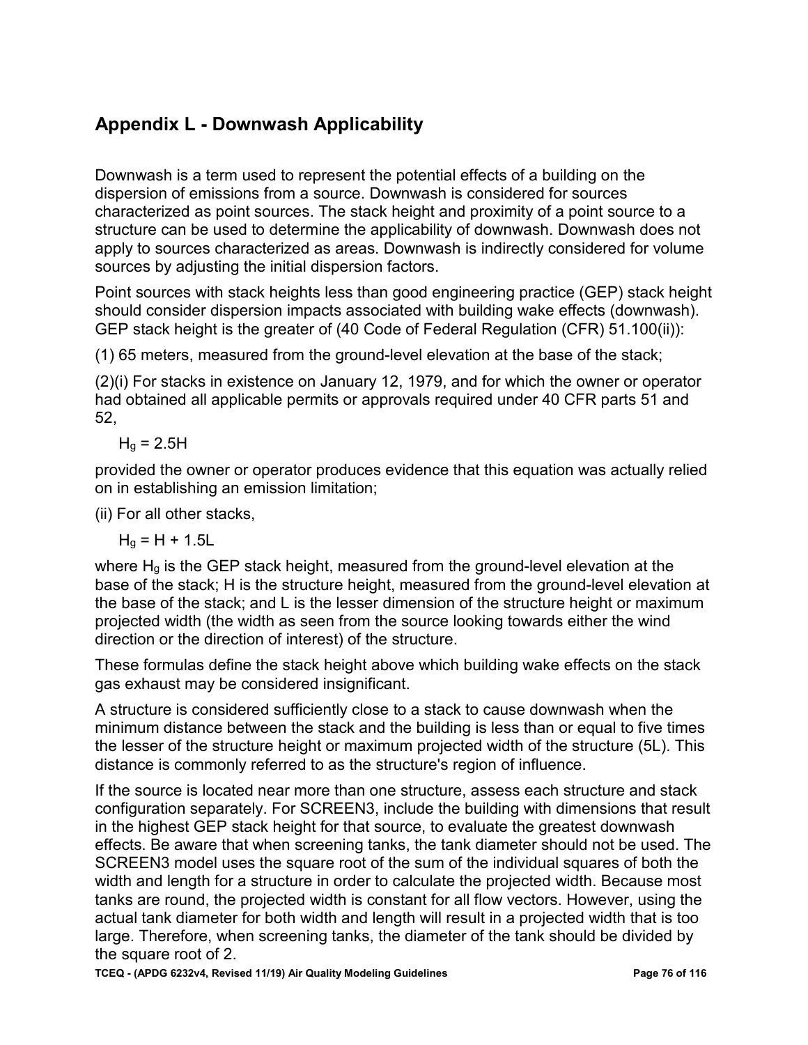## Appendix L - Downwash Applicability

Downwash is a term used to represent the potential effects of a building on the dispersion of emissions from a source. Downwash is considered for sources characterized as point sources. The stack height and proximity of a point source to a structure can be used to determine the applicability of downwash. Downwash does not apply to sources characterized as areas. Downwash is indirectly considered for volume sources by adjusting the initial dispersion factors.

Point sources with stack heights less than good engineering practice (GEP) stack height should consider dispersion impacts associated with building wake effects (downwash). GEP stack height is the greater of (40 Code of Federal Regulation (CFR) 51.100(ii)):

(1) 65 meters, measured from the ground-level elevation at the base of the stack;

(2)(i) For stacks in existence on January 12, 1979, and for which the owner or operator had obtained all applicable permits or approvals required under 40 CFR parts 51 and 52,

$$H_g = 2.5H$$

provided the owner or operator produces evidence that this equation was actually relied on in establishing an emission limitation;

(ii) For all other stacks,

$$H_g = H + 1.5L$$

where $H_g$ is the GEP stack height, measured from the ground-level elevation at the base of the stack; H is the structure height, measured from the ground-level elevation at the base of the stack; and L is the lesser dimension of the structure height or maximum projected width (the width as seen from the source looking towards either the wind direction or the direction of interest) of the structure.

These formulas define the stack height above which building wake effects on the stack gas exhaust may be considered insignificant.

A structure is considered sufficiently close to a stack to cause downwash when the minimum distance between the stack and the building is less than or equal to five times the lesser of the structure height or maximum projected width of the structure (5L). This distance is commonly referred to as the structure's region of influence.

If the source is located near more than one structure, assess each structure and stack configuration separately. For SCREEN3, include the building with dimensions that result in the highest GEP stack height for that source, to evaluate the greatest downwash effects. Be aware that when screening tanks, the tank diameter should not be used. The SCREEN3 model uses the square root of the sum of the individual squares of both the width and length for a structure in order to calculate the projected width. Because most tanks are round, the projected width is constant for all flow vectors. However, using the actual tank diameter for both width and length will result in a projected width that is too large. Therefore, when screening tanks, the diameter of the tank should be divided by the square root of 2.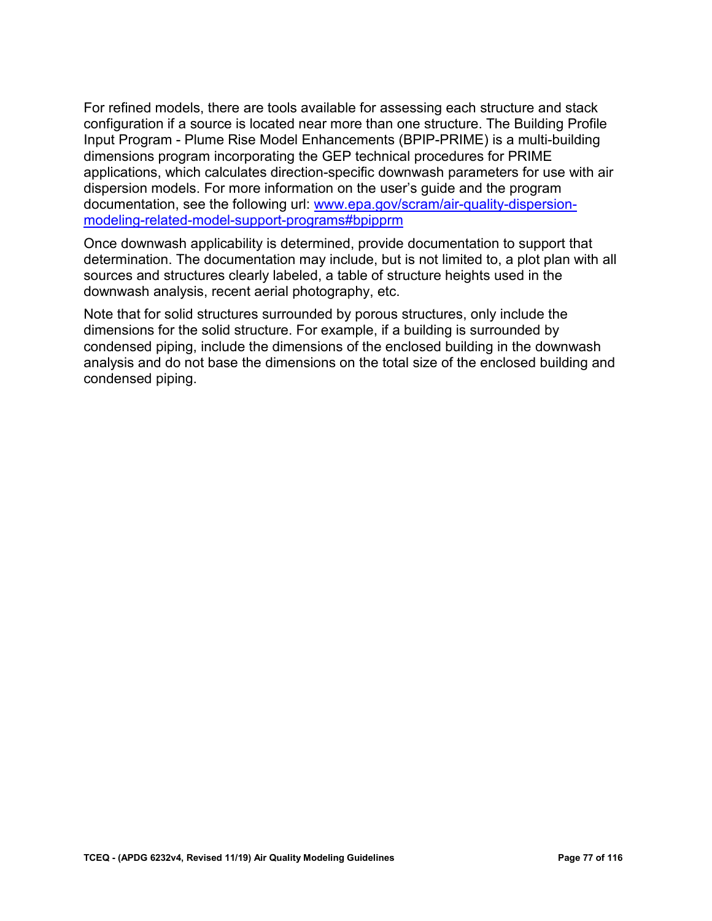For refined models, there are tools available for assessing each structure and stack configuration if a source is located near more than one structure. The Building Profile Input Program - Plume Rise Model Enhancements (BPIP-PRIME) is a multi-building dimensions program incorporating the GEP technical procedures for PRIME applications, which calculates direction-specific downwash parameters for use with air dispersion models. For more information on the user's guide and the program documentation, see the following url: [www.epa.gov/scram/air-quality-dispersion-modeling-related-model-support-programs#bpipprm](www.epa.gov/scram/air-quality-dispersion-modeling-related-model-support-programs#bpipprm)

Once downwash applicability is determined, provide documentation to support that determination. The documentation may include, but is not limited to, a plot plan with all sources and structures clearly labeled, a table of structure heights used in the downwash analysis, recent aerial photography, etc.

Note that for solid structures surrounded by porous structures, only include the dimensions for the solid structure. For example, if a building is surrounded by condensed piping, include the dimensions of the enclosed building in the downwash analysis and do not base the dimensions on the total size of the enclosed building and condensed piping.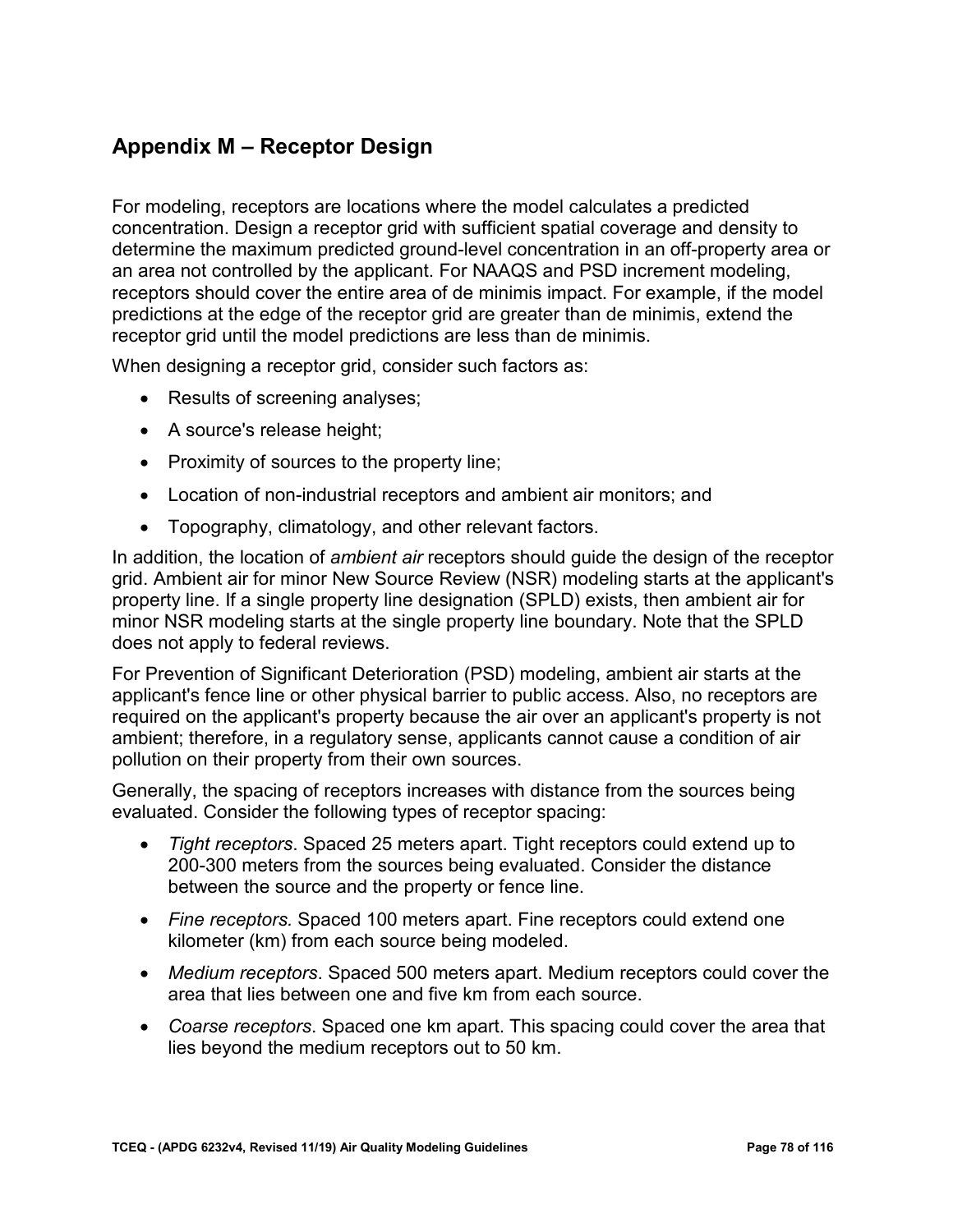## Appendix M – Receptor Design

For modeling, receptors are locations where the model calculates a predicted concentration. Design a receptor grid with sufficient spatial coverage and density to determine the maximum predicted ground-level concentration in an off-property area or an area not controlled by the applicant. For NAAQS and PSD increment modeling, receptors should cover the entire area of de minimis impact. For example, if the model predictions at the edge of the receptor grid are greater than de minimis, extend the receptor grid until the model predictions are less than de minimis.

When designing a receptor grid, consider such factors as:

- Results of screening analyses;
- A source's release height;
- Proximity of sources to the property line;
- Location of non-industrial receptors and ambient air monitors; and
- Topography, climatology, and other relevant factors.

In addition, the location of *ambient air* receptors should guide the design of the receptor grid. Ambient air for minor New Source Review (NSR) modeling starts at the applicant's property line. If a single property line designation (SPLD) exists, then ambient air for minor NSR modeling starts at the single property line boundary. Note that the SPLD does not apply to federal reviews.

For Prevention of Significant Deterioration (PSD) modeling, ambient air starts at the applicant's fence line or other physical barrier to public access. Also, no receptors are required on the applicant's property because the air over an applicant's property is not ambient; therefore, in a regulatory sense, applicants cannot cause a condition of air pollution on their property from their own sources.

Generally, the spacing of receptors increases with distance from the sources being evaluated. Consider the following types of receptor spacing:

- *Tight receptors*. Spaced 25 meters apart. Tight receptors could extend up to 200-300 meters from the sources being evaluated. Consider the distance between the source and the property or fence line.
- *Fine receptors.* Spaced 100 meters apart. Fine receptors could extend one kilometer (km) from each source being modeled.
- *Medium receptors*. Spaced 500 meters apart. Medium receptors could cover the area that lies between one and five km from each source.
- *Coarse receptors*. Spaced one km apart. This spacing could cover the area that lies beyond the medium receptors out to 50 km.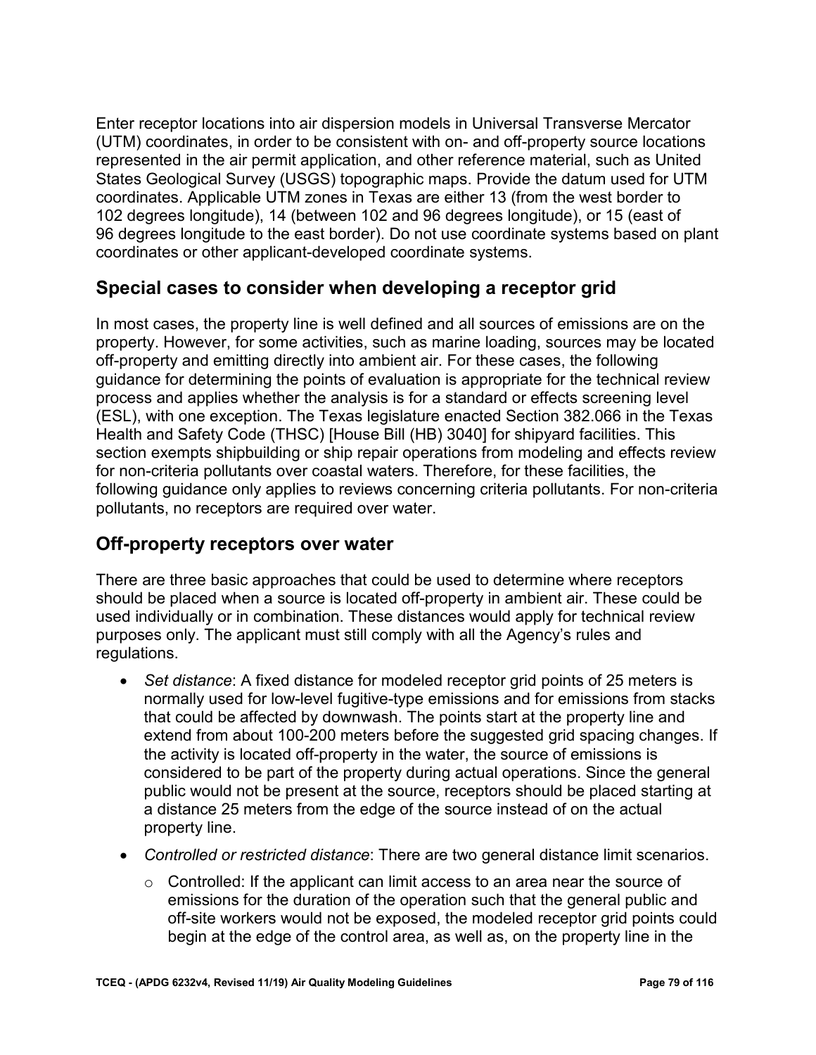Enter receptor locations into air dispersion models in Universal Transverse Mercator (UTM) coordinates, in order to be consistent with on- and off-property source locations represented in the air permit application, and other reference material, such as United States Geological Survey (USGS) topographic maps. Provide the datum used for UTM coordinates. Applicable UTM zones in Texas are either 13 (from the west border to 102 degrees longitude), 14 (between 102 and 96 degrees longitude), or 15 (east of 96 degrees longitude to the east border). Do not use coordinate systems based on plant coordinates or other applicant-developed coordinate systems.

## Special cases to consider when developing a receptor grid

In most cases, the property line is well defined and all sources of emissions are on the property. However, for some activities, such as marine loading, sources may be located off-property and emitting directly into ambient air. For these cases, the following guidance for determining the points of evaluation is appropriate for the technical review process and applies whether the analysis is for a standard or effects screening level (ESL), with one exception. The Texas legislature enacted Section 382.066 in the Texas Health and Safety Code (THSC) [House Bill (HB) 3040] for shipyard facilities. This section exempts shipbuilding or ship repair operations from modeling and effects review for non-criteria pollutants over coastal waters. Therefore, for these facilities, the following guidance only applies to reviews concerning criteria pollutants. For non-criteria pollutants, no receptors are required over water.

## Off-property receptors over water

There are three basic approaches that could be used to determine where receptors should be placed when a source is located off-property in ambient air. These could be used individually or in combination. These distances would apply for technical review purposes only. The applicant must still comply with all the Agency's rules and regulations.

- *Set distance*: A fixed distance for modeled receptor grid points of 25 meters is normally used for low-level fugitive-type emissions and for emissions from stacks that could be affected by downwash. The points start at the property line and extend from about 100-200 meters before the suggested grid spacing changes. If the activity is located off-property in the water, the source of emissions is considered to be part of the property during actual operations. Since the general public would not be present at the source, receptors should be placed starting at a distance 25 meters from the edge of the source instead of on the actual property line.
- *Controlled or restricted distance*: There are two general distance limit scenarios.
    - Controlled: If the applicant can limit access to an area near the source of emissions for the duration of the operation such that the general public and off-site workers would not be exposed, the modeled receptor grid points could begin at the edge of the control area, as well as, on the property line in the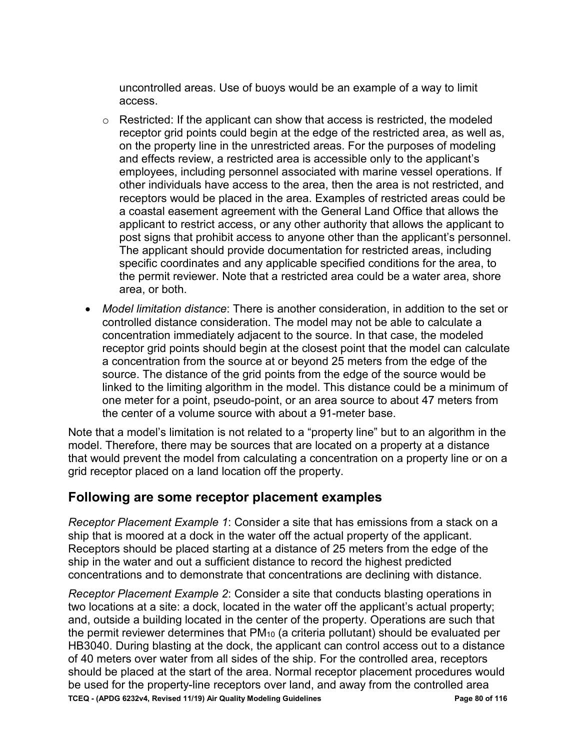uncontrolled areas. Use of buoys would be an example of a way to limit access.

  - Restricted: If the applicant can show that access is restricted, the modeled receptor grid points could begin at the edge of the restricted area, as well as, on the property line in the unrestricted areas. For the purposes of modeling and effects review, a restricted area is accessible only to the applicant's employees, including personnel associated with marine vessel operations. If other individuals have access to the area, then the area is not restricted, and receptors would be placed in the area. Examples of restricted areas could be a coastal easement agreement with the General Land Office that allows the applicant to restrict access, or any other authority that allows the applicant to post signs that prohibit access to anyone other than the applicant's personnel. The applicant should provide documentation for restricted areas, including specific coordinates and any applicable specified conditions for the area, to the permit reviewer. Note that a restricted area could be a water area, shore area, or both.

- *Model limitation distance*: There is another consideration, in addition to the set or controlled distance consideration. The model may not be able to calculate a concentration immediately adjacent to the source. In that case, the modeled receptor grid points should begin at the closest point that the model can calculate a concentration from the source at or beyond 25 meters from the edge of the source. The distance of the grid points from the edge of the source would be linked to the limiting algorithm in the model. This distance could be a minimum of one meter for a point, pseudo-point, or an area source to about 47 meters from the center of a volume source with about a 91-meter base.

Note that a model's limitation is not related to a "property line" but to an algorithm in the model. Therefore, there may be sources that are located on a property at a distance that would prevent the model from calculating a concentration on a property line or on a grid receptor placed on a land location off the property.

## Following are some receptor placement examples

*Receptor Placement Example 1*: Consider a site that has emissions from a stack on a ship that is moored at a dock in the water off the actual property of the applicant. Receptors should be placed starting at a distance of 25 meters from the edge of the ship in the water and out a sufficient distance to record the highest predicted concentrations and to demonstrate that concentrations are declining with distance.

*Receptor Placement Example 2*: Consider a site that conducts blasting operations in two locations at a site: a dock, located in the water off the applicant's actual property; and, outside a building located in the center of the property. Operations are such that the permit reviewer determines that $PM_{10}$ (a criteria pollutant) should be evaluated per HB3040. During blasting at the dock, the applicant can control access out to a distance of 40 meters over water from all sides of the ship. For the controlled area, receptors should be placed at the start of the area. Normal receptor placement procedures would be used for the property-line receptors over land, and away from the controlled area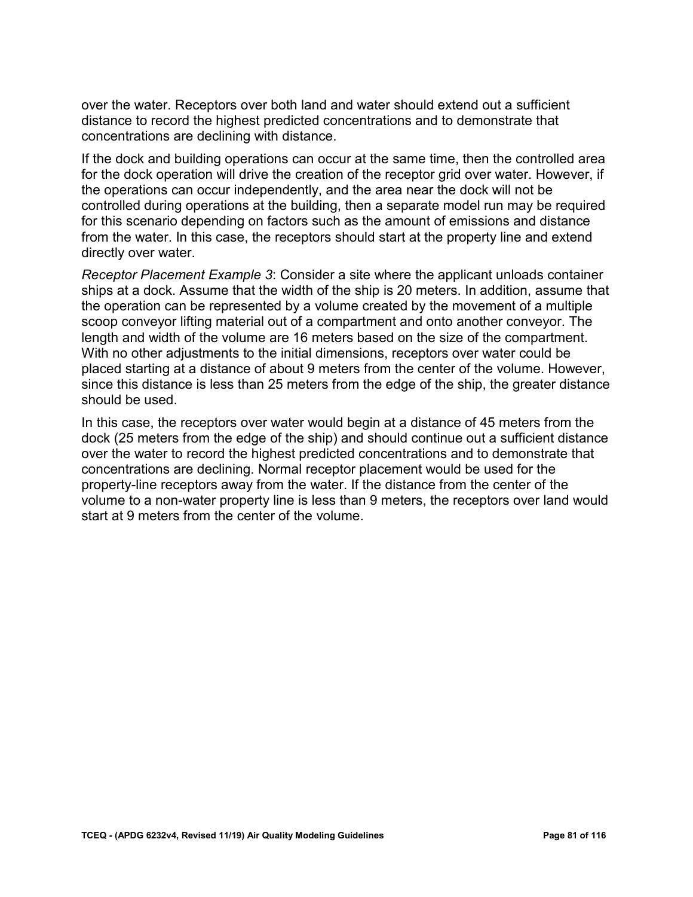over the water. Receptors over both land and water should extend out a sufficient distance to record the highest predicted concentrations and to demonstrate that concentrations are declining with distance.

If the dock and building operations can occur at the same time, then the controlled area for the dock operation will drive the creation of the receptor grid over water. However, if the operations can occur independently, and the area near the dock will not be controlled during operations at the building, then a separate model run may be required for this scenario depending on factors such as the amount of emissions and distance from the water. In this case, the receptors should start at the property line and extend directly over water.

*Receptor Placement Example 3*: Consider a site where the applicant unloads container ships at a dock. Assume that the width of the ship is 20 meters. In addition, assume that the operation can be represented by a volume created by the movement of a multiple scoop conveyor lifting material out of a compartment and onto another conveyor. The length and width of the volume are 16 meters based on the size of the compartment. With no other adjustments to the initial dimensions, receptors over water could be placed starting at a distance of about 9 meters from the center of the volume. However, since this distance is less than 25 meters from the edge of the ship, the greater distance should be used.

In this case, the receptors over water would begin at a distance of 45 meters from the dock (25 meters from the edge of the ship) and should continue out a sufficient distance over the water to record the highest predicted concentrations and to demonstrate that concentrations are declining. Normal receptor placement would be used for the property-line receptors away from the water. If the distance from the center of the volume to a non-water property line is less than 9 meters, the receptors over land would start at 9 meters from the center of the volume.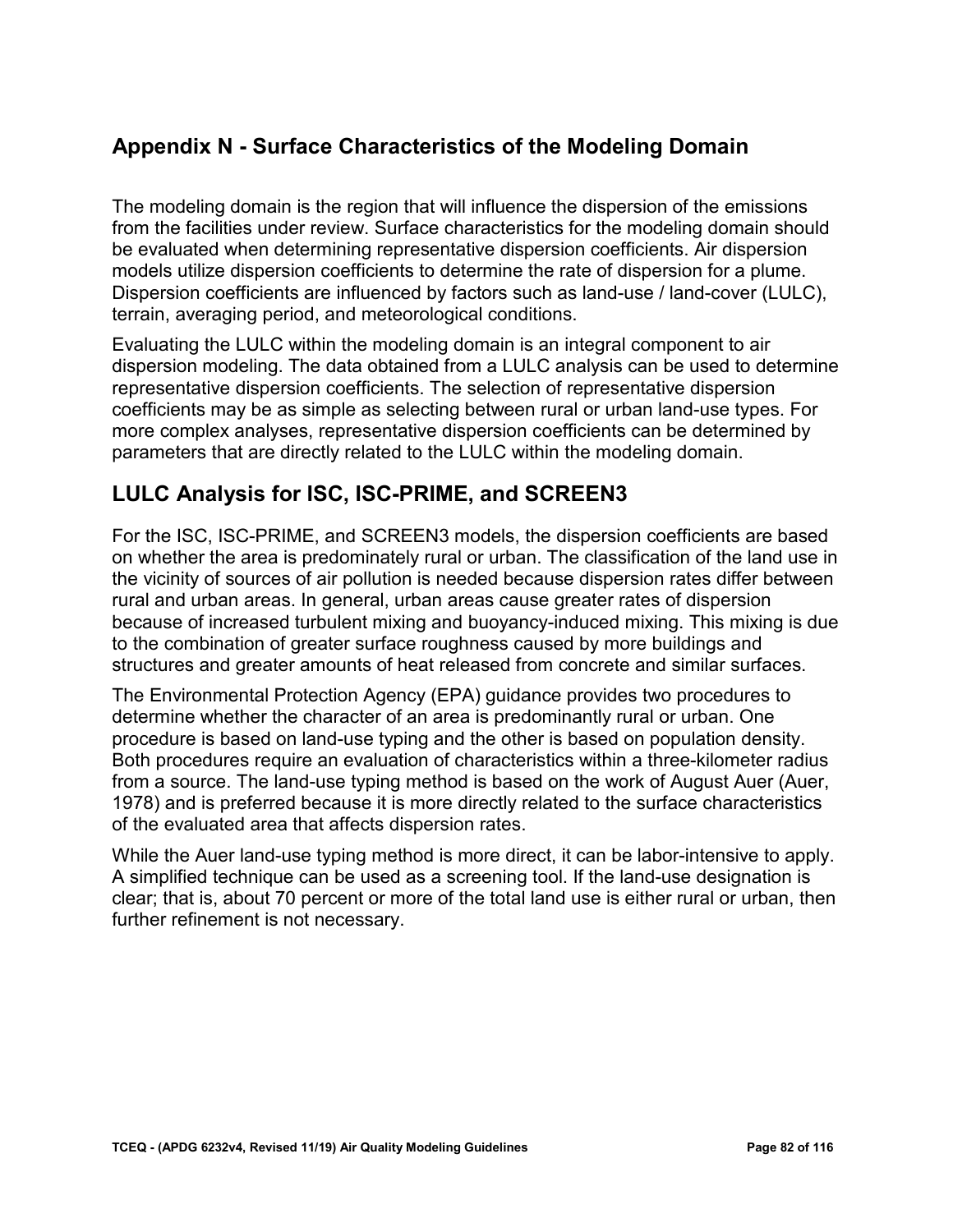# Appendix N - Surface Characteristics of the Modeling Domain

The modeling domain is the region that will influence the dispersion of the emissions from the facilities under review. Surface characteristics for the modeling domain should be evaluated when determining representative dispersion coefficients. Air dispersion models utilize dispersion coefficients to determine the rate of dispersion for a plume. Dispersion coefficients are influenced by factors such as land-use / land-cover (LULC), terrain, averaging period, and meteorological conditions.

Evaluating the LULC within the modeling domain is an integral component to air dispersion modeling. The data obtained from a LULC analysis can be used to determine representative dispersion coefficients. The selection of representative dispersion coefficients may be as simple as selecting between rural or urban land-use types. For more complex analyses, representative dispersion coefficients can be determined by parameters that are directly related to the LULC within the modeling domain.

## LULC Analysis for ISC, ISC-PRIME, and SCREEN3

For the ISC, ISC-PRIME, and SCREEN3 models, the dispersion coefficients are based on whether the area is predominately rural or urban. The classification of the land use in the vicinity of sources of air pollution is needed because dispersion rates differ between rural and urban areas. In general, urban areas cause greater rates of dispersion because of increased turbulent mixing and buoyancy-induced mixing. This mixing is due to the combination of greater surface roughness caused by more buildings and structures and greater amounts of heat released from concrete and similar surfaces.

The Environmental Protection Agency (EPA) guidance provides two procedures to determine whether the character of an area is predominantly rural or urban. One procedure is based on land-use typing and the other is based on population density. Both procedures require an evaluation of characteristics within a three-kilometer radius from a source. The land-use typing method is based on the work of August Auer (Auer, 1978) and is preferred because it is more directly related to the surface characteristics of the evaluated area that affects dispersion rates.

While the Auer land-use typing method is more direct, it can be labor-intensive to apply. A simplified technique can be used as a screening tool. If the land-use designation is clear; that is, about 70 percent or more of the total land use is either rural or urban, then further refinement is not necessary.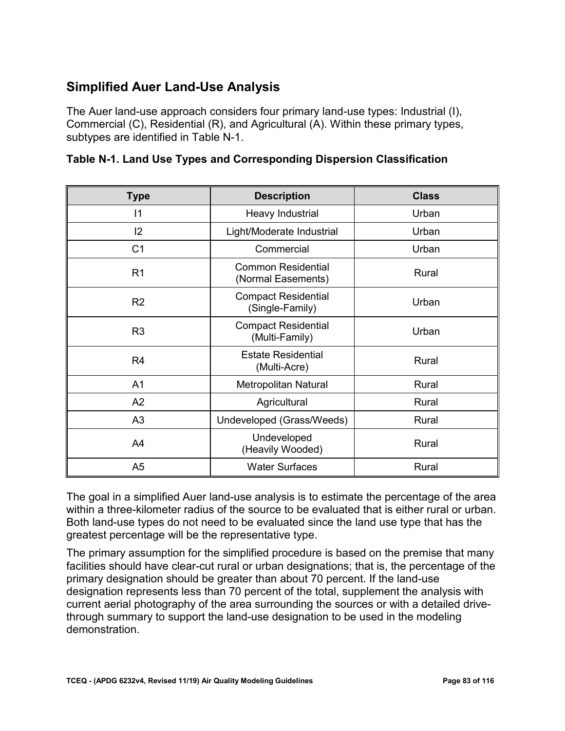## Simplified Auer Land-Use Analysis

The Auer land-use approach considers four primary land-use types: Industrial (I), Commercial (C), Residential (R), and Agricultural (A). Within these primary types, subtypes are identified in Table N-1.

**Table N-1. Land Use Types and Corresponding Dispersion Classification**

| Type | Description | Class |
|---|---|---|
| I1 | Heavy Industrial | Urban |
| I2 | Light/Moderate Industrial | Urban |
| C1 | Commercial | Urban |
| R1 | Common Residential (Normal Easements) | Rural |
| R2 | Compact Residential (Single-Family) | Urban |
| R3 | Compact Residential (Multi-Family) | Urban |
| R4 | Estate Residential (Multi-Acre) | Rural |
| A1 | Metropolitan Natural | Rural |
| A2 | Agricultural | Rural |
| A3 | Undeveloped (Grass/Weeds) | Rural |
| A4 | Undeveloped (Heavily Wooded) | Rural |
| A5 | Water Surfaces | Rural |

The goal in a simplified Auer land-use analysis is to estimate the percentage of the area within a three-kilometer radius of the source to be evaluated that is either rural or urban. Both land-use types do not need to be evaluated since the land use type that has the greatest percentage will be the representative type.

The primary assumption for the simplified procedure is based on the premise that many facilities should have clear-cut rural or urban designations; that is, the percentage of the primary designation should be greater than about 70 percent. If the land-use designation represents less than 70 percent of the total, supplement the analysis with current aerial photography of the area surrounding the sources or with a detailed drive-through summary to support the land-use designation to be used in the modeling demonstration.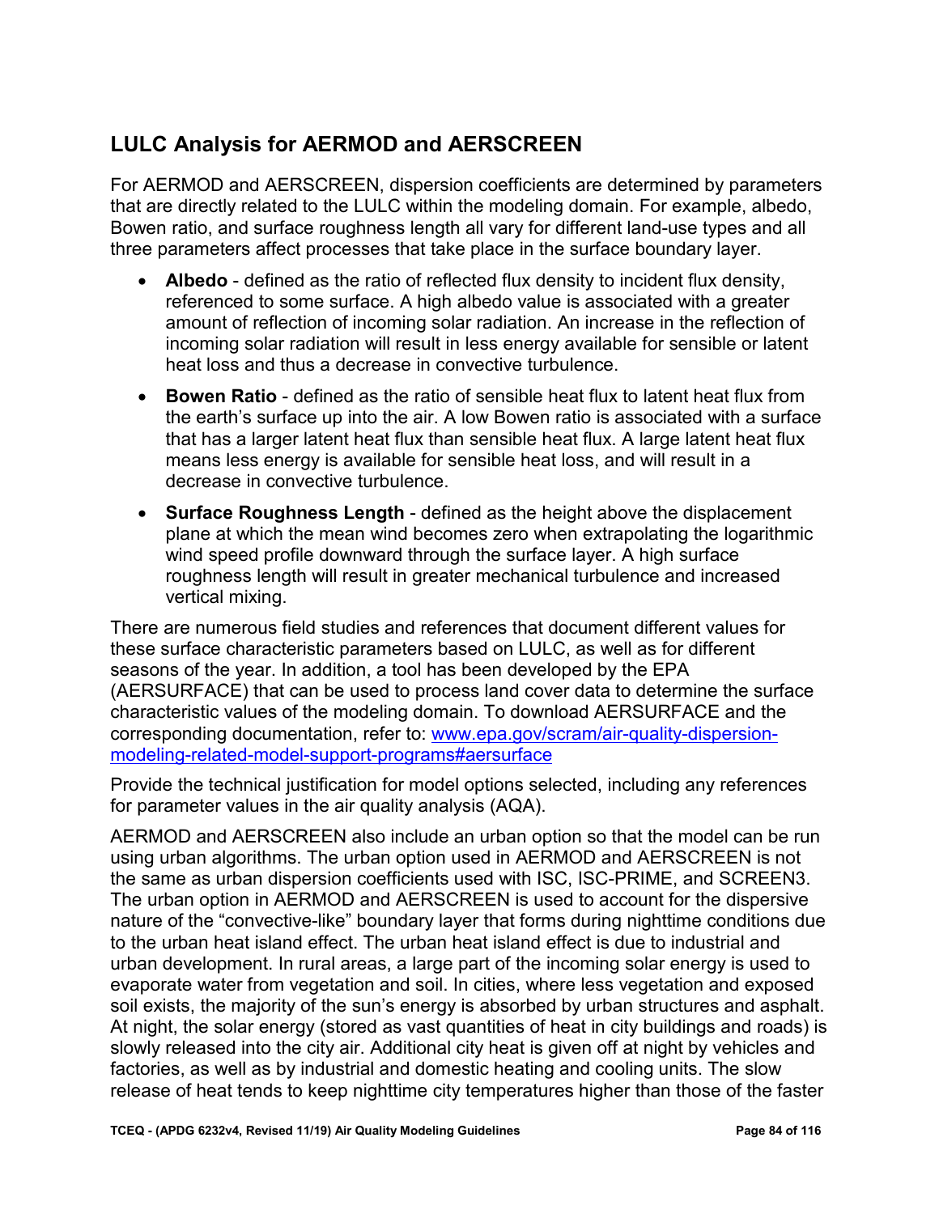## LULC Analysis for AERMOD and AERSCREEN

For AERMOD and AERSCREEN, dispersion coefficients are determined by parameters that are directly related to the LULC within the modeling domain. For example, albedo, Bowen ratio, and surface roughness length all vary for different land-use types and all three parameters affect processes that take place in the surface boundary layer.

- **Albedo** - defined as the ratio of reflected flux density to incident flux density, referenced to some surface. A high albedo value is associated with a greater amount of reflection of incoming solar radiation. An increase in the reflection of incoming solar radiation will result in less energy available for sensible or latent heat loss and thus a decrease in convective turbulence.
- **Bowen Ratio** - defined as the ratio of sensible heat flux to latent heat flux from the earth's surface up into the air. A low Bowen ratio is associated with a surface that has a larger latent heat flux than sensible heat flux. A large latent heat flux means less energy is available for sensible heat loss, and will result in a decrease in convective turbulence.
- **Surface Roughness Length** - defined as the height above the displacement plane at which the mean wind becomes zero when extrapolating the logarithmic wind speed profile downward through the surface layer. A high surface roughness length will result in greater mechanical turbulence and increased vertical mixing.

There are numerous field studies and references that document different values for these surface characteristic parameters based on LULC, as well as for different seasons of the year. In addition, a tool has been developed by the EPA (AERSURFACE) that can be used to process land cover data to determine the surface characteristic values of the modeling domain. To download AERSURFACE and the corresponding documentation, refer to: [www.epa.gov/scram/air-quality-dispersion-modeling-related-model-support-programs#aersurface](www.epa.gov/scram/air-quality-dispersion-modeling-related-model-support-programs#aersurface)

Provide the technical justification for model options selected, including any references for parameter values in the air quality analysis (AQA).

AERMOD and AERSCREEN also include an urban option so that the model can be run using urban algorithms. The urban option used in AERMOD and AERSCREEN is not the same as urban dispersion coefficients used with ISC, ISC-PRIME, and SCREEN3. The urban option in AERMOD and AERSCREEN is used to account for the dispersive nature of the "convective-like" boundary layer that forms during nighttime conditions due to the urban heat island effect. The urban heat island effect is due to industrial and urban development. In rural areas, a large part of the incoming solar energy is used to evaporate water from vegetation and soil. In cities, where less vegetation and exposed soil exists, the majority of the sun's energy is absorbed by urban structures and asphalt. At night, the solar energy (stored as vast quantities of heat in city buildings and roads) is slowly released into the city air. Additional city heat is given off at night by vehicles and factories, as well as by industrial and domestic heating and cooling units. The slow release of heat tends to keep nighttime city temperatures higher than those of the faster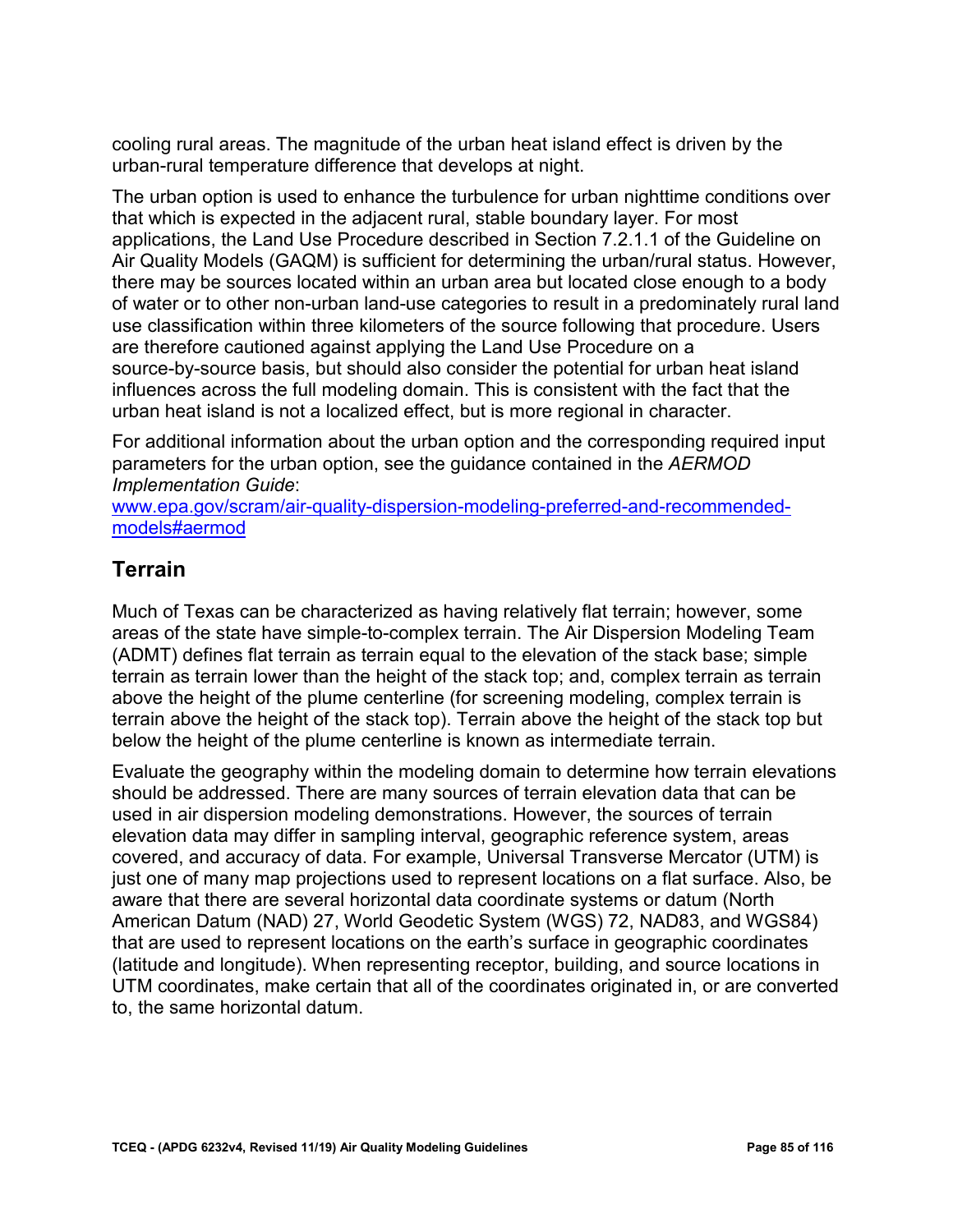cooling rural areas. The magnitude of the urban heat island effect is driven by the urban-rural temperature difference that develops at night.

The urban option is used to enhance the turbulence for urban nighttime conditions over that which is expected in the adjacent rural, stable boundary layer. For most applications, the Land Use Procedure described in Section 7.2.1.1 of the Guideline on Air Quality Models (GAQM) is sufficient for determining the urban/rural status. However, there may be sources located within an urban area but located close enough to a body of water or to other non-urban land-use categories to result in a predominately rural land use classification within three kilometers of the source following that procedure. Users are therefore cautioned against applying the Land Use Procedure on a source-by-source basis, but should also consider the potential for urban heat island influences across the full modeling domain. This is consistent with the fact that the urban heat island is not a localized effect, but is more regional in character.

For additional information about the urban option and the corresponding required input parameters for the urban option, see the guidance contained in the *AERMOD Implementation Guide*:
[www.epa.gov/scram/air-quality-dispersion-modeling-preferred-and-recommended-models#aermod](www.epa.gov/scram/air-quality-dispersion-modeling-preferred-and-recommended-models#aermod)

## Terrain

Much of Texas can be characterized as having relatively flat terrain; however, some areas of the state have simple-to-complex terrain. The Air Dispersion Modeling Team (ADMT) defines flat terrain as terrain equal to the elevation of the stack base; simple terrain as terrain lower than the height of the stack top; and, complex terrain as terrain above the height of the plume centerline (for screening modeling, complex terrain is terrain above the height of the stack top). Terrain above the height of the stack top but below the height of the plume centerline is known as intermediate terrain.

Evaluate the geography within the modeling domain to determine how terrain elevations should be addressed. There are many sources of terrain elevation data that can be used in air dispersion modeling demonstrations. However, the sources of terrain elevation data may differ in sampling interval, geographic reference system, areas covered, and accuracy of data. For example, Universal Transverse Mercator (UTM) is just one of many map projections used to represent locations on a flat surface. Also, be aware that there are several horizontal data coordinate systems or datum (North American Datum (NAD) 27, World Geodetic System (WGS) 72, NAD83, and WGS84) that are used to represent locations on the earth's surface in geographic coordinates (latitude and longitude). When representing receptor, building, and source locations in UTM coordinates, make certain that all of the coordinates originated in, or are converted to, the same horizontal datum.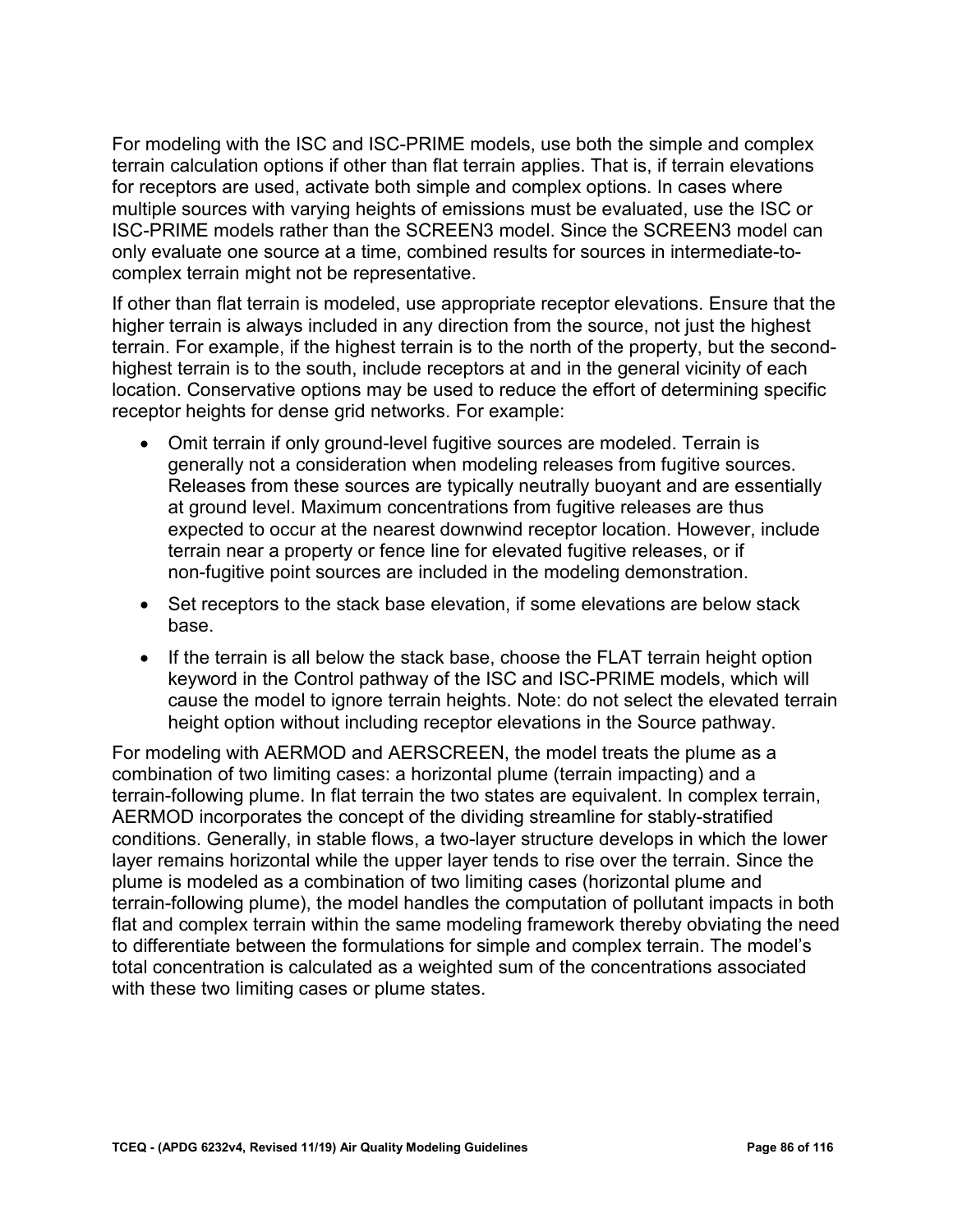For modeling with the ISC and ISC-PRIME models, use both the simple and complex terrain calculation options if other than flat terrain applies. That is, if terrain elevations for receptors are used, activate both simple and complex options. In cases where multiple sources with varying heights of emissions must be evaluated, use the ISC or ISC-PRIME models rather than the SCREEN3 model. Since the SCREEN3 model can only evaluate one source at a time, combined results for sources in intermediate-to-complex terrain might not be representative.

If other than flat terrain is modeled, use appropriate receptor elevations. Ensure that the higher terrain is always included in any direction from the source, not just the highest terrain. For example, if the highest terrain is to the north of the property, but the second-highest terrain is to the south, include receptors at and in the general vicinity of each location. Conservative options may be used to reduce the effort of determining specific receptor heights for dense grid networks. For example:

- Omit terrain if only ground-level fugitive sources are modeled. Terrain is generally not a consideration when modeling releases from fugitive sources. Releases from these sources are typically neutrally buoyant and are essentially at ground level. Maximum concentrations from fugitive releases are thus expected to occur at the nearest downwind receptor location. However, include terrain near a property or fence line for elevated fugitive releases, or if non-fugitive point sources are included in the modeling demonstration.
- Set receptors to the stack base elevation, if some elevations are below stack base.
- If the terrain is all below the stack base, choose the FLAT terrain height option keyword in the Control pathway of the ISC and ISC-PRIME models, which will cause the model to ignore terrain heights. Note: do not select the elevated terrain height option without including receptor elevations in the Source pathway.

For modeling with AERMOD and AERSCREEN, the model treats the plume as a combination of two limiting cases: a horizontal plume (terrain impacting) and a terrain-following plume. In flat terrain the two states are equivalent. In complex terrain, AERMOD incorporates the concept of the dividing streamline for stably-stratified conditions. Generally, in stable flows, a two-layer structure develops in which the lower layer remains horizontal while the upper layer tends to rise over the terrain. Since the plume is modeled as a combination of two limiting cases (horizontal plume and terrain-following plume), the model handles the computation of pollutant impacts in both flat and complex terrain within the same modeling framework thereby obviating the need to differentiate between the formulations for simple and complex terrain. The model's total concentration is calculated as a weighted sum of the concentrations associated with these two limiting cases or plume states.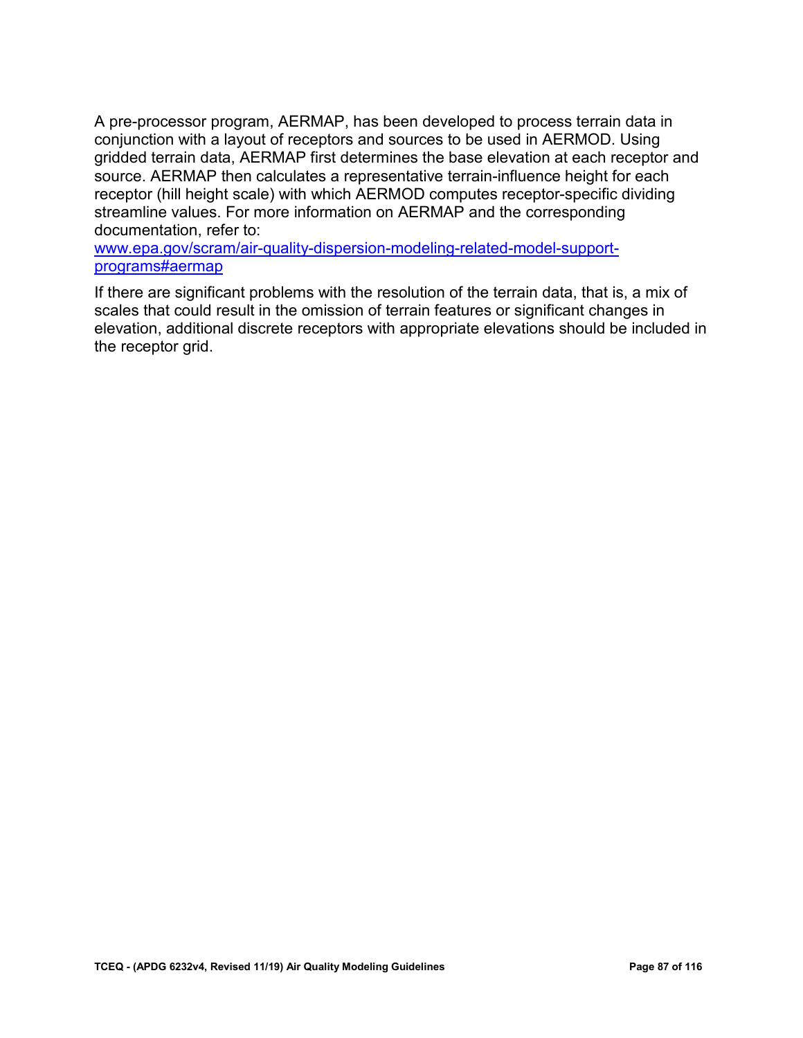A pre-processor program, AERMAP, has been developed to process terrain data in conjunction with a layout of receptors and sources to be used in AERMOD. Using gridded terrain data, AERMAP first determines the base elevation at each receptor and source. AERMAP then calculates a representative terrain-influence height for each receptor (hill height scale) with which AERMOD computes receptor-specific dividing streamline values. For more information on AERMAP and the corresponding documentation, refer to:
[www.epa.gov/scram/air-quality-dispersion-modeling-related-model-support-programs#aermap](www.epa.gov/scram/air-quality-dispersion-modeling-related-model-support-programs#aermap)

If there are significant problems with the resolution of the terrain data, that is, a mix of scales that could result in the omission of terrain features or significant changes in elevation, additional discrete receptors with appropriate elevations should be included in the receptor grid.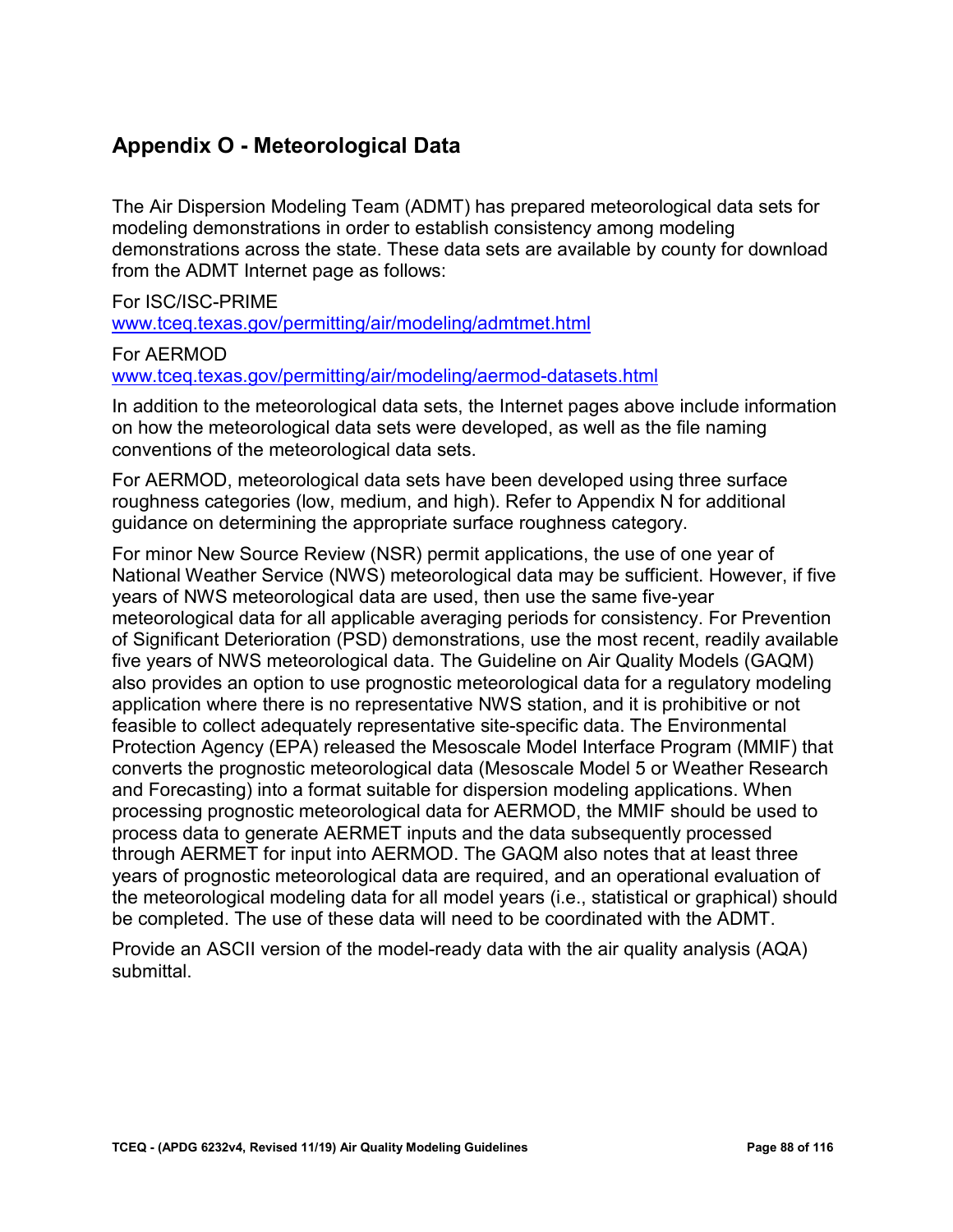## Appendix O - Meteorological Data

The Air Dispersion Modeling Team (ADMT) has prepared meteorological data sets for modeling demonstrations in order to establish consistency among modeling demonstrations across the state. These data sets are available by county for download from the ADMT Internet page as follows:

For ISC/ISC-PRIME
[www.tceq.texas.gov/permitting/air/modeling/admtmet.html](www.tceq.texas.gov/permitting/air/modeling/admtmet.html)

For AERMOD
[www.tceq.texas.gov/permitting/air/modeling/aermod-datasets.html](www.tceq.texas.gov/permitting/air/modeling/aermod-datasets.html)

In addition to the meteorological data sets, the Internet pages above include information on how the meteorological data sets were developed, as well as the file naming conventions of the meteorological data sets.

For AERMOD, meteorological data sets have been developed using three surface roughness categories (low, medium, and high). Refer to Appendix N for additional guidance on determining the appropriate surface roughness category.

For minor New Source Review (NSR) permit applications, the use of one year of National Weather Service (NWS) meteorological data may be sufficient. However, if five years of NWS meteorological data are used, then use the same five-year meteorological data for all applicable averaging periods for consistency. For Prevention of Significant Deterioration (PSD) demonstrations, use the most recent, readily available five years of NWS meteorological data. The Guideline on Air Quality Models (GAQM) also provides an option to use prognostic meteorological data for a regulatory modeling application where there is no representative NWS station, and it is prohibitive or not feasible to collect adequately representative site-specific data. The Environmental Protection Agency (EPA) released the Mesoscale Model Interface Program (MMIF) that converts the prognostic meteorological data (Mesoscale Model 5 or Weather Research and Forecasting) into a format suitable for dispersion modeling applications. When processing prognostic meteorological data for AERMOD, the MMIF should be used to process data to generate AERMET inputs and the data subsequently processed through AERMET for input into AERMOD. The GAQM also notes that at least three years of prognostic meteorological data are required, and an operational evaluation of the meteorological modeling data for all model years (i.e., statistical or graphical) should be completed. The use of these data will need to be coordinated with the ADMT.

Provide an ASCII version of the model-ready data with the air quality analysis (AQA) submittal.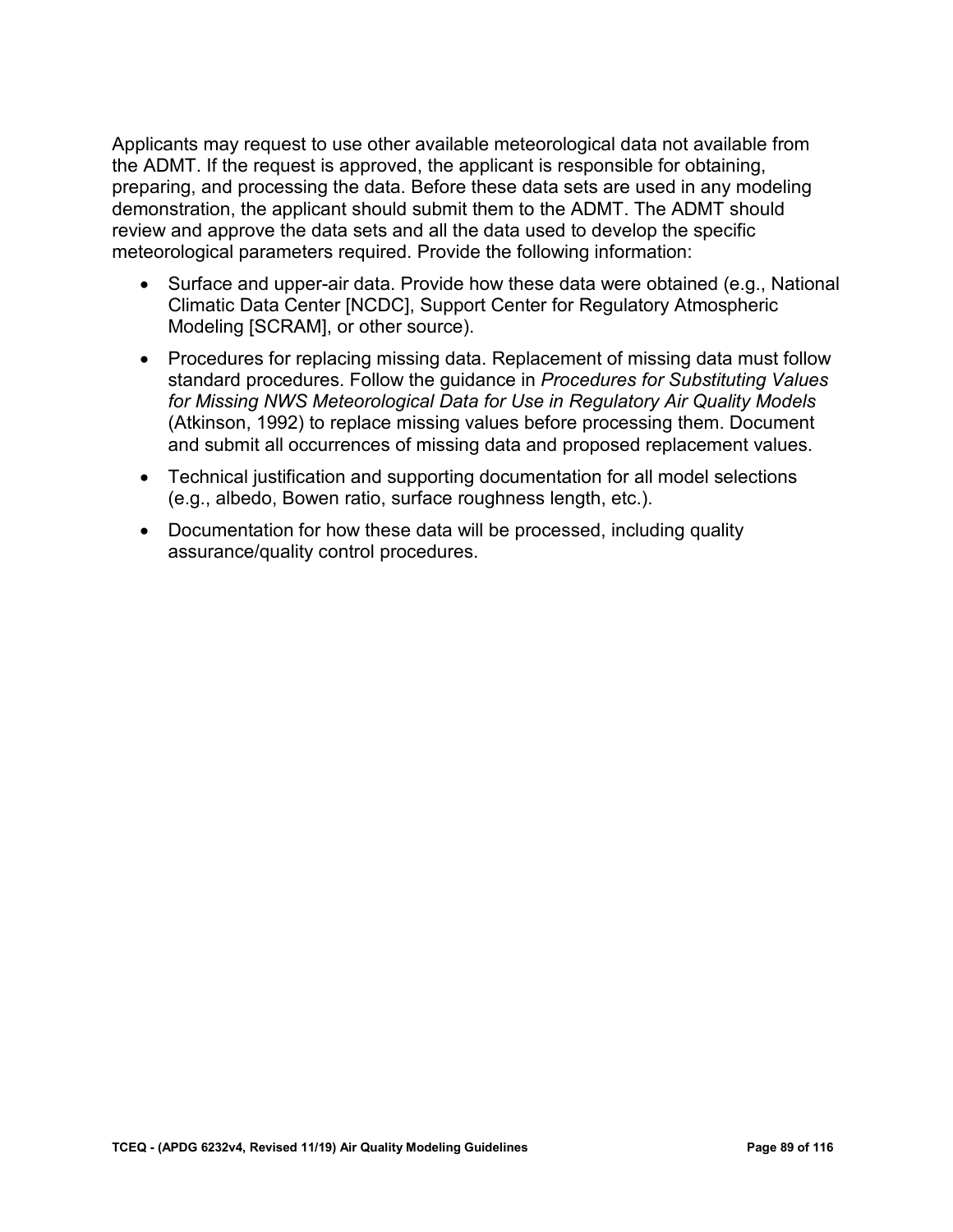Applicants may request to use other available meteorological data not available from the ADMT. If the request is approved, the applicant is responsible for obtaining, preparing, and processing the data. Before these data sets are used in any modeling demonstration, the applicant should submit them to the ADMT. The ADMT should review and approve the data sets and all the data used to develop the specific meteorological parameters required. Provide the following information:

- Surface and upper-air data. Provide how these data were obtained (e.g., National Climatic Data Center [NCDC], Support Center for Regulatory Atmospheric Modeling [SCRAM], or other source).
- Procedures for replacing missing data. Replacement of missing data must follow standard procedures. Follow the guidance in *Procedures for Substituting Values for Missing NWS Meteorological Data for Use in Regulatory Air Quality Models* (Atkinson, 1992) to replace missing values before processing them. Document and submit all occurrences of missing data and proposed replacement values.
- Technical justification and supporting documentation for all model selections (e.g., albedo, Bowen ratio, surface roughness length, etc.).
- Documentation for how these data will be processed, including quality assurance/quality control procedures.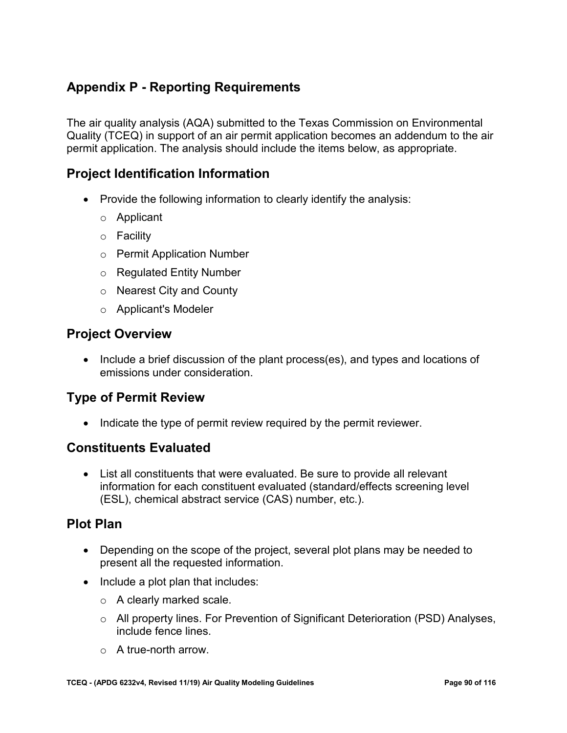## Appendix P - Reporting Requirements

The air quality analysis (AQA) submitted to the Texas Commission on Environmental Quality (TCEQ) in support of an air permit application becomes an addendum to the air permit application. The analysis should include the items below, as appropriate.

### Project Identification Information

- Provide the following information to clearly identify the analysis:
  - Applicant
  - Facility
  - Permit Application Number
  - Regulated Entity Number
  - Nearest City and County
  - Applicant's Modeler

### Project Overview

- Include a brief discussion of the plant process(es), and types and locations of emissions under consideration.

### Type of Permit Review

- Indicate the type of permit review required by the permit reviewer.

### Constituents Evaluated

- List all constituents that were evaluated. Be sure to provide all relevant information for each constituent evaluated (standard/effects screening level (ESL), chemical abstract service (CAS) number, etc.).

### Plot Plan

- Depending on the scope of the project, several plot plans may be needed to present all the requested information.
- Include a plot plan that includes:
  - A clearly marked scale.
  - All property lines. For Prevention of Significant Deterioration (PSD) Analyses, include fence lines.
  - A true-north arrow.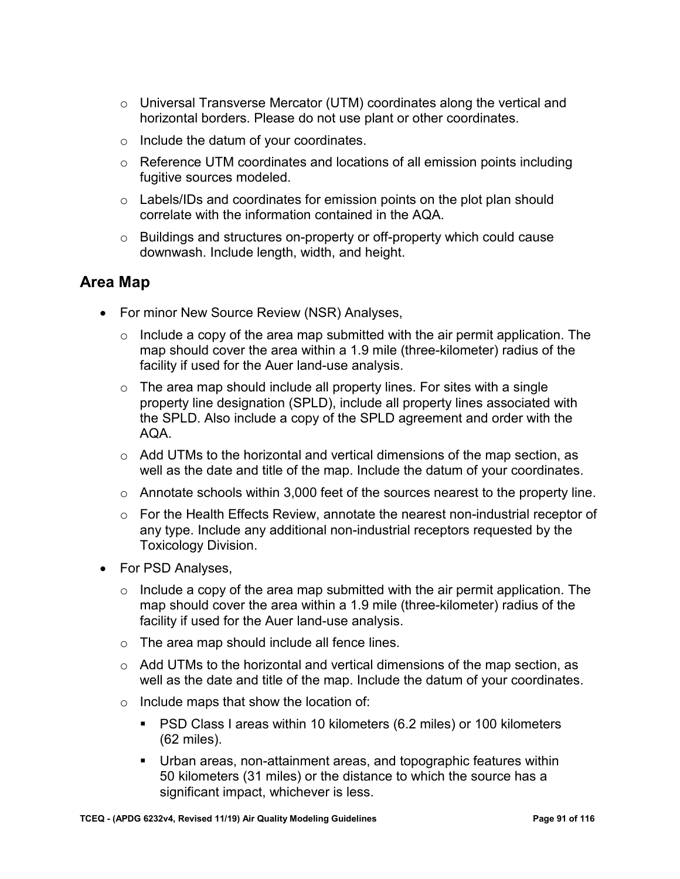- Universal Transverse Mercator (UTM) coordinates along the vertical and horizontal borders. Please do not use plant or other coordinates.
- Include the datum of your coordinates.
- Reference UTM coordinates and locations of all emission points including fugitive sources modeled.
- Labels/IDs and coordinates for emission points on the plot plan should correlate with the information contained in the AQA.
- Buildings and structures on-property or off-property which could cause downwash. Include length, width, and height.

## Area Map

- For minor New Source Review (NSR) Analyses,
  - Include a copy of the area map submitted with the air permit application. The map should cover the area within a 1.9 mile (three-kilometer) radius of the facility if used for the Auer land-use analysis.
  - The area map should include all property lines. For sites with a single property line designation (SPLD), include all property lines associated with the SPLD. Also include a copy of the SPLD agreement and order with the AQA.
  - Add UTMs to the horizontal and vertical dimensions of the map section, as well as the date and title of the map. Include the datum of your coordinates.
  - Annotate schools within 3,000 feet of the sources nearest to the property line.
  - For the Health Effects Review, annotate the nearest non-industrial receptor of any type. Include any additional non-industrial receptors requested by the Toxicology Division.
- For PSD Analyses,
  - Include a copy of the area map submitted with the air permit application. The map should cover the area within a 1.9 mile (three-kilometer) radius of the facility if used for the Auer land-use analysis.
  - The area map should include all fence lines.
  - Add UTMs to the horizontal and vertical dimensions of the map section, as well as the date and title of the map. Include the datum of your coordinates.
  - Include maps that show the location of:
    - PSD Class I areas within 10 kilometers (6.2 miles) or 100 kilometers (62 miles).
    - Urban areas, non-attainment areas, and topographic features within 50 kilometers (31 miles) or the distance to which the source has a significant impact, whichever is less.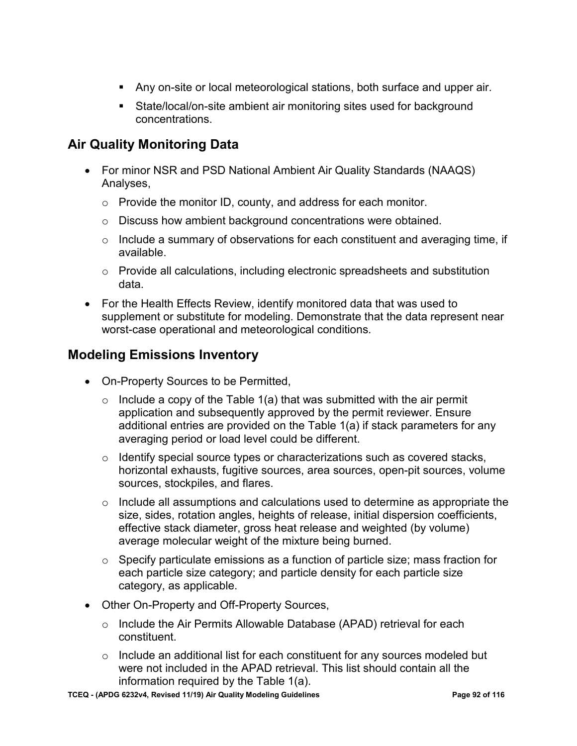- Any on-site or local meteorological stations, both surface and upper air.
- State/local/on-site ambient air monitoring sites used for background concentrations.

## Air Quality Monitoring Data

- For minor NSR and PSD National Ambient Air Quality Standards (NAAQS) Analyses,
  - Provide the monitor ID, county, and address for each monitor.
  - Discuss how ambient background concentrations were obtained.
  - Include a summary of observations for each constituent and averaging time, if available.
  - Provide all calculations, including electronic spreadsheets and substitution data.
- For the Health Effects Review, identify monitored data that was used to supplement or substitute for modeling. Demonstrate that the data represent near worst-case operational and meteorological conditions.

## Modeling Emissions Inventory

- On-Property Sources to be Permitted,
  - Include a copy of the Table 1(a) that was submitted with the air permit application and subsequently approved by the permit reviewer. Ensure additional entries are provided on the Table 1(a) if stack parameters for any averaging period or load level could be different.
  - Identify special source types or characterizations such as covered stacks, horizontal exhausts, fugitive sources, area sources, open-pit sources, volume sources, stockpiles, and flares.
  - Include all assumptions and calculations used to determine as appropriate the size, sides, rotation angles, heights of release, initial dispersion coefficients, effective stack diameter, gross heat release and weighted (by volume) average molecular weight of the mixture being burned.
  - Specify particulate emissions as a function of particle size; mass fraction for each particle size category; and particle density for each particle size category, as applicable.
- Other On-Property and Off-Property Sources,
  - Include the Air Permits Allowable Database (APAD) retrieval for each constituent.
  - Include an additional list for each constituent for any sources modeled but were not included in the APAD retrieval. This list should contain all the information required by the Table 1(a).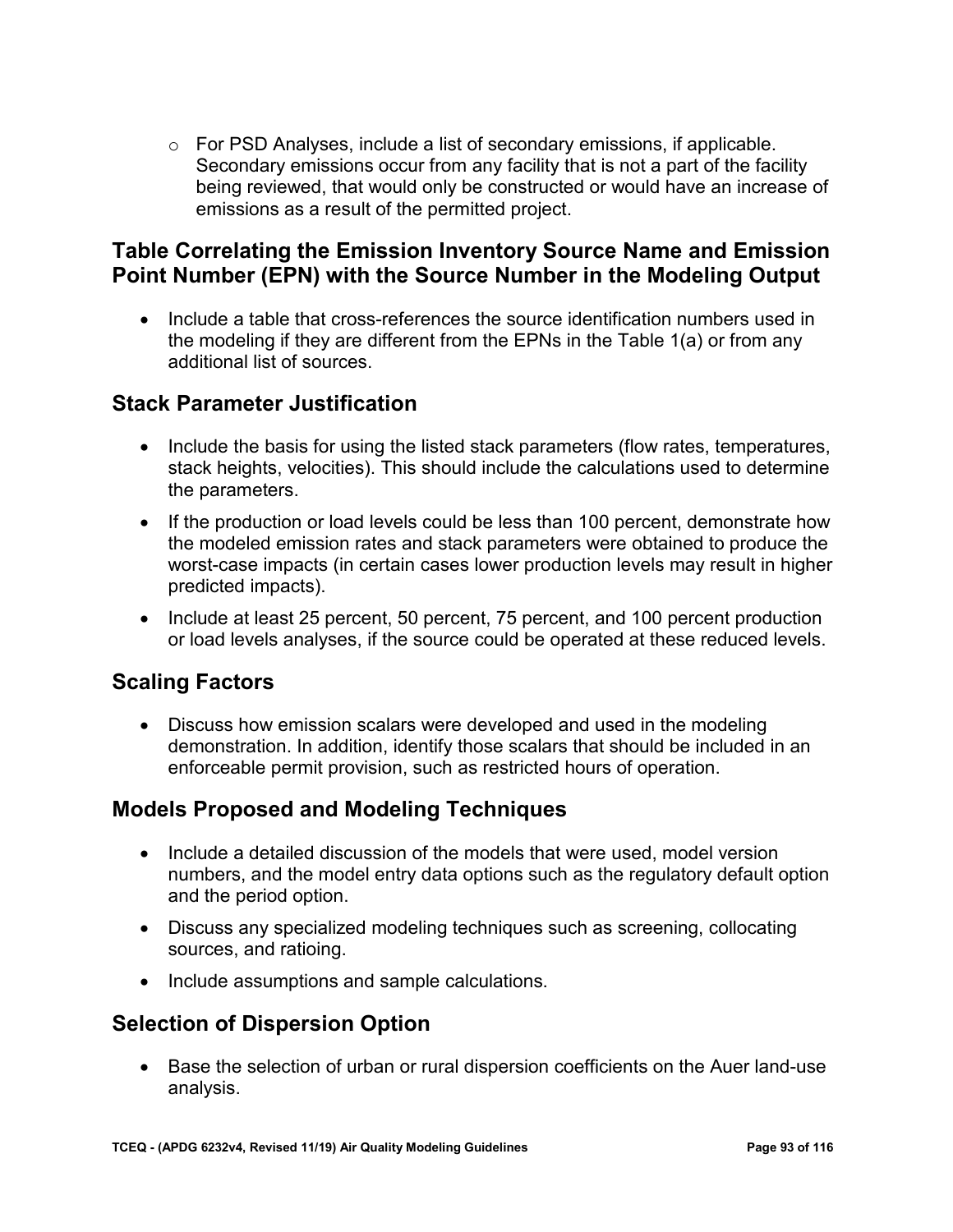- For PSD Analyses, include a list of secondary emissions, if applicable. Secondary emissions occur from any facility that is not a part of the facility being reviewed, that would only be constructed or would have an increase of emissions as a result of the permitted project.

## Table Correlating the Emission Inventory Source Name and Emission Point Number (EPN) with the Source Number in the Modeling Output

- Include a table that cross-references the source identification numbers used in the modeling if they are different from the EPNs in the Table 1(a) or from any additional list of sources.

## Stack Parameter Justification

- Include the basis for using the listed stack parameters (flow rates, temperatures, stack heights, velocities). This should include the calculations used to determine the parameters.
- If the production or load levels could be less than 100 percent, demonstrate how the modeled emission rates and stack parameters were obtained to produce the worst-case impacts (in certain cases lower production levels may result in higher predicted impacts).
- Include at least 25 percent, 50 percent, 75 percent, and 100 percent production or load levels analyses, if the source could be operated at these reduced levels.

## Scaling Factors

- Discuss how emission scalars were developed and used in the modeling demonstration. In addition, identify those scalars that should be included in an enforceable permit provision, such as restricted hours of operation.

## Models Proposed and Modeling Techniques

- Include a detailed discussion of the models that were used, model version numbers, and the model entry data options such as the regulatory default option and the period option.
- Discuss any specialized modeling techniques such as screening, collocating sources, and ratioing.
- Include assumptions and sample calculations.

## Selection of Dispersion Option

- Base the selection of urban or rural dispersion coefficients on the Auer land-use analysis.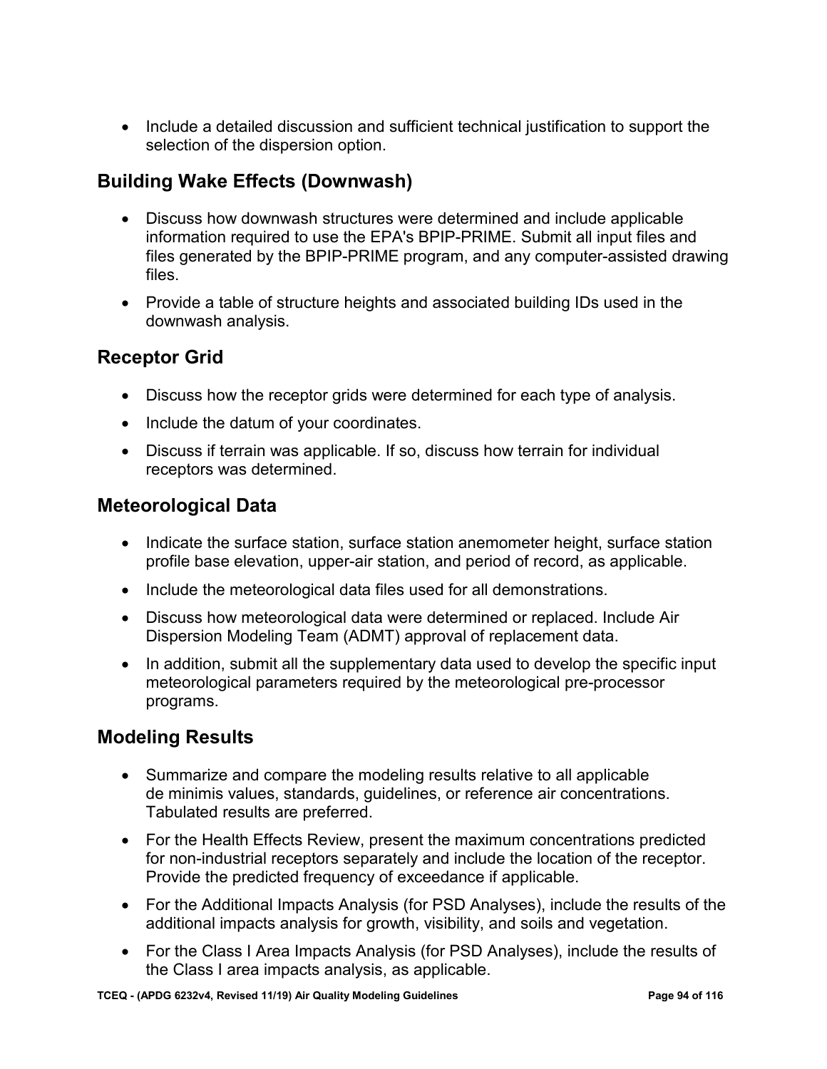- Include a detailed discussion and sufficient technical justification to support the selection of the dispersion option.

## Building Wake Effects (Downwash)

- Discuss how downwash structures were determined and include applicable information required to use the EPA's BPIP-PRIME. Submit all input files and files generated by the BPIP-PRIME program, and any computer-assisted drawing files.
- Provide a table of structure heights and associated building IDs used in the downwash analysis.

## Receptor Grid

- Discuss how the receptor grids were determined for each type of analysis.
- Include the datum of your coordinates.
- Discuss if terrain was applicable. If so, discuss how terrain for individual receptors was determined.

## Meteorological Data

- Indicate the surface station, surface station anemometer height, surface station profile base elevation, upper-air station, and period of record, as applicable.
- Include the meteorological data files used for all demonstrations.
- Discuss how meteorological data were determined or replaced. Include Air Dispersion Modeling Team (ADMT) approval of replacement data.
- In addition, submit all the supplementary data used to develop the specific input meteorological parameters required by the meteorological pre-processor programs.

## Modeling Results

- Summarize and compare the modeling results relative to all applicable de minimis values, standards, guidelines, or reference air concentrations. Tabulated results are preferred.
- For the Health Effects Review, present the maximum concentrations predicted for non-industrial receptors separately and include the location of the receptor. Provide the predicted frequency of exceedance if applicable.
- For the Additional Impacts Analysis (for PSD Analyses), include the results of the additional impacts analysis for growth, visibility, and soils and vegetation.
- For the Class I Area Impacts Analysis (for PSD Analyses), include the results of the Class I area impacts analysis, as applicable.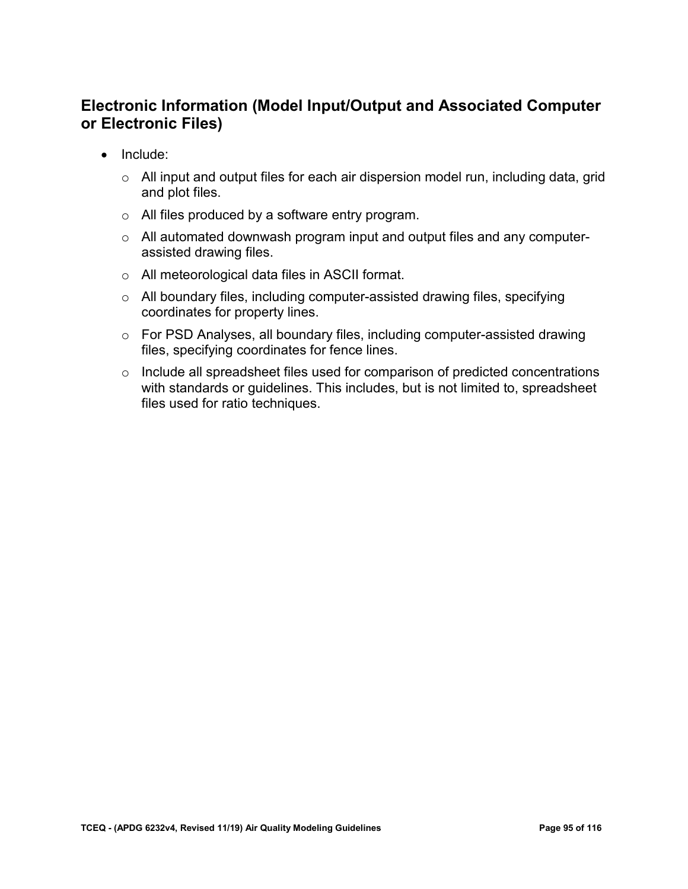## Electronic Information (Model Input/Output and Associated Computer or Electronic Files)

- Include:
  - All input and output files for each air dispersion model run, including data, grid and plot files.
  - All files produced by a software entry program.
  - All automated downwash program input and output files and any computer-assisted drawing files.
  - All meteorological data files in ASCII format.
  - All boundary files, including computer-assisted drawing files, specifying coordinates for property lines.
  - For PSD Analyses, all boundary files, including computer-assisted drawing files, specifying coordinates for fence lines.
  - Include all spreadsheet files used for comparison of predicted concentrations with standards or guidelines. This includes, but is not limited to, spreadsheet files used for ratio techniques.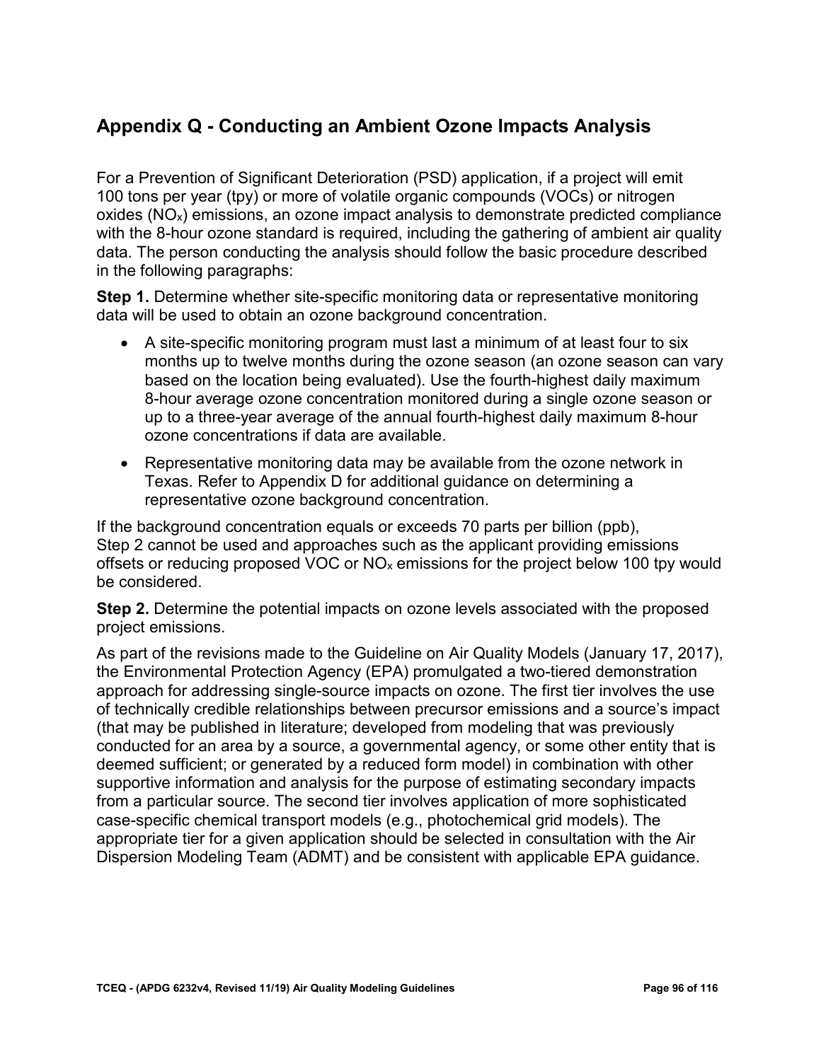## Appendix Q - Conducting an Ambient Ozone Impacts Analysis

For a Prevention of Significant Deterioration (PSD) application, if a project will emit 100 tons per year (tpy) or more of volatile organic compounds (VOCs) or nitrogen oxides ($NO_x$) emissions, an ozone impact analysis to demonstrate predicted compliance with the 8-hour ozone standard is required, including the gathering of ambient air quality data. The person conducting the analysis should follow the basic procedure described in the following paragraphs:

**Step 1.** Determine whether site-specific monitoring data or representative monitoring data will be used to obtain an ozone background concentration.

- A site-specific monitoring program must last a minimum of at least four to six months up to twelve months during the ozone season (an ozone season can vary based on the location being evaluated). Use the fourth-highest daily maximum 8-hour average ozone concentration monitored during a single ozone season or up to a three-year average of the annual fourth-highest daily maximum 8-hour ozone concentrations if data are available.
- Representative monitoring data may be available from the ozone network in Texas. Refer to Appendix D for additional guidance on determining a representative ozone background concentration.

If the background concentration equals or exceeds 70 parts per billion (ppb), Step 2 cannot be used and approaches such as the applicant providing emissions offsets or reducing proposed VOC or $NO_x$ emissions for the project below 100 tpy would be considered.

**Step 2.** Determine the potential impacts on ozone levels associated with the proposed project emissions.

As part of the revisions made to the Guideline on Air Quality Models (January 17, 2017), the Environmental Protection Agency (EPA) promulgated a two-tiered demonstration approach for addressing single-source impacts on ozone. The first tier involves the use of technically credible relationships between precursor emissions and a source's impact (that may be published in literature; developed from modeling that was previously conducted for an area by a source, a governmental agency, or some other entity that is deemed sufficient; or generated by a reduced form model) in combination with other supportive information and analysis for the purpose of estimating secondary impacts from a particular source. The second tier involves application of more sophisticated case-specific chemical transport models (e.g., photochemical grid models). The appropriate tier for a given application should be selected in consultation with the Air Dispersion Modeling Team (ADMT) and be consistent with applicable EPA guidance.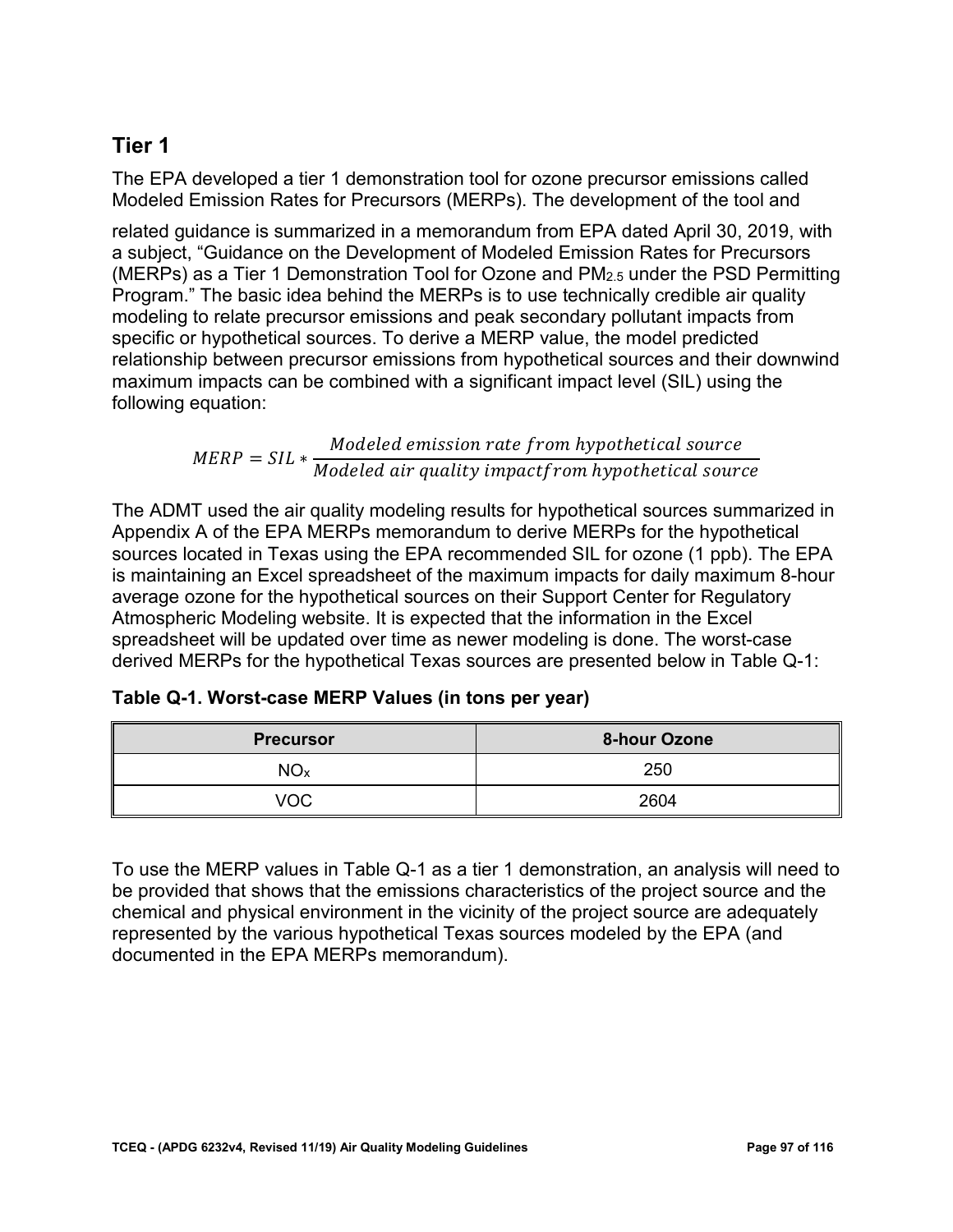## Tier 1

The EPA developed a tier 1 demonstration tool for ozone precursor emissions called Modeled Emission Rates for Precursors (MERPs). The development of the tool and related guidance is summarized in a memorandum from EPA dated April 30, 2019, with a subject, "Guidance on the Development of Modeled Emission Rates for Precursors (MERPs) as a Tier 1 Demonstration Tool for Ozone and $PM_{2.5}$ under the PSD Permitting Program." The basic idea behind the MERPs is to use technically credible air quality modeling to relate precursor emissions and peak secondary pollutant impacts from specific or hypothetical sources. To derive a MERP value, the model predicted relationship between precursor emissions from hypothetical sources and their downwind maximum impacts can be combined with a significant impact level (SIL) using the following equation:

$$MERP = SIL * \frac{Modeled\ emission\ rate\ from\ hypothetical\ source}{Modeled\ air\ quality\ impact from\ hypothetical\ source}$$

The ADMT used the air quality modeling results for hypothetical sources summarized in Appendix A of the EPA MERPs memorandum to derive MERPs for the hypothetical sources located in Texas using the EPA recommended SIL for ozone (1 ppb). The EPA is maintaining an Excel spreadsheet of the maximum impacts for daily maximum 8-hour average ozone for the hypothetical sources on their Support Center for Regulatory Atmospheric Modeling website. It is expected that the information in the Excel spreadsheet will be updated over time as newer modeling is done. The worst-case derived MERPs for the hypothetical Texas sources are presented below in Table Q-1:

**Table Q-1. Worst-case MERP Values (in tons per year)**

| Precursor | 8-hour Ozone |
|---|---|
| $NO_x$ | 250 |
| VOC | 2604 |

To use the MERP values in Table Q-1 as a tier 1 demonstration, an analysis will need to be provided that shows that the emissions characteristics of the project source and the chemical and physical environment in the vicinity of the project source are adequately represented by the various hypothetical Texas sources modeled by the EPA (and documented in the EPA MERPs memorandum).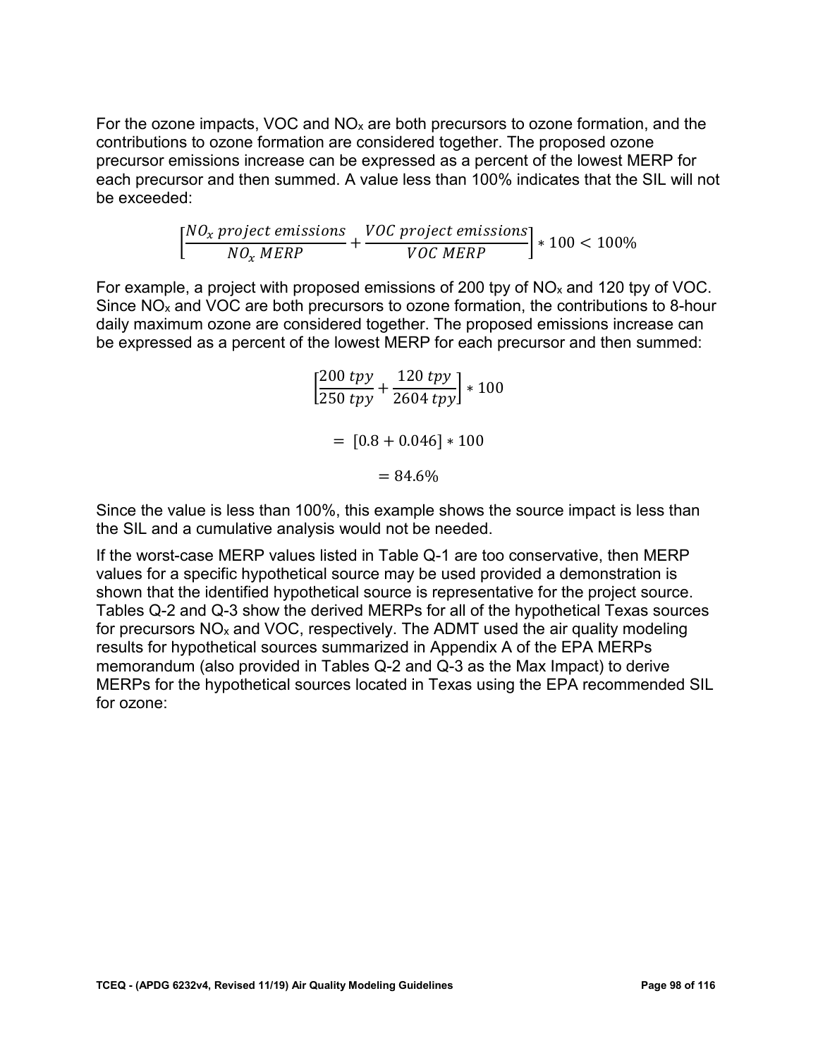For the ozone impacts, VOC and $NO_x$ are both precursors to ozone formation, and the contributions to ozone formation are considered together. The proposed ozone precursor emissions increase can be expressed as a percent of the lowest MERP for each precursor and then summed. A value less than 100% indicates that the SIL will not be exceeded:

$$\left[\frac{NO_x \; project \; emissions}{NO_x \; MERP} + \frac{VOC \; project \; emissions}{VOC \; MERP}\right] * 100 < 100\%$$

For example, a project with proposed emissions of 200 tpy of $NO_x$ and 120 tpy of VOC. Since $NO_x$ and VOC are both precursors to ozone formation, the contributions to 8-hour daily maximum ozone are considered together. The proposed emissions increase can be expressed as a percent of the lowest MERP for each precursor and then summed:

$$\left[\frac{200 \; tpy}{250 \; tpy} + \frac{120 \; tpy}{2604 \; tpy}\right] * 100$$

$$= [0.8 + 0.046] * 100$$

$$= 84.6\%$$

Since the value is less than 100%, this example shows the source impact is less than the SIL and a cumulative analysis would not be needed.

If the worst-case MERP values listed in Table Q-1 are too conservative, then MERP values for a specific hypothetical source may be used provided a demonstration is shown that the identified hypothetical source is representative for the project source. Tables Q-2 and Q-3 show the derived MERPs for all of the hypothetical Texas sources for precursors $NO_x$ and VOC, respectively. The ADMT used the air quality modeling results for hypothetical sources summarized in Appendix A of the EPA MERPs memorandum (also provided in Tables Q-2 and Q-3 as the Max Impact) to derive MERPs for the hypothetical sources located in Texas using the EPA recommended SIL for ozone: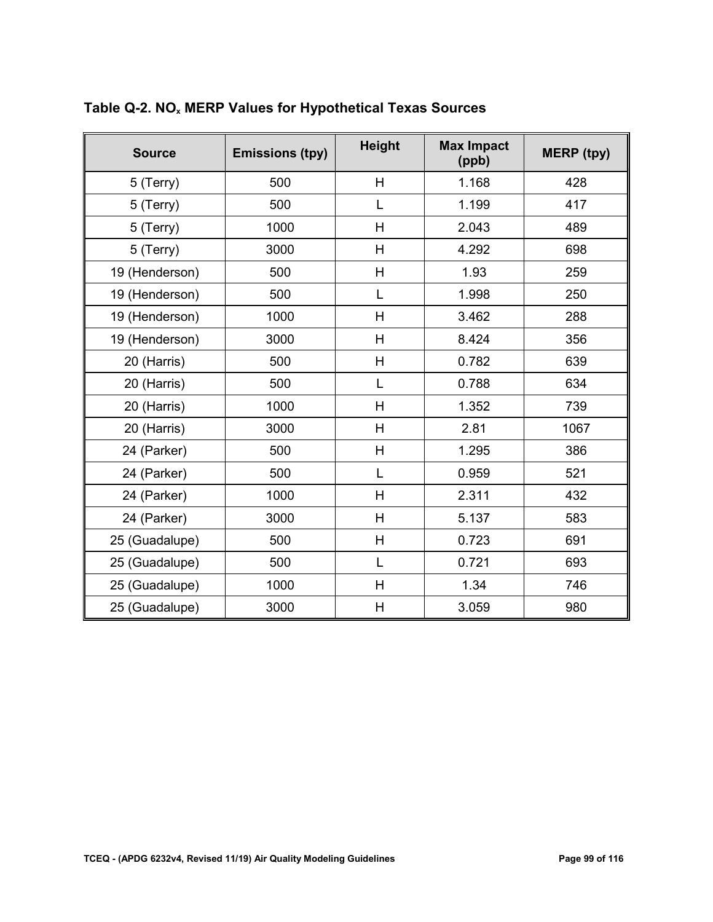### Table Q-2. $NO_x$ MERP Values for Hypothetical Texas Sources

| Source | Emissions (tpy) | Height | Max Impact (ppb) | MERP (tpy) |
|---|---|---|---|---|
| 5 (Terry) | 500 | H | 1.168 | 428 |
| 5 (Terry) | 500 | L | 1.199 | 417 |
| 5 (Terry) | 1000 | H | 2.043 | 489 |
| 5 (Terry) | 3000 | H | 4.292 | 698 |
| 19 (Henderson) | 500 | H | 1.93 | 259 |
| 19 (Henderson) | 500 | L | 1.998 | 250 |
| 19 (Henderson) | 1000 | H | 3.462 | 288 |
| 19 (Henderson) | 3000 | H | 8.424 | 356 |
| 20 (Harris) | 500 | H | 0.782 | 639 |
| 20 (Harris) | 500 | L | 0.788 | 634 |
| 20 (Harris) | 1000 | H | 1.352 | 739 |
| 20 (Harris) | 3000 | H | 2.81 | 1067 |
| 24 (Parker) | 500 | H | 1.295 | 386 |
| 24 (Parker) | 500 | L | 0.959 | 521 |
| 24 (Parker) | 1000 | H | 2.311 | 432 |
| 24 (Parker) | 3000 | H | 5.137 | 583 |
| 25 (Guadalupe) | 500 | H | 0.723 | 691 |
| 25 (Guadalupe) | 500 | L | 0.721 | 693 |
| 25 (Guadalupe) | 1000 | H | 1.34 | 746 |
| 25 (Guadalupe) | 3000 | H | 3.059 | 980 |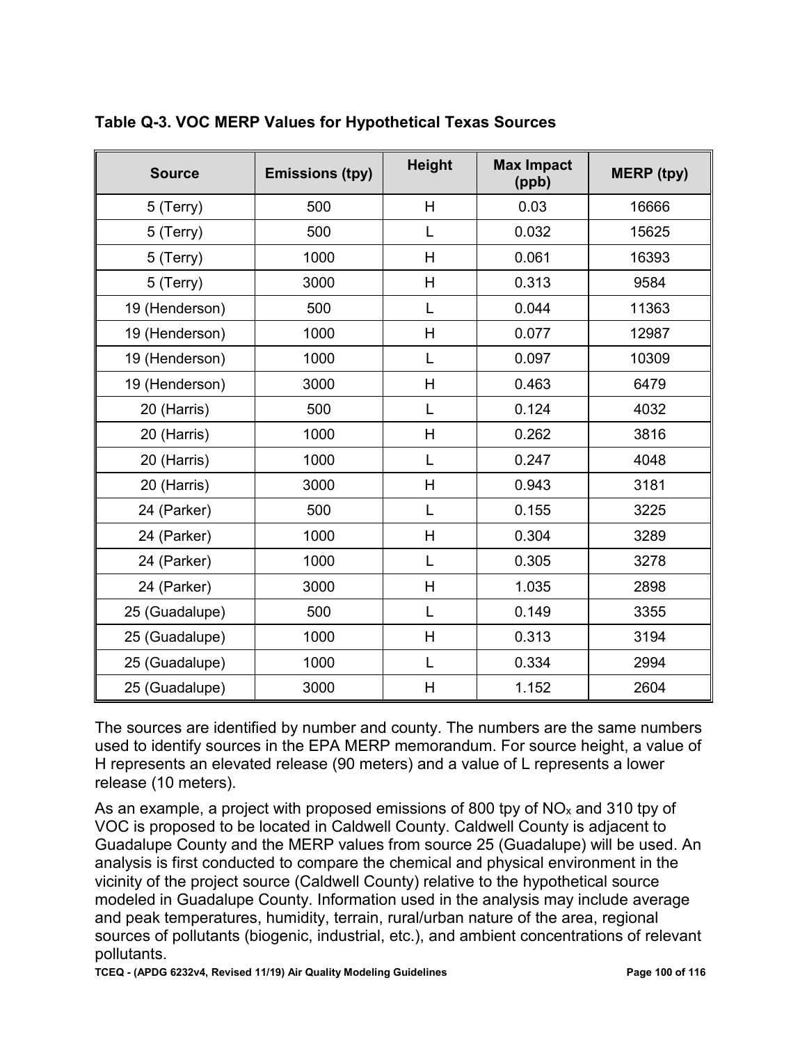**Table Q-3. VOC MERP Values for Hypothetical Texas Sources**

| Source | Emissions (tpy) | Height | Max Impact (ppb) | MERP (tpy) |
|---|---|---|---|---|
| 5 (Terry) | 500 | H | 0.03 | 16666 |
| 5 (Terry) | 500 | L | 0.032 | 15625 |
| 5 (Terry) | 1000 | H | 0.061 | 16393 |
| 5 (Terry) | 3000 | H | 0.313 | 9584 |
| 19 (Henderson) | 500 | L | 0.044 | 11363 |
| 19 (Henderson) | 1000 | H | 0.077 | 12987 |
| 19 (Henderson) | 1000 | L | 0.097 | 10309 |
| 19 (Henderson) | 3000 | H | 0.463 | 6479 |
| 20 (Harris) | 500 | L | 0.124 | 4032 |
| 20 (Harris) | 1000 | H | 0.262 | 3816 |
| 20 (Harris) | 1000 | L | 0.247 | 4048 |
| 20 (Harris) | 3000 | H | 0.943 | 3181 |
| 24 (Parker) | 500 | L | 0.155 | 3225 |
| 24 (Parker) | 1000 | H | 0.304 | 3289 |
| 24 (Parker) | 1000 | L | 0.305 | 3278 |
| 24 (Parker) | 3000 | H | 1.035 | 2898 |
| 25 (Guadalupe) | 500 | L | 0.149 | 3355 |
| 25 (Guadalupe) | 1000 | H | 0.313 | 3194 |
| 25 (Guadalupe) | 1000 | L | 0.334 | 2994 |
| 25 (Guadalupe) | 3000 | H | 1.152 | 2604 |

The sources are identified by number and county. The numbers are the same numbers used to identify sources in the EPA MERP memorandum. For source height, a value of H represents an elevated release (90 meters) and a value of L represents a lower release (10 meters).

As an example, a project with proposed emissions of 800 tpy of $NO_x$ and 310 tpy of VOC is proposed to be located in Caldwell County. Caldwell County is adjacent to Guadalupe County and the MERP values from source 25 (Guadalupe) will be used. An analysis is first conducted to compare the chemical and physical environment in the vicinity of the project source (Caldwell County) relative to the hypothetical source modeled in Guadalupe County. Information used in the analysis may include average and peak temperatures, humidity, terrain, rural/urban nature of the area, regional sources of pollutants (biogenic, industrial, etc.), and ambient concentrations of relevant pollutants.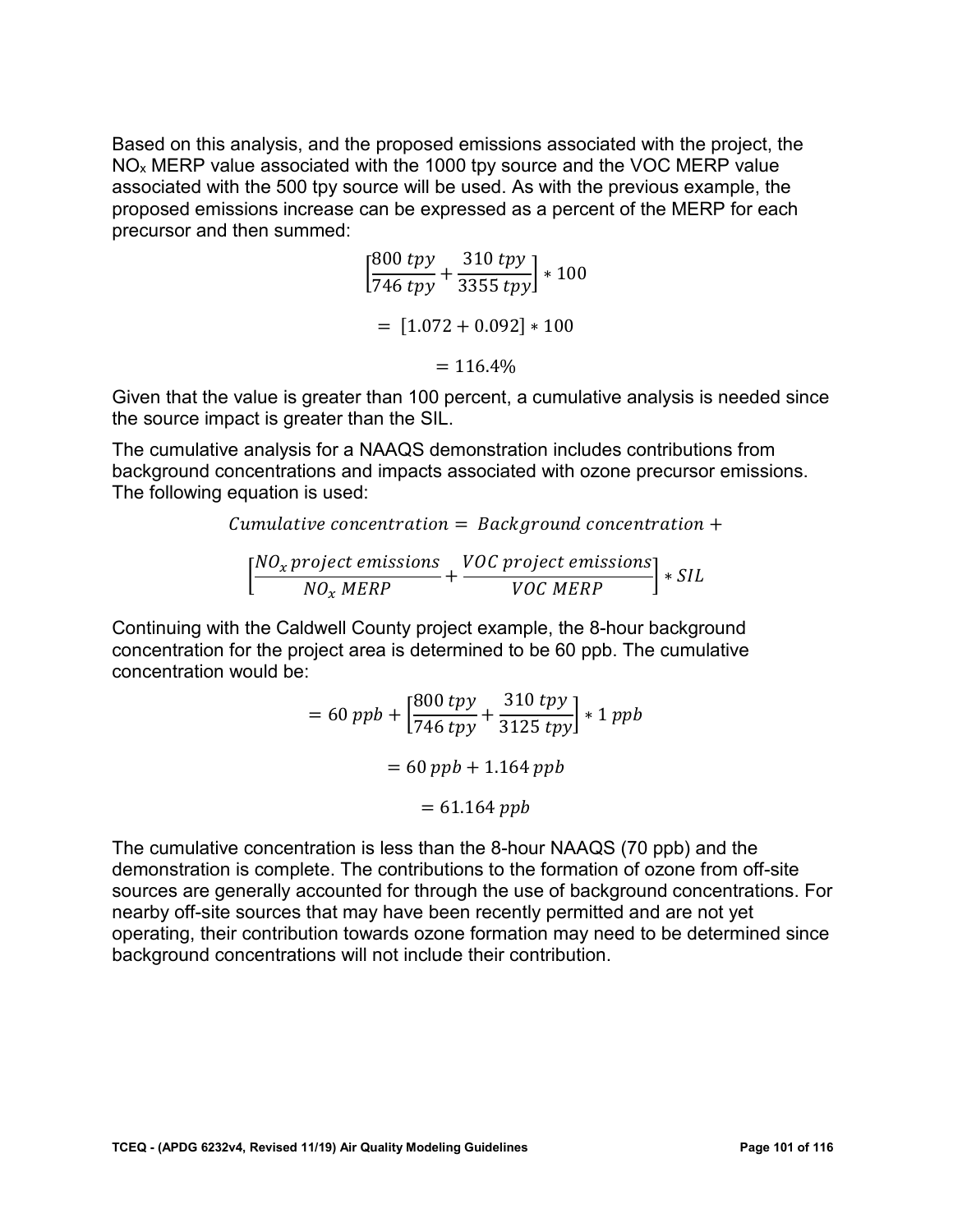Based on this analysis, and the proposed emissions associated with the project, the $NO_x$ MERP value associated with the 1000 tpy source and the VOC MERP value associated with the 500 tpy source will be used. As with the previous example, the proposed emissions increase can be expressed as a percent of the MERP for each precursor and then summed:

$$\left[\frac{800\ tpy}{746\ tpy} + \frac{310\ tpy}{3355\ tpy}\right] * 100$$

$$= [1.072 + 0.092] * 100$$

$$= 116.4\%$$

Given that the value is greater than 100 percent, a cumulative analysis is needed since the source impact is greater than the SIL.

The cumulative analysis for a NAAQS demonstration includes contributions from background concentrations and impacts associated with ozone precursor emissions. The following equation is used:

$$Cumulative\ concentration = Background\ concentration +$$

$$\left[\frac{NO_x\ project\ emissions}{NO_x\ MERP} + \frac{VOC\ project\ emissions}{VOC\ MERP}\right] * SIL$$

Continuing with the Caldwell County project example, the 8-hour background concentration for the project area is determined to be 60 ppb. The cumulative concentration would be:

$$= 60\ ppb + \left[\frac{800\ tpy}{746\ tpy} + \frac{310\ tpy}{3125\ tpy}\right] * 1\ ppb$$

$$= 60\ ppb + 1.164\ ppb$$

$$= 61.164\ ppb$$

The cumulative concentration is less than the 8-hour NAAQS (70 ppb) and the demonstration is complete. The contributions to the formation of ozone from off-site sources are generally accounted for through the use of background concentrations. For nearby off-site sources that may have been recently permitted and are not yet operating, their contribution towards ozone formation may need to be determined since background concentrations will not include their contribution.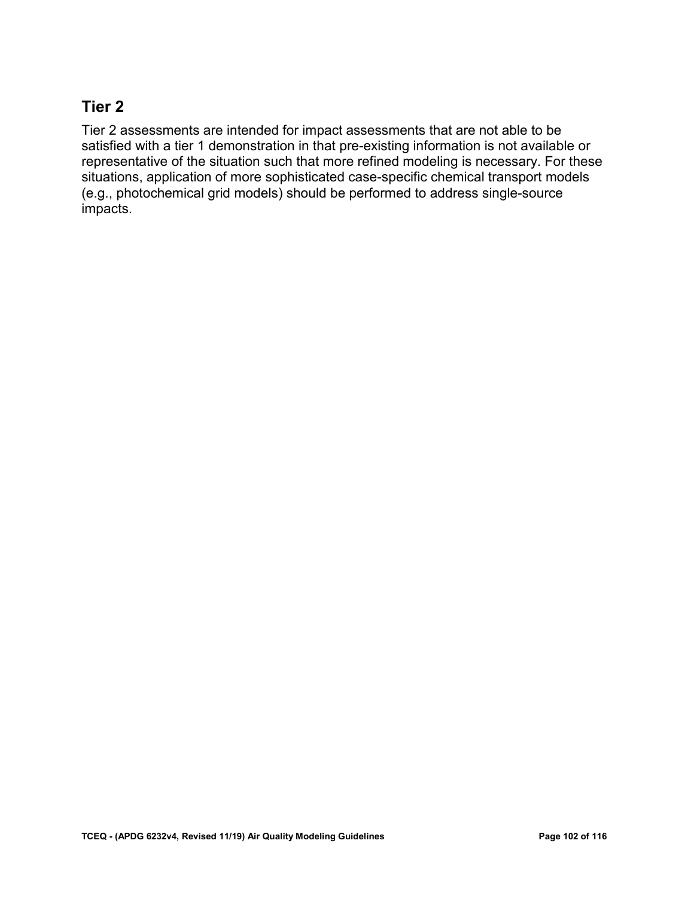## Tier 2

Tier 2 assessments are intended for impact assessments that are not able to be satisfied with a tier 1 demonstration in that pre-existing information is not available or representative of the situation such that more refined modeling is necessary. For these situations, application of more sophisticated case-specific chemical transport models (e.g., photochemical grid models) should be performed to address single-source impacts.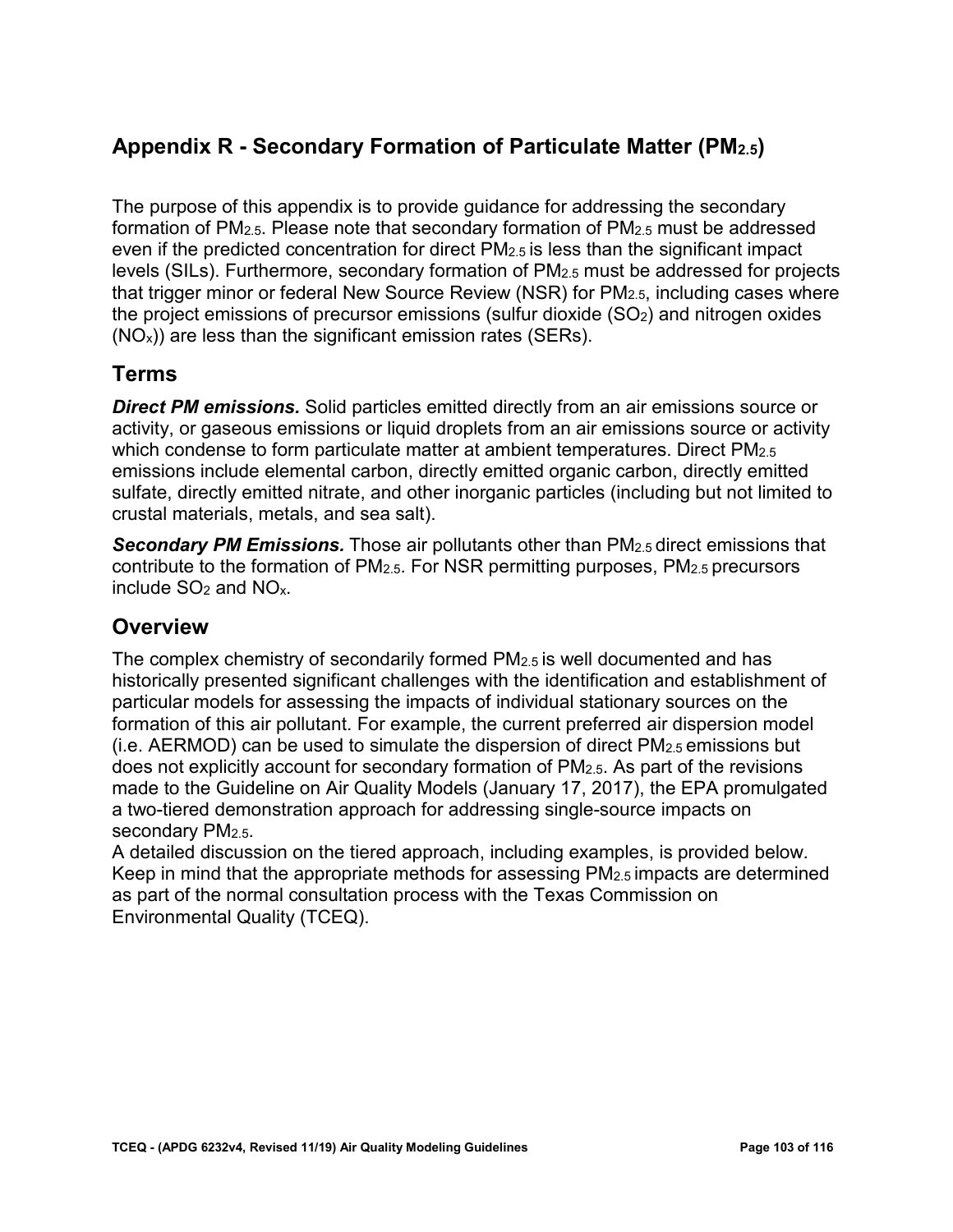## Appendix R - Secondary Formation of Particulate Matter ($PM_{2.5}$)

The purpose of this appendix is to provide guidance for addressing the secondary formation of $PM_{2.5}$. Please note that secondary formation of $PM_{2.5}$ must be addressed even if the predicted concentration for direct $PM_{2.5}$ is less than the significant impact levels (SILs). Furthermore, secondary formation of $PM_{2.5}$ must be addressed for projects that trigger minor or federal New Source Review (NSR) for $PM_{2.5}$, including cases where the project emissions of precursor emissions (sulfur dioxide ($SO_2$) and nitrogen oxides ($NO_x$)) are less than the significant emission rates (SERs).

### Terms

***Direct PM emissions.*** Solid particles emitted directly from an air emissions source or activity, or gaseous emissions or liquid droplets from an air emissions source or activity which condense to form particulate matter at ambient temperatures. Direct $PM_{2.5}$ emissions include elemental carbon, directly emitted organic carbon, directly emitted sulfate, directly emitted nitrate, and other inorganic particles (including but not limited to crustal materials, metals, and sea salt).

***Secondary PM Emissions.*** Those air pollutants other than $PM_{2.5}$ direct emissions that contribute to the formation of $PM_{2.5}$. For NSR permitting purposes, $PM_{2.5}$ precursors include $SO_2$ and $NO_x$.

### Overview

The complex chemistry of secondarily formed $PM_{2.5}$ is well documented and has historically presented significant challenges with the identification and establishment of particular models for assessing the impacts of individual stationary sources on the formation of this air pollutant. For example, the current preferred air dispersion model (i.e. AERMOD) can be used to simulate the dispersion of direct $PM_{2.5}$ emissions but does not explicitly account for secondary formation of $PM_{2.5}$. As part of the revisions made to the Guideline on Air Quality Models (January 17, 2017), the EPA promulgated a two-tiered demonstration approach for addressing single-source impacts on secondary $PM_{2.5}$.

A detailed discussion on the tiered approach, including examples, is provided below. Keep in mind that the appropriate methods for assessing $PM_{2.5}$ impacts are determined as part of the normal consultation process with the Texas Commission on Environmental Quality (TCEQ).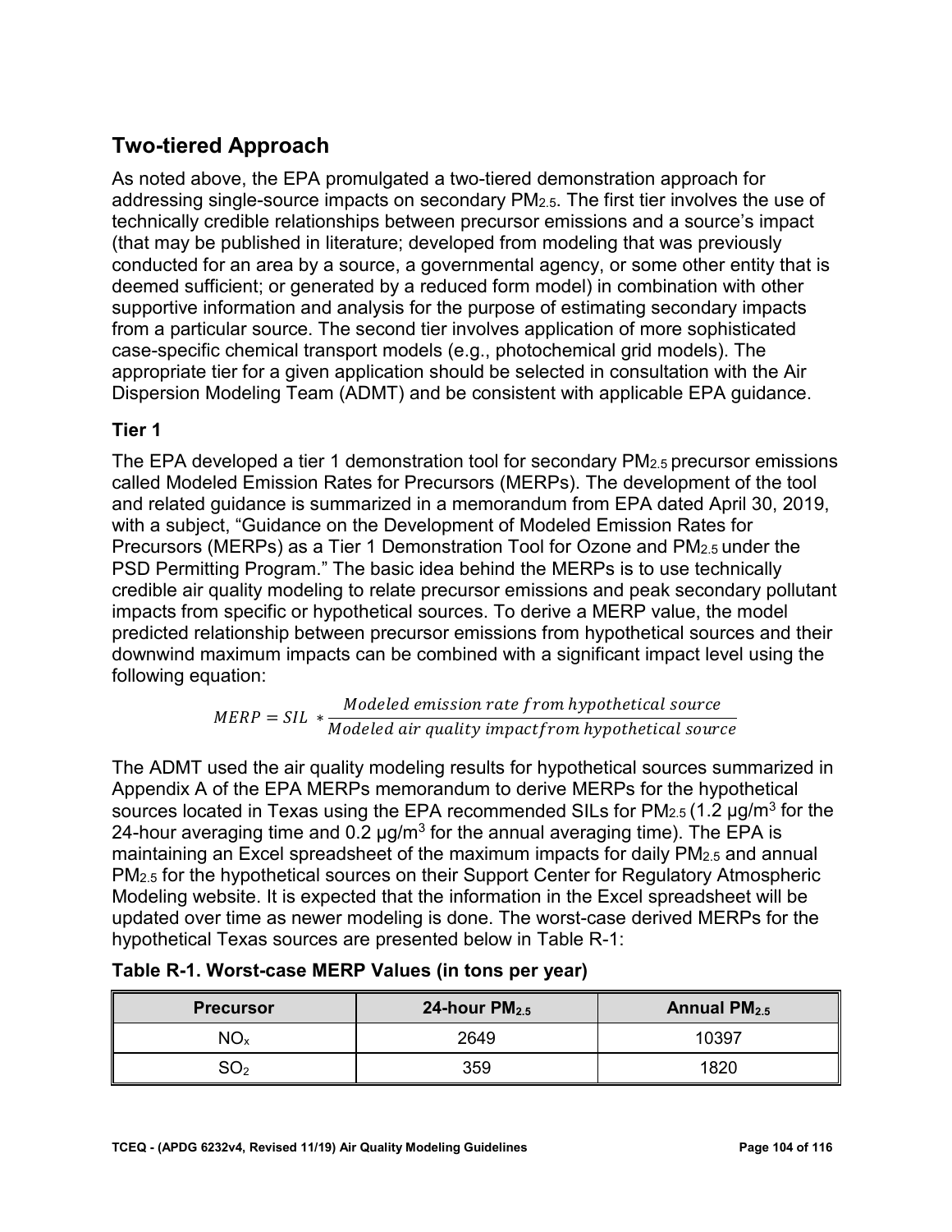## Two-tiered Approach

As noted above, the EPA promulgated a two-tiered demonstration approach for addressing single-source impacts on secondary $PM_{2.5}$. The first tier involves the use of technically credible relationships between precursor emissions and a source's impact (that may be published in literature; developed from modeling that was previously conducted for an area by a source, a governmental agency, or some other entity that is deemed sufficient; or generated by a reduced form model) in combination with other supportive information and analysis for the purpose of estimating secondary impacts from a particular source. The second tier involves application of more sophisticated case-specific chemical transport models (e.g., photochemical grid models). The appropriate tier for a given application should be selected in consultation with the Air Dispersion Modeling Team (ADMT) and be consistent with applicable EPA guidance.

### Tier 1

The EPA developed a tier 1 demonstration tool for secondary $PM_{2.5}$ precursor emissions called Modeled Emission Rates for Precursors (MERPs). The development of the tool and related guidance is summarized in a memorandum from EPA dated April 30, 2019, with a subject, "Guidance on the Development of Modeled Emission Rates for Precursors (MERPs) as a Tier 1 Demonstration Tool for Ozone and $PM_{2.5}$ under the PSD Permitting Program." The basic idea behind the MERPs is to use technically credible air quality modeling to relate precursor emissions and peak secondary pollutant impacts from specific or hypothetical sources. To derive a MERP value, the model predicted relationship between precursor emissions from hypothetical sources and their downwind maximum impacts can be combined with a significant impact level using the following equation:

$$MERP = SIL * \frac{Modeled\ emission\ rate\ from\ hypothetical\ source}{Modeled\ air\ quality\ impact from\ hypothetical\ source}$$

The ADMT used the air quality modeling results for hypothetical sources summarized in Appendix A of the EPA MERPs memorandum to derive MERPs for the hypothetical sources located in Texas using the EPA recommended SILs for $PM_{2.5}$ (1.2 µg/m$^3$ for the 24-hour averaging time and 0.2 µg/m$^3$ for the annual averaging time). The EPA is maintaining an Excel spreadsheet of the maximum impacts for daily $PM_{2.5}$ and annual $PM_{2.5}$ for the hypothetical sources on their Support Center for Regulatory Atmospheric Modeling website. It is expected that the information in the Excel spreadsheet will be updated over time as newer modeling is done. The worst-case derived MERPs for the hypothetical Texas sources are presented below in Table R-1:

**Table R-1. Worst-case MERP Values (in tons per year)**

| Precursor | 24-hour $PM_{2.5}$ | Annual $PM_{2.5}$ |
|---|---|---|
| $NO_x$ | 2649 | 10397 |
| $SO_2$ | 359 | 1820 |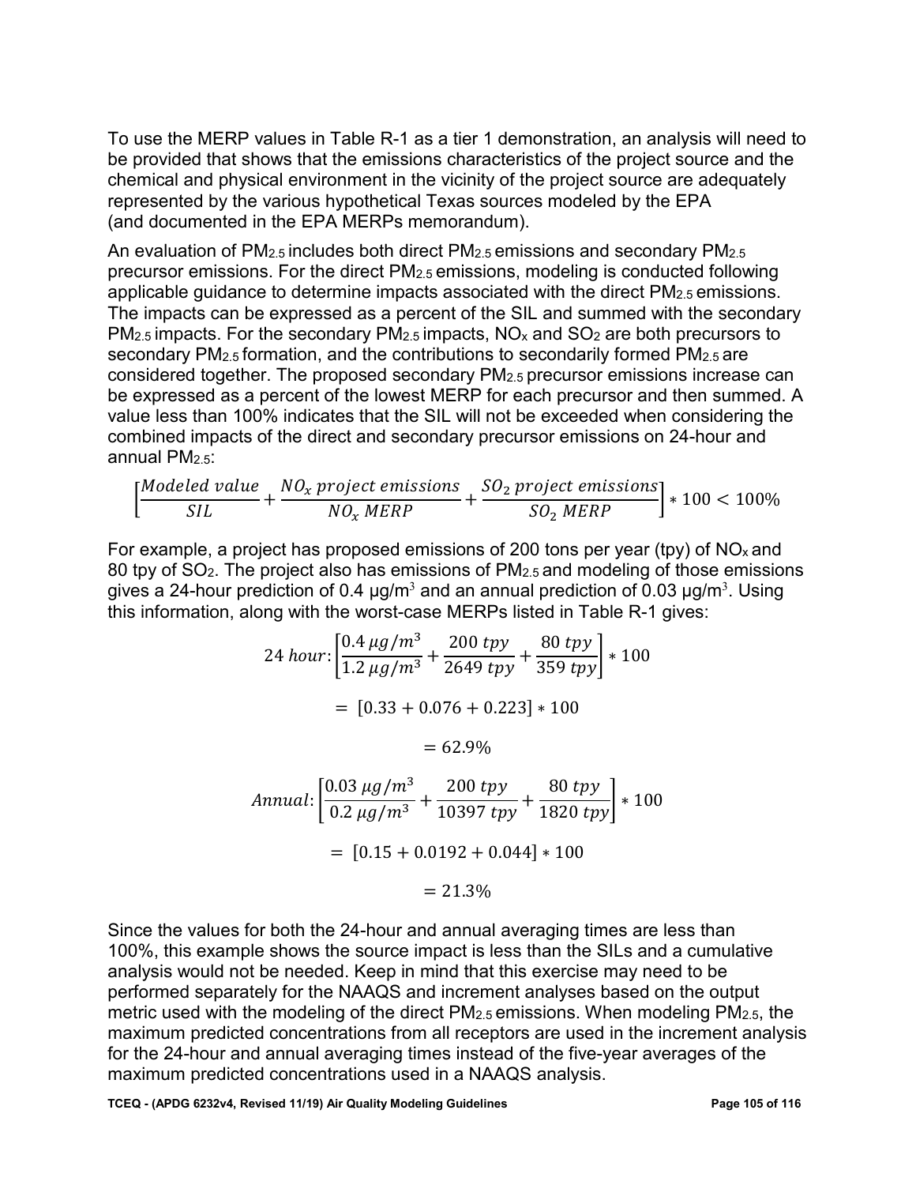To use the MERP values in Table R-1 as a tier 1 demonstration, an analysis will need to be provided that shows that the emissions characteristics of the project source and the chemical and physical environment in the vicinity of the project source are adequately represented by the various hypothetical Texas sources modeled by the EPA (and documented in the EPA MERPs memorandum).

An evaluation of $PM_{2.5}$ includes both direct $PM_{2.5}$ emissions and secondary $PM_{2.5}$ precursor emissions. For the direct $PM_{2.5}$ emissions, modeling is conducted following applicable guidance to determine impacts associated with the direct $PM_{2.5}$ emissions. The impacts can be expressed as a percent of the SIL and summed with the secondary $PM_{2.5}$ impacts. For the secondary $PM_{2.5}$ impacts, $NO_x$ and $SO_2$ are both precursors to secondary $PM_{2.5}$ formation, and the contributions to secondarily formed $PM_{2.5}$ are considered together. The proposed secondary $PM_{2.5}$ precursor emissions increase can be expressed as a percent of the lowest MERP for each precursor and then summed. A value less than 100% indicates that the SIL will not be exceeded when considering the combined impacts of the direct and secondary precursor emissions on 24-hour and annual $PM_{2.5}$:

$$\left[\frac{Modeled\ value}{SIL} + \frac{NO_x\ project\ emissions}{NO_x\ MERP} + \frac{SO_2\ project\ emissions}{SO_2\ MERP}\right] * 100 < 100\%$$

For example, a project has proposed emissions of 200 tons per year (tpy) of $NO_x$ and 80 tpy of $SO_2$. The project also has emissions of $PM_{2.5}$ and modeling of those emissions gives a 24-hour prediction of 0.4 $\mu g/m^3$ and an annual prediction of 0.03 $\mu g/m^3$. Using this information, along with the worst-case MERPs listed in Table R-1 gives:

$$24\ hour: \left[\frac{0.4\ \mu g/m^3}{1.2\ \mu g/m^3} + \frac{200\ tpy}{2649\ tpy} + \frac{80\ tpy}{359\ tpy}\right] * 100$$

$$= [0.33 + 0.076 + 0.223] * 100$$

$$= 62.9\%$$

$$Annual: \left[\frac{0.03\ \mu g/m^3}{0.2\ \mu g/m^3} + \frac{200\ tpy}{10397\ tpy} + \frac{80\ tpy}{1820\ tpy}\right] * 100$$

$$= [0.15 + 0.0192 + 0.044] * 100$$

$$= 21.3\%$$

Since the values for both the 24-hour and annual averaging times are less than 100%, this example shows the source impact is less than the SILs and a cumulative analysis would not be needed. Keep in mind that this exercise may need to be performed separately for the NAAQS and increment analyses based on the output metric used with the modeling of the direct $PM_{2.5}$ emissions. When modeling $PM_{2.5}$, the maximum predicted concentrations from all receptors are used in the increment analysis for the 24-hour and annual averaging times instead of the five-year averages of the maximum predicted concentrations used in a NAAQS analysis.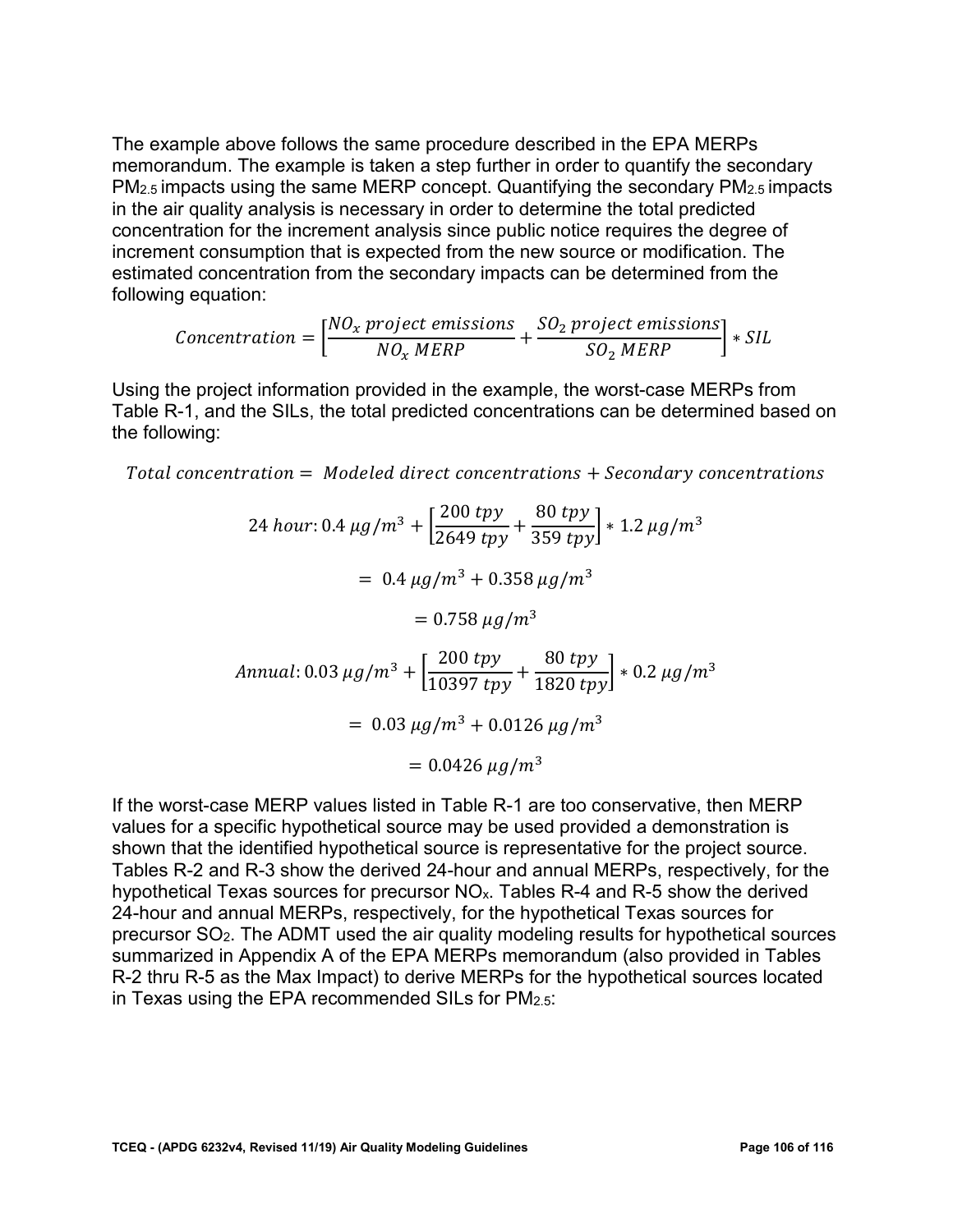The example above follows the same procedure described in the EPA MERPs memorandum. The example is taken a step further in order to quantify the secondary $PM_{2.5}$ impacts using the same MERP concept. Quantifying the secondary $PM_{2.5}$ impacts in the air quality analysis is necessary in order to determine the total predicted concentration for the increment analysis since public notice requires the degree of increment consumption that is expected from the new source or modification. The estimated concentration from the secondary impacts can be determined from the following equation:

$$Concentration = \left[\frac{NO_x\ project\ emissions}{NO_x\ MERP} + \frac{SO_2\ project\ emissions}{SO_2\ MERP}\right] * SIL$$

Using the project information provided in the example, the worst-case MERPs from Table R-1, and the SILs, the total predicted concentrations can be determined based on the following:

$$Total\ concentration = \ Modeled\ direct\ concentrations + Secondary\ concentrations$$

$$24\ hour: 0.4\ \mu g/m^3 + \left[\frac{200\ tpy}{2649\ tpy} + \frac{80\ tpy}{359\ tpy}\right] * 1.2\ \mu g/m^3$$

$$= \ 0.4\ \mu g/m^3 + 0.358\ \mu g/m^3$$

$$= 0.758\ \mu g/m^3$$

$$Annual: 0.03\ \mu g/m^3 + \left[\frac{200\ tpy}{10397\ tpy} + \frac{80\ tpy}{1820\ tpy}\right] * 0.2\ \mu g/m^3$$

$$= \ 0.03\ \mu g/m^3 + 0.0126\ \mu g/m^3$$

$$= 0.0426\ \mu g/m^3$$

If the worst-case MERP values listed in Table R-1 are too conservative, then MERP values for a specific hypothetical source may be used provided a demonstration is shown that the identified hypothetical source is representative for the project source. Tables R-2 and R-3 show the derived 24-hour and annual MERPs, respectively, for the hypothetical Texas sources for precursor $NO_x$. Tables R-4 and R-5 show the derived 24-hour and annual MERPs, respectively, for the hypothetical Texas sources for precursor $SO_2$. The ADMT used the air quality modeling results for hypothetical sources summarized in Appendix A of the EPA MERPs memorandum (also provided in Tables R-2 thru R-5 as the Max Impact) to derive MERPs for the hypothetical sources located in Texas using the EPA recommended SILs for $PM_{2.5}$: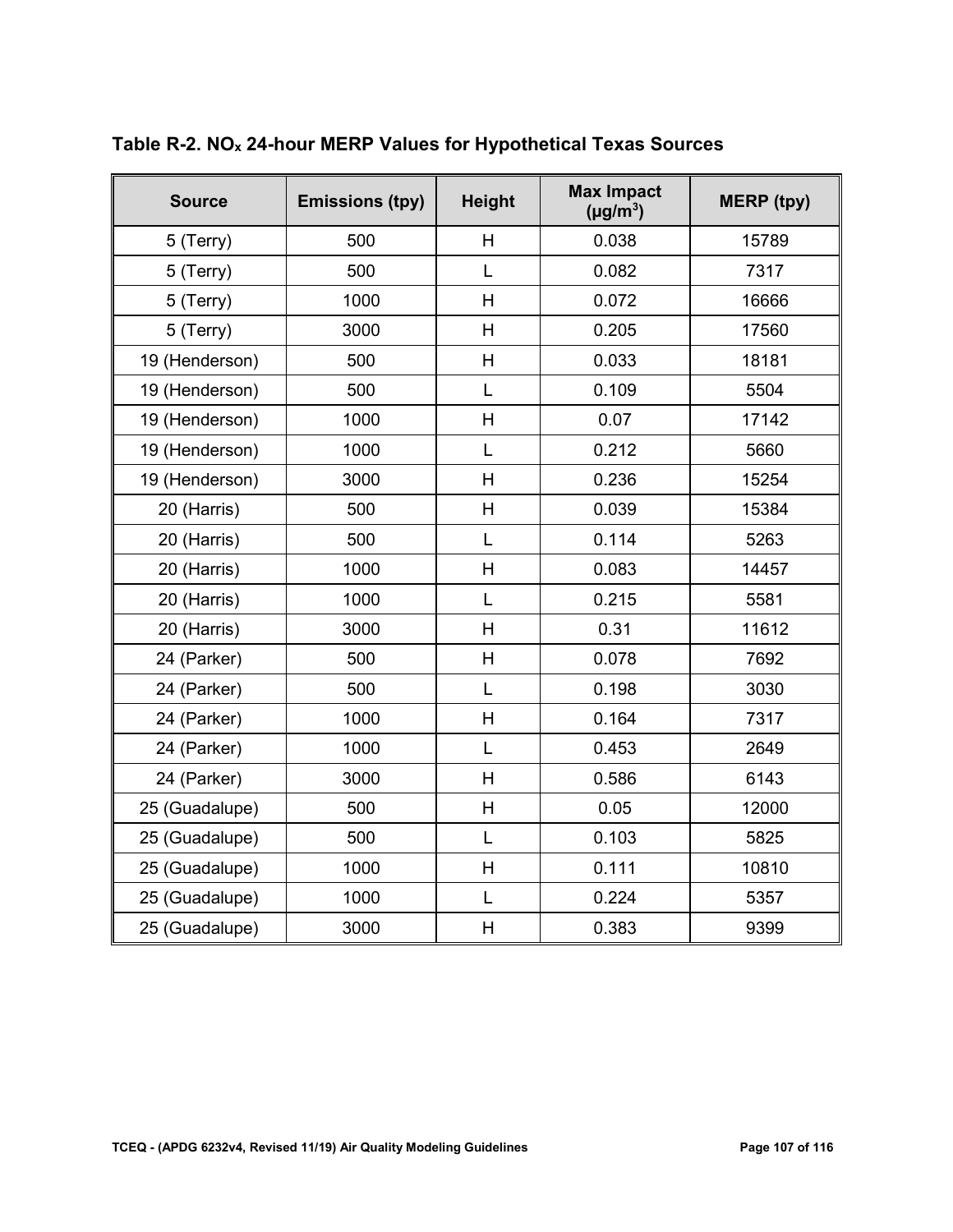**Table R-2. $NO_x$ 24-hour MERP Values for Hypothetical Texas Sources**

| Source | Emissions (tpy) | Height | Max Impact ($\mu g/m^3$) | MERP (tpy) |
|---|---|---|---|---|
| 5 (Terry) | 500 | H | 0.038 | 15789 |
| 5 (Terry) | 500 | L | 0.082 | 7317 |
| 5 (Terry) | 1000 | H | 0.072 | 16666 |
| 5 (Terry) | 3000 | H | 0.205 | 17560 |
| 19 (Henderson) | 500 | H | 0.033 | 18181 |
| 19 (Henderson) | 500 | L | 0.109 | 5504 |
| 19 (Henderson) | 1000 | H | 0.07 | 17142 |
| 19 (Henderson) | 1000 | L | 0.212 | 5660 |
| 19 (Henderson) | 3000 | H | 0.236 | 15254 |
| 20 (Harris) | 500 | H | 0.039 | 15384 |
| 20 (Harris) | 500 | L | 0.114 | 5263 |
| 20 (Harris) | 1000 | H | 0.083 | 14457 |
| 20 (Harris) | 1000 | L | 0.215 | 5581 |
| 20 (Harris) | 3000 | H | 0.31 | 11612 |
| 24 (Parker) | 500 | H | 0.078 | 7692 |
| 24 (Parker) | 500 | L | 0.198 | 3030 |
| 24 (Parker) | 1000 | H | 0.164 | 7317 |
| 24 (Parker) | 1000 | L | 0.453 | 2649 |
| 24 (Parker) | 3000 | H | 0.586 | 6143 |
| 25 (Guadalupe) | 500 | H | 0.05 | 12000 |
| 25 (Guadalupe) | 500 | L | 0.103 | 5825 |
| 25 (Guadalupe) | 1000 | H | 0.111 | 10810 |
| 25 (Guadalupe) | 1000 | L | 0.224 | 5357 |
| 25 (Guadalupe) | 3000 | H | 0.383 | 9399 |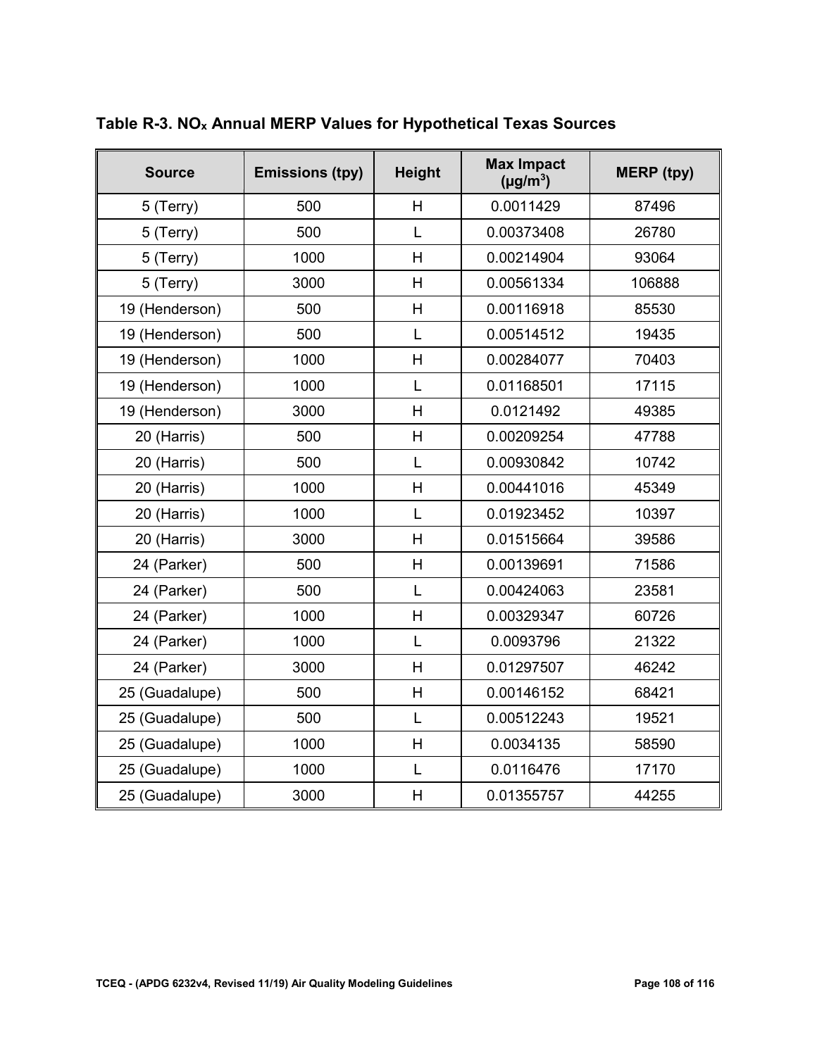**Table R-3. $NO_x$ Annual MERP Values for Hypothetical Texas Sources**

| Source | Emissions (tpy) | Height | Max Impact ($\mu g/m^3$) | MERP (tpy) |
|---|---|---|---|---|
| 5 (Terry) | 500 | H | 0.0011429 | 87496 |
| 5 (Terry) | 500 | L | 0.00373408 | 26780 |
| 5 (Terry) | 1000 | H | 0.00214904 | 93064 |
| 5 (Terry) | 3000 | H | 0.00561334 | 106888 |
| 19 (Henderson) | 500 | H | 0.00116918 | 85530 |
| 19 (Henderson) | 500 | L | 0.00514512 | 19435 |
| 19 (Henderson) | 1000 | H | 0.00284077 | 70403 |
| 19 (Henderson) | 1000 | L | 0.01168501 | 17115 |
| 19 (Henderson) | 3000 | H | 0.0121492 | 49385 |
| 20 (Harris) | 500 | H | 0.00209254 | 47788 |
| 20 (Harris) | 500 | L | 0.00930842 | 10742 |
| 20 (Harris) | 1000 | H | 0.00441016 | 45349 |
| 20 (Harris) | 1000 | L | 0.01923452 | 10397 |
| 20 (Harris) | 3000 | H | 0.01515664 | 39586 |
| 24 (Parker) | 500 | H | 0.00139691 | 71586 |
| 24 (Parker) | 500 | L | 0.00424063 | 23581 |
| 24 (Parker) | 1000 | H | 0.00329347 | 60726 |
| 24 (Parker) | 1000 | L | 0.0093796 | 21322 |
| 24 (Parker) | 3000 | H | 0.01297507 | 46242 |
| 25 (Guadalupe) | 500 | H | 0.00146152 | 68421 |
| 25 (Guadalupe) | 500 | L | 0.00512243 | 19521 |
| 25 (Guadalupe) | 1000 | H | 0.0034135 | 58590 |
| 25 (Guadalupe) | 1000 | L | 0.0116476 | 17170 |
| 25 (Guadalupe) | 3000 | H | 0.01355757 | 44255 |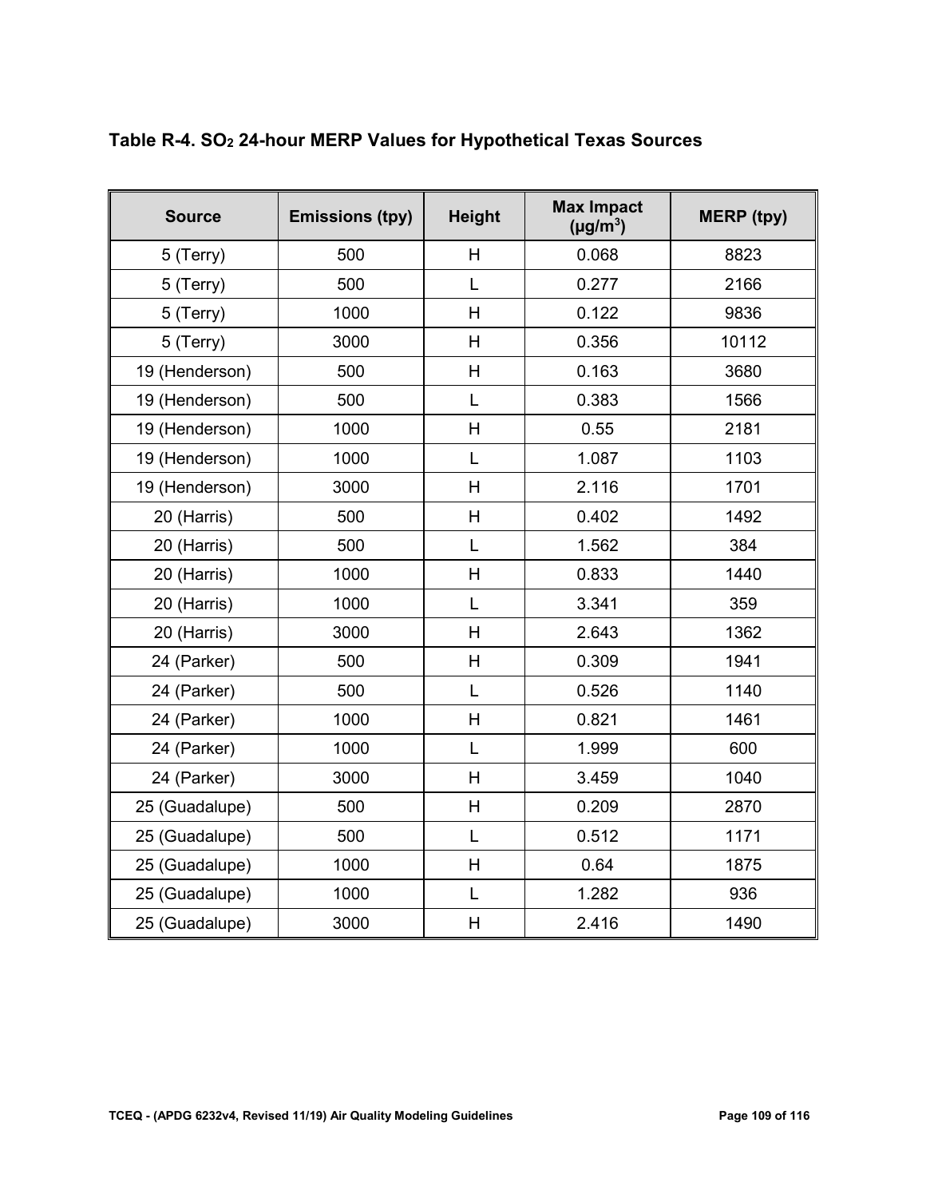### Table R-4. $SO_2$ 24-hour MERP Values for Hypothetical Texas Sources

| Source | Emissions (tpy) | Height | Max Impact ($\mu g/m^3$) | MERP (tpy) |
|---|---|---|---|---|
| 5 (Terry) | 500 | H | 0.068 | 8823 |
| 5 (Terry) | 500 | L | 0.277 | 2166 |
| 5 (Terry) | 1000 | H | 0.122 | 9836 |
| 5 (Terry) | 3000 | H | 0.356 | 10112 |
| 19 (Henderson) | 500 | H | 0.163 | 3680 |
| 19 (Henderson) | 500 | L | 0.383 | 1566 |
| 19 (Henderson) | 1000 | H | 0.55 | 2181 |
| 19 (Henderson) | 1000 | L | 1.087 | 1103 |
| 19 (Henderson) | 3000 | H | 2.116 | 1701 |
| 20 (Harris) | 500 | H | 0.402 | 1492 |
| 20 (Harris) | 500 | L | 1.562 | 384 |
| 20 (Harris) | 1000 | H | 0.833 | 1440 |
| 20 (Harris) | 1000 | L | 3.341 | 359 |
| 20 (Harris) | 3000 | H | 2.643 | 1362 |
| 24 (Parker) | 500 | H | 0.309 | 1941 |
| 24 (Parker) | 500 | L | 0.526 | 1140 |
| 24 (Parker) | 1000 | H | 0.821 | 1461 |
| 24 (Parker) | 1000 | L | 1.999 | 600 |
| 24 (Parker) | 3000 | H | 3.459 | 1040 |
| 25 (Guadalupe) | 500 | H | 0.209 | 2870 |
| 25 (Guadalupe) | 500 | L | 0.512 | 1171 |
| 25 (Guadalupe) | 1000 | H | 0.64 | 1875 |
| 25 (Guadalupe) | 1000 | L | 1.282 | 936 |
| 25 (Guadalupe) | 3000 | H | 2.416 | 1490 |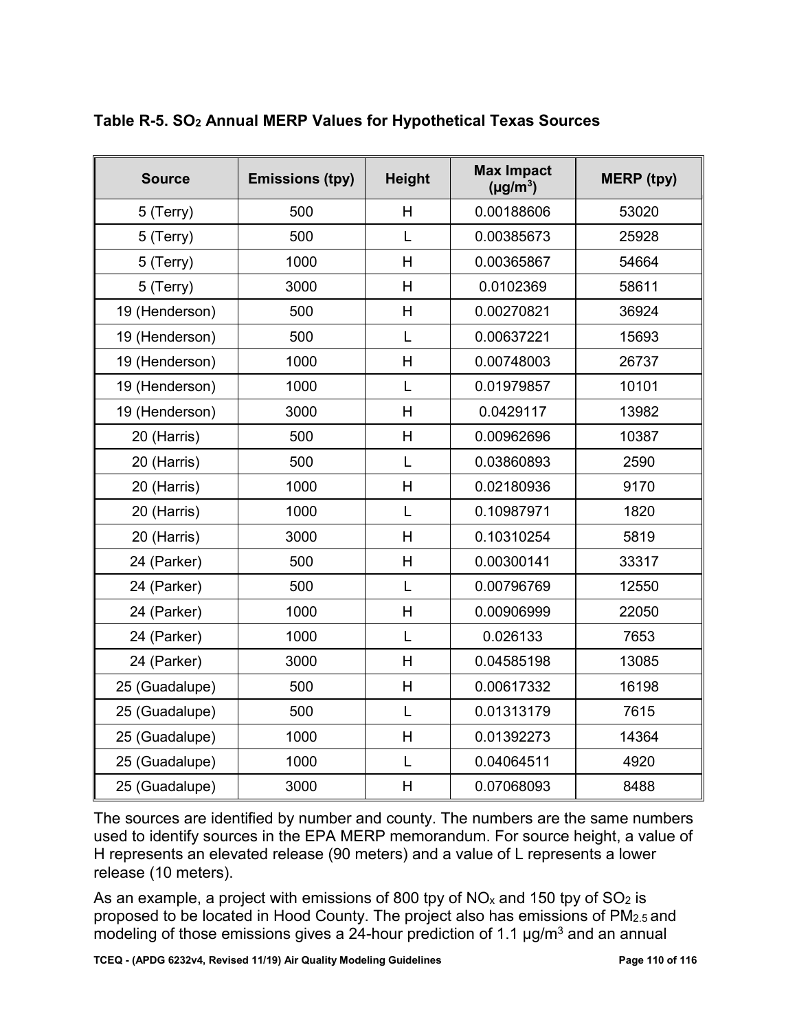**Table R-5. $SO_2$ Annual MERP Values for Hypothetical Texas Sources**

| Source | Emissions (tpy) | Height | Max Impact ($\mu g/m^3$) | MERP (tpy) |
|---|---|---|---|---|
| 5 (Terry) | 500 | H | 0.00188606 | 53020 |
| 5 (Terry) | 500 | L | 0.00385673 | 25928 |
| 5 (Terry) | 1000 | H | 0.00365867 | 54664 |
| 5 (Terry) | 3000 | H | 0.0102369 | 58611 |
| 19 (Henderson) | 500 | H | 0.00270821 | 36924 |
| 19 (Henderson) | 500 | L | 0.00637221 | 15693 |
| 19 (Henderson) | 1000 | H | 0.00748003 | 26737 |
| 19 (Henderson) | 1000 | L | 0.01979857 | 10101 |
| 19 (Henderson) | 3000 | H | 0.0429117 | 13982 |
| 20 (Harris) | 500 | H | 0.00962696 | 10387 |
| 20 (Harris) | 500 | L | 0.03860893 | 2590 |
| 20 (Harris) | 1000 | H | 0.02180936 | 9170 |
| 20 (Harris) | 1000 | L | 0.10987971 | 1820 |
| 20 (Harris) | 3000 | H | 0.10310254 | 5819 |
| 24 (Parker) | 500 | H | 0.00300141 | 33317 |
| 24 (Parker) | 500 | L | 0.00796769 | 12550 |
| 24 (Parker) | 1000 | H | 0.00906999 | 22050 |
| 24 (Parker) | 1000 | L | 0.026133 | 7653 |
| 24 (Parker) | 3000 | H | 0.04585198 | 13085 |
| 25 (Guadalupe) | 500 | H | 0.00617332 | 16198 |
| 25 (Guadalupe) | 500 | L | 0.01313179 | 7615 |
| 25 (Guadalupe) | 1000 | H | 0.01392273 | 14364 |
| 25 (Guadalupe) | 1000 | L | 0.04064511 | 4920 |
| 25 (Guadalupe) | 3000 | H | 0.07068093 | 8488 |

The sources are identified by number and county. The numbers are the same numbers used to identify sources in the EPA MERP memorandum. For source height, a value of H represents an elevated release (90 meters) and a value of L represents a lower release (10 meters).

As an example, a project with emissions of 800 tpy of $NO_x$ and 150 tpy of $SO_2$ is proposed to be located in Hood County. The project also has emissions of $PM_{2.5}$ and modeling of those emissions gives a 24-hour prediction of 1.1 $\mu g/m^3$ and an annual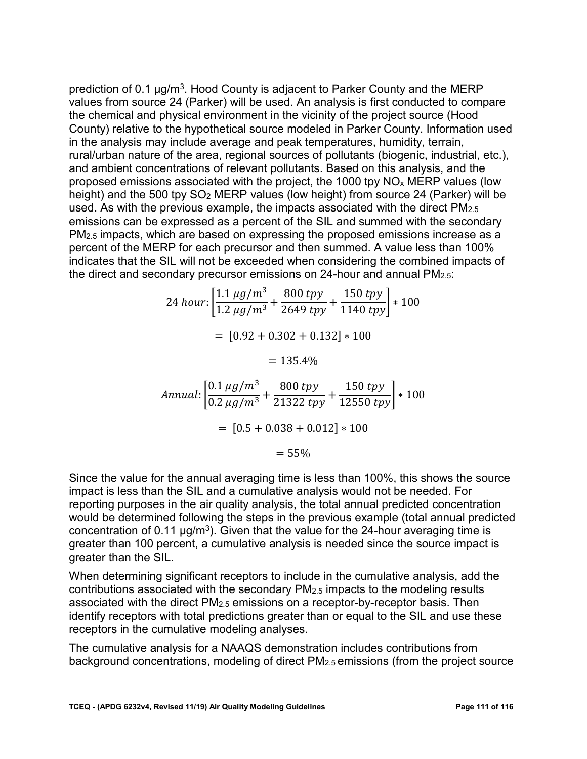prediction of 0.1 μg/m$^3$. Hood County is adjacent to Parker County and the MERP values from source 24 (Parker) will be used. An analysis is first conducted to compare the chemical and physical environment in the vicinity of the project source (Hood County) relative to the hypothetical source modeled in Parker County. Information used in the analysis may include average and peak temperatures, humidity, terrain, rural/urban nature of the area, regional sources of pollutants (biogenic, industrial, etc.), and ambient concentrations of relevant pollutants. Based on this analysis, and the proposed emissions associated with the project, the 1000 tpy $NO_x$ MERP values (low height) and the 500 tpy $SO_2$ MERP values (low height) from source 24 (Parker) will be used. As with the previous example, the impacts associated with the direct $PM_{2.5}$ emissions can be expressed as a percent of the SIL and summed with the secondary $PM_{2.5}$ impacts, which are based on expressing the proposed emissions increase as a percent of the MERP for each precursor and then summed. A value less than 100% indicates that the SIL will not be exceeded when considering the combined impacts of the direct and secondary precursor emissions on 24-hour and annual $PM_{2.5}$:

$$24\ hour\colon \left[\frac{1.1\ \mu g/m^3}{1.2\ \mu g/m^3} + \frac{800\ tpy}{2649\ tpy} + \frac{150\ tpy}{1140\ tpy}\right] * 100$$

$$= [0.92 + 0.302 + 0.132] * 100$$

$$= 135.4\%$$

$$Annual\colon \left[\frac{0.1\ \mu g/m^3}{0.2\ \mu g/m^3} + \frac{800\ tpy}{21322\ tpy} + \frac{150\ tpy}{12550\ tpy}\right] * 100$$

$$= [0.5 + 0.038 + 0.012] * 100$$

$$= 55\%$$

Since the value for the annual averaging time is less than 100%, this shows the source impact is less than the SIL and a cumulative analysis would not be needed. For reporting purposes in the air quality analysis, the total annual predicted concentration would be determined following the steps in the previous example (total annual predicted concentration of 0.11 μg/m$^3$). Given that the value for the 24-hour averaging time is greater than 100 percent, a cumulative analysis is needed since the source impact is greater than the SIL.

When determining significant receptors to include in the cumulative analysis, add the contributions associated with the secondary $PM_{2.5}$ impacts to the modeling results associated with the direct $PM_{2.5}$ emissions on a receptor-by-receptor basis. Then identify receptors with total predictions greater than or equal to the SIL and use these receptors in the cumulative modeling analyses.

The cumulative analysis for a NAAQS demonstration includes contributions from background concentrations, modeling of direct $PM_{2.5}$ emissions (from the project source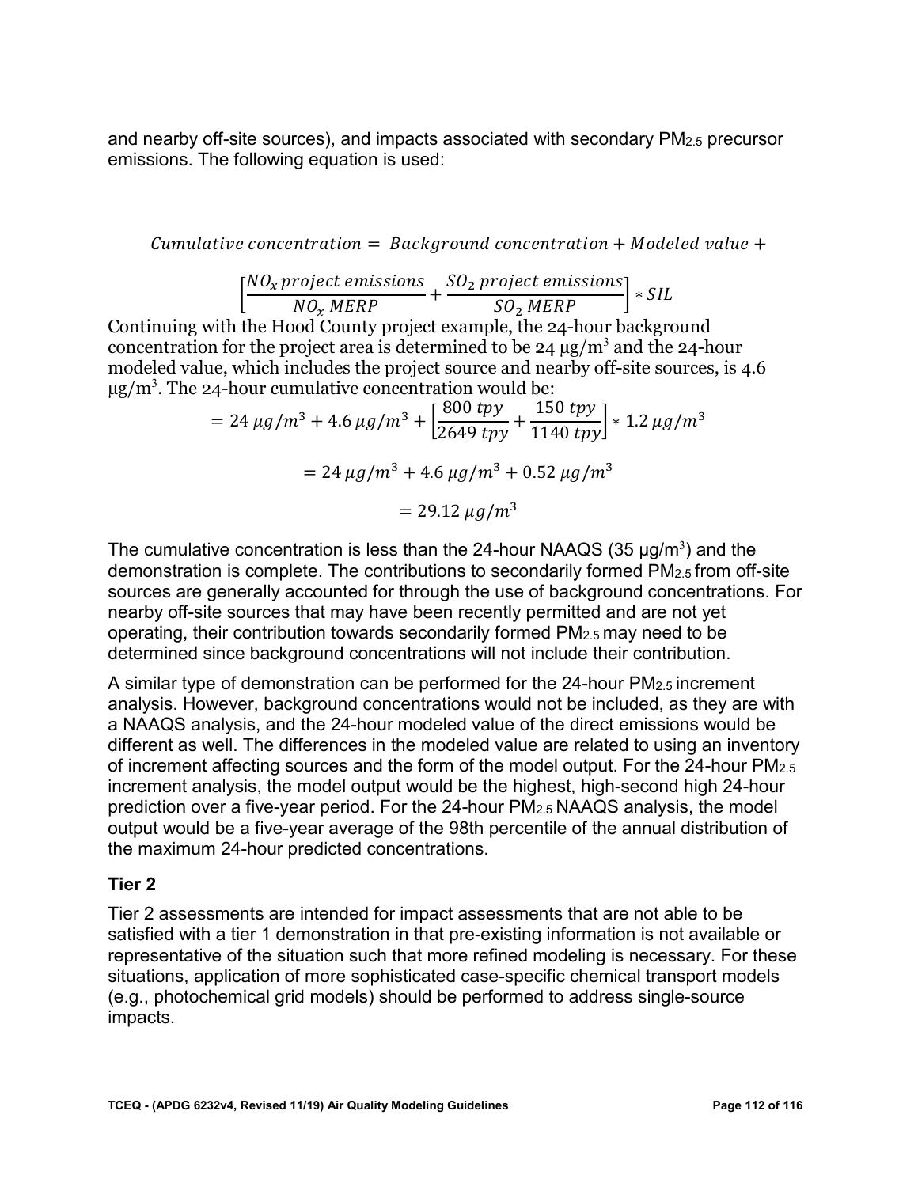and nearby off-site sources), and impacts associated with secondary $PM_{2.5}$ precursor emissions. The following equation is used:

$$Cumulative\ concentration = Background\ concentration + Modeled\ value + \left[\frac{NO_x\ project\ emissions}{NO_x\ MERP} + \frac{SO_2\ project\ emissions}{SO_2\ MERP}\right] * SIL$$

Continuing with the Hood County project example, the 24-hour background concentration for the project area is determined to be 24 μg/m$^3$ and the 24-hour modeled value, which includes the project source and nearby off-site sources, is 4.6 μg/m$^3$. The 24-hour cumulative concentration would be:

$$= 24\ \mu g/m^3 + 4.6\ \mu g/m^3 + \left[\frac{800\ tpy}{2649\ tpy} + \frac{150\ tpy}{1140\ tpy}\right] * 1.2\ \mu g/m^3$$

$$= 24\ \mu g/m^3 + 4.6\ \mu g/m^3 + 0.52\ \mu g/m^3$$

$$= 29.12\ \mu g/m^3$$

The cumulative concentration is less than the 24-hour NAAQS (35 μg/m$^3$) and the demonstration is complete. The contributions to secondarily formed $PM_{2.5}$ from off-site sources are generally accounted for through the use of background concentrations. For nearby off-site sources that may have been recently permitted and are not yet operating, their contribution towards secondarily formed $PM_{2.5}$ may need to be determined since background concentrations will not include their contribution.

A similar type of demonstration can be performed for the 24-hour $PM_{2.5}$ increment analysis. However, background concentrations would not be included, as they are with a NAAQS analysis, and the 24-hour modeled value of the direct emissions would be different as well. The differences in the modeled value are related to using an inventory of increment affecting sources and the form of the model output. For the 24-hour $PM_{2.5}$ increment analysis, the model output would be the highest, high-second high 24-hour prediction over a five-year period. For the 24-hour $PM_{2.5}$ NAAQS analysis, the model output would be a five-year average of the 98th percentile of the annual distribution of the maximum 24-hour predicted concentrations.

## Tier 2

Tier 2 assessments are intended for impact assessments that are not able to be satisfied with a tier 1 demonstration in that pre-existing information is not available or representative of the situation such that more refined modeling is necessary. For these situations, application of more sophisticated case-specific chemical transport models (e.g., photochemical grid models) should be performed to address single-source impacts.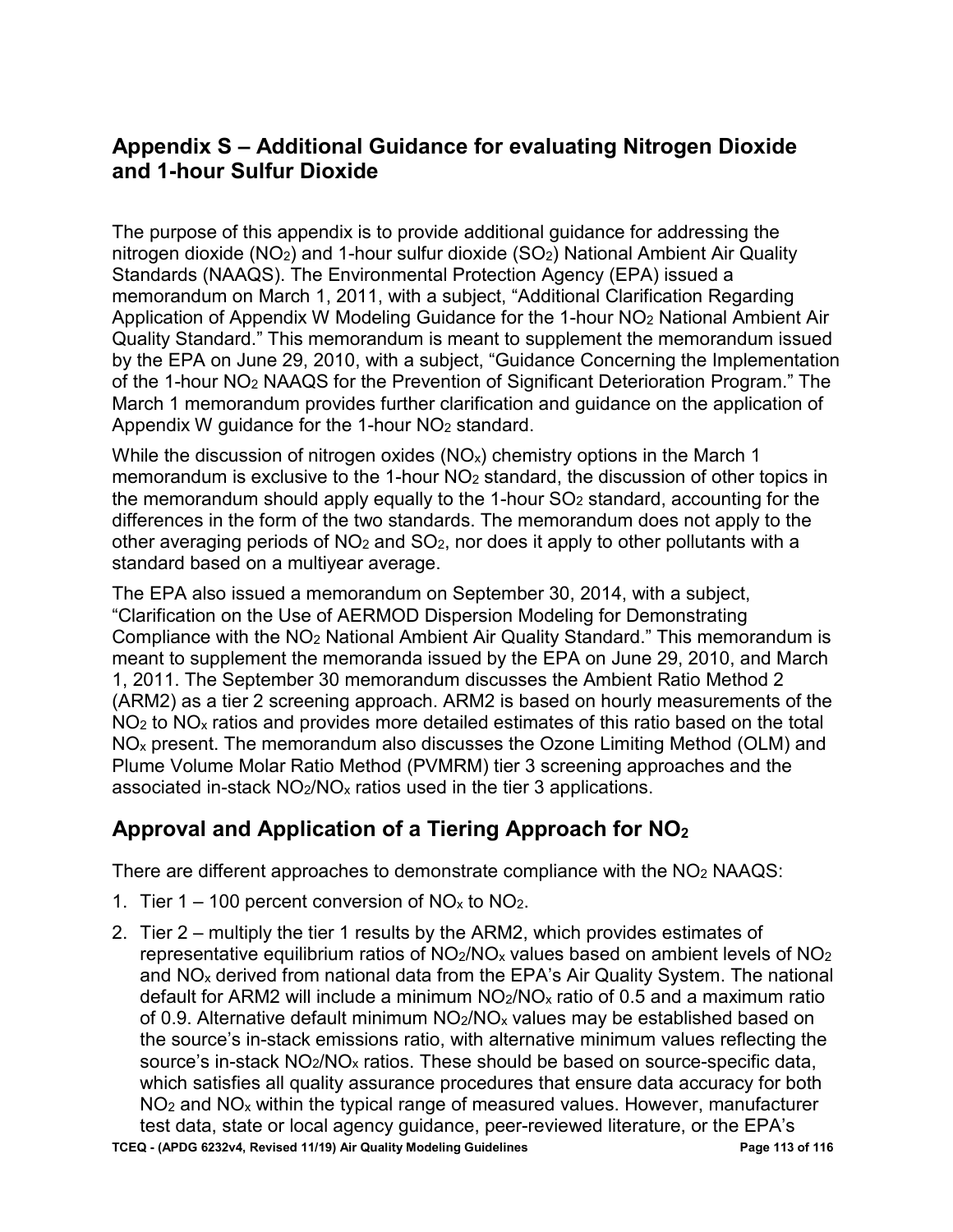## Appendix S – Additional Guidance for evaluating Nitrogen Dioxide and 1-hour Sulfur Dioxide

The purpose of this appendix is to provide additional guidance for addressing the nitrogen dioxide ($NO_2$) and 1-hour sulfur dioxide ($SO_2$) National Ambient Air Quality Standards (NAAQS). The Environmental Protection Agency (EPA) issued a memorandum on March 1, 2011, with a subject, "Additional Clarification Regarding Application of Appendix W Modeling Guidance for the 1-hour $NO_2$ National Ambient Air Quality Standard." This memorandum is meant to supplement the memorandum issued by the EPA on June 29, 2010, with a subject, "Guidance Concerning the Implementation of the 1-hour $NO_2$ NAAQS for the Prevention of Significant Deterioration Program." The March 1 memorandum provides further clarification and guidance on the application of Appendix W guidance for the 1-hour $NO_2$ standard.

While the discussion of nitrogen oxides ($NO_x$) chemistry options in the March 1 memorandum is exclusive to the 1-hour $NO_2$ standard, the discussion of other topics in the memorandum should apply equally to the 1-hour $SO_2$ standard, accounting for the differences in the form of the two standards. The memorandum does not apply to the other averaging periods of $NO_2$ and $SO_2$, nor does it apply to other pollutants with a standard based on a multiyear average.

The EPA also issued a memorandum on September 30, 2014, with a subject, "Clarification on the Use of AERMOD Dispersion Modeling for Demonstrating Compliance with the $NO_2$ National Ambient Air Quality Standard." This memorandum is meant to supplement the memoranda issued by the EPA on June 29, 2010, and March 1, 2011. The September 30 memorandum discusses the Ambient Ratio Method 2 (ARM2) as a tier 2 screening approach. ARM2 is based on hourly measurements of the $NO_2$ to $NO_x$ ratios and provides more detailed estimates of this ratio based on the total $NO_x$ present. The memorandum also discusses the Ozone Limiting Method (OLM) and Plume Volume Molar Ratio Method (PVMRM) tier 3 screening approaches and the associated in-stack $NO_2/NO_x$ ratios used in the tier 3 applications.

## Approval and Application of a Tiering Approach for $NO_2$

There are different approaches to demonstrate compliance with the $NO_2$ NAAQS:

1. Tier 1 – 100 percent conversion of $NO_x$ to $NO_2$.
2. Tier 2 – multiply the tier 1 results by the ARM2, which provides estimates of representative equilibrium ratios of $NO_2/NO_x$ values based on ambient levels of $NO_2$ and $NO_x$ derived from national data from the EPA's Air Quality System. The national default for ARM2 will include a minimum $NO_2/NO_x$ ratio of 0.5 and a maximum ratio of 0.9. Alternative default minimum $NO_2/NO_x$ values may be established based on the source's in-stack emissions ratio, with alternative minimum values reflecting the source's in-stack $NO_2/NO_x$ ratios. These should be based on source-specific data, which satisfies all quality assurance procedures that ensure data accuracy for both $NO_2$ and $NO_x$ within the typical range of measured values. However, manufacturer test data, state or local agency guidance, peer-reviewed literature, or the EPA's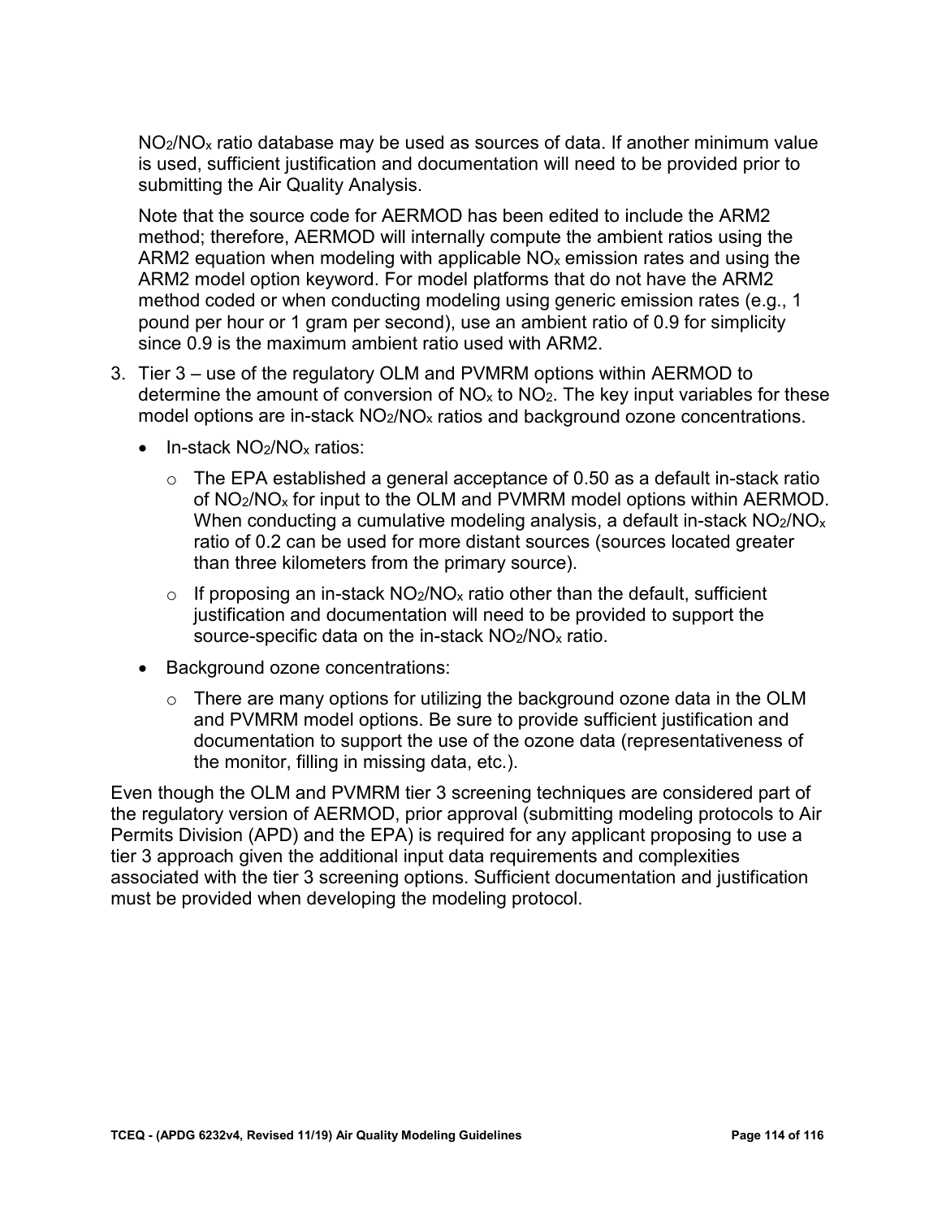$NO_2/NO_x$ ratio database may be used as sources of data. If another minimum value is used, sufficient justification and documentation will need to be provided prior to submitting the Air Quality Analysis.

Note that the source code for AERMOD has been edited to include the ARM2 method; therefore, AERMOD will internally compute the ambient ratios using the ARM2 equation when modeling with applicable $NO_x$ emission rates and using the ARM2 model option keyword. For model platforms that do not have the ARM2 method coded or when conducting modeling using generic emission rates (e.g., 1 pound per hour or 1 gram per second), use an ambient ratio of 0.9 for simplicity since 0.9 is the maximum ambient ratio used with ARM2.

3. Tier 3 – use of the regulatory OLM and PVMRM options within AERMOD to determine the amount of conversion of $NO_x$ to $NO_2$. The key input variables for these model options are in-stack $NO_2/NO_x$ ratios and background ozone concentrations.
   - In-stack $NO_2/NO_x$ ratios:
     - The EPA established a general acceptance of 0.50 as a default in-stack ratio of $NO_2/NO_x$ for input to the OLM and PVMRM model options within AERMOD. When conducting a cumulative modeling analysis, a default in-stack $NO_2/NO_x$ ratio of 0.2 can be used for more distant sources (sources located greater than three kilometers from the primary source).
     - If proposing an in-stack $NO_2/NO_x$ ratio other than the default, sufficient justification and documentation will need to be provided to support the source-specific data on the in-stack $NO_2/NO_x$ ratio.
   - Background ozone concentrations:
     - There are many options for utilizing the background ozone data in the OLM and PVMRM model options. Be sure to provide sufficient justification and documentation to support the use of the ozone data (representativeness of the monitor, filling in missing data, etc.).

Even though the OLM and PVMRM tier 3 screening techniques are considered part of the regulatory version of AERMOD, prior approval (submitting modeling protocols to Air Permits Division (APD) and the EPA) is required for any applicant proposing to use a tier 3 approach given the additional input data requirements and complexities associated with the tier 3 screening options. Sufficient documentation and justification must be provided when developing the modeling protocol.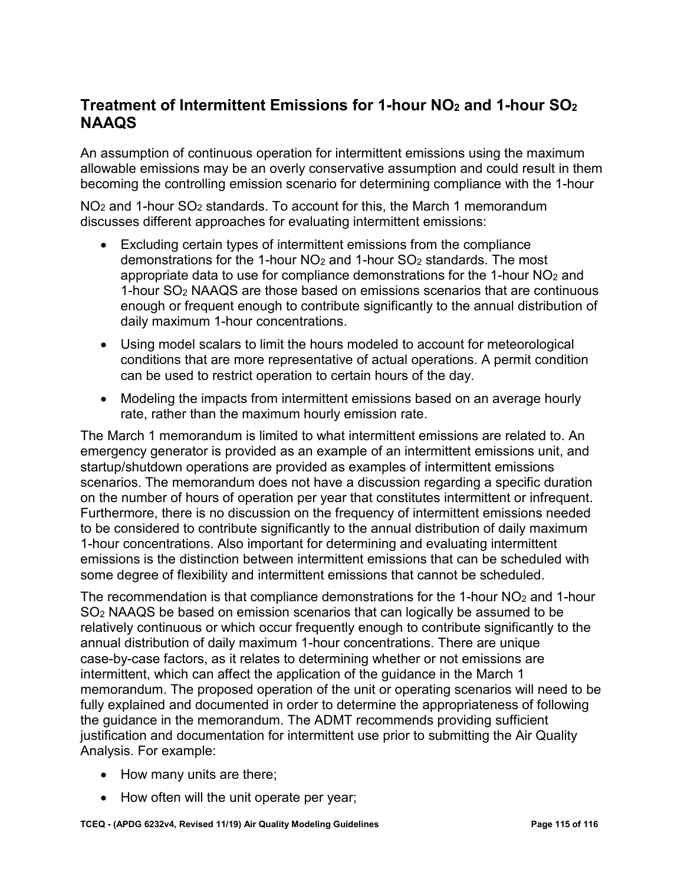## Treatment of Intermittent Emissions for 1-hour $NO_2$ and 1-hour $SO_2$ NAAQS

An assumption of continuous operation for intermittent emissions using the maximum allowable emissions may be an overly conservative assumption and could result in them becoming the controlling emission scenario for determining compliance with the 1-hour $NO_2$ and 1-hour $SO_2$ standards. To account for this, the March 1 memorandum discusses different approaches for evaluating intermittent emissions:

- Excluding certain types of intermittent emissions from the compliance demonstrations for the 1-hour $NO_2$ and 1-hour $SO_2$ standards. The most appropriate data to use for compliance demonstrations for the 1-hour $NO_2$ and 1-hour $SO_2$ NAAQS are those based on emissions scenarios that are continuous enough or frequent enough to contribute significantly to the annual distribution of daily maximum 1-hour concentrations.
- Using model scalars to limit the hours modeled to account for meteorological conditions that are more representative of actual operations. A permit condition can be used to restrict operation to certain hours of the day.
- Modeling the impacts from intermittent emissions based on an average hourly rate, rather than the maximum hourly emission rate.

The March 1 memorandum is limited to what intermittent emissions are related to. An emergency generator is provided as an example of an intermittent emissions unit, and startup/shutdown operations are provided as examples of intermittent emissions scenarios. The memorandum does not have a discussion regarding a specific duration on the number of hours of operation per year that constitutes intermittent or infrequent. Furthermore, there is no discussion on the frequency of intermittent emissions needed to be considered to contribute significantly to the annual distribution of daily maximum 1-hour concentrations. Also important for determining and evaluating intermittent emissions is the distinction between intermittent emissions that can be scheduled with some degree of flexibility and intermittent emissions that cannot be scheduled.

The recommendation is that compliance demonstrations for the 1-hour $NO_2$ and 1-hour $SO_2$ NAAQS be based on emission scenarios that can logically be assumed to be relatively continuous or which occur frequently enough to contribute significantly to the annual distribution of daily maximum 1-hour concentrations. There are unique case-by-case factors, as it relates to determining whether or not emissions are intermittent, which can affect the application of the guidance in the March 1 memorandum. The proposed operation of the unit or operating scenarios will need to be fully explained and documented in order to determine the appropriateness of following the guidance in the memorandum. The ADMT recommends providing sufficient justification and documentation for intermittent use prior to submitting the Air Quality Analysis. For example:

- How many units are there;
- How often will the unit operate per year;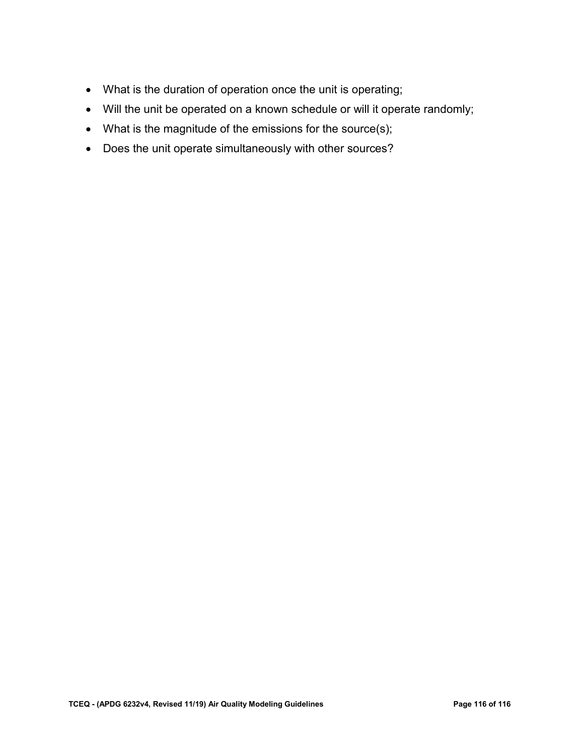- What is the duration of operation once the unit is operating;
- Will the unit be operated on a known schedule or will it operate randomly;
- What is the magnitude of the emissions for the source(s);
- Does the unit operate simultaneously with other sources?